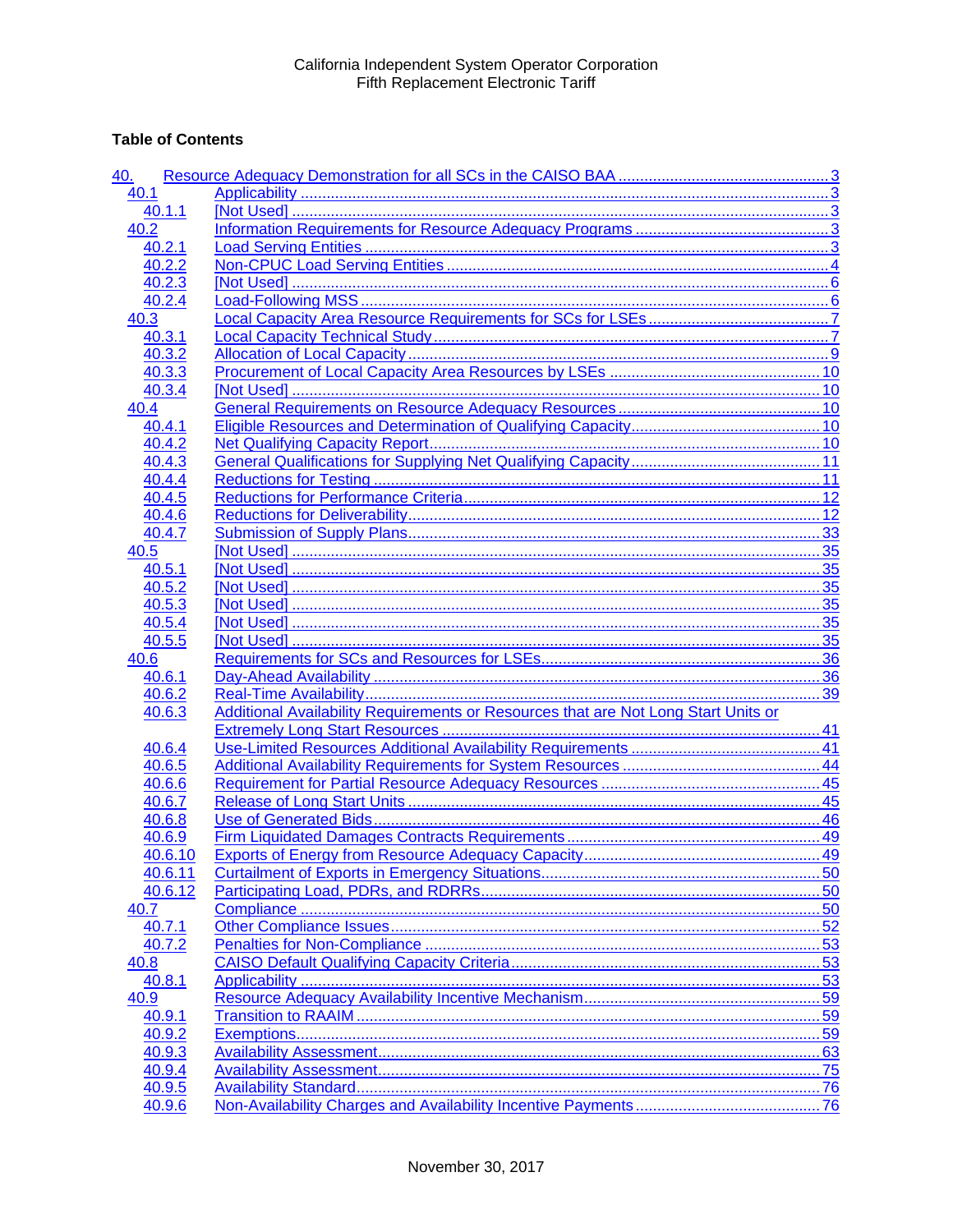California Independent System Operator Corporation
Fifth Replacement Electronic Tariff

**Table of Contents**

| | | |
|---|---|---|
| 40. | Resource Adequacy Demonstration for all SCs in the CAISO BAA | 3 |
| 40.1 | Applicability | 3 |
| 40.1.1 | [Not Used] | 3 |
| 40.2 | Information Requirements for Resource Adequacy Programs | 3 |
| 40.2.1 | Load Serving Entities | 3 |
| 40.2.2 | Non-CPUC Load Serving Entities | 4 |
| 40.2.3 | [Not Used] | 6 |
| 40.2.4 | Load-Following MSS | 6 |
| 40.3 | Local Capacity Area Resource Requirements for SCs for LSEs | 7 |
| 40.3.1 | Local Capacity Technical Study | 7 |
| 40.3.2 | Allocation of Local Capacity | 9 |
| 40.3.3 | Procurement of Local Capacity Area Resources by LSEs | 10 |
| 40.3.4 | [Not Used] | 10 |
| 40.4 | General Requirements on Resource Adequacy Resources | 10 |
| 40.4.1 | Eligible Resources and Determination of Qualifying Capacity | 10 |
| 40.4.2 | Net Qualifying Capacity Report | 10 |
| 40.4.3 | General Qualifications for Supplying Net Qualifying Capacity | 11 |
| 40.4.4 | Reductions for Testing | 11 |
| 40.4.5 | Reductions for Performance Criteria | 12 |
| 40.4.6 | Reductions for Deliverability | 12 |
| 40.4.7 | Submission of Supply Plans | 33 |
| 40.5 | [Not Used] | 35 |
| 40.5.1 | [Not Used] | 35 |
| 40.5.2 | [Not Used] | 35 |
| 40.5.3 | [Not Used] | 35 |
| 40.5.4 | [Not Used] | 35 |
| 40.5.5 | [Not Used] | 35 |
| 40.6 | Requirements for SCs and Resources for LSEs | 36 |
| 40.6.1 | Day-Ahead Availability | 36 |
| 40.6.2 | Real-Time Availability | 39 |
| 40.6.3 | Additional Availability Requirements or Resources that are Not Long Start Units or Extremely Long Start Resources | 41 |
| 40.6.4 | Use-Limited Resources Additional Availability Requirements | 41 |
| 40.6.5 | Additional Availability Requirements for System Resources | 44 |
| 40.6.6 | Requirement for Partial Resource Adequacy Resources | 45 |
| 40.6.7 | Release of Long Start Units | 45 |
| 40.6.8 | Use of Generated Bids | 46 |
| 40.6.9 | Firm Liquidated Damages Contracts Requirements | 49 |
| 40.6.10 | Exports of Energy from Resource Adequacy Capacity | 49 |
| 40.6.11 | Curtailment of Exports in Emergency Situations | 50 |
| 40.6.12 | Participating Load, PDRs, and RDRRs | 50 |
| 40.7 | Compliance | 50 |
| 40.7.1 | Other Compliance Issues | 52 |
| 40.7.2 | Penalties for Non-Compliance | 53 |
| 40.8 | CAISO Default Qualifying Capacity Criteria | 53 |
| 40.8.1 | Applicability | 53 |
| 40.9 | Resource Adequacy Availability Incentive Mechanism | 59 |
| 40.9.1 | Transition to RAAIM | 59 |
| 40.9.2 | Exemptions | 59 |
| 40.9.3 | Availability Assessment | 63 |
| 40.9.4 | Availability Assessment | 75 |
| 40.9.5 | Availability Standard | 76 |
| 40.9.6 | Non-Availability Charges and Availability Incentive Payments | 76 |

November 30, 2017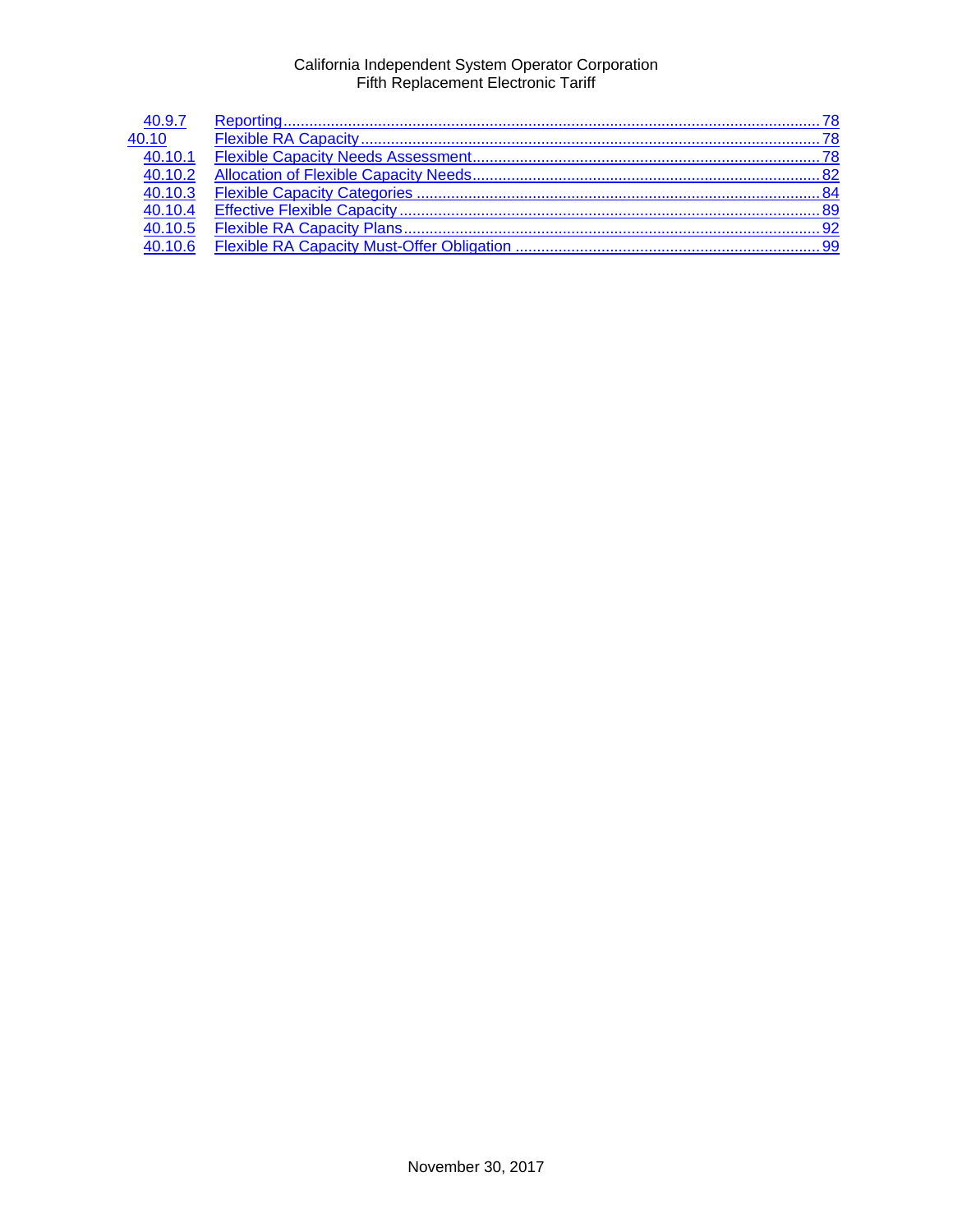| | | |
|---|---|---|
| 40.9.7 | Reporting | 78 |
| 40.10 | Flexible RA Capacity | 78 |
| 40.10.1 | Flexible Capacity Needs Assessment | 78 |
| 40.10.2 | Allocation of Flexible Capacity Needs | 82 |
| 40.10.3 | Flexible Capacity Categories | 84 |
| 40.10.4 | Effective Flexible Capacity | 89 |
| 40.10.5 | Flexible RA Capacity Plans | 92 |
| 40.10.6 | Flexible RA Capacity Must-Offer Obligation | 99 |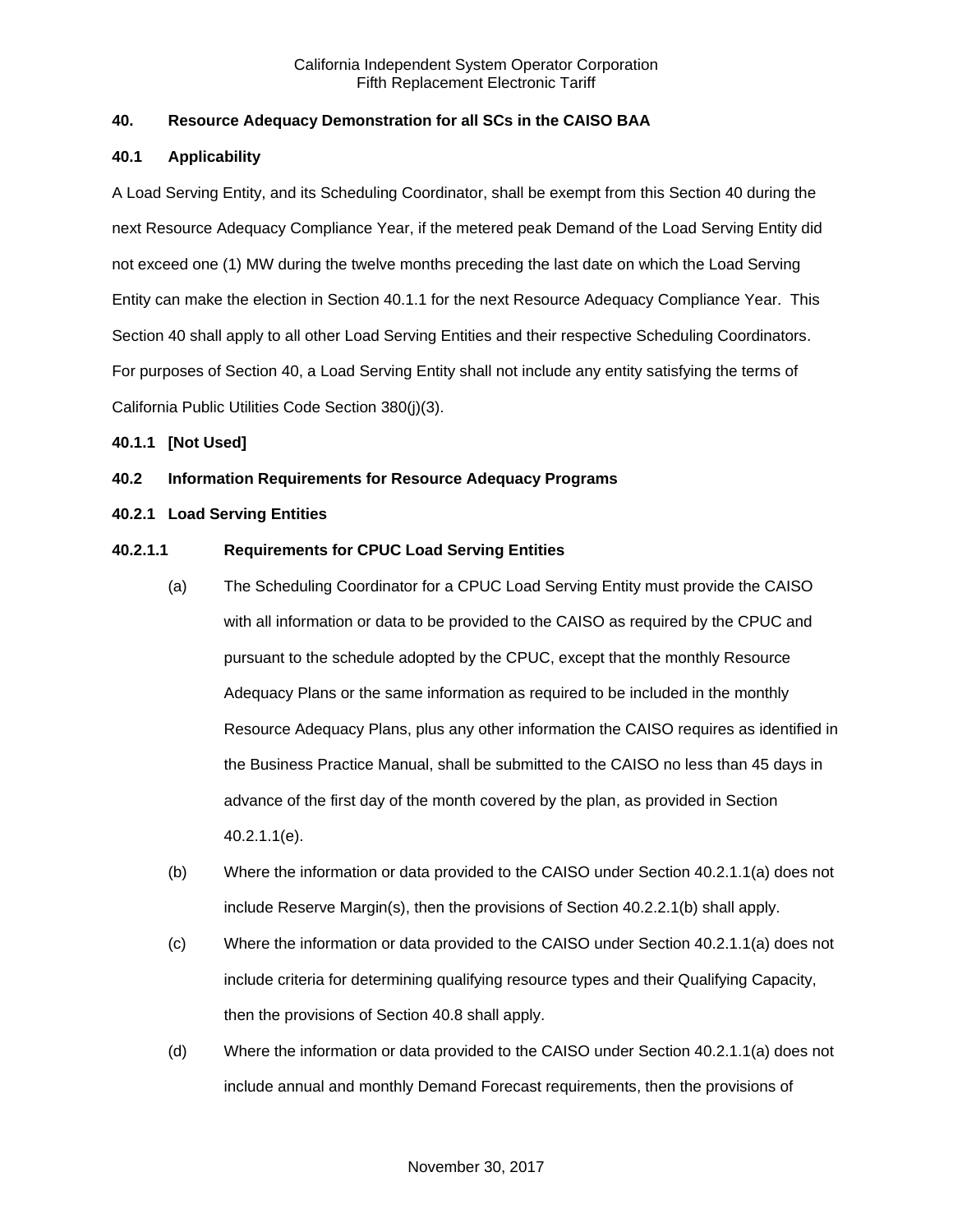## 40. Resource Adequacy Demonstration for all SCs in the CAISO BAA

### 40.1 Applicability

A Load Serving Entity, and its Scheduling Coordinator, shall be exempt from this Section 40 during the next Resource Adequacy Compliance Year, if the metered peak Demand of the Load Serving Entity did not exceed one (1) MW during the twelve months preceding the last date on which the Load Serving Entity can make the election in Section 40.1.1 for the next Resource Adequacy Compliance Year. This Section 40 shall apply to all other Load Serving Entities and their respective Scheduling Coordinators. For purposes of Section 40, a Load Serving Entity shall not include any entity satisfying the terms of California Public Utilities Code Section 380(j)(3).

#### 40.1.1 [Not Used]

### 40.2 Information Requirements for Resource Adequacy Programs

#### 40.2.1 Load Serving Entities

##### 40.2.1.1 Requirements for CPUC Load Serving Entities

(a) The Scheduling Coordinator for a CPUC Load Serving Entity must provide the CAISO with all information or data to be provided to the CAISO as required by the CPUC and pursuant to the schedule adopted by the CPUC, except that the monthly Resource Adequacy Plans or the same information as required to be included in the monthly Resource Adequacy Plans, plus any other information the CAISO requires as identified in the Business Practice Manual, shall be submitted to the CAISO no less than 45 days in advance of the first day of the month covered by the plan, as provided in Section 40.2.1.1(e).

(b) Where the information or data provided to the CAISO under Section 40.2.1.1(a) does not include Reserve Margin(s), then the provisions of Section 40.2.2.1(b) shall apply.

(c) Where the information or data provided to the CAISO under Section 40.2.1.1(a) does not include criteria for determining qualifying resource types and their Qualifying Capacity, then the provisions of Section 40.8 shall apply.

(d) Where the information or data provided to the CAISO under Section 40.2.1.1(a) does not include annual and monthly Demand Forecast requirements, then the provisions of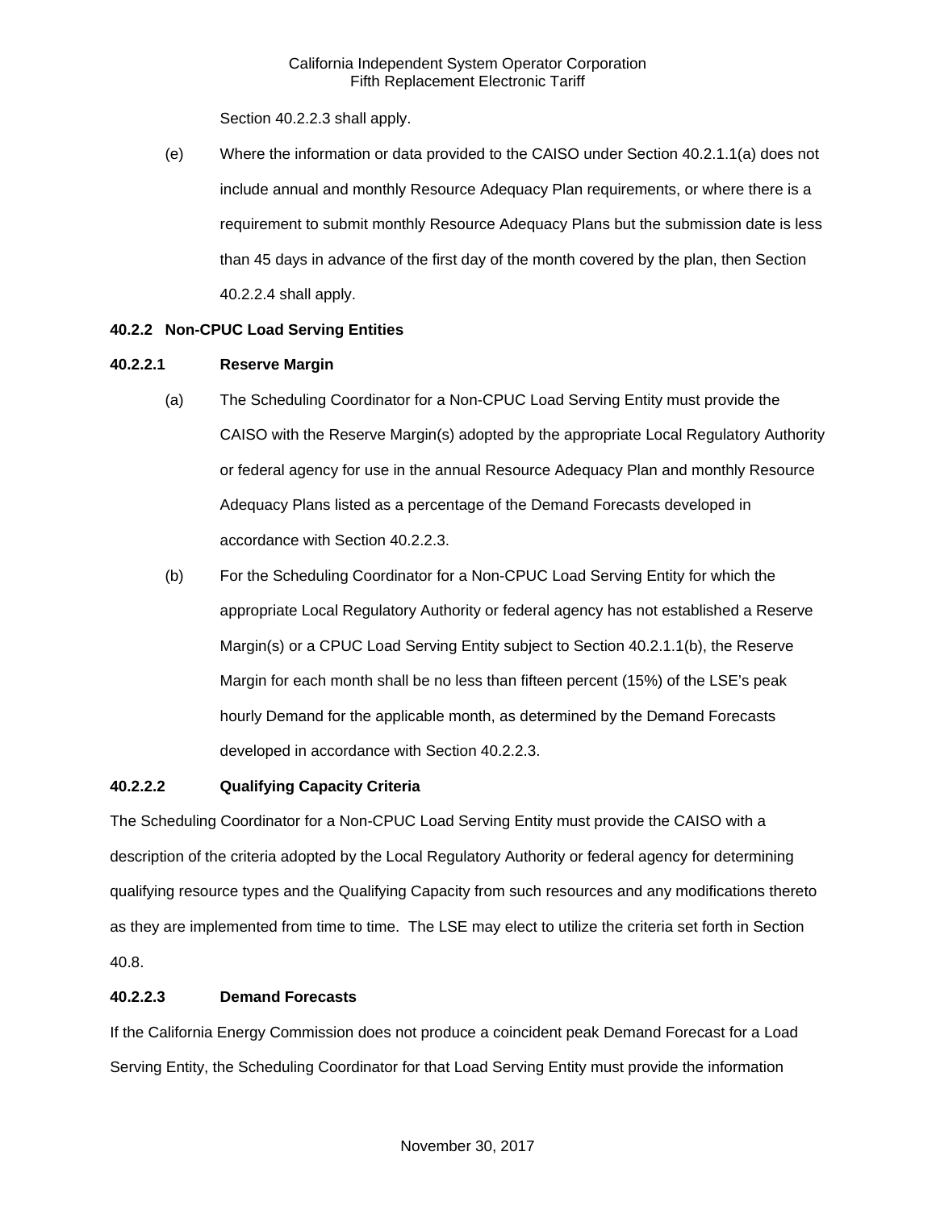Section 40.2.2.3 shall apply.

(e) Where the information or data provided to the CAISO under Section 40.2.1.1(a) does not include annual and monthly Resource Adequacy Plan requirements, or where there is a requirement to submit monthly Resource Adequacy Plans but the submission date is less than 45 days in advance of the first day of the month covered by the plan, then Section 40.2.2.4 shall apply.

### 40.2.2 Non-CPUC Load Serving Entities

#### 40.2.2.1 Reserve Margin

(a) The Scheduling Coordinator for a Non-CPUC Load Serving Entity must provide the CAISO with the Reserve Margin(s) adopted by the appropriate Local Regulatory Authority or federal agency for use in the annual Resource Adequacy Plan and monthly Resource Adequacy Plans listed as a percentage of the Demand Forecasts developed in accordance with Section 40.2.2.3.

(b) For the Scheduling Coordinator for a Non-CPUC Load Serving Entity for which the appropriate Local Regulatory Authority or federal agency has not established a Reserve Margin(s) or a CPUC Load Serving Entity subject to Section 40.2.1.1(b), the Reserve Margin for each month shall be no less than fifteen percent (15%) of the LSE's peak hourly Demand for the applicable month, as determined by the Demand Forecasts developed in accordance with Section 40.2.2.3.

#### 40.2.2.2 Qualifying Capacity Criteria

The Scheduling Coordinator for a Non-CPUC Load Serving Entity must provide the CAISO with a description of the criteria adopted by the Local Regulatory Authority or federal agency for determining qualifying resource types and the Qualifying Capacity from such resources and any modifications thereto as they are implemented from time to time. The LSE may elect to utilize the criteria set forth in Section 40.8.

#### 40.2.2.3 Demand Forecasts

If the California Energy Commission does not produce a coincident peak Demand Forecast for a Load Serving Entity, the Scheduling Coordinator for that Load Serving Entity must provide the information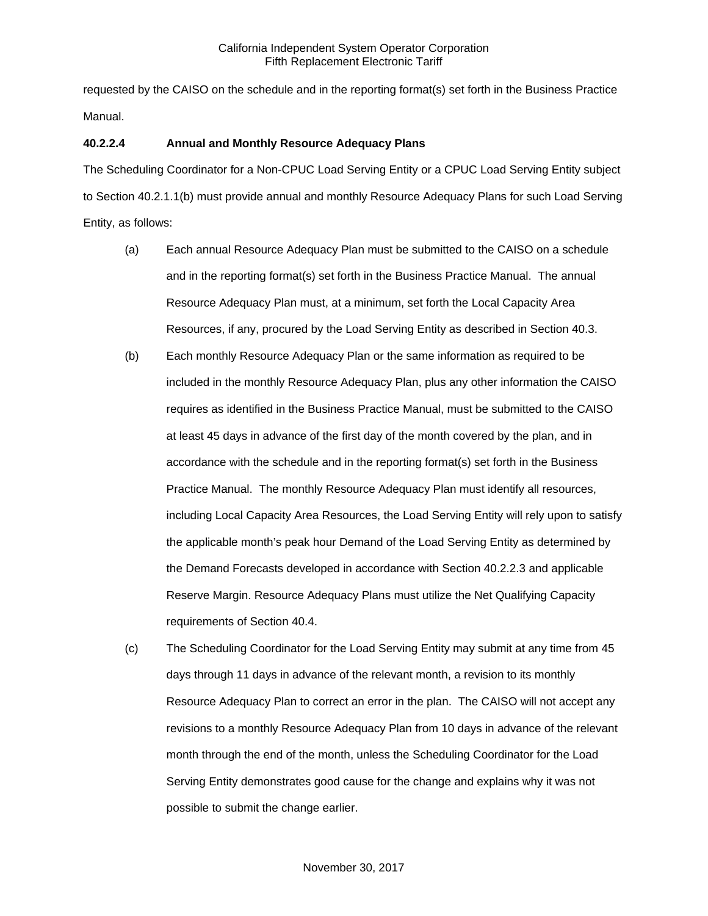requested by the CAISO on the schedule and in the reporting format(s) set forth in the Business Practice Manual.

**40.2.2.4 Annual and Monthly Resource Adequacy Plans**

The Scheduling Coordinator for a Non-CPUC Load Serving Entity or a CPUC Load Serving Entity subject to Section 40.2.1.1(b) must provide annual and monthly Resource Adequacy Plans for such Load Serving Entity, as follows:

(a) Each annual Resource Adequacy Plan must be submitted to the CAISO on a schedule and in the reporting format(s) set forth in the Business Practice Manual. The annual Resource Adequacy Plan must, at a minimum, set forth the Local Capacity Area Resources, if any, procured by the Load Serving Entity as described in Section 40.3.

(b) Each monthly Resource Adequacy Plan or the same information as required to be included in the monthly Resource Adequacy Plan, plus any other information the CAISO requires as identified in the Business Practice Manual, must be submitted to the CAISO at least 45 days in advance of the first day of the month covered by the plan, and in accordance with the schedule and in the reporting format(s) set forth in the Business Practice Manual. The monthly Resource Adequacy Plan must identify all resources, including Local Capacity Area Resources, the Load Serving Entity will rely upon to satisfy the applicable month's peak hour Demand of the Load Serving Entity as determined by the Demand Forecasts developed in accordance with Section 40.2.2.3 and applicable Reserve Margin. Resource Adequacy Plans must utilize the Net Qualifying Capacity requirements of Section 40.4.

(c) The Scheduling Coordinator for the Load Serving Entity may submit at any time from 45 days through 11 days in advance of the relevant month, a revision to its monthly Resource Adequacy Plan to correct an error in the plan. The CAISO will not accept any revisions to a monthly Resource Adequacy Plan from 10 days in advance of the relevant month through the end of the month, unless the Scheduling Coordinator for the Load Serving Entity demonstrates good cause for the change and explains why it was not possible to submit the change earlier.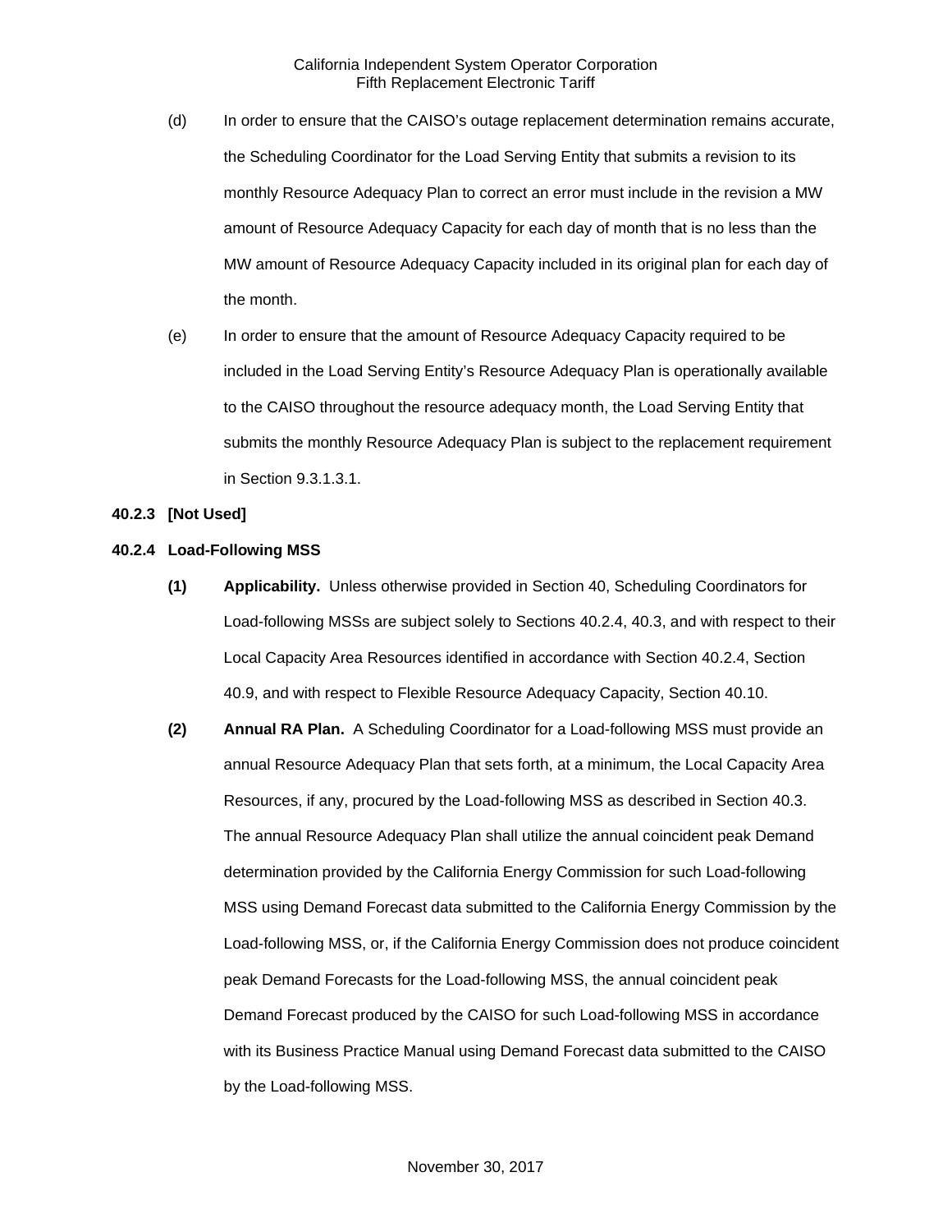(d) In order to ensure that the CAISO's outage replacement determination remains accurate, the Scheduling Coordinator for the Load Serving Entity that submits a revision to its monthly Resource Adequacy Plan to correct an error must include in the revision a MW amount of Resource Adequacy Capacity for each day of month that is no less than the MW amount of Resource Adequacy Capacity included in its original plan for each day of the month.

(e) In order to ensure that the amount of Resource Adequacy Capacity required to be included in the Load Serving Entity's Resource Adequacy Plan is operationally available to the CAISO throughout the resource adequacy month, the Load Serving Entity that submits the monthly Resource Adequacy Plan is subject to the replacement requirement in Section 9.3.1.3.1.

**40.2.3 [Not Used]**

**40.2.4 Load-Following MSS**

**(1) Applicability.** Unless otherwise provided in Section 40, Scheduling Coordinators for Load-following MSSs are subject solely to Sections 40.2.4, 40.3, and with respect to their Local Capacity Area Resources identified in accordance with Section 40.2.4, Section 40.9, and with respect to Flexible Resource Adequacy Capacity, Section 40.10.

**(2) Annual RA Plan.** A Scheduling Coordinator for a Load-following MSS must provide an annual Resource Adequacy Plan that sets forth, at a minimum, the Local Capacity Area Resources, if any, procured by the Load-following MSS as described in Section 40.3. The annual Resource Adequacy Plan shall utilize the annual coincident peak Demand determination provided by the California Energy Commission for such Load-following MSS using Demand Forecast data submitted to the California Energy Commission by the Load-following MSS, or, if the California Energy Commission does not produce coincident peak Demand Forecasts for the Load-following MSS, the annual coincident peak Demand Forecast produced by the CAISO for such Load-following MSS in accordance with its Business Practice Manual using Demand Forecast data submitted to the CAISO by the Load-following MSS.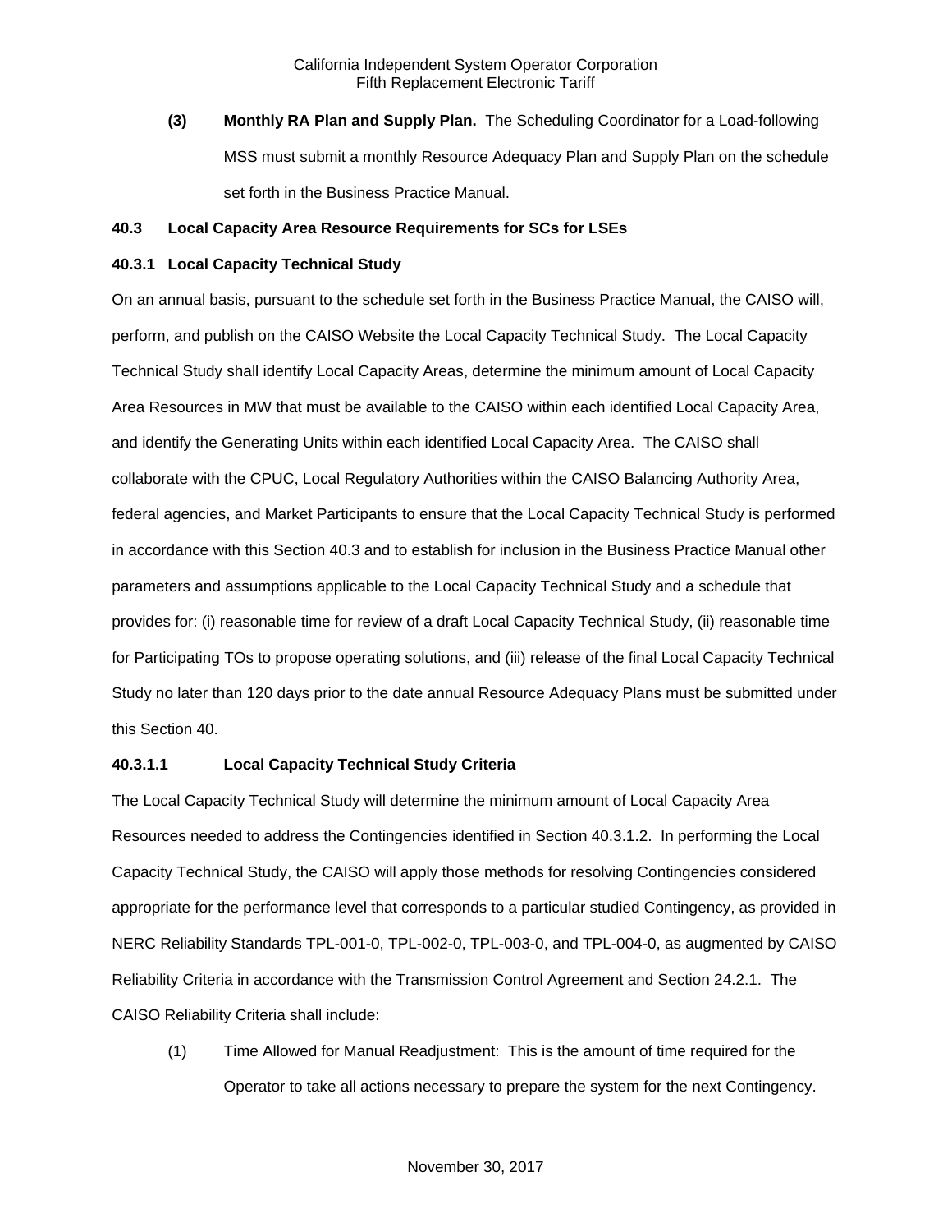**(3) Monthly RA Plan and Supply Plan.** The Scheduling Coordinator for a Load-following MSS must submit a monthly Resource Adequacy Plan and Supply Plan on the schedule set forth in the Business Practice Manual.

### 40.3 Local Capacity Area Resource Requirements for SCs for LSEs

#### 40.3.1 Local Capacity Technical Study

On an annual basis, pursuant to the schedule set forth in the Business Practice Manual, the CAISO will, perform, and publish on the CAISO Website the Local Capacity Technical Study. The Local Capacity Technical Study shall identify Local Capacity Areas, determine the minimum amount of Local Capacity Area Resources in MW that must be available to the CAISO within each identified Local Capacity Area, and identify the Generating Units within each identified Local Capacity Area. The CAISO shall collaborate with the CPUC, Local Regulatory Authorities within the CAISO Balancing Authority Area, federal agencies, and Market Participants to ensure that the Local Capacity Technical Study is performed in accordance with this Section 40.3 and to establish for inclusion in the Business Practice Manual other parameters and assumptions applicable to the Local Capacity Technical Study and a schedule that provides for: (i) reasonable time for review of a draft Local Capacity Technical Study, (ii) reasonable time for Participating TOs to propose operating solutions, and (iii) release of the final Local Capacity Technical Study no later than 120 days prior to the date annual Resource Adequacy Plans must be submitted under this Section 40.

##### 40.3.1.1 Local Capacity Technical Study Criteria

The Local Capacity Technical Study will determine the minimum amount of Local Capacity Area Resources needed to address the Contingencies identified in Section 40.3.1.2. In performing the Local Capacity Technical Study, the CAISO will apply those methods for resolving Contingencies considered appropriate for the performance level that corresponds to a particular studied Contingency, as provided in NERC Reliability Standards TPL-001-0, TPL-002-0, TPL-003-0, and TPL-004-0, as augmented by CAISO Reliability Criteria in accordance with the Transmission Control Agreement and Section 24.2.1. The CAISO Reliability Criteria shall include:

(1) Time Allowed for Manual Readjustment: This is the amount of time required for the Operator to take all actions necessary to prepare the system for the next Contingency.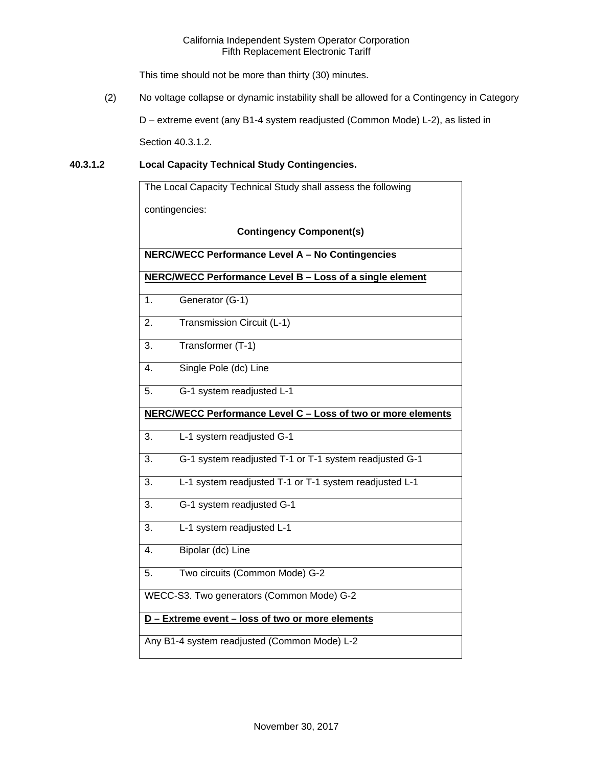This time should not be more than thirty (30) minutes.

(2) No voltage collapse or dynamic instability shall be allowed for a Contingency in Category D – extreme event (any B1-4 system readjusted (Common Mode) L-2), as listed in Section 40.3.1.2.

### 40.3.1.2 Local Capacity Technical Study Contingencies.

| |
|---|
| The Local Capacity Technical Study shall assess the following contingencies: |
| **Contingency Component(s)** |
| **NERC/WECC Performance Level A – No Contingencies** |
| **NERC/WECC Performance Level B – Loss of a single element** |
| 1. Generator (G-1) |
| 2. Transmission Circuit (L-1) |
| 3. Transformer (T-1) |
| 4. Single Pole (dc) Line |
| 5. G-1 system readjusted L-1 |
| **NERC/WECC Performance Level C – Loss of two or more elements** |
| 3. L-1 system readjusted G-1 |
| 3. G-1 system readjusted T-1 or T-1 system readjusted G-1 |
| 3. L-1 system readjusted T-1 or T-1 system readjusted L-1 |
| 3. G-1 system readjusted G-1 |
| 3. L-1 system readjusted L-1 |
| 4. Bipolar (dc) Line |
| 5. Two circuits (Common Mode) G-2 |
| WECC-S3. Two generators (Common Mode) G-2 |
| **D – Extreme event – loss of two or more elements** |
| Any B1-4 system readjusted (Common Mode) L-2 |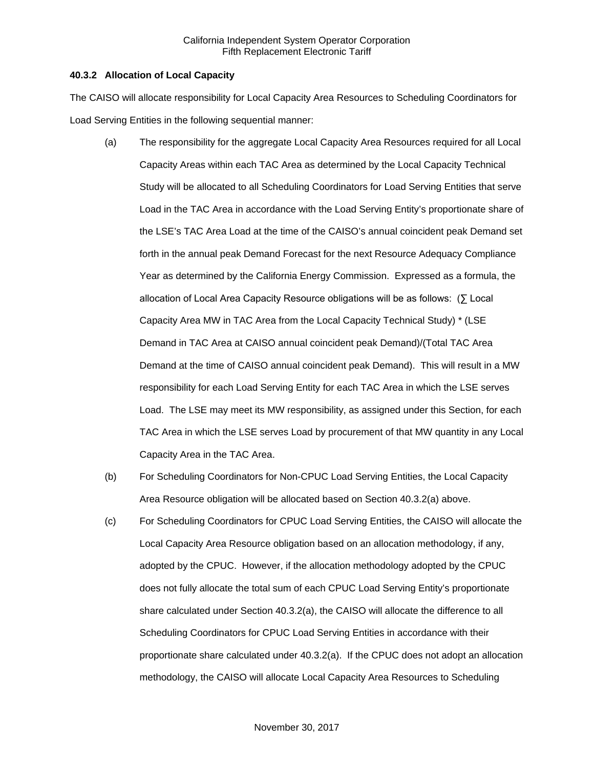**40.3.2 Allocation of Local Capacity**

The CAISO will allocate responsibility for Local Capacity Area Resources to Scheduling Coordinators for Load Serving Entities in the following sequential manner:

(a) The responsibility for the aggregate Local Capacity Area Resources required for all Local Capacity Areas within each TAC Area as determined by the Local Capacity Technical Study will be allocated to all Scheduling Coordinators for Load Serving Entities that serve Load in the TAC Area in accordance with the Load Serving Entity's proportionate share of the LSE's TAC Area Load at the time of the CAISO's annual coincident peak Demand set forth in the annual peak Demand Forecast for the next Resource Adequacy Compliance Year as determined by the California Energy Commission. Expressed as a formula, the allocation of Local Area Capacity Resource obligations will be as follows: (∑ Local Capacity Area MW in TAC Area from the Local Capacity Technical Study) * (LSE Demand in TAC Area at CAISO annual coincident peak Demand)/(Total TAC Area Demand at the time of CAISO annual coincident peak Demand). This will result in a MW responsibility for each Load Serving Entity for each TAC Area in which the LSE serves Load. The LSE may meet its MW responsibility, as assigned under this Section, for each TAC Area in which the LSE serves Load by procurement of that MW quantity in any Local Capacity Area in the TAC Area.

(b) For Scheduling Coordinators for Non-CPUC Load Serving Entities, the Local Capacity Area Resource obligation will be allocated based on Section 40.3.2(a) above.

(c) For Scheduling Coordinators for CPUC Load Serving Entities, the CAISO will allocate the Local Capacity Area Resource obligation based on an allocation methodology, if any, adopted by the CPUC. However, if the allocation methodology adopted by the CPUC does not fully allocate the total sum of each CPUC Load Serving Entity's proportionate share calculated under Section 40.3.2(a), the CAISO will allocate the difference to all Scheduling Coordinators for CPUC Load Serving Entities in accordance with their proportionate share calculated under 40.3.2(a). If the CPUC does not adopt an allocation methodology, the CAISO will allocate Local Capacity Area Resources to Scheduling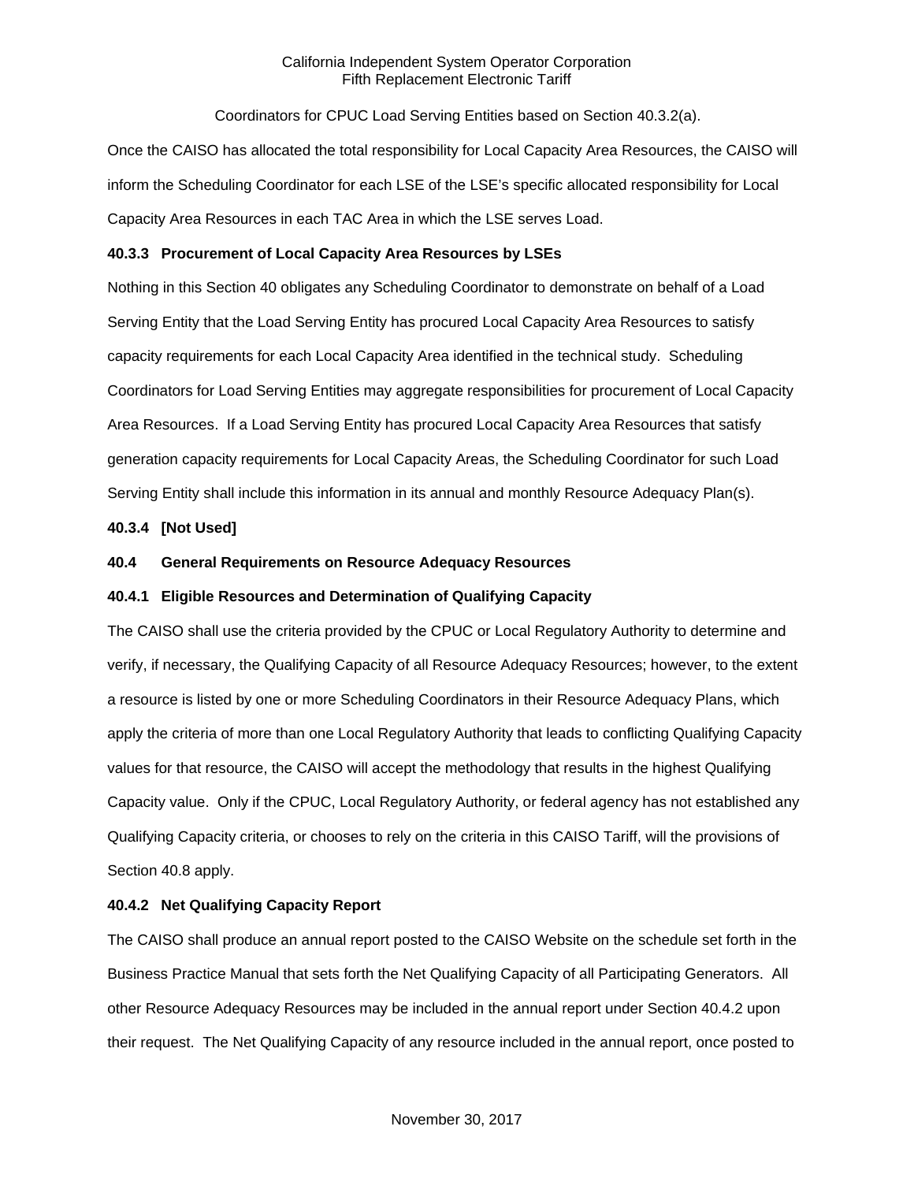Coordinators for CPUC Load Serving Entities based on Section 40.3.2(a).

Once the CAISO has allocated the total responsibility for Local Capacity Area Resources, the CAISO will inform the Scheduling Coordinator for each LSE of the LSE's specific allocated responsibility for Local Capacity Area Resources in each TAC Area in which the LSE serves Load.

**40.3.3 Procurement of Local Capacity Area Resources by LSEs**

Nothing in this Section 40 obligates any Scheduling Coordinator to demonstrate on behalf of a Load Serving Entity that the Load Serving Entity has procured Local Capacity Area Resources to satisfy capacity requirements for each Local Capacity Area identified in the technical study. Scheduling Coordinators for Load Serving Entities may aggregate responsibilities for procurement of Local Capacity Area Resources. If a Load Serving Entity has procured Local Capacity Area Resources that satisfy generation capacity requirements for Local Capacity Areas, the Scheduling Coordinator for such Load Serving Entity shall include this information in its annual and monthly Resource Adequacy Plan(s).

**40.3.4 [Not Used]**

**40.4 General Requirements on Resource Adequacy Resources**

**40.4.1 Eligible Resources and Determination of Qualifying Capacity**

The CAISO shall use the criteria provided by the CPUC or Local Regulatory Authority to determine and verify, if necessary, the Qualifying Capacity of all Resource Adequacy Resources; however, to the extent a resource is listed by one or more Scheduling Coordinators in their Resource Adequacy Plans, which apply the criteria of more than one Local Regulatory Authority that leads to conflicting Qualifying Capacity values for that resource, the CAISO will accept the methodology that results in the highest Qualifying Capacity value. Only if the CPUC, Local Regulatory Authority, or federal agency has not established any Qualifying Capacity criteria, or chooses to rely on the criteria in this CAISO Tariff, will the provisions of Section 40.8 apply.

**40.4.2 Net Qualifying Capacity Report**

The CAISO shall produce an annual report posted to the CAISO Website on the schedule set forth in the Business Practice Manual that sets forth the Net Qualifying Capacity of all Participating Generators. All other Resource Adequacy Resources may be included in the annual report under Section 40.4.2 upon their request. The Net Qualifying Capacity of any resource included in the annual report, once posted to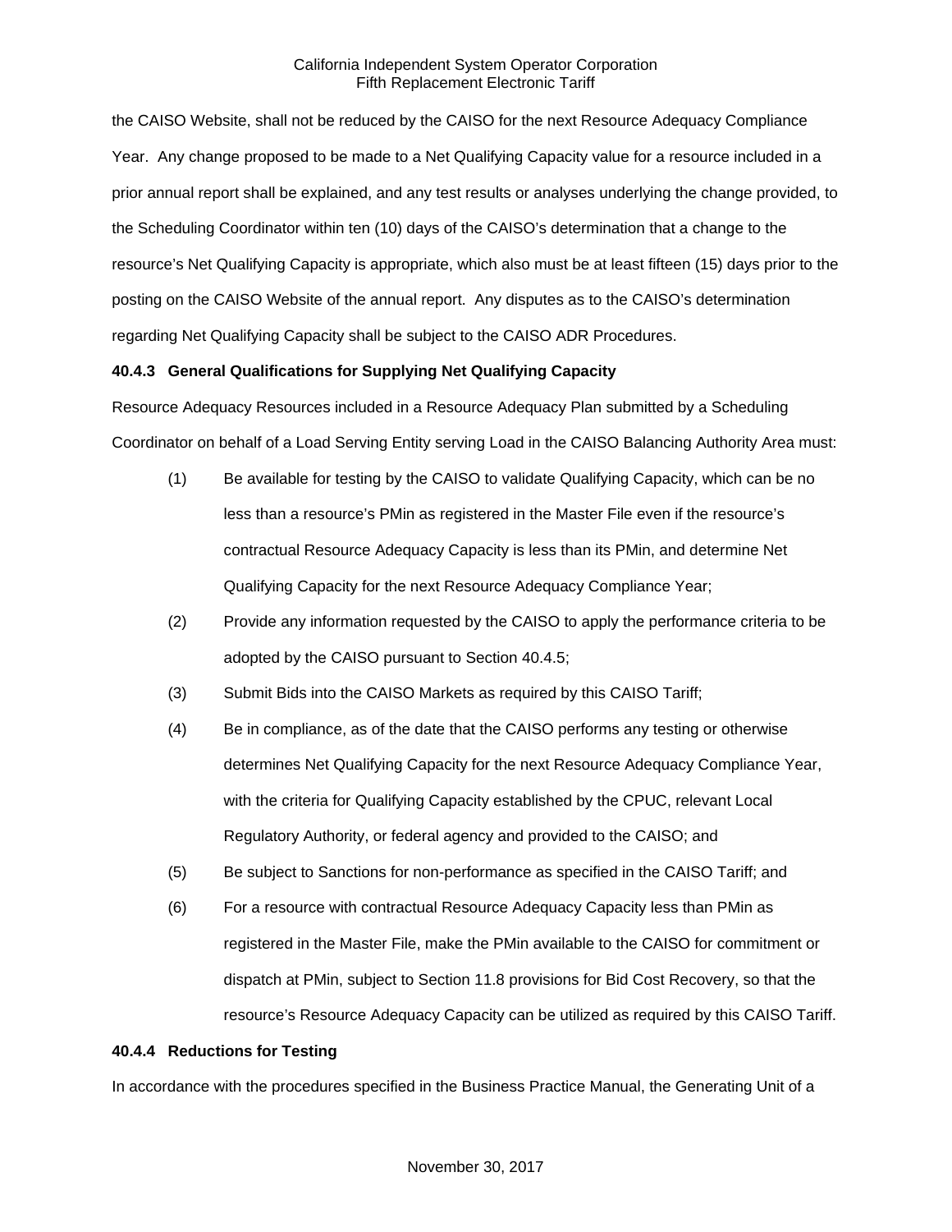the CAISO Website, shall not be reduced by the CAISO for the next Resource Adequacy Compliance Year. Any change proposed to be made to a Net Qualifying Capacity value for a resource included in a prior annual report shall be explained, and any test results or analyses underlying the change provided, to the Scheduling Coordinator within ten (10) days of the CAISO's determination that a change to the resource's Net Qualifying Capacity is appropriate, which also must be at least fifteen (15) days prior to the posting on the CAISO Website of the annual report. Any disputes as to the CAISO's determination regarding Net Qualifying Capacity shall be subject to the CAISO ADR Procedures.

**40.4.3 General Qualifications for Supplying Net Qualifying Capacity**

Resource Adequacy Resources included in a Resource Adequacy Plan submitted by a Scheduling Coordinator on behalf of a Load Serving Entity serving Load in the CAISO Balancing Authority Area must:

(1) Be available for testing by the CAISO to validate Qualifying Capacity, which can be no less than a resource's PMin as registered in the Master File even if the resource's contractual Resource Adequacy Capacity is less than its PMin, and determine Net Qualifying Capacity for the next Resource Adequacy Compliance Year;

(2) Provide any information requested by the CAISO to apply the performance criteria to be adopted by the CAISO pursuant to Section 40.4.5;

(3) Submit Bids into the CAISO Markets as required by this CAISO Tariff;

(4) Be in compliance, as of the date that the CAISO performs any testing or otherwise determines Net Qualifying Capacity for the next Resource Adequacy Compliance Year, with the criteria for Qualifying Capacity established by the CPUC, relevant Local Regulatory Authority, or federal agency and provided to the CAISO; and

(5) Be subject to Sanctions for non-performance as specified in the CAISO Tariff; and

(6) For a resource with contractual Resource Adequacy Capacity less than PMin as registered in the Master File, make the PMin available to the CAISO for commitment or dispatch at PMin, subject to Section 11.8 provisions for Bid Cost Recovery, so that the resource's Resource Adequacy Capacity can be utilized as required by this CAISO Tariff.

**40.4.4 Reductions for Testing**

In accordance with the procedures specified in the Business Practice Manual, the Generating Unit of a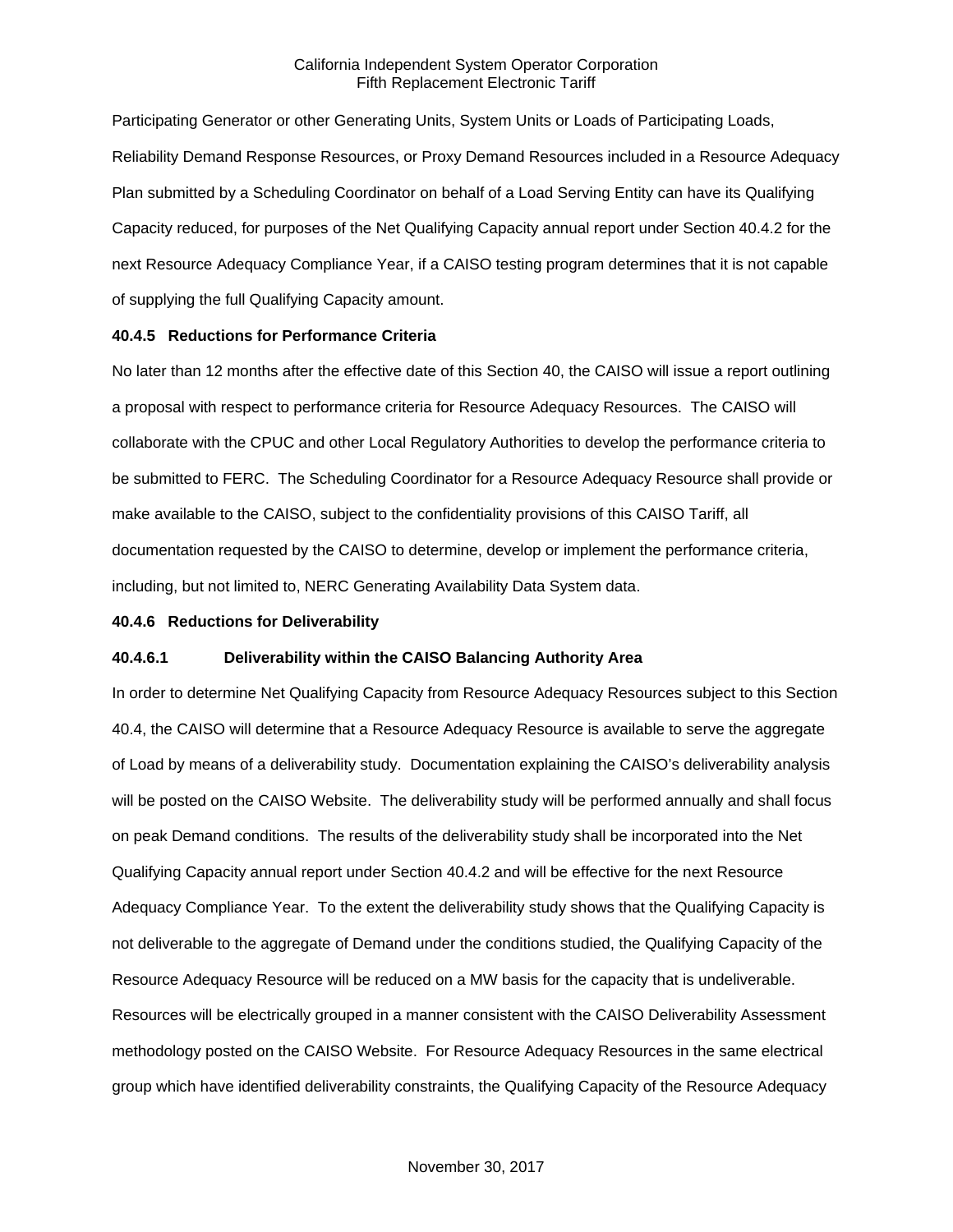Participating Generator or other Generating Units, System Units or Loads of Participating Loads, Reliability Demand Response Resources, or Proxy Demand Resources included in a Resource Adequacy Plan submitted by a Scheduling Coordinator on behalf of a Load Serving Entity can have its Qualifying Capacity reduced, for purposes of the Net Qualifying Capacity annual report under Section 40.4.2 for the next Resource Adequacy Compliance Year, if a CAISO testing program determines that it is not capable of supplying the full Qualifying Capacity amount.

**40.4.5 Reductions for Performance Criteria**

No later than 12 months after the effective date of this Section 40, the CAISO will issue a report outlining a proposal with respect to performance criteria for Resource Adequacy Resources. The CAISO will collaborate with the CPUC and other Local Regulatory Authorities to develop the performance criteria to be submitted to FERC. The Scheduling Coordinator for a Resource Adequacy Resource shall provide or make available to the CAISO, subject to the confidentiality provisions of this CAISO Tariff, all documentation requested by the CAISO to determine, develop or implement the performance criteria, including, but not limited to, NERC Generating Availability Data System data.

**40.4.6 Reductions for Deliverability**

**40.4.6.1 Deliverability within the CAISO Balancing Authority Area**

In order to determine Net Qualifying Capacity from Resource Adequacy Resources subject to this Section 40.4, the CAISO will determine that a Resource Adequacy Resource is available to serve the aggregate of Load by means of a deliverability study. Documentation explaining the CAISO's deliverability analysis will be posted on the CAISO Website. The deliverability study will be performed annually and shall focus on peak Demand conditions. The results of the deliverability study shall be incorporated into the Net Qualifying Capacity annual report under Section 40.4.2 and will be effective for the next Resource Adequacy Compliance Year. To the extent the deliverability study shows that the Qualifying Capacity is not deliverable to the aggregate of Demand under the conditions studied, the Qualifying Capacity of the Resource Adequacy Resource will be reduced on a MW basis for the capacity that is undeliverable. Resources will be electrically grouped in a manner consistent with the CAISO Deliverability Assessment methodology posted on the CAISO Website. For Resource Adequacy Resources in the same electrical group which have identified deliverability constraints, the Qualifying Capacity of the Resource Adequacy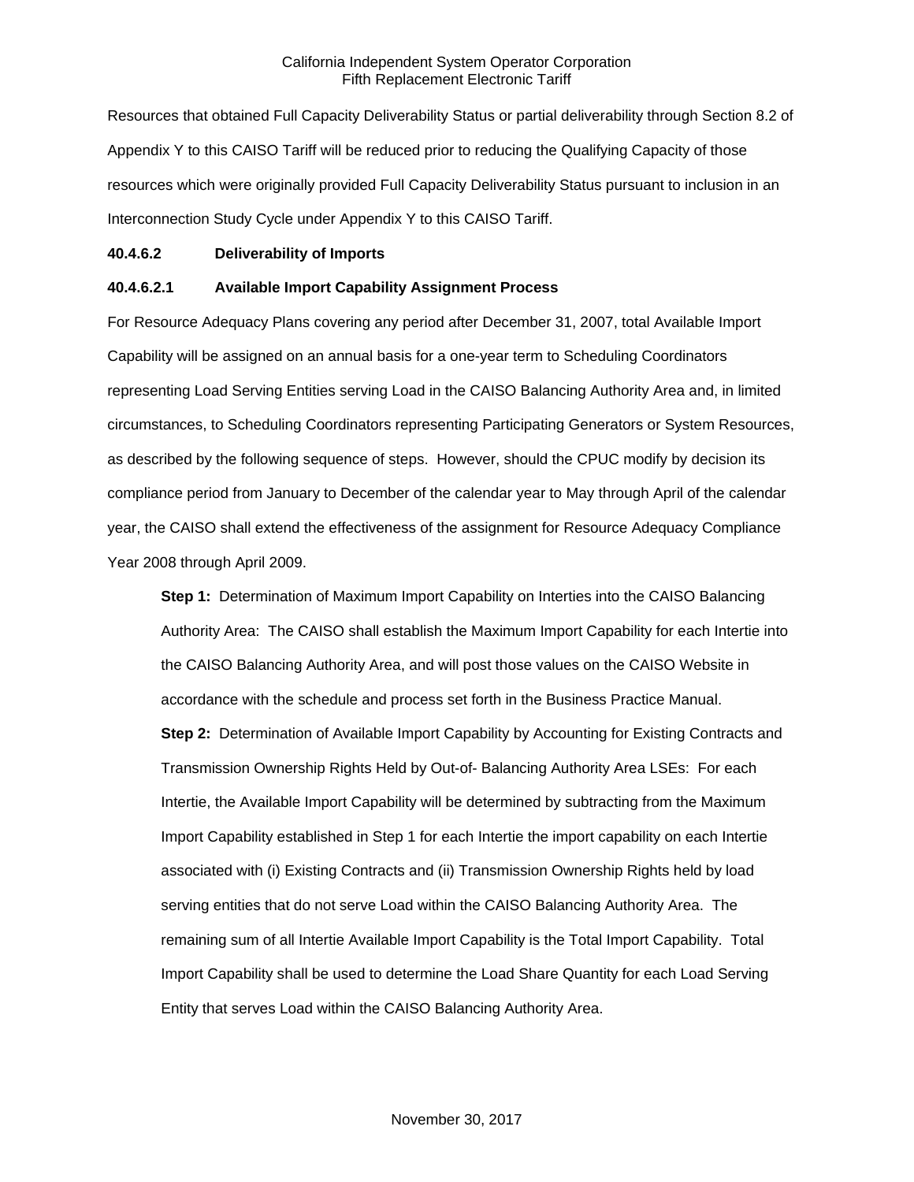Resources that obtained Full Capacity Deliverability Status or partial deliverability through Section 8.2 of Appendix Y to this CAISO Tariff will be reduced prior to reducing the Qualifying Capacity of those resources which were originally provided Full Capacity Deliverability Status pursuant to inclusion in an Interconnection Study Cycle under Appendix Y to this CAISO Tariff.

**40.4.6.2 Deliverability of Imports**

**40.4.6.2.1 Available Import Capability Assignment Process**

For Resource Adequacy Plans covering any period after December 31, 2007, total Available Import Capability will be assigned on an annual basis for a one-year term to Scheduling Coordinators representing Load Serving Entities serving Load in the CAISO Balancing Authority Area and, in limited circumstances, to Scheduling Coordinators representing Participating Generators or System Resources, as described by the following sequence of steps. However, should the CPUC modify by decision its compliance period from January to December of the calendar year to May through April of the calendar year, the CAISO shall extend the effectiveness of the assignment for Resource Adequacy Compliance Year 2008 through April 2009.

**Step 1:** Determination of Maximum Import Capability on Interties into the CAISO Balancing Authority Area: The CAISO shall establish the Maximum Import Capability for each Intertie into the CAISO Balancing Authority Area, and will post those values on the CAISO Website in accordance with the schedule and process set forth in the Business Practice Manual.

**Step 2:** Determination of Available Import Capability by Accounting for Existing Contracts and Transmission Ownership Rights Held by Out-of- Balancing Authority Area LSEs: For each Intertie, the Available Import Capability will be determined by subtracting from the Maximum Import Capability established in Step 1 for each Intertie the import capability on each Intertie associated with (i) Existing Contracts and (ii) Transmission Ownership Rights held by load serving entities that do not serve Load within the CAISO Balancing Authority Area. The remaining sum of all Intertie Available Import Capability is the Total Import Capability. Total Import Capability shall be used to determine the Load Share Quantity for each Load Serving Entity that serves Load within the CAISO Balancing Authority Area.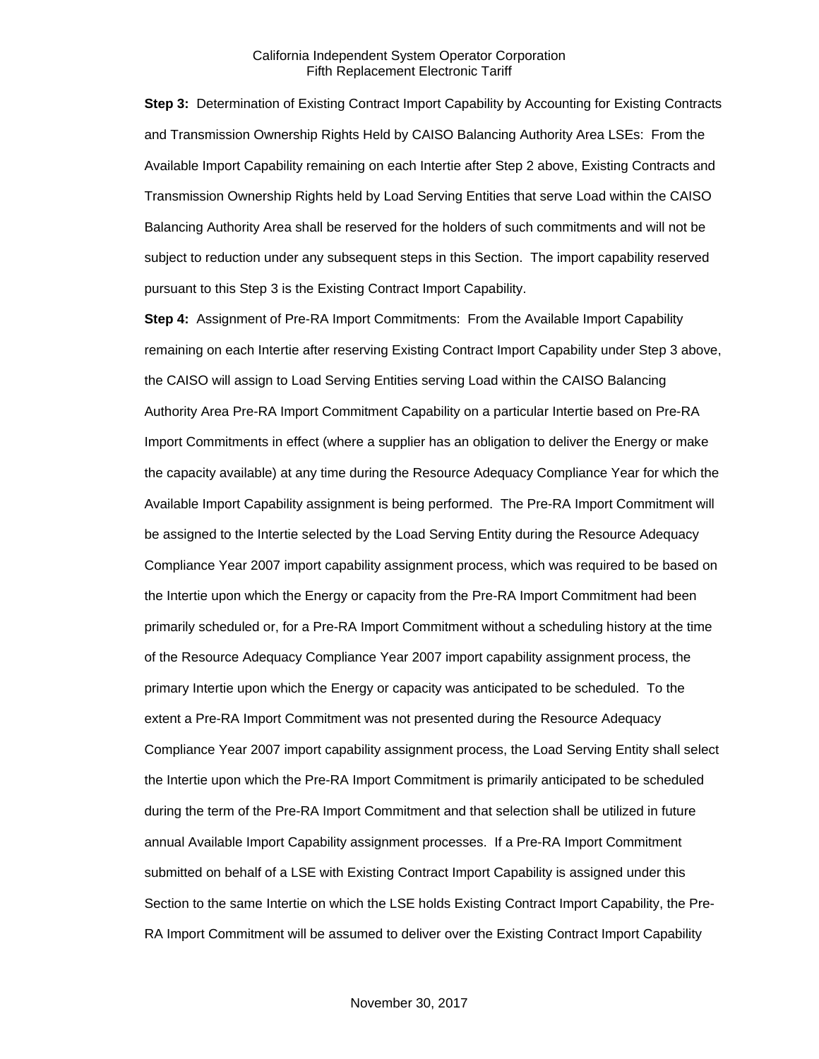**Step 3:** Determination of Existing Contract Import Capability by Accounting for Existing Contracts and Transmission Ownership Rights Held by CAISO Balancing Authority Area LSEs: From the Available Import Capability remaining on each Intertie after Step 2 above, Existing Contracts and Transmission Ownership Rights held by Load Serving Entities that serve Load within the CAISO Balancing Authority Area shall be reserved for the holders of such commitments and will not be subject to reduction under any subsequent steps in this Section. The import capability reserved pursuant to this Step 3 is the Existing Contract Import Capability.

**Step 4:** Assignment of Pre-RA Import Commitments: From the Available Import Capability remaining on each Intertie after reserving Existing Contract Import Capability under Step 3 above, the CAISO will assign to Load Serving Entities serving Load within the CAISO Balancing Authority Area Pre-RA Import Commitment Capability on a particular Intertie based on Pre-RA Import Commitments in effect (where a supplier has an obligation to deliver the Energy or make the capacity available) at any time during the Resource Adequacy Compliance Year for which the Available Import Capability assignment is being performed. The Pre-RA Import Commitment will be assigned to the Intertie selected by the Load Serving Entity during the Resource Adequacy Compliance Year 2007 import capability assignment process, which was required to be based on the Intertie upon which the Energy or capacity from the Pre-RA Import Commitment had been primarily scheduled or, for a Pre-RA Import Commitment without a scheduling history at the time of the Resource Adequacy Compliance Year 2007 import capability assignment process, the primary Intertie upon which the Energy or capacity was anticipated to be scheduled. To the extent a Pre-RA Import Commitment was not presented during the Resource Adequacy Compliance Year 2007 import capability assignment process, the Load Serving Entity shall select the Intertie upon which the Pre-RA Import Commitment is primarily anticipated to be scheduled during the term of the Pre-RA Import Commitment and that selection shall be utilized in future annual Available Import Capability assignment processes. If a Pre-RA Import Commitment submitted on behalf of a LSE with Existing Contract Import Capability is assigned under this Section to the same Intertie on which the LSE holds Existing Contract Import Capability, the Pre-RA Import Commitment will be assumed to deliver over the Existing Contract Import Capability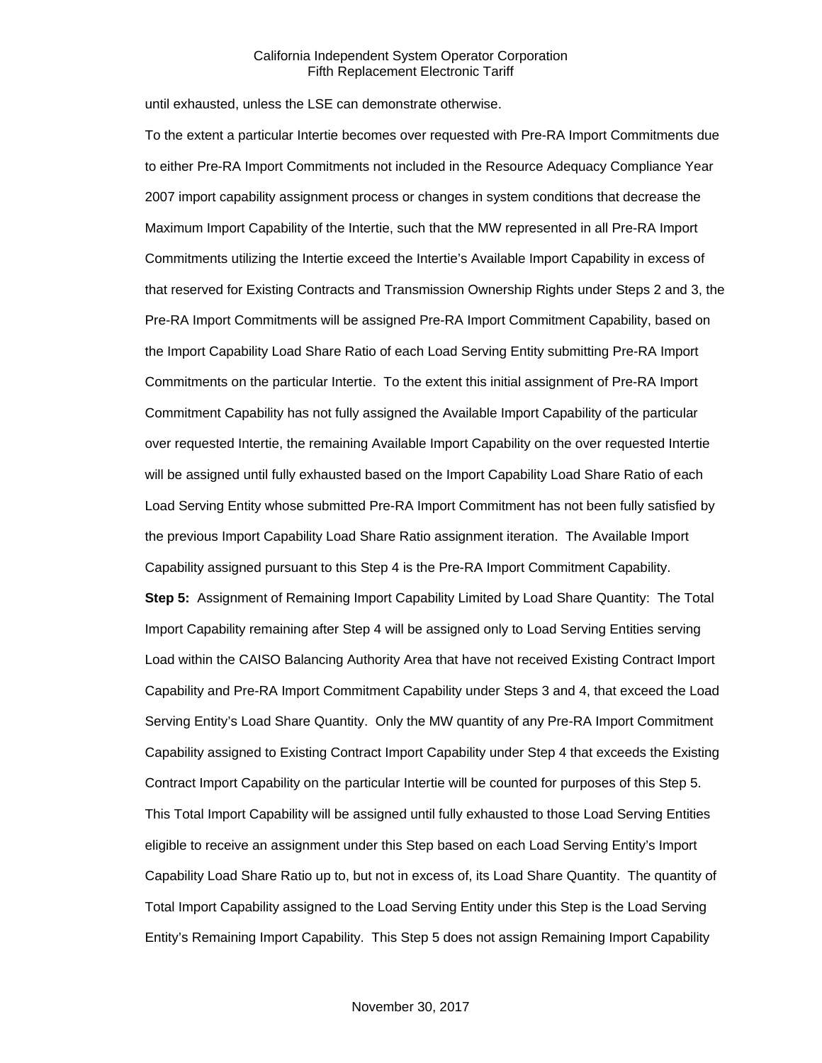until exhausted, unless the LSE can demonstrate otherwise.

To the extent a particular Intertie becomes over requested with Pre-RA Import Commitments due to either Pre-RA Import Commitments not included in the Resource Adequacy Compliance Year 2007 import capability assignment process or changes in system conditions that decrease the Maximum Import Capability of the Intertie, such that the MW represented in all Pre-RA Import Commitments utilizing the Intertie exceed the Intertie's Available Import Capability in excess of that reserved for Existing Contracts and Transmission Ownership Rights under Steps 2 and 3, the Pre-RA Import Commitments will be assigned Pre-RA Import Commitment Capability, based on the Import Capability Load Share Ratio of each Load Serving Entity submitting Pre-RA Import Commitments on the particular Intertie. To the extent this initial assignment of Pre-RA Import Commitment Capability has not fully assigned the Available Import Capability of the particular over requested Intertie, the remaining Available Import Capability on the over requested Intertie will be assigned until fully exhausted based on the Import Capability Load Share Ratio of each Load Serving Entity whose submitted Pre-RA Import Commitment has not been fully satisfied by the previous Import Capability Load Share Ratio assignment iteration. The Available Import Capability assigned pursuant to this Step 4 is the Pre-RA Import Commitment Capability.

**Step 5:** Assignment of Remaining Import Capability Limited by Load Share Quantity: The Total Import Capability remaining after Step 4 will be assigned only to Load Serving Entities serving Load within the CAISO Balancing Authority Area that have not received Existing Contract Import Capability and Pre-RA Import Commitment Capability under Steps 3 and 4, that exceed the Load Serving Entity's Load Share Quantity. Only the MW quantity of any Pre-RA Import Commitment Capability assigned to Existing Contract Import Capability under Step 4 that exceeds the Existing Contract Import Capability on the particular Intertie will be counted for purposes of this Step 5. This Total Import Capability will be assigned until fully exhausted to those Load Serving Entities eligible to receive an assignment under this Step based on each Load Serving Entity's Import Capability Load Share Ratio up to, but not in excess of, its Load Share Quantity. The quantity of Total Import Capability assigned to the Load Serving Entity under this Step is the Load Serving Entity's Remaining Import Capability. This Step 5 does not assign Remaining Import Capability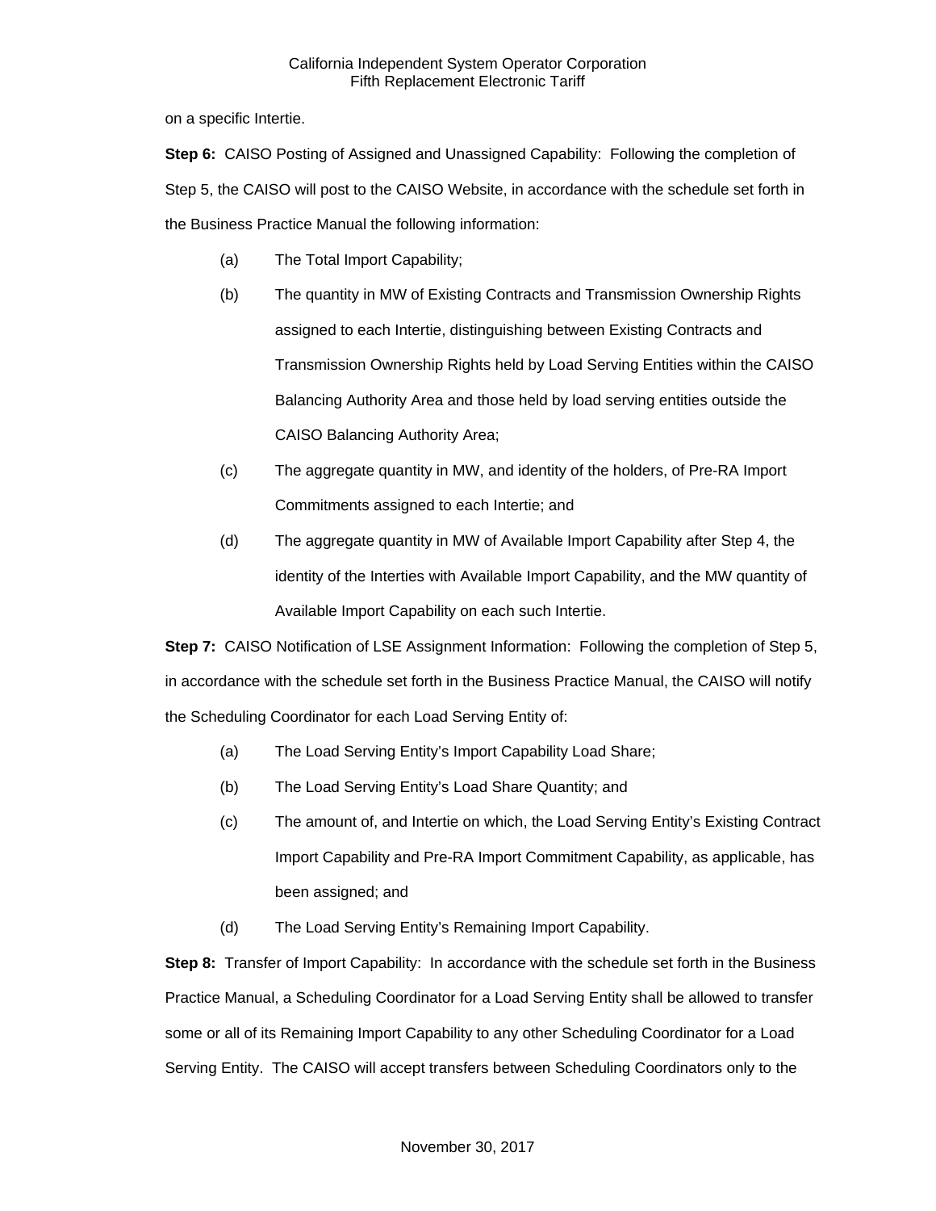on a specific Intertie.

**Step 6:** CAISO Posting of Assigned and Unassigned Capability: Following the completion of Step 5, the CAISO will post to the CAISO Website, in accordance with the schedule set forth in the Business Practice Manual the following information:

(a) The Total Import Capability;

(b) The quantity in MW of Existing Contracts and Transmission Ownership Rights assigned to each Intertie, distinguishing between Existing Contracts and Transmission Ownership Rights held by Load Serving Entities within the CAISO Balancing Authority Area and those held by load serving entities outside the CAISO Balancing Authority Area;

(c) The aggregate quantity in MW, and identity of the holders, of Pre-RA Import Commitments assigned to each Intertie; and

(d) The aggregate quantity in MW of Available Import Capability after Step 4, the identity of the Interties with Available Import Capability, and the MW quantity of Available Import Capability on each such Intertie.

**Step 7:** CAISO Notification of LSE Assignment Information: Following the completion of Step 5, in accordance with the schedule set forth in the Business Practice Manual, the CAISO will notify the Scheduling Coordinator for each Load Serving Entity of:

(a) The Load Serving Entity's Import Capability Load Share;

(b) The Load Serving Entity's Load Share Quantity; and

(c) The amount of, and Intertie on which, the Load Serving Entity's Existing Contract Import Capability and Pre-RA Import Commitment Capability, as applicable, has been assigned; and

(d) The Load Serving Entity's Remaining Import Capability.

**Step 8:** Transfer of Import Capability: In accordance with the schedule set forth in the Business Practice Manual, a Scheduling Coordinator for a Load Serving Entity shall be allowed to transfer some or all of its Remaining Import Capability to any other Scheduling Coordinator for a Load Serving Entity. The CAISO will accept transfers between Scheduling Coordinators only to the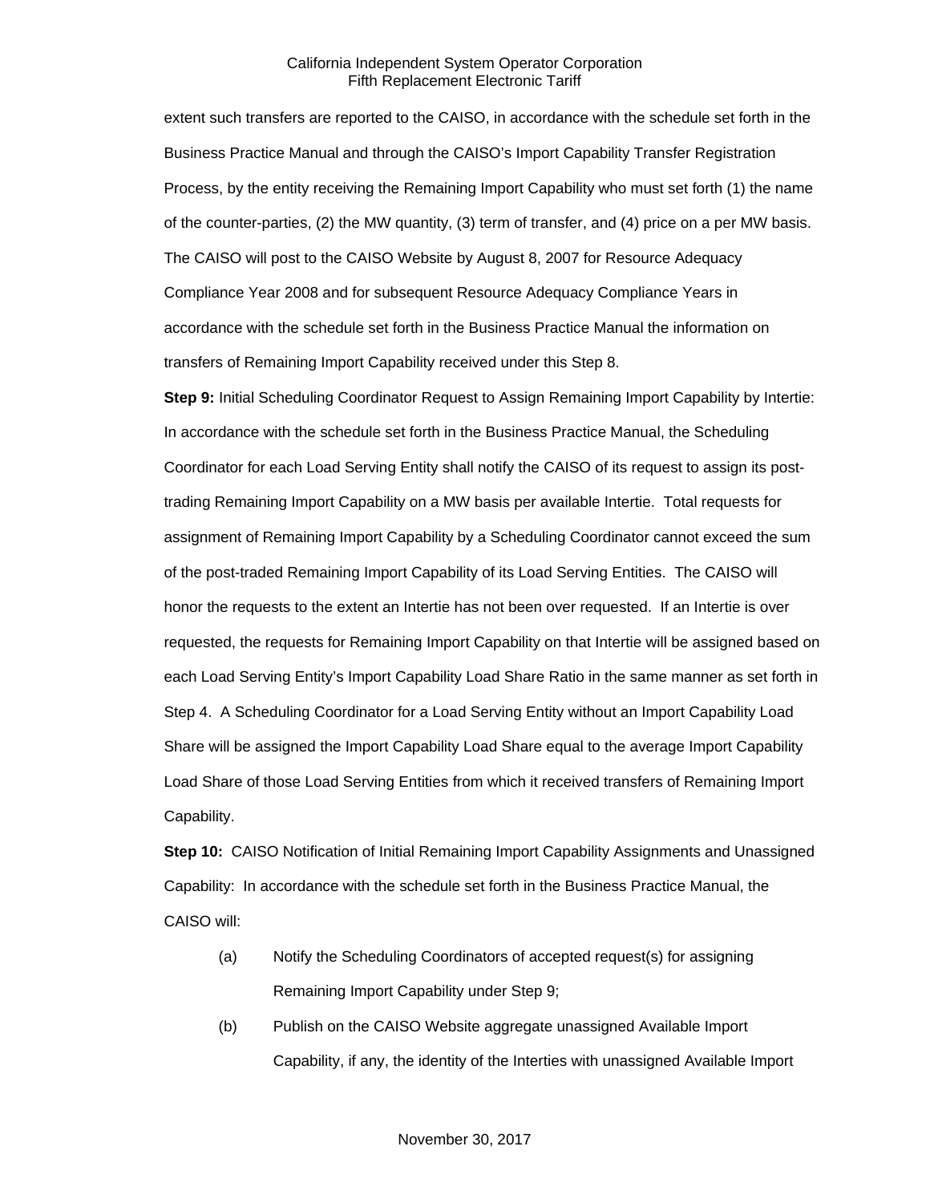extent such transfers are reported to the CAISO, in accordance with the schedule set forth in the Business Practice Manual and through the CAISO's Import Capability Transfer Registration Process, by the entity receiving the Remaining Import Capability who must set forth (1) the name of the counter-parties, (2) the MW quantity, (3) term of transfer, and (4) price on a per MW basis. The CAISO will post to the CAISO Website by August 8, 2007 for Resource Adequacy Compliance Year 2008 and for subsequent Resource Adequacy Compliance Years in accordance with the schedule set forth in the Business Practice Manual the information on transfers of Remaining Import Capability received under this Step 8.

**Step 9:** Initial Scheduling Coordinator Request to Assign Remaining Import Capability by Intertie: In accordance with the schedule set forth in the Business Practice Manual, the Scheduling Coordinator for each Load Serving Entity shall notify the CAISO of its request to assign its post-trading Remaining Import Capability on a MW basis per available Intertie. Total requests for assignment of Remaining Import Capability by a Scheduling Coordinator cannot exceed the sum of the post-traded Remaining Import Capability of its Load Serving Entities. The CAISO will honor the requests to the extent an Intertie has not been over requested. If an Intertie is over requested, the requests for Remaining Import Capability on that Intertie will be assigned based on each Load Serving Entity's Import Capability Load Share Ratio in the same manner as set forth in Step 4. A Scheduling Coordinator for a Load Serving Entity without an Import Capability Load Share will be assigned the Import Capability Load Share equal to the average Import Capability Load Share of those Load Serving Entities from which it received transfers of Remaining Import Capability.

**Step 10:** CAISO Notification of Initial Remaining Import Capability Assignments and Unassigned Capability: In accordance with the schedule set forth in the Business Practice Manual, the CAISO will:

(a) Notify the Scheduling Coordinators of accepted request(s) for assigning Remaining Import Capability under Step 9;

(b) Publish on the CAISO Website aggregate unassigned Available Import Capability, if any, the identity of the Interties with unassigned Available Import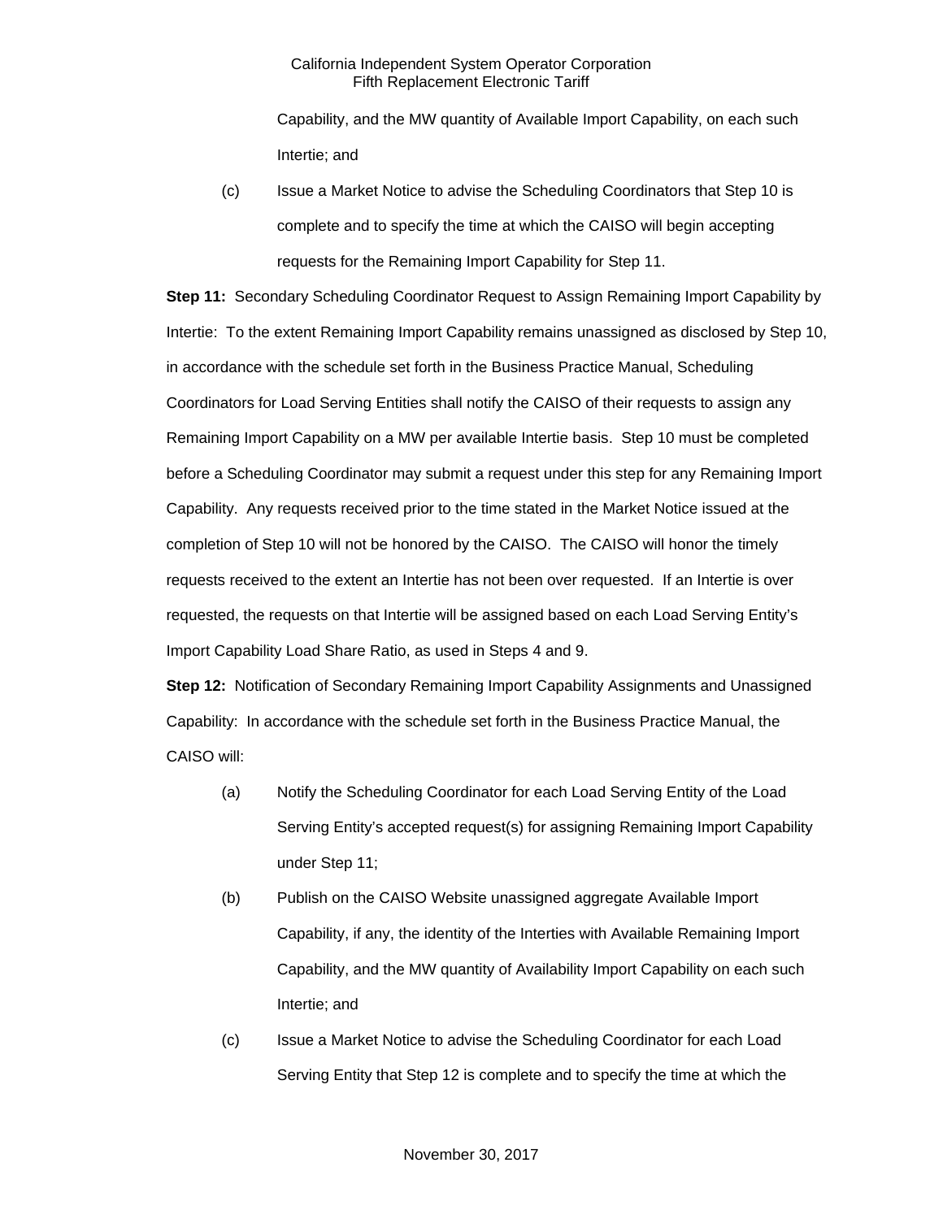Capability, and the MW quantity of Available Import Capability, on each such Intertie; and

(c) Issue a Market Notice to advise the Scheduling Coordinators that Step 10 is complete and to specify the time at which the CAISO will begin accepting requests for the Remaining Import Capability for Step 11.

**Step 11:** Secondary Scheduling Coordinator Request to Assign Remaining Import Capability by Intertie: To the extent Remaining Import Capability remains unassigned as disclosed by Step 10, in accordance with the schedule set forth in the Business Practice Manual, Scheduling Coordinators for Load Serving Entities shall notify the CAISO of their requests to assign any Remaining Import Capability on a MW per available Intertie basis. Step 10 must be completed before a Scheduling Coordinator may submit a request under this step for any Remaining Import Capability. Any requests received prior to the time stated in the Market Notice issued at the completion of Step 10 will not be honored by the CAISO. The CAISO will honor the timely requests received to the extent an Intertie has not been over requested. If an Intertie is over requested, the requests on that Intertie will be assigned based on each Load Serving Entity's Import Capability Load Share Ratio, as used in Steps 4 and 9.

**Step 12:** Notification of Secondary Remaining Import Capability Assignments and Unassigned Capability: In accordance with the schedule set forth in the Business Practice Manual, the CAISO will:

(a) Notify the Scheduling Coordinator for each Load Serving Entity of the Load Serving Entity's accepted request(s) for assigning Remaining Import Capability under Step 11;

(b) Publish on the CAISO Website unassigned aggregate Available Import Capability, if any, the identity of the Interties with Available Remaining Import Capability, and the MW quantity of Availability Import Capability on each such Intertie; and

(c) Issue a Market Notice to advise the Scheduling Coordinator for each Load Serving Entity that Step 12 is complete and to specify the time at which the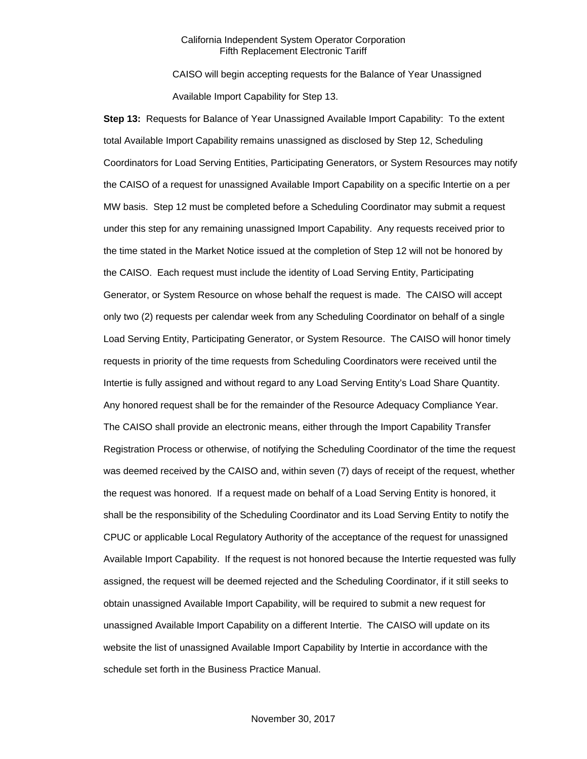CAISO will begin accepting requests for the Balance of Year Unassigned Available Import Capability for Step 13.

**Step 13:** Requests for Balance of Year Unassigned Available Import Capability: To the extent total Available Import Capability remains unassigned as disclosed by Step 12, Scheduling Coordinators for Load Serving Entities, Participating Generators, or System Resources may notify the CAISO of a request for unassigned Available Import Capability on a specific Intertie on a per MW basis. Step 12 must be completed before a Scheduling Coordinator may submit a request under this step for any remaining unassigned Import Capability. Any requests received prior to the time stated in the Market Notice issued at the completion of Step 12 will not be honored by the CAISO. Each request must include the identity of Load Serving Entity, Participating Generator, or System Resource on whose behalf the request is made. The CAISO will accept only two (2) requests per calendar week from any Scheduling Coordinator on behalf of a single Load Serving Entity, Participating Generator, or System Resource. The CAISO will honor timely requests in priority of the time requests from Scheduling Coordinators were received until the Intertie is fully assigned and without regard to any Load Serving Entity's Load Share Quantity. Any honored request shall be for the remainder of the Resource Adequacy Compliance Year. The CAISO shall provide an electronic means, either through the Import Capability Transfer Registration Process or otherwise, of notifying the Scheduling Coordinator of the time the request was deemed received by the CAISO and, within seven (7) days of receipt of the request, whether the request was honored. If a request made on behalf of a Load Serving Entity is honored, it shall be the responsibility of the Scheduling Coordinator and its Load Serving Entity to notify the CPUC or applicable Local Regulatory Authority of the acceptance of the request for unassigned Available Import Capability. If the request is not honored because the Intertie requested was fully assigned, the request will be deemed rejected and the Scheduling Coordinator, if it still seeks to obtain unassigned Available Import Capability, will be required to submit a new request for unassigned Available Import Capability on a different Intertie. The CAISO will update on its website the list of unassigned Available Import Capability by Intertie in accordance with the schedule set forth in the Business Practice Manual.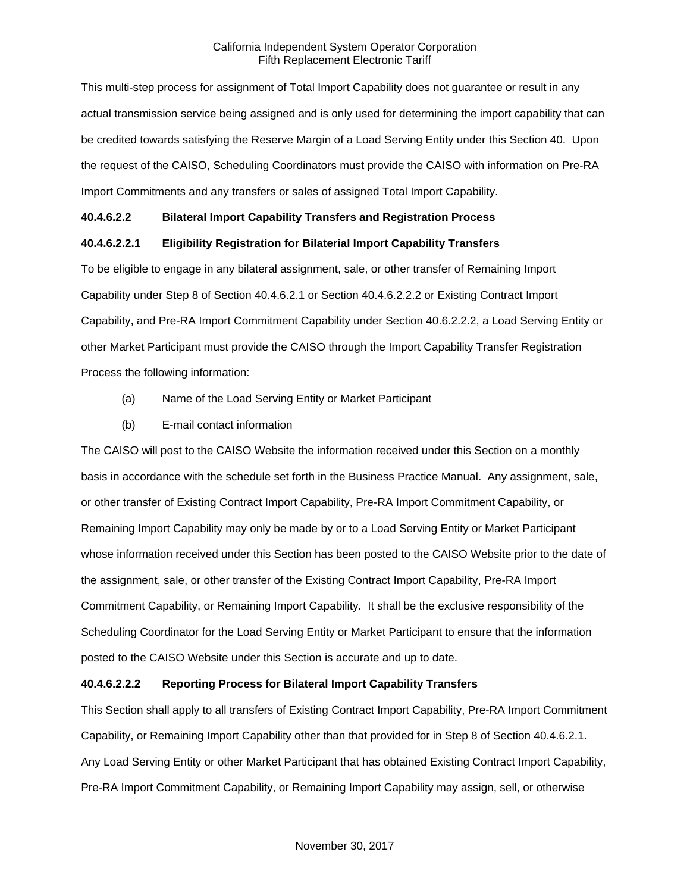This multi-step process for assignment of Total Import Capability does not guarantee or result in any actual transmission service being assigned and is only used for determining the import capability that can be credited towards satisfying the Reserve Margin of a Load Serving Entity under this Section 40. Upon the request of the CAISO, Scheduling Coordinators must provide the CAISO with information on Pre-RA Import Commitments and any transfers or sales of assigned Total Import Capability.

**40.4.6.2.2 Bilateral Import Capability Transfers and Registration Process**

**40.4.6.2.2.1 Eligibility Registration for Bilaterial Import Capability Transfers**

To be eligible to engage in any bilateral assignment, sale, or other transfer of Remaining Import Capability under Step 8 of Section 40.4.6.2.1 or Section 40.4.6.2.2.2 or Existing Contract Import Capability, and Pre-RA Import Commitment Capability under Section 40.6.2.2.2, a Load Serving Entity or other Market Participant must provide the CAISO through the Import Capability Transfer Registration Process the following information:

(a) Name of the Load Serving Entity or Market Participant

(b) E-mail contact information

The CAISO will post to the CAISO Website the information received under this Section on a monthly basis in accordance with the schedule set forth in the Business Practice Manual. Any assignment, sale, or other transfer of Existing Contract Import Capability, Pre-RA Import Commitment Capability, or Remaining Import Capability may only be made by or to a Load Serving Entity or Market Participant whose information received under this Section has been posted to the CAISO Website prior to the date of the assignment, sale, or other transfer of the Existing Contract Import Capability, Pre-RA Import Commitment Capability, or Remaining Import Capability. It shall be the exclusive responsibility of the Scheduling Coordinator for the Load Serving Entity or Market Participant to ensure that the information posted to the CAISO Website under this Section is accurate and up to date.

**40.4.6.2.2.2 Reporting Process for Bilateral Import Capability Transfers**

This Section shall apply to all transfers of Existing Contract Import Capability, Pre-RA Import Commitment Capability, or Remaining Import Capability other than that provided for in Step 8 of Section 40.4.6.2.1. Any Load Serving Entity or other Market Participant that has obtained Existing Contract Import Capability, Pre-RA Import Commitment Capability, or Remaining Import Capability may assign, sell, or otherwise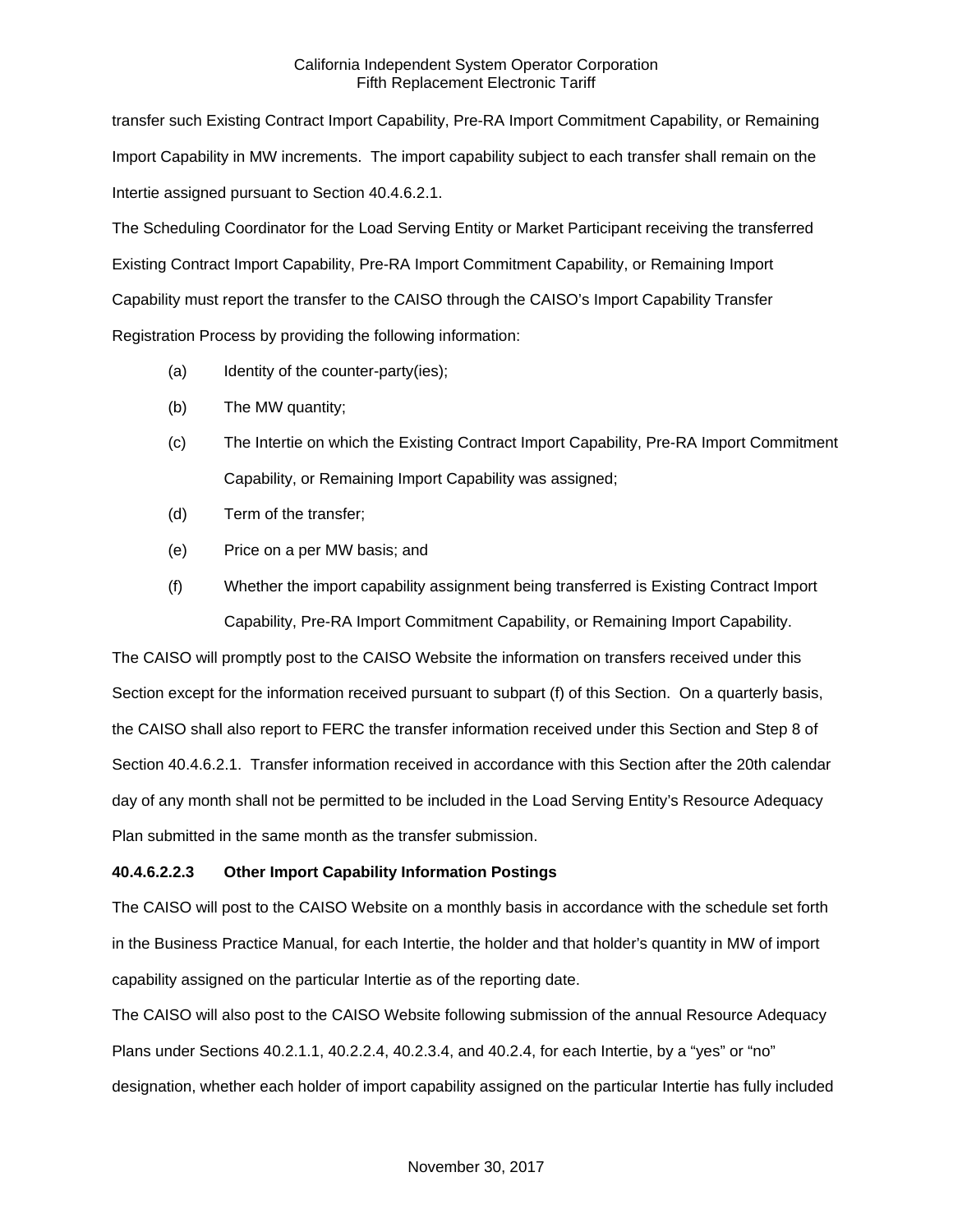transfer such Existing Contract Import Capability, Pre-RA Import Commitment Capability, or Remaining Import Capability in MW increments. The import capability subject to each transfer shall remain on the Intertie assigned pursuant to Section 40.4.6.2.1.

The Scheduling Coordinator for the Load Serving Entity or Market Participant receiving the transferred Existing Contract Import Capability, Pre-RA Import Commitment Capability, or Remaining Import Capability must report the transfer to the CAISO through the CAISO's Import Capability Transfer Registration Process by providing the following information:

(a) Identity of the counter-party(ies);

(b) The MW quantity;

(c) The Intertie on which the Existing Contract Import Capability, Pre-RA Import Commitment Capability, or Remaining Import Capability was assigned;

(d) Term of the transfer;

(e) Price on a per MW basis; and

(f) Whether the import capability assignment being transferred is Existing Contract Import Capability, Pre-RA Import Commitment Capability, or Remaining Import Capability.

The CAISO will promptly post to the CAISO Website the information on transfers received under this Section except for the information received pursuant to subpart (f) of this Section. On a quarterly basis, the CAISO shall also report to FERC the transfer information received under this Section and Step 8 of Section 40.4.6.2.1. Transfer information received in accordance with this Section after the 20th calendar day of any month shall not be permitted to be included in the Load Serving Entity's Resource Adequacy Plan submitted in the same month as the transfer submission.

**40.4.6.2.2.3 Other Import Capability Information Postings**

The CAISO will post to the CAISO Website on a monthly basis in accordance with the schedule set forth in the Business Practice Manual, for each Intertie, the holder and that holder's quantity in MW of import capability assigned on the particular Intertie as of the reporting date.

The CAISO will also post to the CAISO Website following submission of the annual Resource Adequacy Plans under Sections 40.2.1.1, 40.2.2.4, 40.2.3.4, and 40.2.4, for each Intertie, by a "yes" or "no" designation, whether each holder of import capability assigned on the particular Intertie has fully included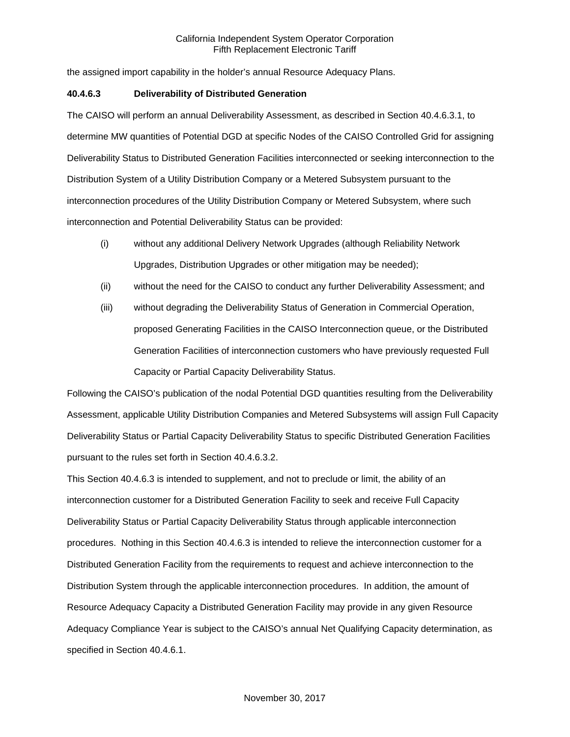the assigned import capability in the holder's annual Resource Adequacy Plans.

**40.4.6.3 Deliverability of Distributed Generation**

The CAISO will perform an annual Deliverability Assessment, as described in Section 40.4.6.3.1, to determine MW quantities of Potential DGD at specific Nodes of the CAISO Controlled Grid for assigning Deliverability Status to Distributed Generation Facilities interconnected or seeking interconnection to the Distribution System of a Utility Distribution Company or a Metered Subsystem pursuant to the interconnection procedures of the Utility Distribution Company or Metered Subsystem, where such interconnection and Potential Deliverability Status can be provided:

(i) without any additional Delivery Network Upgrades (although Reliability Network Upgrades, Distribution Upgrades or other mitigation may be needed);

(ii) without the need for the CAISO to conduct any further Deliverability Assessment; and

(iii) without degrading the Deliverability Status of Generation in Commercial Operation, proposed Generating Facilities in the CAISO Interconnection queue, or the Distributed Generation Facilities of interconnection customers who have previously requested Full Capacity or Partial Capacity Deliverability Status.

Following the CAISO's publication of the nodal Potential DGD quantities resulting from the Deliverability Assessment, applicable Utility Distribution Companies and Metered Subsystems will assign Full Capacity Deliverability Status or Partial Capacity Deliverability Status to specific Distributed Generation Facilities pursuant to the rules set forth in Section 40.4.6.3.2.

This Section 40.4.6.3 is intended to supplement, and not to preclude or limit, the ability of an interconnection customer for a Distributed Generation Facility to seek and receive Full Capacity Deliverability Status or Partial Capacity Deliverability Status through applicable interconnection procedures. Nothing in this Section 40.4.6.3 is intended to relieve the interconnection customer for a Distributed Generation Facility from the requirements to request and achieve interconnection to the Distribution System through the applicable interconnection procedures. In addition, the amount of Resource Adequacy Capacity a Distributed Generation Facility may provide in any given Resource Adequacy Compliance Year is subject to the CAISO's annual Net Qualifying Capacity determination, as specified in Section 40.4.6.1.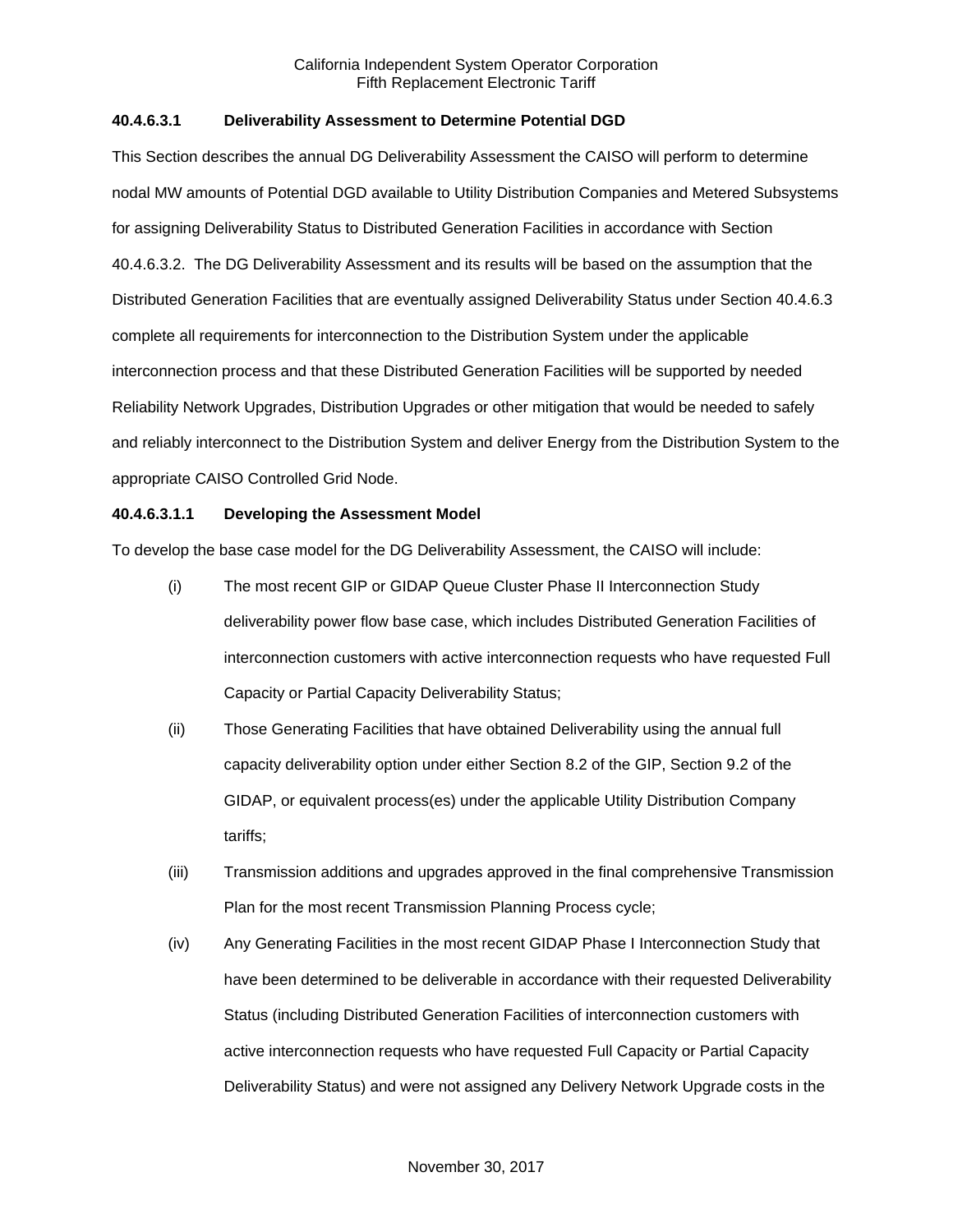**40.4.6.3.1 Deliverability Assessment to Determine Potential DGD**

This Section describes the annual DG Deliverability Assessment the CAISO will perform to determine nodal MW amounts of Potential DGD available to Utility Distribution Companies and Metered Subsystems for assigning Deliverability Status to Distributed Generation Facilities in accordance with Section 40.4.6.3.2. The DG Deliverability Assessment and its results will be based on the assumption that the Distributed Generation Facilities that are eventually assigned Deliverability Status under Section 40.4.6.3 complete all requirements for interconnection to the Distribution System under the applicable interconnection process and that these Distributed Generation Facilities will be supported by needed Reliability Network Upgrades, Distribution Upgrades or other mitigation that would be needed to safely and reliably interconnect to the Distribution System and deliver Energy from the Distribution System to the appropriate CAISO Controlled Grid Node.

**40.4.6.3.1.1 Developing the Assessment Model**

To develop the base case model for the DG Deliverability Assessment, the CAISO will include:

(i) The most recent GIP or GIDAP Queue Cluster Phase II Interconnection Study deliverability power flow base case, which includes Distributed Generation Facilities of interconnection customers with active interconnection requests who have requested Full Capacity or Partial Capacity Deliverability Status;

(ii) Those Generating Facilities that have obtained Deliverability using the annual full capacity deliverability option under either Section 8.2 of the GIP, Section 9.2 of the GIDAP, or equivalent process(es) under the applicable Utility Distribution Company tariffs;

(iii) Transmission additions and upgrades approved in the final comprehensive Transmission Plan for the most recent Transmission Planning Process cycle;

(iv) Any Generating Facilities in the most recent GIDAP Phase I Interconnection Study that have been determined to be deliverable in accordance with their requested Deliverability Status (including Distributed Generation Facilities of interconnection customers with active interconnection requests who have requested Full Capacity or Partial Capacity Deliverability Status) and were not assigned any Delivery Network Upgrade costs in the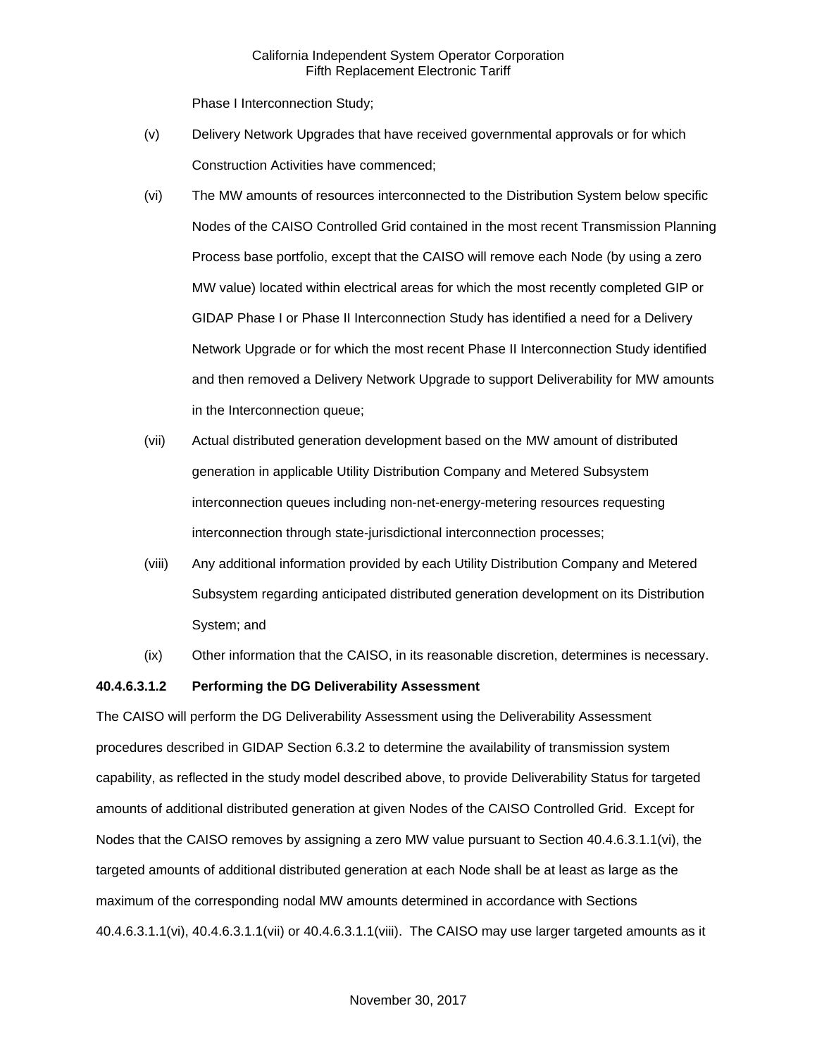Phase I Interconnection Study;

(v) Delivery Network Upgrades that have received governmental approvals or for which Construction Activities have commenced;

(vi) The MW amounts of resources interconnected to the Distribution System below specific Nodes of the CAISO Controlled Grid contained in the most recent Transmission Planning Process base portfolio, except that the CAISO will remove each Node (by using a zero MW value) located within electrical areas for which the most recently completed GIP or GIDAP Phase I or Phase II Interconnection Study has identified a need for a Delivery Network Upgrade or for which the most recent Phase II Interconnection Study identified and then removed a Delivery Network Upgrade to support Deliverability for MW amounts in the Interconnection queue;

(vii) Actual distributed generation development based on the MW amount of distributed generation in applicable Utility Distribution Company and Metered Subsystem interconnection queues including non-net-energy-metering resources requesting interconnection through state-jurisdictional interconnection processes;

(viii) Any additional information provided by each Utility Distribution Company and Metered Subsystem regarding anticipated distributed generation development on its Distribution System; and

(ix) Other information that the CAISO, in its reasonable discretion, determines is necessary.

**40.4.6.3.1.2 Performing the DG Deliverability Assessment**

The CAISO will perform the DG Deliverability Assessment using the Deliverability Assessment procedures described in GIDAP Section 6.3.2 to determine the availability of transmission system capability, as reflected in the study model described above, to provide Deliverability Status for targeted amounts of additional distributed generation at given Nodes of the CAISO Controlled Grid. Except for Nodes that the CAISO removes by assigning a zero MW value pursuant to Section 40.4.6.3.1.1(vi), the targeted amounts of additional distributed generation at each Node shall be at least as large as the maximum of the corresponding nodal MW amounts determined in accordance with Sections 40.4.6.3.1.1(vi), 40.4.6.3.1.1(vii) or 40.4.6.3.1.1(viii). The CAISO may use larger targeted amounts as it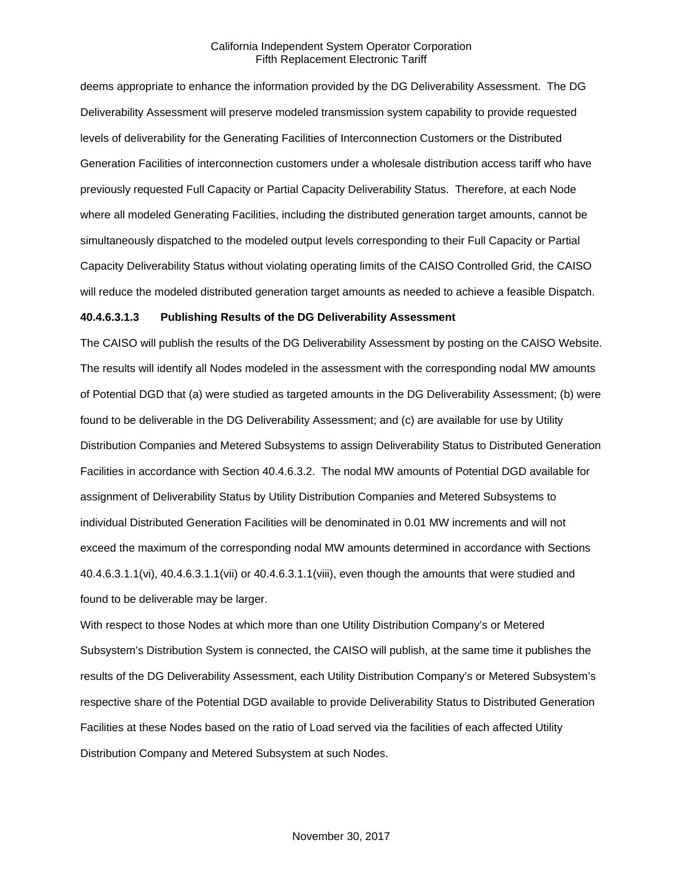deems appropriate to enhance the information provided by the DG Deliverability Assessment. The DG Deliverability Assessment will preserve modeled transmission system capability to provide requested levels of deliverability for the Generating Facilities of Interconnection Customers or the Distributed Generation Facilities of interconnection customers under a wholesale distribution access tariff who have previously requested Full Capacity or Partial Capacity Deliverability Status. Therefore, at each Node where all modeled Generating Facilities, including the distributed generation target amounts, cannot be simultaneously dispatched to the modeled output levels corresponding to their Full Capacity or Partial Capacity Deliverability Status without violating operating limits of the CAISO Controlled Grid, the CAISO will reduce the modeled distributed generation target amounts as needed to achieve a feasible Dispatch.

**40.4.6.3.1.3 Publishing Results of the DG Deliverability Assessment**

The CAISO will publish the results of the DG Deliverability Assessment by posting on the CAISO Website. The results will identify all Nodes modeled in the assessment with the corresponding nodal MW amounts of Potential DGD that (a) were studied as targeted amounts in the DG Deliverability Assessment; (b) were found to be deliverable in the DG Deliverability Assessment; and (c) are available for use by Utility Distribution Companies and Metered Subsystems to assign Deliverability Status to Distributed Generation Facilities in accordance with Section 40.4.6.3.2. The nodal MW amounts of Potential DGD available for assignment of Deliverability Status by Utility Distribution Companies and Metered Subsystems to individual Distributed Generation Facilities will be denominated in 0.01 MW increments and will not exceed the maximum of the corresponding nodal MW amounts determined in accordance with Sections 40.4.6.3.1.1(vi), 40.4.6.3.1.1(vii) or 40.4.6.3.1.1(viii), even though the amounts that were studied and found to be deliverable may be larger.

With respect to those Nodes at which more than one Utility Distribution Company's or Metered Subsystem's Distribution System is connected, the CAISO will publish, at the same time it publishes the results of the DG Deliverability Assessment, each Utility Distribution Company's or Metered Subsystem's respective share of the Potential DGD available to provide Deliverability Status to Distributed Generation Facilities at these Nodes based on the ratio of Load served via the facilities of each affected Utility Distribution Company and Metered Subsystem at such Nodes.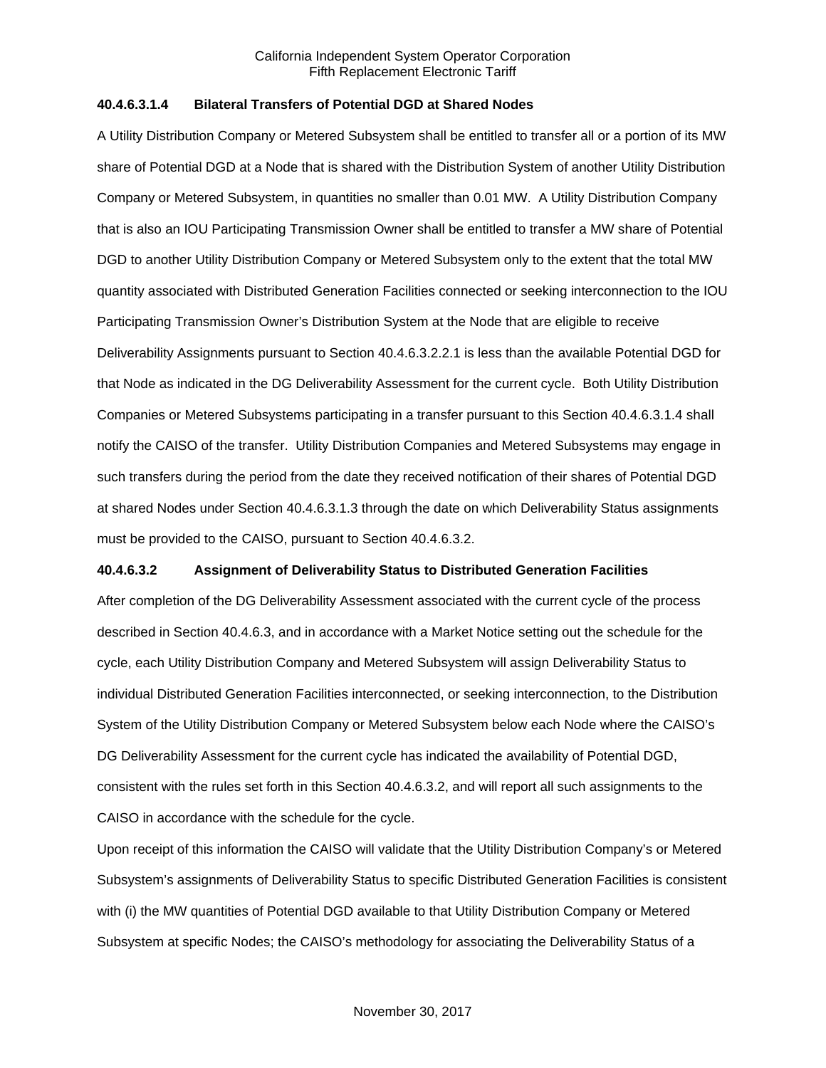#### 40.4.6.3.1.4 Bilateral Transfers of Potential DGD at Shared Nodes

A Utility Distribution Company or Metered Subsystem shall be entitled to transfer all or a portion of its MW share of Potential DGD at a Node that is shared with the Distribution System of another Utility Distribution Company or Metered Subsystem, in quantities no smaller than 0.01 MW. A Utility Distribution Company that is also an IOU Participating Transmission Owner shall be entitled to transfer a MW share of Potential DGD to another Utility Distribution Company or Metered Subsystem only to the extent that the total MW quantity associated with Distributed Generation Facilities connected or seeking interconnection to the IOU Participating Transmission Owner's Distribution System at the Node that are eligible to receive Deliverability Assignments pursuant to Section 40.4.6.3.2.2.1 is less than the available Potential DGD for that Node as indicated in the DG Deliverability Assessment for the current cycle. Both Utility Distribution Companies or Metered Subsystems participating in a transfer pursuant to this Section 40.4.6.3.1.4 shall notify the CAISO of the transfer. Utility Distribution Companies and Metered Subsystems may engage in such transfers during the period from the date they received notification of their shares of Potential DGD at shared Nodes under Section 40.4.6.3.1.3 through the date on which Deliverability Status assignments must be provided to the CAISO, pursuant to Section 40.4.6.3.2.

#### 40.4.6.3.2 Assignment of Deliverability Status to Distributed Generation Facilities

After completion of the DG Deliverability Assessment associated with the current cycle of the process described in Section 40.4.6.3, and in accordance with a Market Notice setting out the schedule for the cycle, each Utility Distribution Company and Metered Subsystem will assign Deliverability Status to individual Distributed Generation Facilities interconnected, or seeking interconnection, to the Distribution System of the Utility Distribution Company or Metered Subsystem below each Node where the CAISO's DG Deliverability Assessment for the current cycle has indicated the availability of Potential DGD, consistent with the rules set forth in this Section 40.4.6.3.2, and will report all such assignments to the CAISO in accordance with the schedule for the cycle.

Upon receipt of this information the CAISO will validate that the Utility Distribution Company's or Metered Subsystem's assignments of Deliverability Status to specific Distributed Generation Facilities is consistent with (i) the MW quantities of Potential DGD available to that Utility Distribution Company or Metered Subsystem at specific Nodes; the CAISO's methodology for associating the Deliverability Status of a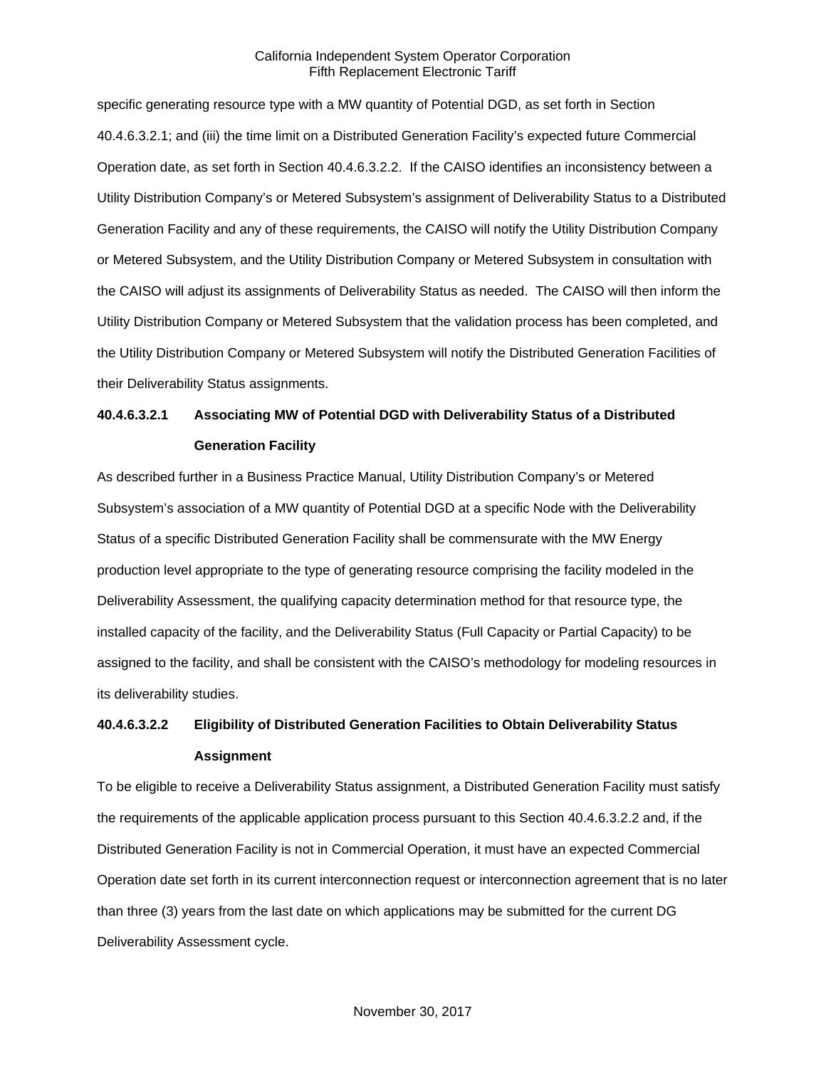specific generating resource type with a MW quantity of Potential DGD, as set forth in Section 40.4.6.3.2.1; and (iii) the time limit on a Distributed Generation Facility's expected future Commercial Operation date, as set forth in Section 40.4.6.3.2.2. If the CAISO identifies an inconsistency between a Utility Distribution Company's or Metered Subsystem's assignment of Deliverability Status to a Distributed Generation Facility and any of these requirements, the CAISO will notify the Utility Distribution Company or Metered Subsystem, and the Utility Distribution Company or Metered Subsystem in consultation with the CAISO will adjust its assignments of Deliverability Status as needed. The CAISO will then inform the Utility Distribution Company or Metered Subsystem that the validation process has been completed, and the Utility Distribution Company or Metered Subsystem will notify the Distributed Generation Facilities of their Deliverability Status assignments.

**40.4.6.3.2.1 Associating MW of Potential DGD with Deliverability Status of a Distributed Generation Facility**

As described further in a Business Practice Manual, Utility Distribution Company's or Metered Subsystem's association of a MW quantity of Potential DGD at a specific Node with the Deliverability Status of a specific Distributed Generation Facility shall be commensurate with the MW Energy production level appropriate to the type of generating resource comprising the facility modeled in the Deliverability Assessment, the qualifying capacity determination method for that resource type, the installed capacity of the facility, and the Deliverability Status (Full Capacity or Partial Capacity) to be assigned to the facility, and shall be consistent with the CAISO's methodology for modeling resources in its deliverability studies.

**40.4.6.3.2.2 Eligibility of Distributed Generation Facilities to Obtain Deliverability Status Assignment**

To be eligible to receive a Deliverability Status assignment, a Distributed Generation Facility must satisfy the requirements of the applicable application process pursuant to this Section 40.4.6.3.2.2 and, if the Distributed Generation Facility is not in Commercial Operation, it must have an expected Commercial Operation date set forth in its current interconnection request or interconnection agreement that is no later than three (3) years from the last date on which applications may be submitted for the current DG Deliverability Assessment cycle.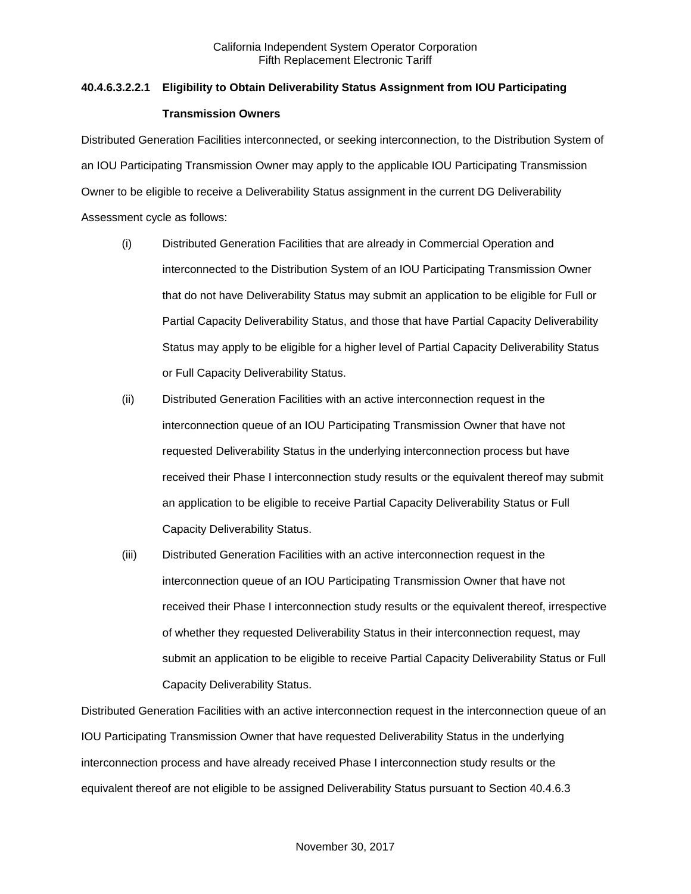#### 40.4.6.3.2.2.1 Eligibility to Obtain Deliverability Status Assignment from IOU Participating Transmission Owners

Distributed Generation Facilities interconnected, or seeking interconnection, to the Distribution System of an IOU Participating Transmission Owner may apply to the applicable IOU Participating Transmission Owner to be eligible to receive a Deliverability Status assignment in the current DG Deliverability Assessment cycle as follows:

(i) Distributed Generation Facilities that are already in Commercial Operation and interconnected to the Distribution System of an IOU Participating Transmission Owner that do not have Deliverability Status may submit an application to be eligible for Full or Partial Capacity Deliverability Status, and those that have Partial Capacity Deliverability Status may apply to be eligible for a higher level of Partial Capacity Deliverability Status or Full Capacity Deliverability Status.

(ii) Distributed Generation Facilities with an active interconnection request in the interconnection queue of an IOU Participating Transmission Owner that have not requested Deliverability Status in the underlying interconnection process but have received their Phase I interconnection study results or the equivalent thereof may submit an application to be eligible to receive Partial Capacity Deliverability Status or Full Capacity Deliverability Status.

(iii) Distributed Generation Facilities with an active interconnection request in the interconnection queue of an IOU Participating Transmission Owner that have not received their Phase I interconnection study results or the equivalent thereof, irrespective of whether they requested Deliverability Status in their interconnection request, may submit an application to be eligible to receive Partial Capacity Deliverability Status or Full Capacity Deliverability Status.

Distributed Generation Facilities with an active interconnection request in the interconnection queue of an IOU Participating Transmission Owner that have requested Deliverability Status in the underlying interconnection process and have already received Phase I interconnection study results or the equivalent thereof are not eligible to be assigned Deliverability Status pursuant to Section 40.4.6.3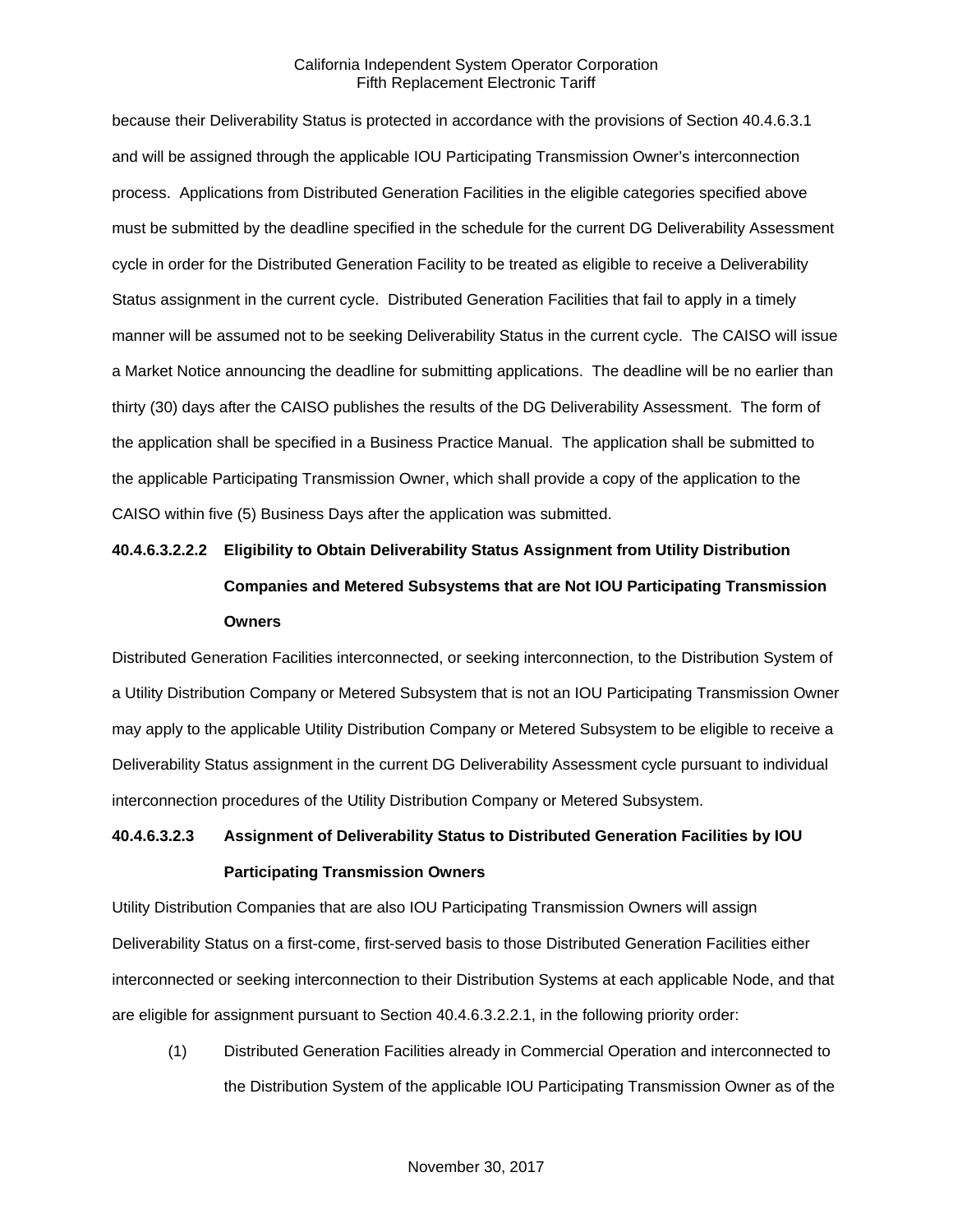because their Deliverability Status is protected in accordance with the provisions of Section 40.4.6.3.1 and will be assigned through the applicable IOU Participating Transmission Owner's interconnection process. Applications from Distributed Generation Facilities in the eligible categories specified above must be submitted by the deadline specified in the schedule for the current DG Deliverability Assessment cycle in order for the Distributed Generation Facility to be treated as eligible to receive a Deliverability Status assignment in the current cycle. Distributed Generation Facilities that fail to apply in a timely manner will be assumed not to be seeking Deliverability Status in the current cycle. The CAISO will issue a Market Notice announcing the deadline for submitting applications. The deadline will be no earlier than thirty (30) days after the CAISO publishes the results of the DG Deliverability Assessment. The form of the application shall be specified in a Business Practice Manual. The application shall be submitted to the applicable Participating Transmission Owner, which shall provide a copy of the application to the CAISO within five (5) Business Days after the application was submitted.

**40.4.6.3.2.2.2 Eligibility to Obtain Deliverability Status Assignment from Utility Distribution Companies and Metered Subsystems that are Not IOU Participating Transmission Owners**

Distributed Generation Facilities interconnected, or seeking interconnection, to the Distribution System of a Utility Distribution Company or Metered Subsystem that is not an IOU Participating Transmission Owner may apply to the applicable Utility Distribution Company or Metered Subsystem to be eligible to receive a Deliverability Status assignment in the current DG Deliverability Assessment cycle pursuant to individual interconnection procedures of the Utility Distribution Company or Metered Subsystem.

**40.4.6.3.2.3 Assignment of Deliverability Status to Distributed Generation Facilities by IOU Participating Transmission Owners**

Utility Distribution Companies that are also IOU Participating Transmission Owners will assign Deliverability Status on a first-come, first-served basis to those Distributed Generation Facilities either interconnected or seeking interconnection to their Distribution Systems at each applicable Node, and that are eligible for assignment pursuant to Section 40.4.6.3.2.2.1, in the following priority order:

(1) Distributed Generation Facilities already in Commercial Operation and interconnected to the Distribution System of the applicable IOU Participating Transmission Owner as of the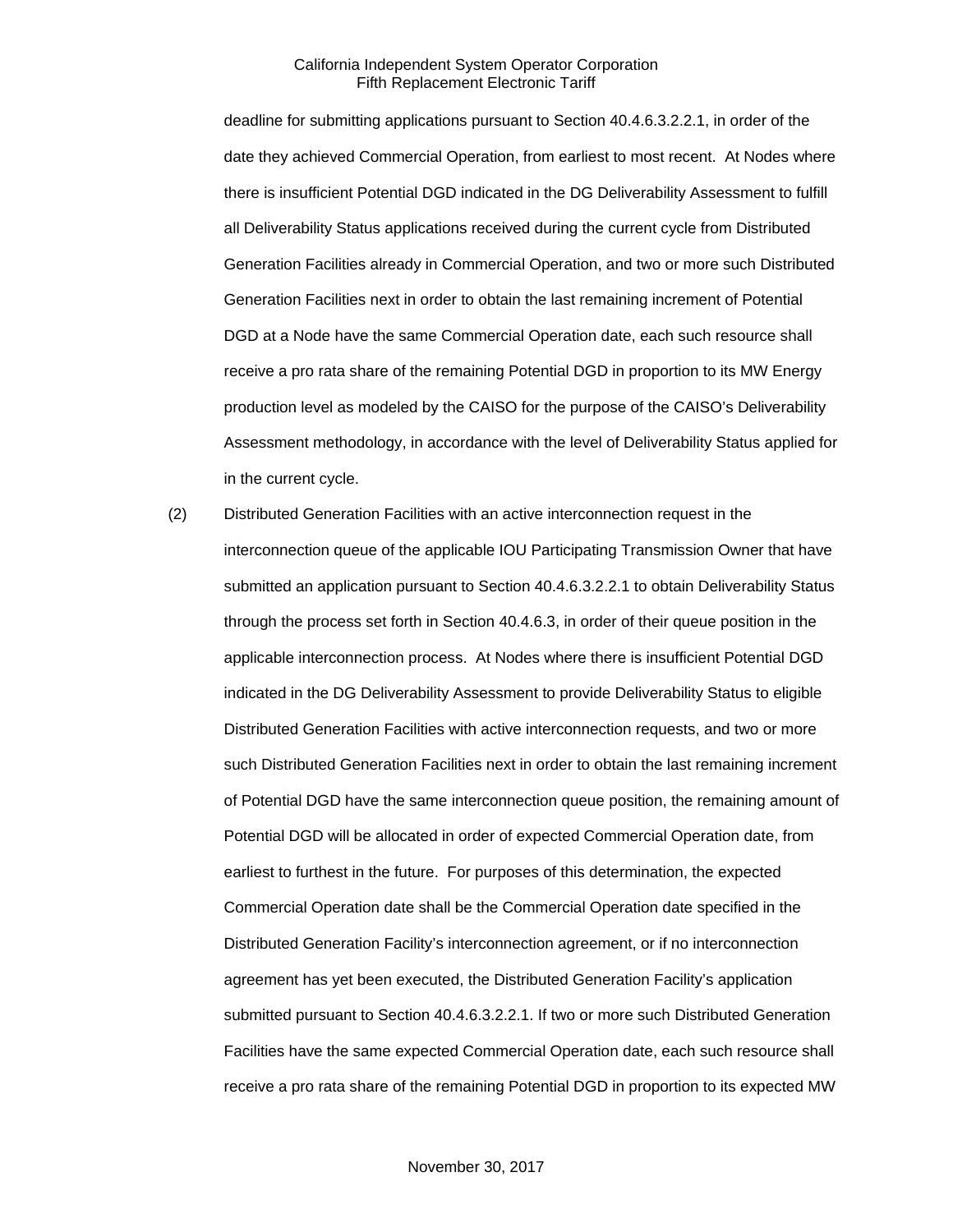deadline for submitting applications pursuant to Section 40.4.6.3.2.2.1, in order of the date they achieved Commercial Operation, from earliest to most recent. At Nodes where there is insufficient Potential DGD indicated in the DG Deliverability Assessment to fulfill all Deliverability Status applications received during the current cycle from Distributed Generation Facilities already in Commercial Operation, and two or more such Distributed Generation Facilities next in order to obtain the last remaining increment of Potential DGD at a Node have the same Commercial Operation date, each such resource shall receive a pro rata share of the remaining Potential DGD in proportion to its MW Energy production level as modeled by the CAISO for the purpose of the CAISO's Deliverability Assessment methodology, in accordance with the level of Deliverability Status applied for in the current cycle.

(2) Distributed Generation Facilities with an active interconnection request in the interconnection queue of the applicable IOU Participating Transmission Owner that have submitted an application pursuant to Section 40.4.6.3.2.2.1 to obtain Deliverability Status through the process set forth in Section 40.4.6.3, in order of their queue position in the applicable interconnection process. At Nodes where there is insufficient Potential DGD indicated in the DG Deliverability Assessment to provide Deliverability Status to eligible Distributed Generation Facilities with active interconnection requests, and two or more such Distributed Generation Facilities next in order to obtain the last remaining increment of Potential DGD have the same interconnection queue position, the remaining amount of Potential DGD will be allocated in order of expected Commercial Operation date, from earliest to furthest in the future. For purposes of this determination, the expected Commercial Operation date shall be the Commercial Operation date specified in the Distributed Generation Facility's interconnection agreement, or if no interconnection agreement has yet been executed, the Distributed Generation Facility's application submitted pursuant to Section 40.4.6.3.2.2.1. If two or more such Distributed Generation Facilities have the same expected Commercial Operation date, each such resource shall receive a pro rata share of the remaining Potential DGD in proportion to its expected MW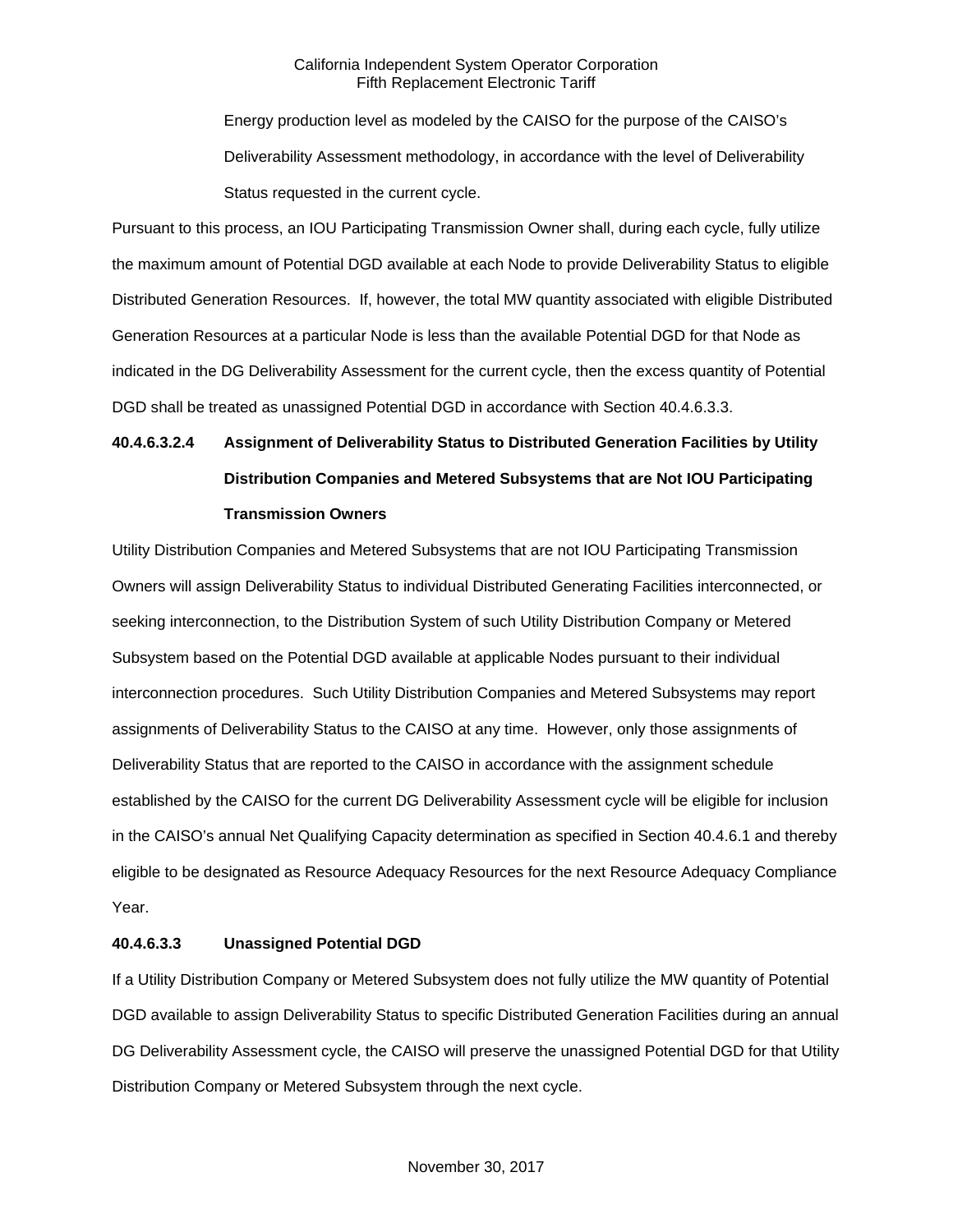Energy production level as modeled by the CAISO for the purpose of the CAISO's Deliverability Assessment methodology, in accordance with the level of Deliverability Status requested in the current cycle.

Pursuant to this process, an IOU Participating Transmission Owner shall, during each cycle, fully utilize the maximum amount of Potential DGD available at each Node to provide Deliverability Status to eligible Distributed Generation Resources. If, however, the total MW quantity associated with eligible Distributed Generation Resources at a particular Node is less than the available Potential DGD for that Node as indicated in the DG Deliverability Assessment for the current cycle, then the excess quantity of Potential DGD shall be treated as unassigned Potential DGD in accordance with Section 40.4.6.3.3.

**40.4.6.3.2.4 Assignment of Deliverability Status to Distributed Generation Facilities by Utility Distribution Companies and Metered Subsystems that are Not IOU Participating Transmission Owners**

Utility Distribution Companies and Metered Subsystems that are not IOU Participating Transmission Owners will assign Deliverability Status to individual Distributed Generating Facilities interconnected, or seeking interconnection, to the Distribution System of such Utility Distribution Company or Metered Subsystem based on the Potential DGD available at applicable Nodes pursuant to their individual interconnection procedures. Such Utility Distribution Companies and Metered Subsystems may report assignments of Deliverability Status to the CAISO at any time. However, only those assignments of Deliverability Status that are reported to the CAISO in accordance with the assignment schedule established by the CAISO for the current DG Deliverability Assessment cycle will be eligible for inclusion in the CAISO's annual Net Qualifying Capacity determination as specified in Section 40.4.6.1 and thereby eligible to be designated as Resource Adequacy Resources for the next Resource Adequacy Compliance Year.

**40.4.6.3.3 Unassigned Potential DGD**

If a Utility Distribution Company or Metered Subsystem does not fully utilize the MW quantity of Potential DGD available to assign Deliverability Status to specific Distributed Generation Facilities during an annual DG Deliverability Assessment cycle, the CAISO will preserve the unassigned Potential DGD for that Utility Distribution Company or Metered Subsystem through the next cycle.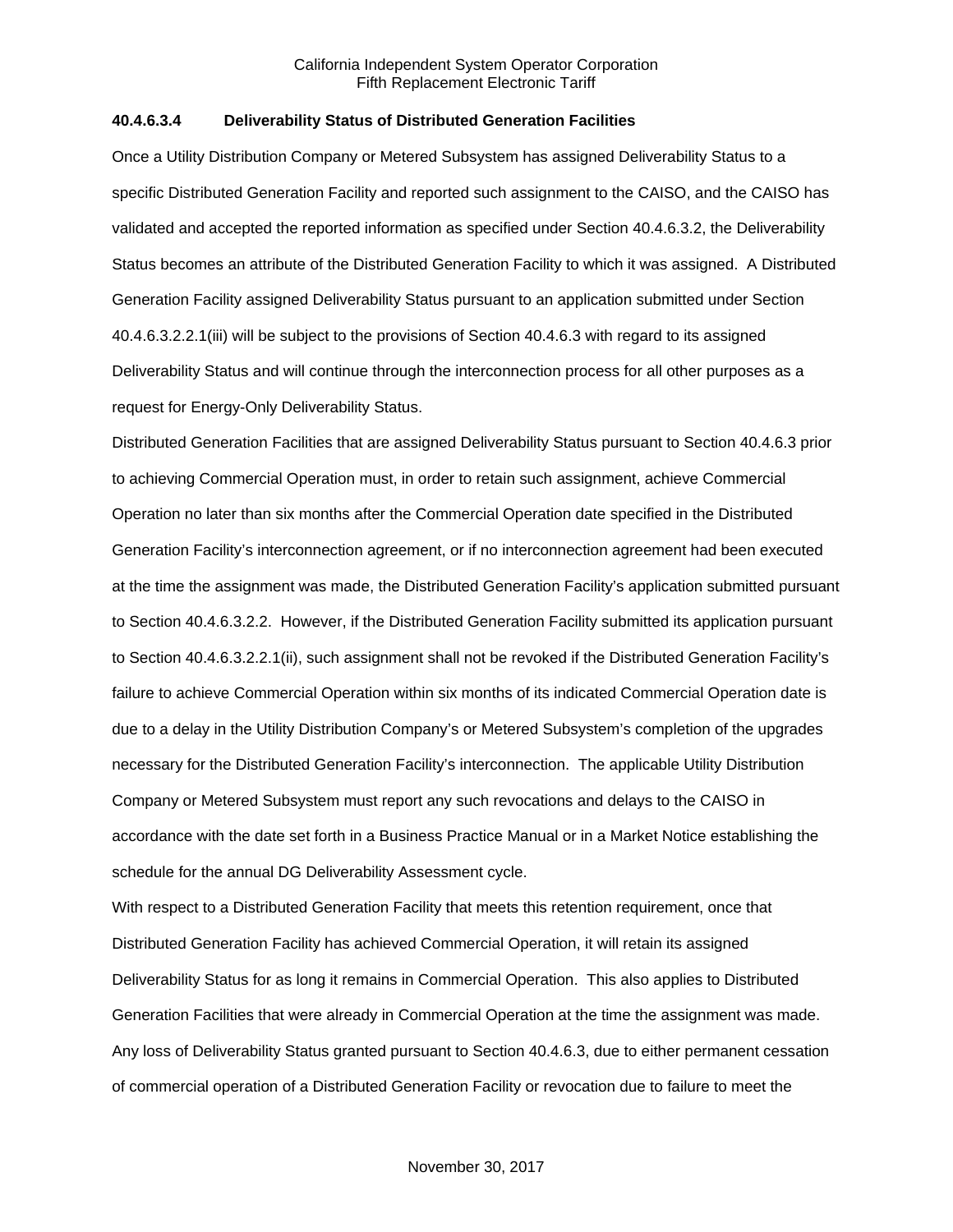#### 40.4.6.3.4 Deliverability Status of Distributed Generation Facilities

Once a Utility Distribution Company or Metered Subsystem has assigned Deliverability Status to a specific Distributed Generation Facility and reported such assignment to the CAISO, and the CAISO has validated and accepted the reported information as specified under Section 40.4.6.3.2, the Deliverability Status becomes an attribute of the Distributed Generation Facility to which it was assigned. A Distributed Generation Facility assigned Deliverability Status pursuant to an application submitted under Section 40.4.6.3.2.2.1(iii) will be subject to the provisions of Section 40.4.6.3 with regard to its assigned Deliverability Status and will continue through the interconnection process for all other purposes as a request for Energy-Only Deliverability Status.

Distributed Generation Facilities that are assigned Deliverability Status pursuant to Section 40.4.6.3 prior to achieving Commercial Operation must, in order to retain such assignment, achieve Commercial Operation no later than six months after the Commercial Operation date specified in the Distributed Generation Facility's interconnection agreement, or if no interconnection agreement had been executed at the time the assignment was made, the Distributed Generation Facility's application submitted pursuant to Section 40.4.6.3.2.2. However, if the Distributed Generation Facility submitted its application pursuant to Section 40.4.6.3.2.2.1(ii), such assignment shall not be revoked if the Distributed Generation Facility's failure to achieve Commercial Operation within six months of its indicated Commercial Operation date is due to a delay in the Utility Distribution Company's or Metered Subsystem's completion of the upgrades necessary for the Distributed Generation Facility's interconnection. The applicable Utility Distribution Company or Metered Subsystem must report any such revocations and delays to the CAISO in accordance with the date set forth in a Business Practice Manual or in a Market Notice establishing the schedule for the annual DG Deliverability Assessment cycle.

With respect to a Distributed Generation Facility that meets this retention requirement, once that Distributed Generation Facility has achieved Commercial Operation, it will retain its assigned Deliverability Status for as long it remains in Commercial Operation. This also applies to Distributed Generation Facilities that were already in Commercial Operation at the time the assignment was made. Any loss of Deliverability Status granted pursuant to Section 40.4.6.3, due to either permanent cessation of commercial operation of a Distributed Generation Facility or revocation due to failure to meet the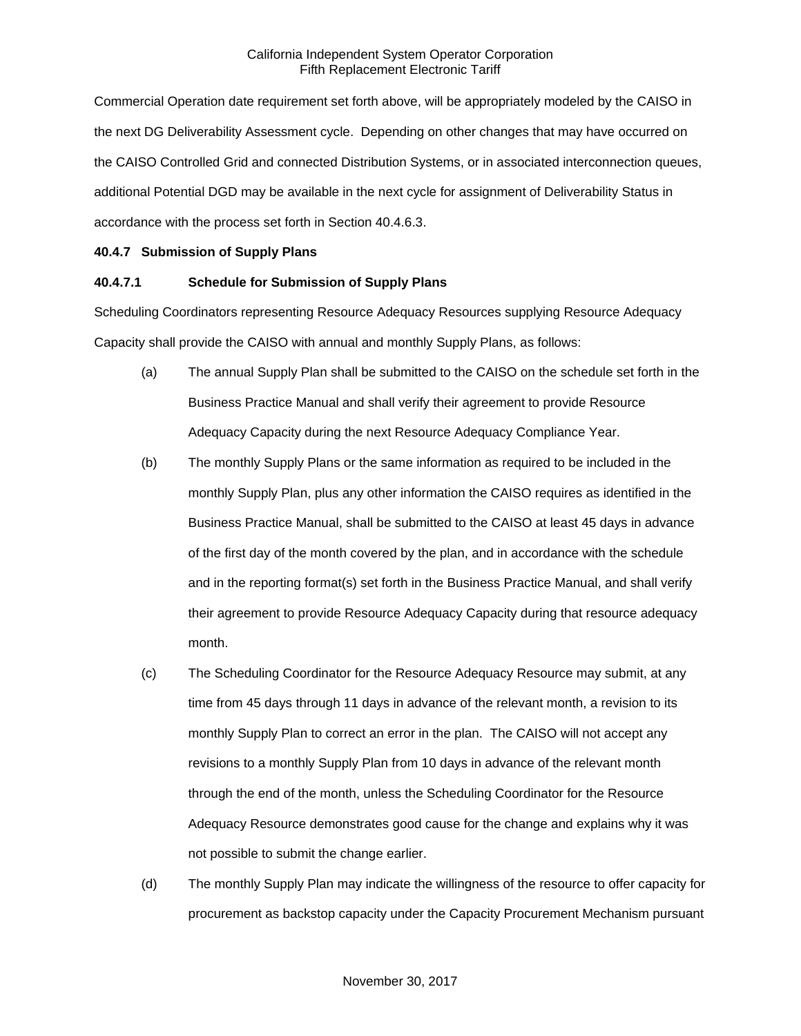Commercial Operation date requirement set forth above, will be appropriately modeled by the CAISO in the next DG Deliverability Assessment cycle. Depending on other changes that may have occurred on the CAISO Controlled Grid and connected Distribution Systems, or in associated interconnection queues, additional Potential DGD may be available in the next cycle for assignment of Deliverability Status in accordance with the process set forth in Section 40.4.6.3.

**40.4.7 Submission of Supply Plans**

**40.4.7.1 Schedule for Submission of Supply Plans**

Scheduling Coordinators representing Resource Adequacy Resources supplying Resource Adequacy Capacity shall provide the CAISO with annual and monthly Supply Plans, as follows:

(a) The annual Supply Plan shall be submitted to the CAISO on the schedule set forth in the Business Practice Manual and shall verify their agreement to provide Resource Adequacy Capacity during the next Resource Adequacy Compliance Year.

(b) The monthly Supply Plans or the same information as required to be included in the monthly Supply Plan, plus any other information the CAISO requires as identified in the Business Practice Manual, shall be submitted to the CAISO at least 45 days in advance of the first day of the month covered by the plan, and in accordance with the schedule and in the reporting format(s) set forth in the Business Practice Manual, and shall verify their agreement to provide Resource Adequacy Capacity during that resource adequacy month.

(c) The Scheduling Coordinator for the Resource Adequacy Resource may submit, at any time from 45 days through 11 days in advance of the relevant month, a revision to its monthly Supply Plan to correct an error in the plan. The CAISO will not accept any revisions to a monthly Supply Plan from 10 days in advance of the relevant month through the end of the month, unless the Scheduling Coordinator for the Resource Adequacy Resource demonstrates good cause for the change and explains why it was not possible to submit the change earlier.

(d) The monthly Supply Plan may indicate the willingness of the resource to offer capacity for procurement as backstop capacity under the Capacity Procurement Mechanism pursuant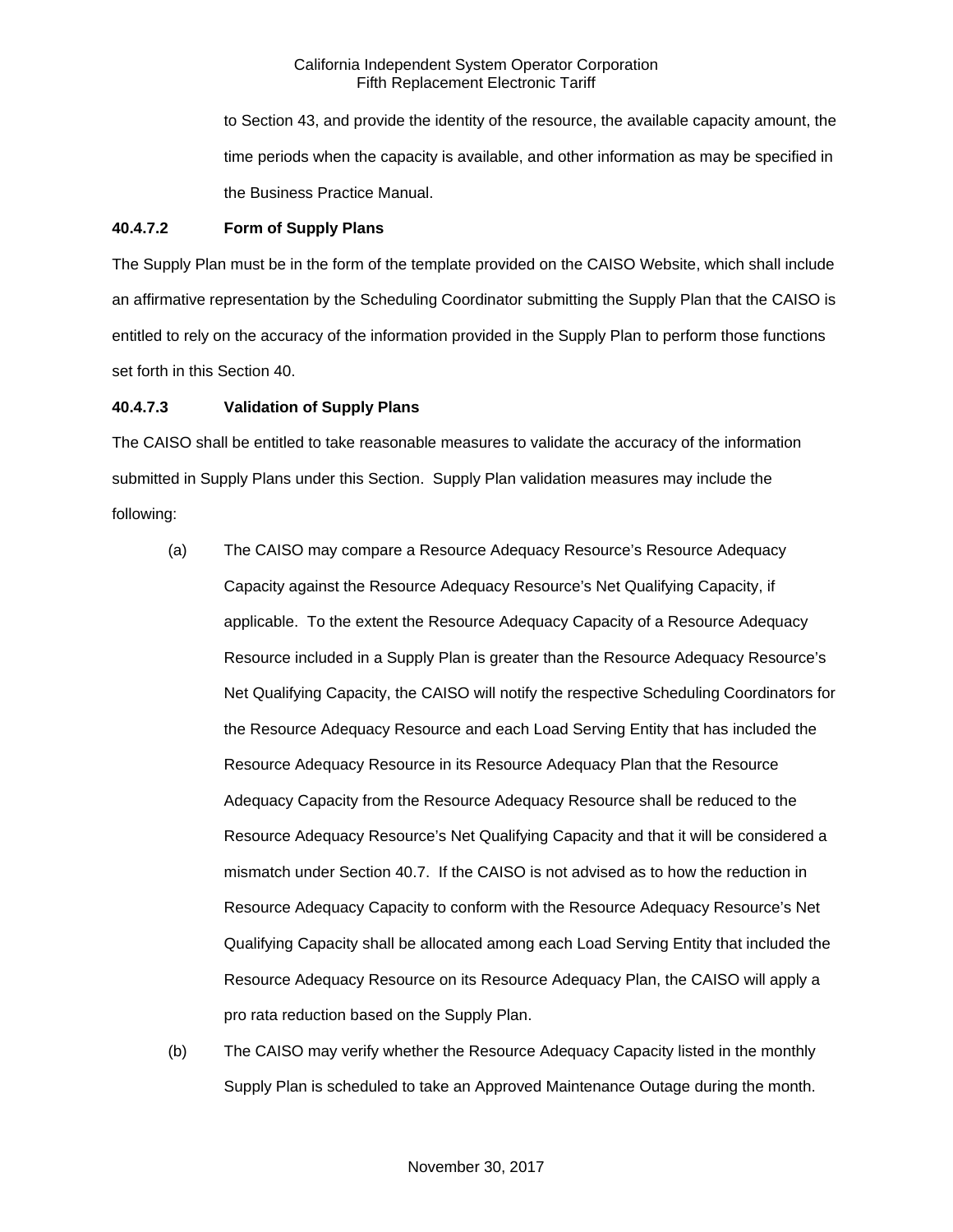to Section 43, and provide the identity of the resource, the available capacity amount, the time periods when the capacity is available, and other information as may be specified in the Business Practice Manual.

#### 40.4.7.2 Form of Supply Plans

The Supply Plan must be in the form of the template provided on the CAISO Website, which shall include an affirmative representation by the Scheduling Coordinator submitting the Supply Plan that the CAISO is entitled to rely on the accuracy of the information provided in the Supply Plan to perform those functions set forth in this Section 40.

#### 40.4.7.3 Validation of Supply Plans

The CAISO shall be entitled to take reasonable measures to validate the accuracy of the information submitted in Supply Plans under this Section. Supply Plan validation measures may include the following:

(a) The CAISO may compare a Resource Adequacy Resource's Resource Adequacy Capacity against the Resource Adequacy Resource's Net Qualifying Capacity, if applicable. To the extent the Resource Adequacy Capacity of a Resource Adequacy Resource included in a Supply Plan is greater than the Resource Adequacy Resource's Net Qualifying Capacity, the CAISO will notify the respective Scheduling Coordinators for the Resource Adequacy Resource and each Load Serving Entity that has included the Resource Adequacy Resource in its Resource Adequacy Plan that the Resource Adequacy Capacity from the Resource Adequacy Resource shall be reduced to the Resource Adequacy Resource's Net Qualifying Capacity and that it will be considered a mismatch under Section 40.7. If the CAISO is not advised as to how the reduction in Resource Adequacy Capacity to conform with the Resource Adequacy Resource's Net Qualifying Capacity shall be allocated among each Load Serving Entity that included the Resource Adequacy Resource on its Resource Adequacy Plan, the CAISO will apply a pro rata reduction based on the Supply Plan.

(b) The CAISO may verify whether the Resource Adequacy Capacity listed in the monthly Supply Plan is scheduled to take an Approved Maintenance Outage during the month.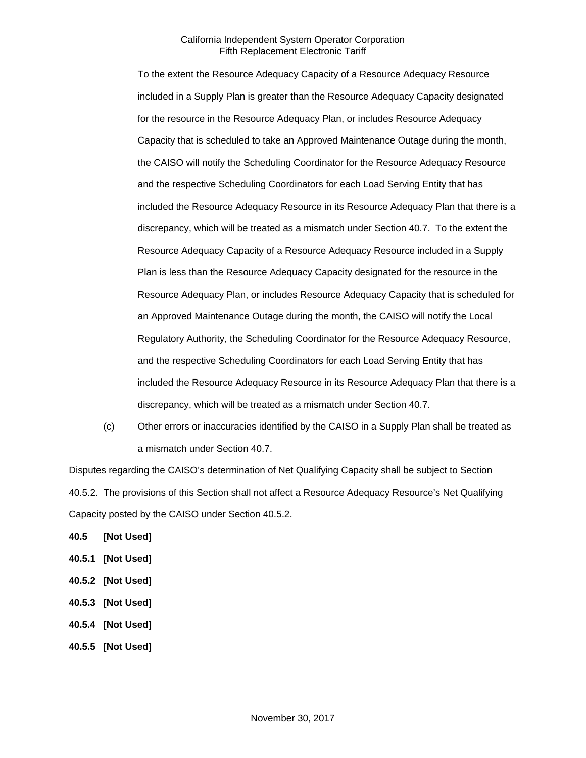To the extent the Resource Adequacy Capacity of a Resource Adequacy Resource included in a Supply Plan is greater than the Resource Adequacy Capacity designated for the resource in the Resource Adequacy Plan, or includes Resource Adequacy Capacity that is scheduled to take an Approved Maintenance Outage during the month, the CAISO will notify the Scheduling Coordinator for the Resource Adequacy Resource and the respective Scheduling Coordinators for each Load Serving Entity that has included the Resource Adequacy Resource in its Resource Adequacy Plan that there is a discrepancy, which will be treated as a mismatch under Section 40.7. To the extent the Resource Adequacy Capacity of a Resource Adequacy Resource included in a Supply Plan is less than the Resource Adequacy Capacity designated for the resource in the Resource Adequacy Plan, or includes Resource Adequacy Capacity that is scheduled for an Approved Maintenance Outage during the month, the CAISO will notify the Local Regulatory Authority, the Scheduling Coordinator for the Resource Adequacy Resource, and the respective Scheduling Coordinators for each Load Serving Entity that has included the Resource Adequacy Resource in its Resource Adequacy Plan that there is a discrepancy, which will be treated as a mismatch under Section 40.7.

(c) Other errors or inaccuracies identified by the CAISO in a Supply Plan shall be treated as a mismatch under Section 40.7.

Disputes regarding the CAISO's determination of Net Qualifying Capacity shall be subject to Section 40.5.2. The provisions of this Section shall not affect a Resource Adequacy Resource's Net Qualifying Capacity posted by the CAISO under Section 40.5.2.

**40.5 [Not Used]**

**40.5.1 [Not Used]**

**40.5.2 [Not Used]**

**40.5.3 [Not Used]**

**40.5.4 [Not Used]**

**40.5.5 [Not Used]**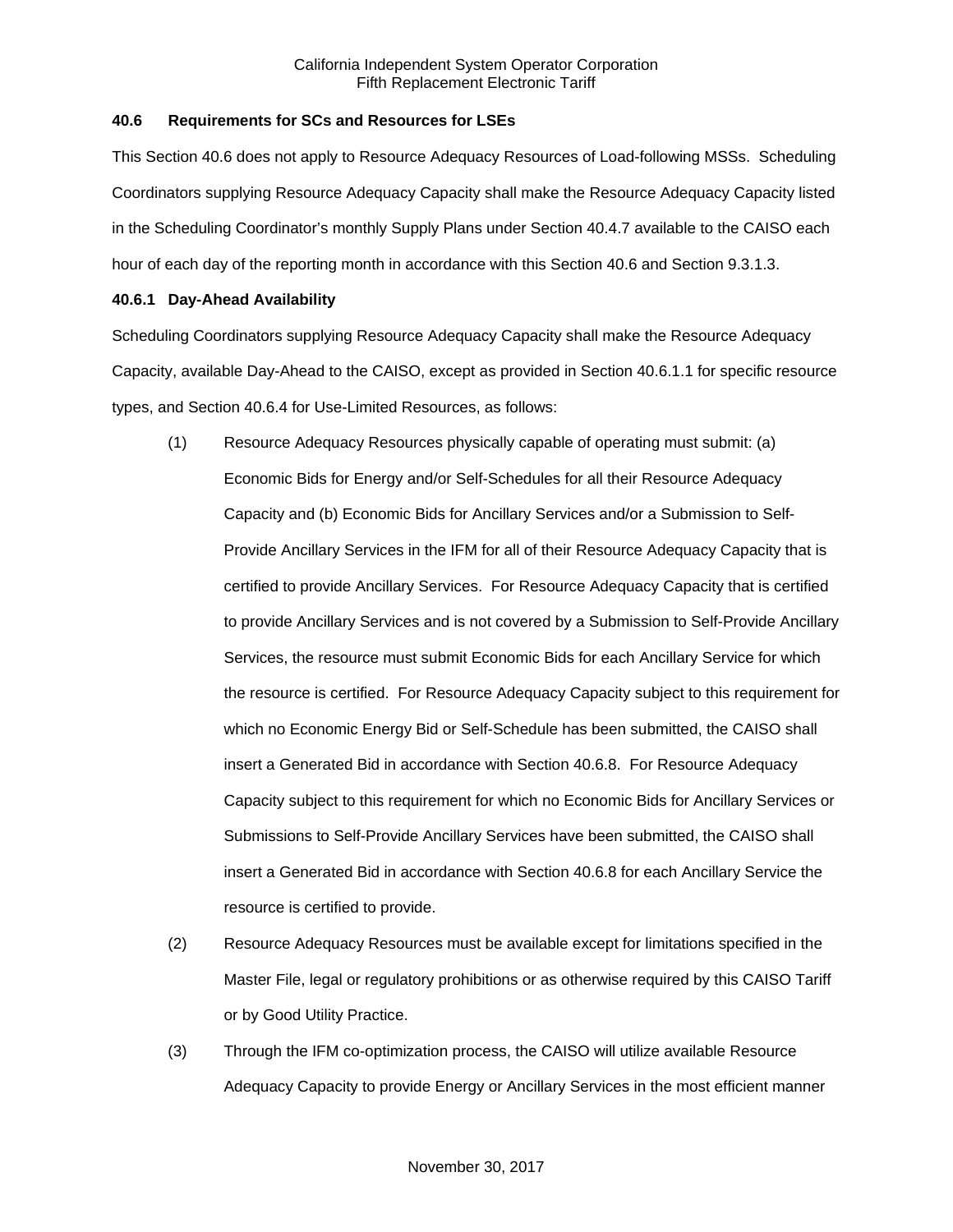### 40.6 Requirements for SCs and Resources for LSEs

This Section 40.6 does not apply to Resource Adequacy Resources of Load-following MSSs. Scheduling Coordinators supplying Resource Adequacy Capacity shall make the Resource Adequacy Capacity listed in the Scheduling Coordinator's monthly Supply Plans under Section 40.4.7 available to the CAISO each hour of each day of the reporting month in accordance with this Section 40.6 and Section 9.3.1.3.

#### 40.6.1 Day-Ahead Availability

Scheduling Coordinators supplying Resource Adequacy Capacity shall make the Resource Adequacy Capacity, available Day-Ahead to the CAISO, except as provided in Section 40.6.1.1 for specific resource types, and Section 40.6.4 for Use-Limited Resources, as follows:

(1) Resource Adequacy Resources physically capable of operating must submit: (a) Economic Bids for Energy and/or Self-Schedules for all their Resource Adequacy Capacity and (b) Economic Bids for Ancillary Services and/or a Submission to Self-Provide Ancillary Services in the IFM for all of their Resource Adequacy Capacity that is certified to provide Ancillary Services. For Resource Adequacy Capacity that is certified to provide Ancillary Services and is not covered by a Submission to Self-Provide Ancillary Services, the resource must submit Economic Bids for each Ancillary Service for which the resource is certified. For Resource Adequacy Capacity subject to this requirement for which no Economic Energy Bid or Self-Schedule has been submitted, the CAISO shall insert a Generated Bid in accordance with Section 40.6.8. For Resource Adequacy Capacity subject to this requirement for which no Economic Bids for Ancillary Services or Submissions to Self-Provide Ancillary Services have been submitted, the CAISO shall insert a Generated Bid in accordance with Section 40.6.8 for each Ancillary Service the resource is certified to provide.

(2) Resource Adequacy Resources must be available except for limitations specified in the Master File, legal or regulatory prohibitions or as otherwise required by this CAISO Tariff or by Good Utility Practice.

(3) Through the IFM co-optimization process, the CAISO will utilize available Resource Adequacy Capacity to provide Energy or Ancillary Services in the most efficient manner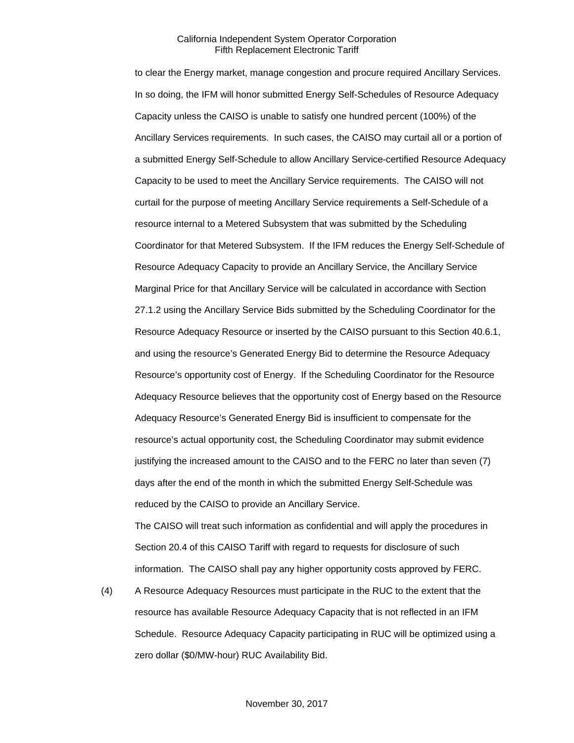to clear the Energy market, manage congestion and procure required Ancillary Services. In so doing, the IFM will honor submitted Energy Self-Schedules of Resource Adequacy Capacity unless the CAISO is unable to satisfy one hundred percent (100%) of the Ancillary Services requirements. In such cases, the CAISO may curtail all or a portion of a submitted Energy Self-Schedule to allow Ancillary Service-certified Resource Adequacy Capacity to be used to meet the Ancillary Service requirements. The CAISO will not curtail for the purpose of meeting Ancillary Service requirements a Self-Schedule of a resource internal to a Metered Subsystem that was submitted by the Scheduling Coordinator for that Metered Subsystem. If the IFM reduces the Energy Self-Schedule of Resource Adequacy Capacity to provide an Ancillary Service, the Ancillary Service Marginal Price for that Ancillary Service will be calculated in accordance with Section 27.1.2 using the Ancillary Service Bids submitted by the Scheduling Coordinator for the Resource Adequacy Resource or inserted by the CAISO pursuant to this Section 40.6.1, and using the resource's Generated Energy Bid to determine the Resource Adequacy Resource's opportunity cost of Energy. If the Scheduling Coordinator for the Resource Adequacy Resource believes that the opportunity cost of Energy based on the Resource Adequacy Resource's Generated Energy Bid is insufficient to compensate for the resource's actual opportunity cost, the Scheduling Coordinator may submit evidence justifying the increased amount to the CAISO and to the FERC no later than seven (7) days after the end of the month in which the submitted Energy Self-Schedule was reduced by the CAISO to provide an Ancillary Service.

The CAISO will treat such information as confidential and will apply the procedures in Section 20.4 of this CAISO Tariff with regard to requests for disclosure of such information. The CAISO shall pay any higher opportunity costs approved by FERC.

(4) A Resource Adequacy Resources must participate in the RUC to the extent that the resource has available Resource Adequacy Capacity that is not reflected in an IFM Schedule. Resource Adequacy Capacity participating in RUC will be optimized using a zero dollar ($0/MW-hour) RUC Availability Bid.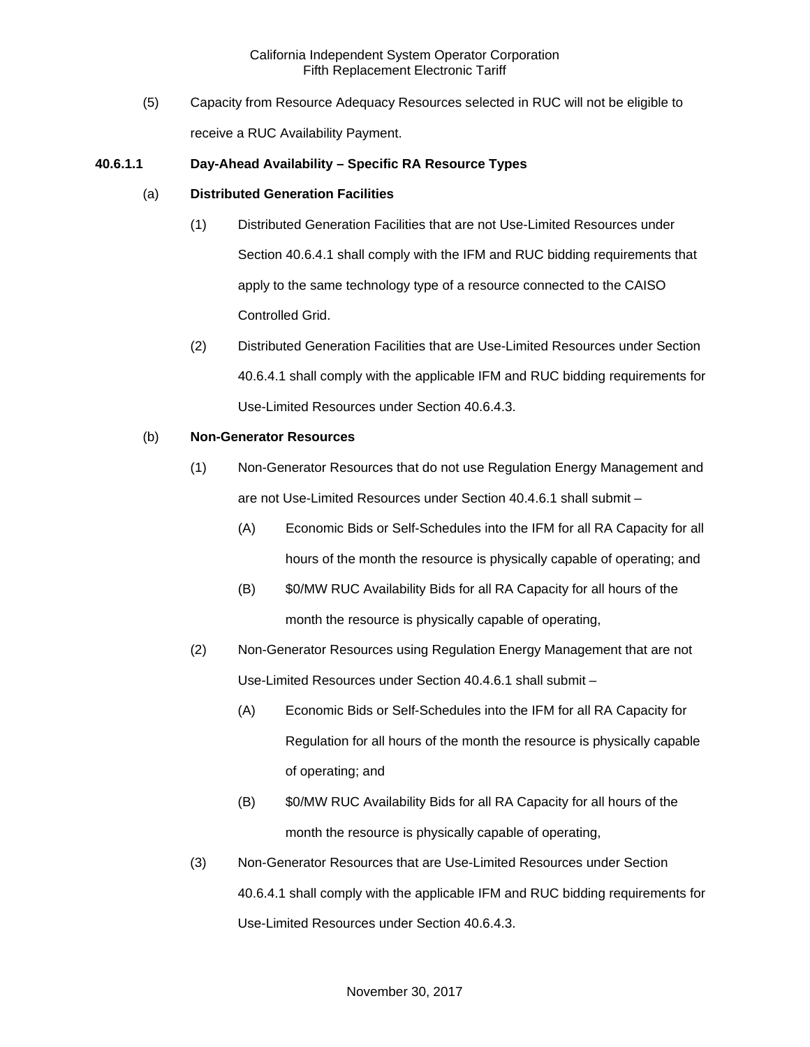(5) Capacity from Resource Adequacy Resources selected in RUC will not be eligible to receive a RUC Availability Payment.

**40.6.1.1 Day-Ahead Availability – Specific RA Resource Types**

(a) **Distributed Generation Facilities**

(1) Distributed Generation Facilities that are not Use-Limited Resources under Section 40.6.4.1 shall comply with the IFM and RUC bidding requirements that apply to the same technology type of a resource connected to the CAISO Controlled Grid.

(2) Distributed Generation Facilities that are Use-Limited Resources under Section 40.6.4.1 shall comply with the applicable IFM and RUC bidding requirements for Use-Limited Resources under Section 40.6.4.3.

(b) **Non-Generator Resources**

(1) Non-Generator Resources that do not use Regulation Energy Management and are not Use-Limited Resources under Section 40.4.6.1 shall submit –

(A) Economic Bids or Self-Schedules into the IFM for all RA Capacity for all hours of the month the resource is physically capable of operating; and

(B) $0/MW RUC Availability Bids for all RA Capacity for all hours of the month the resource is physically capable of operating,

(2) Non-Generator Resources using Regulation Energy Management that are not Use-Limited Resources under Section 40.4.6.1 shall submit –

(A) Economic Bids or Self-Schedules into the IFM for all RA Capacity for Regulation for all hours of the month the resource is physically capable of operating; and

(B) $0/MW RUC Availability Bids for all RA Capacity for all hours of the month the resource is physically capable of operating,

(3) Non-Generator Resources that are Use-Limited Resources under Section 40.6.4.1 shall comply with the applicable IFM and RUC bidding requirements for Use-Limited Resources under Section 40.6.4.3.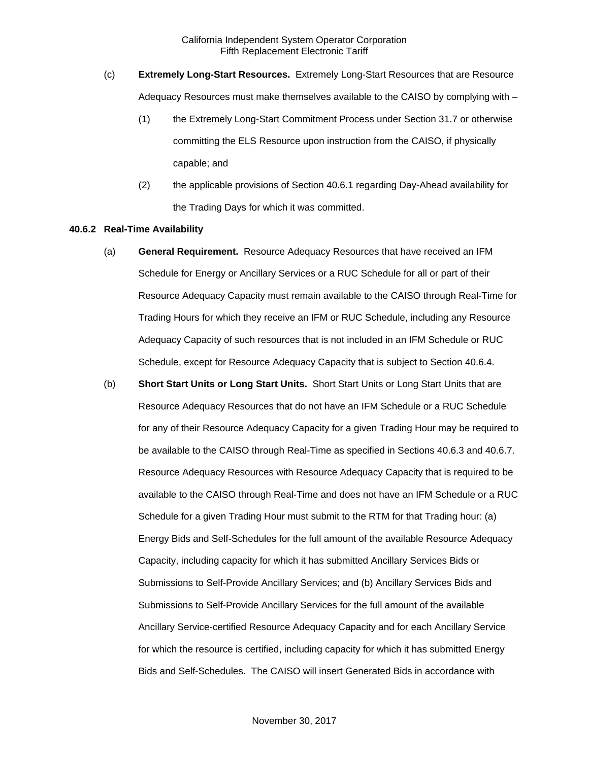(c) **Extremely Long-Start Resources.** Extremely Long-Start Resources that are Resource Adequacy Resources must make themselves available to the CAISO by complying with –

(1) the Extremely Long-Start Commitment Process under Section 31.7 or otherwise committing the ELS Resource upon instruction from the CAISO, if physically capable; and

(2) the applicable provisions of Section 40.6.1 regarding Day-Ahead availability for the Trading Days for which it was committed.

**40.6.2 Real-Time Availability**

(a) **General Requirement.** Resource Adequacy Resources that have received an IFM Schedule for Energy or Ancillary Services or a RUC Schedule for all or part of their Resource Adequacy Capacity must remain available to the CAISO through Real-Time for Trading Hours for which they receive an IFM or RUC Schedule, including any Resource Adequacy Capacity of such resources that is not included in an IFM Schedule or RUC Schedule, except for Resource Adequacy Capacity that is subject to Section 40.6.4.

(b) **Short Start Units or Long Start Units.** Short Start Units or Long Start Units that are Resource Adequacy Resources that do not have an IFM Schedule or a RUC Schedule for any of their Resource Adequacy Capacity for a given Trading Hour may be required to be available to the CAISO through Real-Time as specified in Sections 40.6.3 and 40.6.7. Resource Adequacy Resources with Resource Adequacy Capacity that is required to be available to the CAISO through Real-Time and does not have an IFM Schedule or a RUC Schedule for a given Trading Hour must submit to the RTM for that Trading hour: (a) Energy Bids and Self-Schedules for the full amount of the available Resource Adequacy Capacity, including capacity for which it has submitted Ancillary Services Bids or Submissions to Self-Provide Ancillary Services; and (b) Ancillary Services Bids and Submissions to Self-Provide Ancillary Services for the full amount of the available Ancillary Service-certified Resource Adequacy Capacity and for each Ancillary Service for which the resource is certified, including capacity for which it has submitted Energy Bids and Self-Schedules. The CAISO will insert Generated Bids in accordance with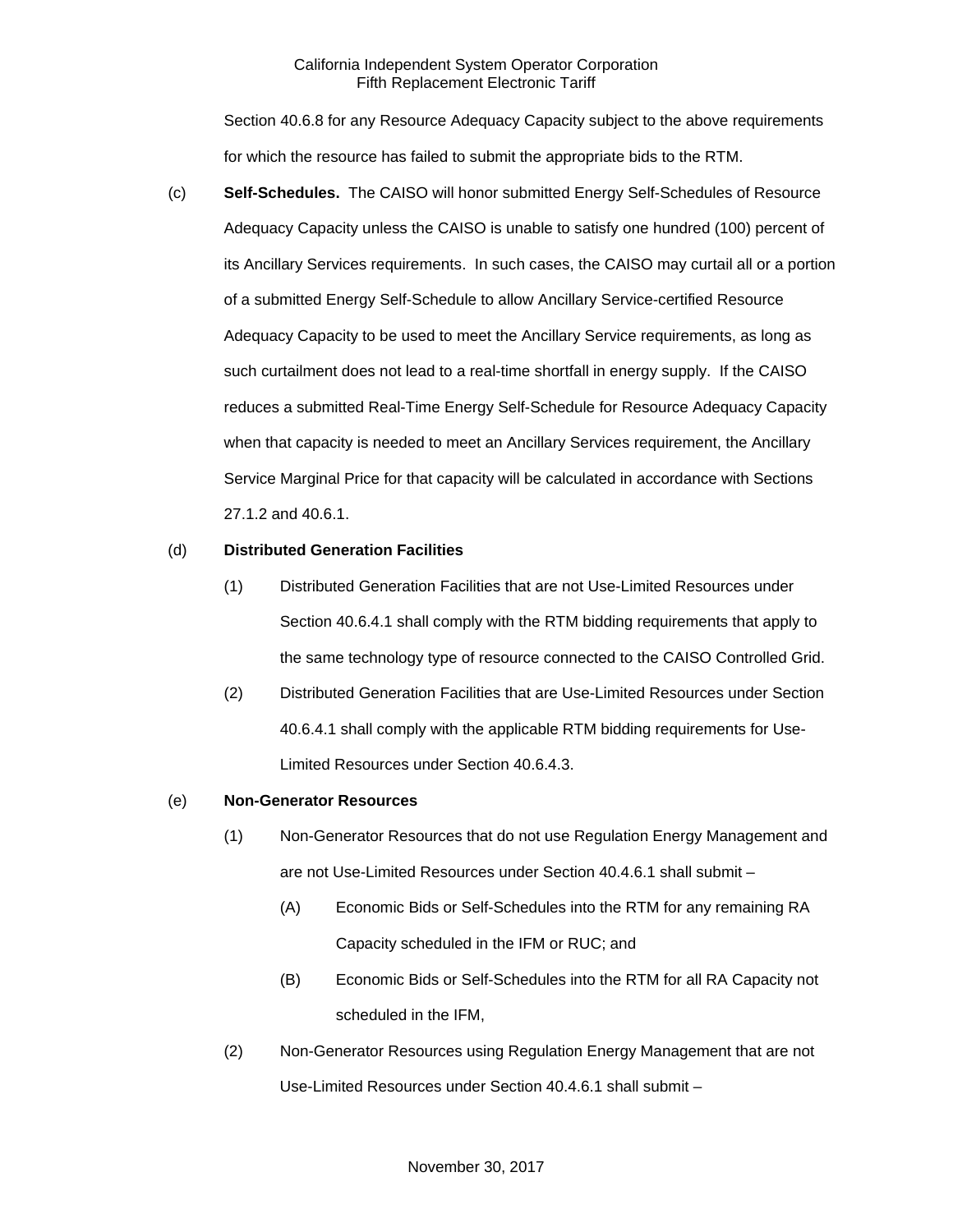Section 40.6.8 for any Resource Adequacy Capacity subject to the above requirements for which the resource has failed to submit the appropriate bids to the RTM.

(c) **Self-Schedules.** The CAISO will honor submitted Energy Self-Schedules of Resource Adequacy Capacity unless the CAISO is unable to satisfy one hundred (100) percent of its Ancillary Services requirements. In such cases, the CAISO may curtail all or a portion of a submitted Energy Self-Schedule to allow Ancillary Service-certified Resource Adequacy Capacity to be used to meet the Ancillary Service requirements, as long as such curtailment does not lead to a real-time shortfall in energy supply. If the CAISO reduces a submitted Real-Time Energy Self-Schedule for Resource Adequacy Capacity when that capacity is needed to meet an Ancillary Services requirement, the Ancillary Service Marginal Price for that capacity will be calculated in accordance with Sections 27.1.2 and 40.6.1.

(d) **Distributed Generation Facilities**

(1) Distributed Generation Facilities that are not Use-Limited Resources under Section 40.6.4.1 shall comply with the RTM bidding requirements that apply to the same technology type of resource connected to the CAISO Controlled Grid.

(2) Distributed Generation Facilities that are Use-Limited Resources under Section 40.6.4.1 shall comply with the applicable RTM bidding requirements for Use-Limited Resources under Section 40.6.4.3.

(e) **Non-Generator Resources**

(1) Non-Generator Resources that do not use Regulation Energy Management and are not Use-Limited Resources under Section 40.4.6.1 shall submit –

(A) Economic Bids or Self-Schedules into the RTM for any remaining RA Capacity scheduled in the IFM or RUC; and

(B) Economic Bids or Self-Schedules into the RTM for all RA Capacity not scheduled in the IFM,

(2) Non-Generator Resources using Regulation Energy Management that are not Use-Limited Resources under Section 40.4.6.1 shall submit –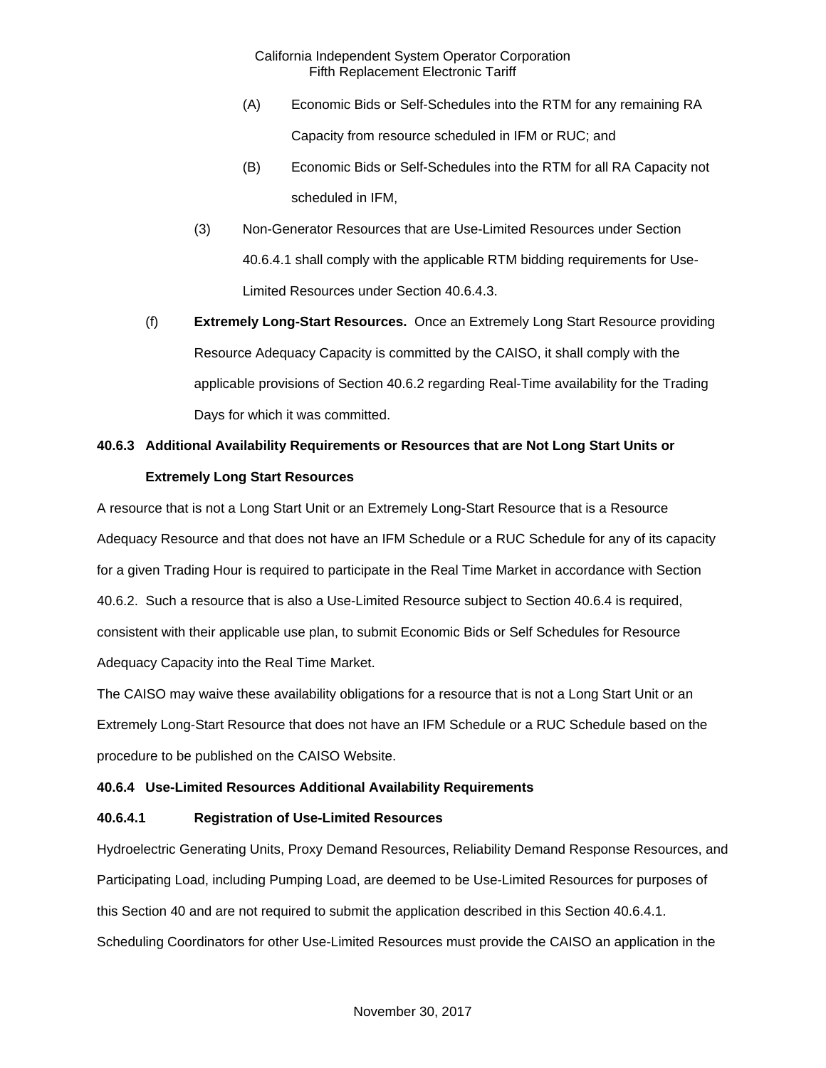(A) Economic Bids or Self-Schedules into the RTM for any remaining RA Capacity from resource scheduled in IFM or RUC; and

(B) Economic Bids or Self-Schedules into the RTM for all RA Capacity not scheduled in IFM,

(3) Non-Generator Resources that are Use-Limited Resources under Section 40.6.4.1 shall comply with the applicable RTM bidding requirements for Use-Limited Resources under Section 40.6.4.3.

(f) **Extremely Long-Start Resources.** Once an Extremely Long Start Resource providing Resource Adequacy Capacity is committed by the CAISO, it shall comply with the applicable provisions of Section 40.6.2 regarding Real-Time availability for the Trading Days for which it was committed.

**40.6.3 Additional Availability Requirements or Resources that are Not Long Start Units or Extremely Long Start Resources**

A resource that is not a Long Start Unit or an Extremely Long-Start Resource that is a Resource Adequacy Resource and that does not have an IFM Schedule or a RUC Schedule for any of its capacity for a given Trading Hour is required to participate in the Real Time Market in accordance with Section 40.6.2. Such a resource that is also a Use-Limited Resource subject to Section 40.6.4 is required, consistent with their applicable use plan, to submit Economic Bids or Self Schedules for Resource Adequacy Capacity into the Real Time Market.

The CAISO may waive these availability obligations for a resource that is not a Long Start Unit or an Extremely Long-Start Resource that does not have an IFM Schedule or a RUC Schedule based on the procedure to be published on the CAISO Website.

**40.6.4 Use-Limited Resources Additional Availability Requirements**

**40.6.4.1 Registration of Use-Limited Resources**

Hydroelectric Generating Units, Proxy Demand Resources, Reliability Demand Response Resources, and Participating Load, including Pumping Load, are deemed to be Use-Limited Resources for purposes of this Section 40 and are not required to submit the application described in this Section 40.6.4.1. Scheduling Coordinators for other Use-Limited Resources must provide the CAISO an application in the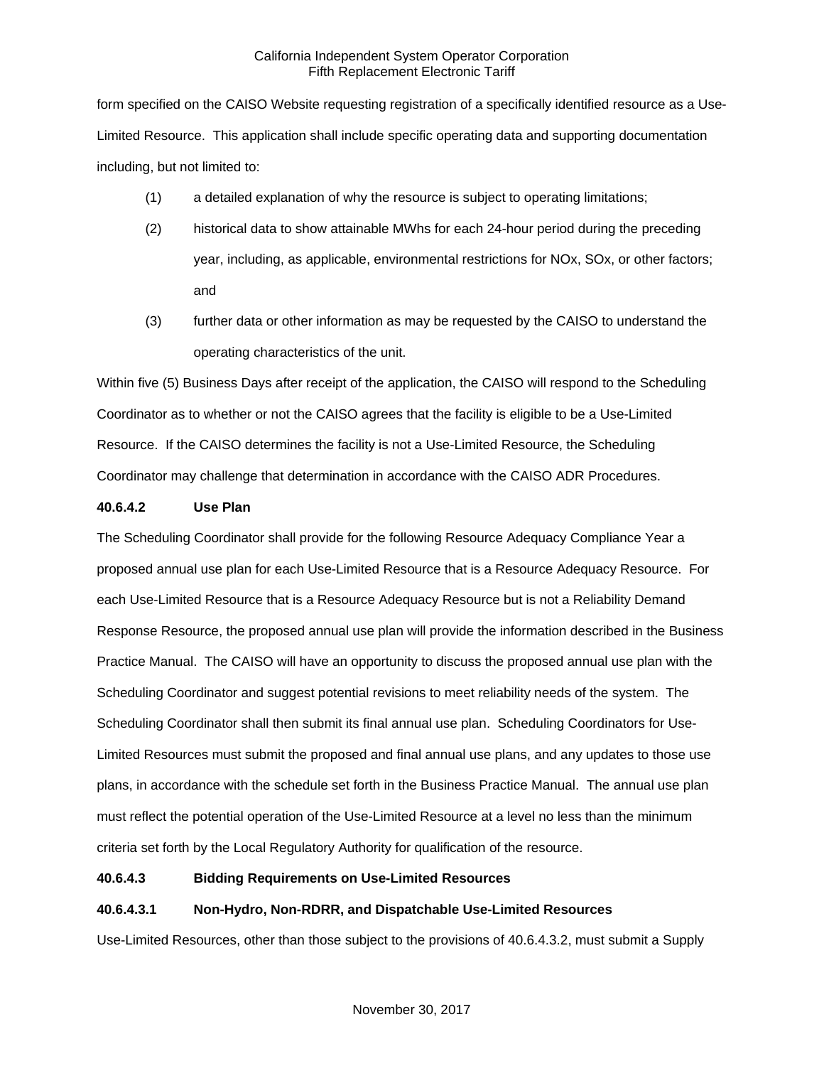form specified on the CAISO Website requesting registration of a specifically identified resource as a Use-Limited Resource. This application shall include specific operating data and supporting documentation including, but not limited to:

(1) a detailed explanation of why the resource is subject to operating limitations;

(2) historical data to show attainable MWhs for each 24-hour period during the preceding year, including, as applicable, environmental restrictions for NOx, SOx, or other factors; and

(3) further data or other information as may be requested by the CAISO to understand the operating characteristics of the unit.

Within five (5) Business Days after receipt of the application, the CAISO will respond to the Scheduling Coordinator as to whether or not the CAISO agrees that the facility is eligible to be a Use-Limited Resource. If the CAISO determines the facility is not a Use-Limited Resource, the Scheduling Coordinator may challenge that determination in accordance with the CAISO ADR Procedures.

**40.6.4.2 Use Plan**

The Scheduling Coordinator shall provide for the following Resource Adequacy Compliance Year a proposed annual use plan for each Use-Limited Resource that is a Resource Adequacy Resource. For each Use-Limited Resource that is a Resource Adequacy Resource but is not a Reliability Demand Response Resource, the proposed annual use plan will provide the information described in the Business Practice Manual. The CAISO will have an opportunity to discuss the proposed annual use plan with the Scheduling Coordinator and suggest potential revisions to meet reliability needs of the system. The Scheduling Coordinator shall then submit its final annual use plan. Scheduling Coordinators for Use-Limited Resources must submit the proposed and final annual use plans, and any updates to those use plans, in accordance with the schedule set forth in the Business Practice Manual. The annual use plan must reflect the potential operation of the Use-Limited Resource at a level no less than the minimum criteria set forth by the Local Regulatory Authority for qualification of the resource.

**40.6.4.3 Bidding Requirements on Use-Limited Resources**

**40.6.4.3.1 Non-Hydro, Non-RDRR, and Dispatchable Use-Limited Resources**

Use-Limited Resources, other than those subject to the provisions of 40.6.4.3.2, must submit a Supply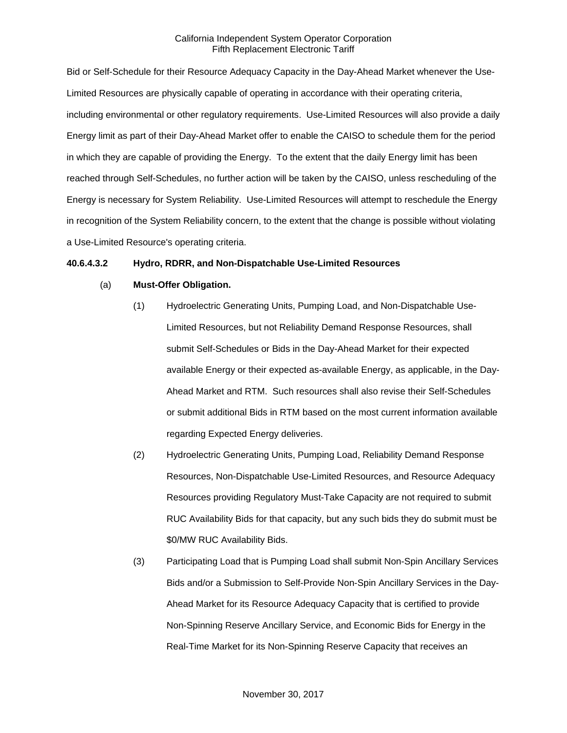Bid or Self-Schedule for their Resource Adequacy Capacity in the Day-Ahead Market whenever the Use-Limited Resources are physically capable of operating in accordance with their operating criteria, including environmental or other regulatory requirements. Use-Limited Resources will also provide a daily Energy limit as part of their Day-Ahead Market offer to enable the CAISO to schedule them for the period in which they are capable of providing the Energy. To the extent that the daily Energy limit has been reached through Self-Schedules, no further action will be taken by the CAISO, unless rescheduling of the Energy is necessary for System Reliability. Use-Limited Resources will attempt to reschedule the Energy in recognition of the System Reliability concern, to the extent that the change is possible without violating a Use-Limited Resource's operating criteria.

**40.6.4.3.2 Hydro, RDRR, and Non-Dispatchable Use-Limited Resources**

(a) **Must-Offer Obligation.**

(1) Hydroelectric Generating Units, Pumping Load, and Non-Dispatchable Use-Limited Resources, but not Reliability Demand Response Resources, shall submit Self-Schedules or Bids in the Day-Ahead Market for their expected available Energy or their expected as-available Energy, as applicable, in the Day-Ahead Market and RTM. Such resources shall also revise their Self-Schedules or submit additional Bids in RTM based on the most current information available regarding Expected Energy deliveries.

(2) Hydroelectric Generating Units, Pumping Load, Reliability Demand Response Resources, Non-Dispatchable Use-Limited Resources, and Resource Adequacy Resources providing Regulatory Must-Take Capacity are not required to submit RUC Availability Bids for that capacity, but any such bids they do submit must be $0/MW RUC Availability Bids.

(3) Participating Load that is Pumping Load shall submit Non-Spin Ancillary Services Bids and/or a Submission to Self-Provide Non-Spin Ancillary Services in the Day-Ahead Market for its Resource Adequacy Capacity that is certified to provide Non-Spinning Reserve Ancillary Service, and Economic Bids for Energy in the Real-Time Market for its Non-Spinning Reserve Capacity that receives an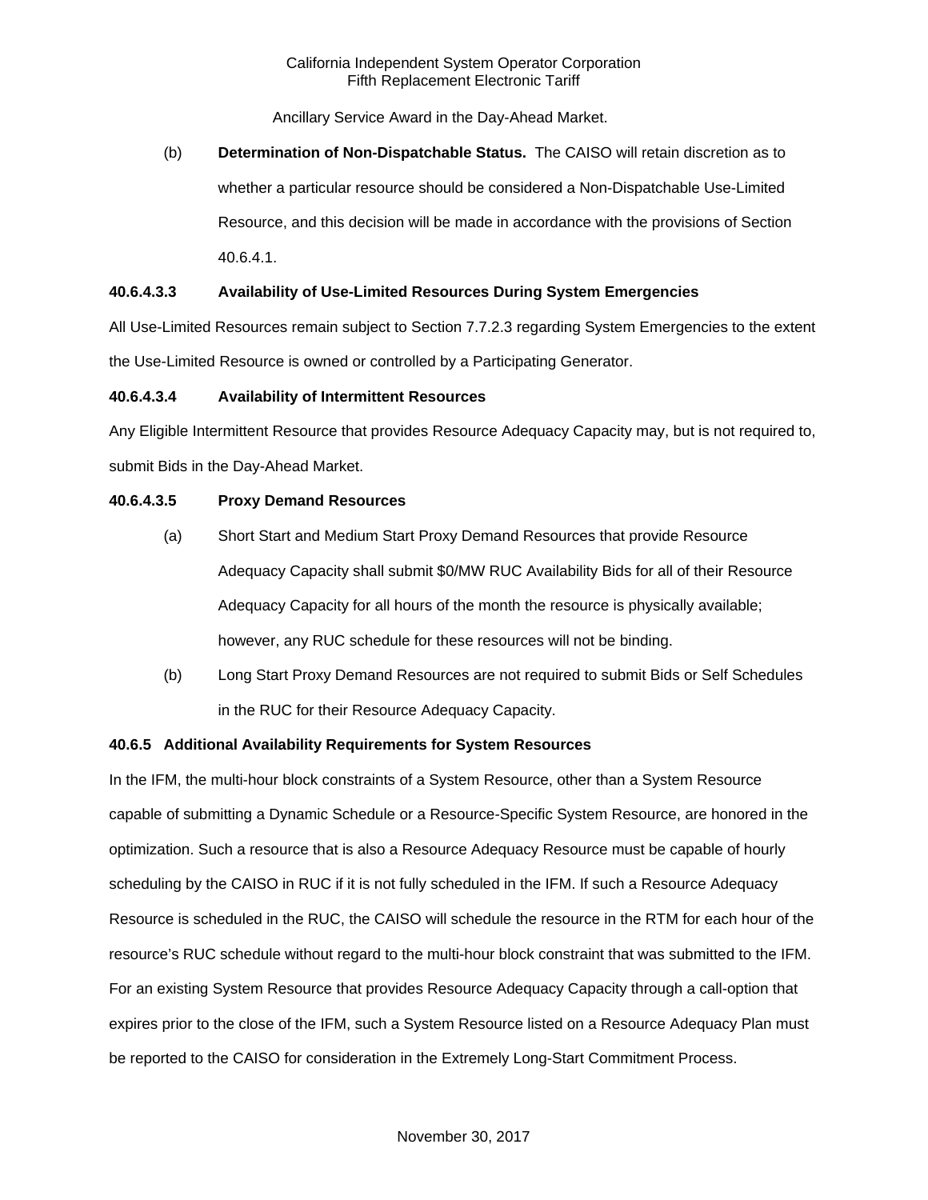Ancillary Service Award in the Day-Ahead Market.

(b) **Determination of Non-Dispatchable Status.** The CAISO will retain discretion as to whether a particular resource should be considered a Non-Dispatchable Use-Limited Resource, and this decision will be made in accordance with the provisions of Section 40.6.4.1.

**40.6.4.3.3 Availability of Use-Limited Resources During System Emergencies**

All Use-Limited Resources remain subject to Section 7.7.2.3 regarding System Emergencies to the extent the Use-Limited Resource is owned or controlled by a Participating Generator.

**40.6.4.3.4 Availability of Intermittent Resources**

Any Eligible Intermittent Resource that provides Resource Adequacy Capacity may, but is not required to, submit Bids in the Day-Ahead Market.

**40.6.4.3.5 Proxy Demand Resources**

(a) Short Start and Medium Start Proxy Demand Resources that provide Resource Adequacy Capacity shall submit $0/MW RUC Availability Bids for all of their Resource Adequacy Capacity for all hours of the month the resource is physically available; however, any RUC schedule for these resources will not be binding.

(b) Long Start Proxy Demand Resources are not required to submit Bids or Self Schedules in the RUC for their Resource Adequacy Capacity.

**40.6.5 Additional Availability Requirements for System Resources**

In the IFM, the multi-hour block constraints of a System Resource, other than a System Resource capable of submitting a Dynamic Schedule or a Resource-Specific System Resource, are honored in the optimization. Such a resource that is also a Resource Adequacy Resource must be capable of hourly scheduling by the CAISO in RUC if it is not fully scheduled in the IFM. If such a Resource Adequacy Resource is scheduled in the RUC, the CAISO will schedule the resource in the RTM for each hour of the resource's RUC schedule without regard to the multi-hour block constraint that was submitted to the IFM. For an existing System Resource that provides Resource Adequacy Capacity through a call-option that expires prior to the close of the IFM, such a System Resource listed on a Resource Adequacy Plan must be reported to the CAISO for consideration in the Extremely Long-Start Commitment Process.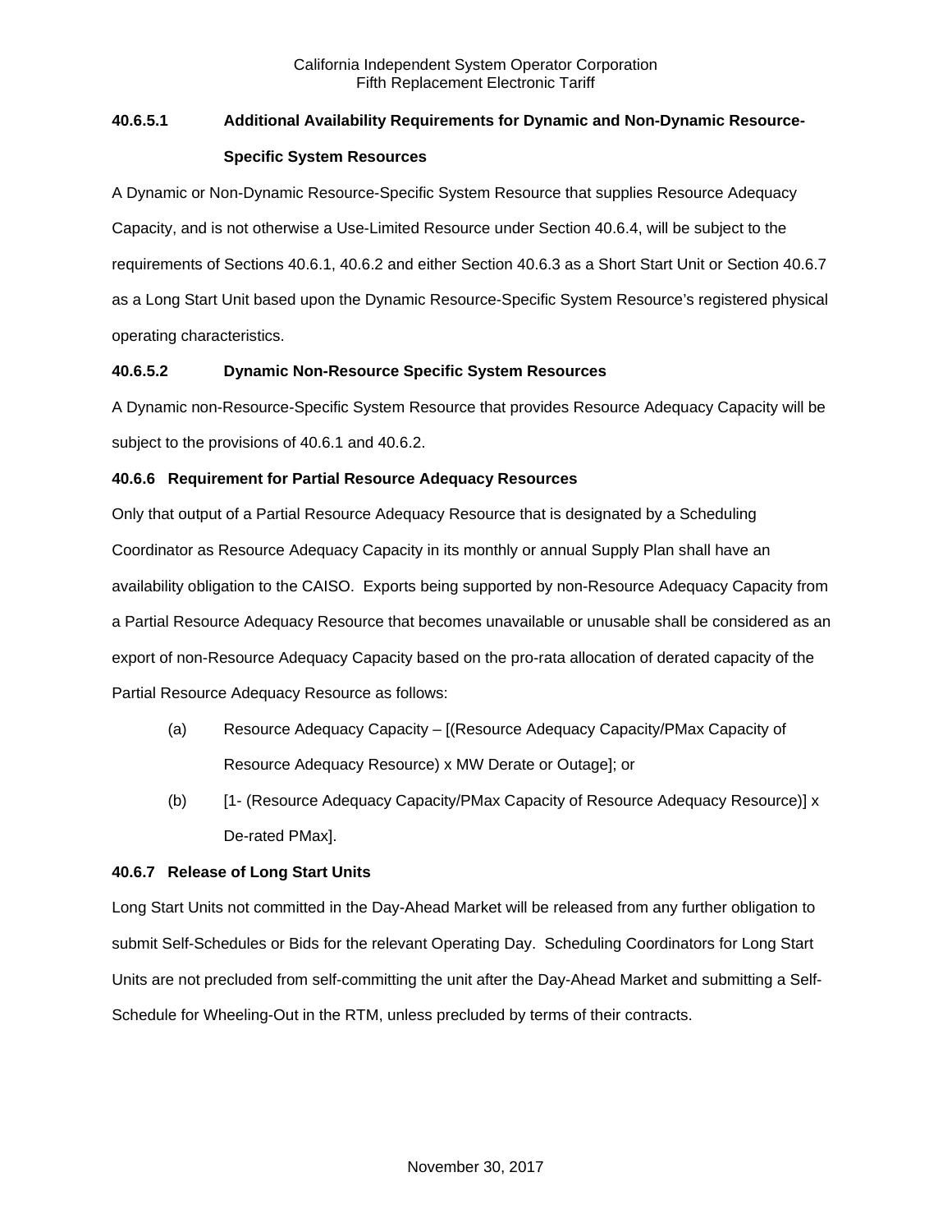#### 40.6.5.1 Additional Availability Requirements for Dynamic and Non-Dynamic Resource-Specific System Resources

A Dynamic or Non-Dynamic Resource-Specific System Resource that supplies Resource Adequacy Capacity, and is not otherwise a Use-Limited Resource under Section 40.6.4, will be subject to the requirements of Sections 40.6.1, 40.6.2 and either Section 40.6.3 as a Short Start Unit or Section 40.6.7 as a Long Start Unit based upon the Dynamic Resource-Specific System Resource's registered physical operating characteristics.

#### 40.6.5.2 Dynamic Non-Resource Specific System Resources

A Dynamic non-Resource-Specific System Resource that provides Resource Adequacy Capacity will be subject to the provisions of 40.6.1 and 40.6.2.

### 40.6.6 Requirement for Partial Resource Adequacy Resources

Only that output of a Partial Resource Adequacy Resource that is designated by a Scheduling Coordinator as Resource Adequacy Capacity in its monthly or annual Supply Plan shall have an availability obligation to the CAISO. Exports being supported by non-Resource Adequacy Capacity from a Partial Resource Adequacy Resource that becomes unavailable or unusable shall be considered as an export of non-Resource Adequacy Capacity based on the pro-rata allocation of derated capacity of the Partial Resource Adequacy Resource as follows:

(a) Resource Adequacy Capacity – [(Resource Adequacy Capacity/PMax Capacity of Resource Adequacy Resource) x MW Derate or Outage]; or

(b) [1- (Resource Adequacy Capacity/PMax Capacity of Resource Adequacy Resource)] x De-rated PMax].

### 40.6.7 Release of Long Start Units

Long Start Units not committed in the Day-Ahead Market will be released from any further obligation to submit Self-Schedules or Bids for the relevant Operating Day. Scheduling Coordinators for Long Start Units are not precluded from self-committing the unit after the Day-Ahead Market and submitting a Self-Schedule for Wheeling-Out in the RTM, unless precluded by terms of their contracts.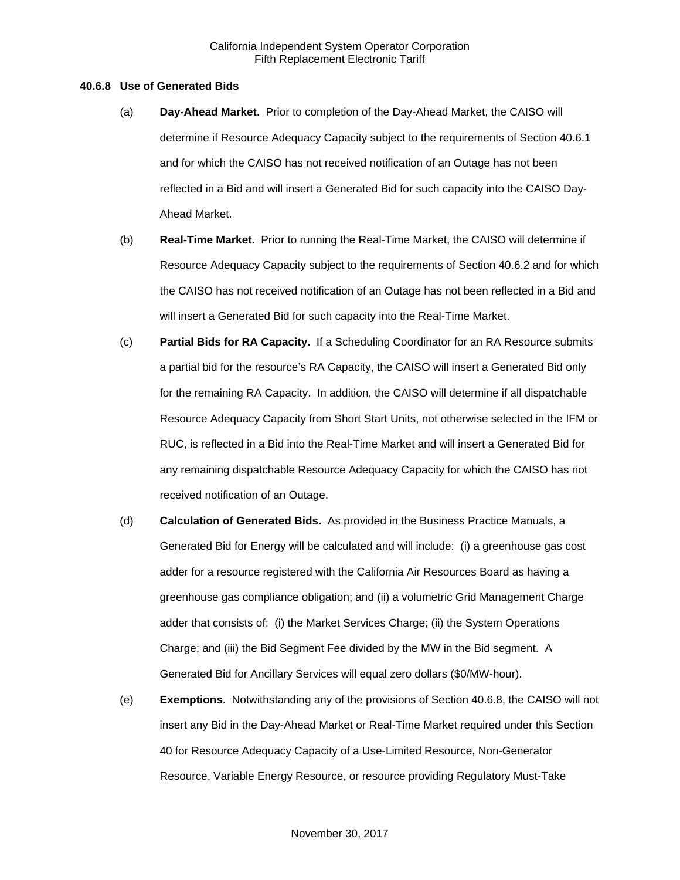### 40.6.8 Use of Generated Bids

(a) **Day-Ahead Market.** Prior to completion of the Day-Ahead Market, the CAISO will determine if Resource Adequacy Capacity subject to the requirements of Section 40.6.1 and for which the CAISO has not received notification of an Outage has not been reflected in a Bid and will insert a Generated Bid for such capacity into the CAISO Day-Ahead Market.

(b) **Real-Time Market.** Prior to running the Real-Time Market, the CAISO will determine if Resource Adequacy Capacity subject to the requirements of Section 40.6.2 and for which the CAISO has not received notification of an Outage has not been reflected in a Bid and will insert a Generated Bid for such capacity into the Real-Time Market.

(c) **Partial Bids for RA Capacity.** If a Scheduling Coordinator for an RA Resource submits a partial bid for the resource's RA Capacity, the CAISO will insert a Generated Bid only for the remaining RA Capacity. In addition, the CAISO will determine if all dispatchable Resource Adequacy Capacity from Short Start Units, not otherwise selected in the IFM or RUC, is reflected in a Bid into the Real-Time Market and will insert a Generated Bid for any remaining dispatchable Resource Adequacy Capacity for which the CAISO has not received notification of an Outage.

(d) **Calculation of Generated Bids.** As provided in the Business Practice Manuals, a Generated Bid for Energy will be calculated and will include: (i) a greenhouse gas cost adder for a resource registered with the California Air Resources Board as having a greenhouse gas compliance obligation; and (ii) a volumetric Grid Management Charge adder that consists of: (i) the Market Services Charge; (ii) the System Operations Charge; and (iii) the Bid Segment Fee divided by the MW in the Bid segment. A Generated Bid for Ancillary Services will equal zero dollars ($0/MW-hour).

(e) **Exemptions.** Notwithstanding any of the provisions of Section 40.6.8, the CAISO will not insert any Bid in the Day-Ahead Market or Real-Time Market required under this Section 40 for Resource Adequacy Capacity of a Use-Limited Resource, Non-Generator Resource, Variable Energy Resource, or resource providing Regulatory Must-Take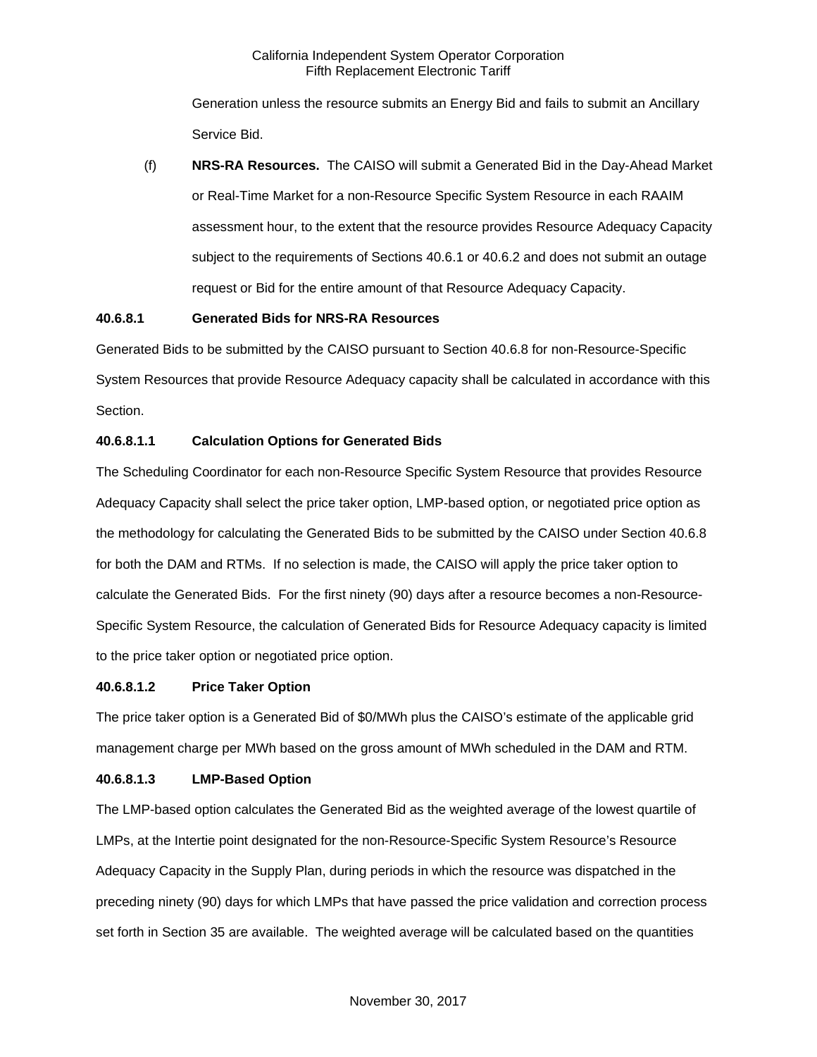Generation unless the resource submits an Energy Bid and fails to submit an Ancillary Service Bid.

(f) **NRS-RA Resources.** The CAISO will submit a Generated Bid in the Day-Ahead Market or Real-Time Market for a non-Resource Specific System Resource in each RAAIM assessment hour, to the extent that the resource provides Resource Adequacy Capacity subject to the requirements of Sections 40.6.1 or 40.6.2 and does not submit an outage request or Bid for the entire amount of that Resource Adequacy Capacity.

**40.6.8.1 Generated Bids for NRS-RA Resources**

Generated Bids to be submitted by the CAISO pursuant to Section 40.6.8 for non-Resource-Specific System Resources that provide Resource Adequacy capacity shall be calculated in accordance with this Section.

**40.6.8.1.1 Calculation Options for Generated Bids**

The Scheduling Coordinator for each non-Resource Specific System Resource that provides Resource Adequacy Capacity shall select the price taker option, LMP-based option, or negotiated price option as the methodology for calculating the Generated Bids to be submitted by the CAISO under Section 40.6.8 for both the DAM and RTMs. If no selection is made, the CAISO will apply the price taker option to calculate the Generated Bids. For the first ninety (90) days after a resource becomes a non-Resource-Specific System Resource, the calculation of Generated Bids for Resource Adequacy capacity is limited to the price taker option or negotiated price option.

**40.6.8.1.2 Price Taker Option**

The price taker option is a Generated Bid of $0/MWh plus the CAISO's estimate of the applicable grid management charge per MWh based on the gross amount of MWh scheduled in the DAM and RTM.

**40.6.8.1.3 LMP-Based Option**

The LMP-based option calculates the Generated Bid as the weighted average of the lowest quartile of LMPs, at the Intertie point designated for the non-Resource-Specific System Resource's Resource Adequacy Capacity in the Supply Plan, during periods in which the resource was dispatched in the preceding ninety (90) days for which LMPs that have passed the price validation and correction process set forth in Section 35 are available. The weighted average will be calculated based on the quantities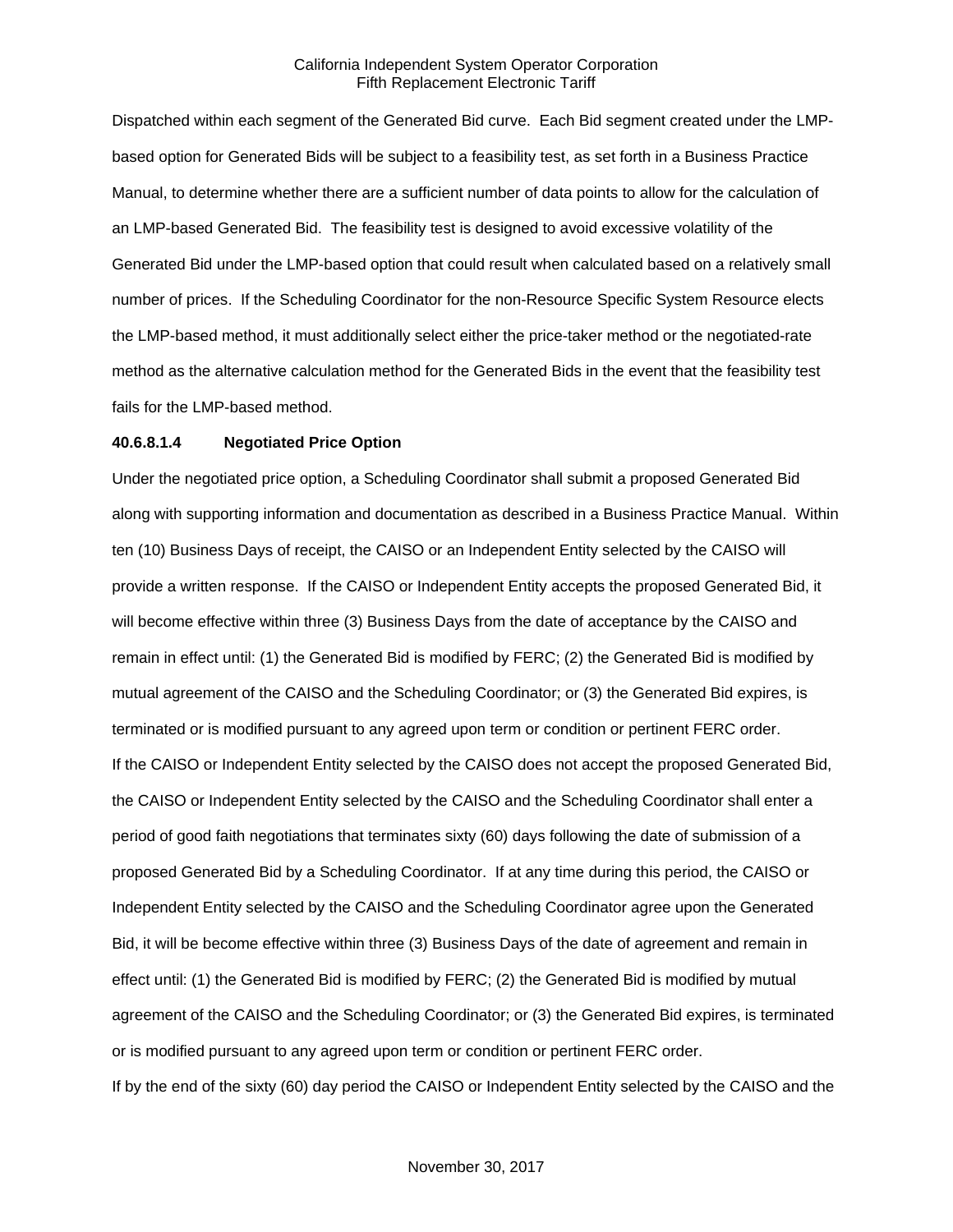Dispatched within each segment of the Generated Bid curve. Each Bid segment created under the LMP-based option for Generated Bids will be subject to a feasibility test, as set forth in a Business Practice Manual, to determine whether there are a sufficient number of data points to allow for the calculation of an LMP-based Generated Bid. The feasibility test is designed to avoid excessive volatility of the Generated Bid under the LMP-based option that could result when calculated based on a relatively small number of prices. If the Scheduling Coordinator for the non-Resource Specific System Resource elects the LMP-based method, it must additionally select either the price-taker method or the negotiated-rate method as the alternative calculation method for the Generated Bids in the event that the feasibility test fails for the LMP-based method.

**40.6.8.1.4 Negotiated Price Option**

Under the negotiated price option, a Scheduling Coordinator shall submit a proposed Generated Bid along with supporting information and documentation as described in a Business Practice Manual. Within ten (10) Business Days of receipt, the CAISO or an Independent Entity selected by the CAISO will provide a written response. If the CAISO or Independent Entity accepts the proposed Generated Bid, it will become effective within three (3) Business Days from the date of acceptance by the CAISO and remain in effect until: (1) the Generated Bid is modified by FERC; (2) the Generated Bid is modified by mutual agreement of the CAISO and the Scheduling Coordinator; or (3) the Generated Bid expires, is terminated or is modified pursuant to any agreed upon term or condition or pertinent FERC order.

If the CAISO or Independent Entity selected by the CAISO does not accept the proposed Generated Bid, the CAISO or Independent Entity selected by the CAISO and the Scheduling Coordinator shall enter a period of good faith negotiations that terminates sixty (60) days following the date of submission of a proposed Generated Bid by a Scheduling Coordinator. If at any time during this period, the CAISO or Independent Entity selected by the CAISO and the Scheduling Coordinator agree upon the Generated Bid, it will be become effective within three (3) Business Days of the date of agreement and remain in effect until: (1) the Generated Bid is modified by FERC; (2) the Generated Bid is modified by mutual agreement of the CAISO and the Scheduling Coordinator; or (3) the Generated Bid expires, is terminated or is modified pursuant to any agreed upon term or condition or pertinent FERC order.

If by the end of the sixty (60) day period the CAISO or Independent Entity selected by the CAISO and the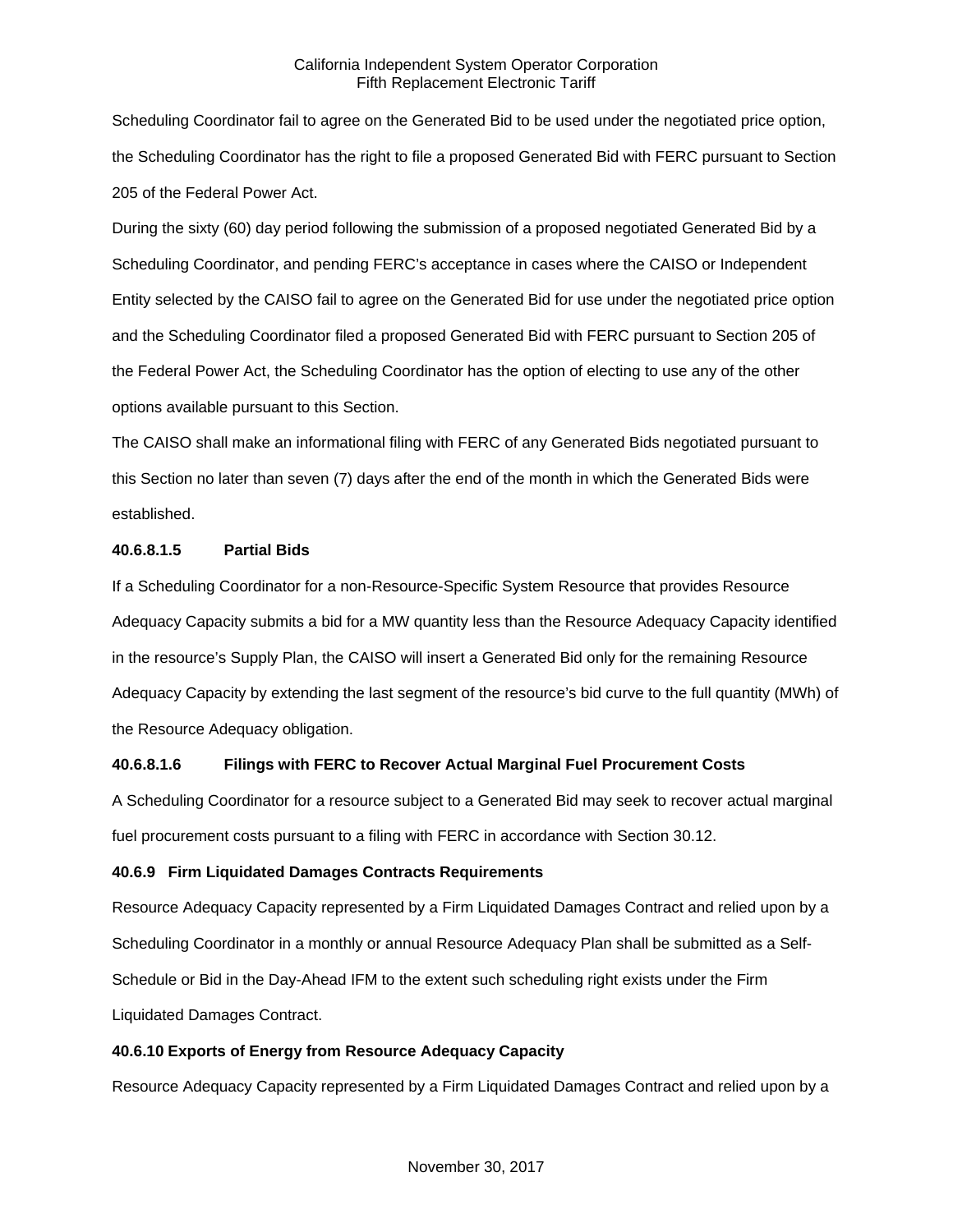Scheduling Coordinator fail to agree on the Generated Bid to be used under the negotiated price option, the Scheduling Coordinator has the right to file a proposed Generated Bid with FERC pursuant to Section 205 of the Federal Power Act.

During the sixty (60) day period following the submission of a proposed negotiated Generated Bid by a Scheduling Coordinator, and pending FERC's acceptance in cases where the CAISO or Independent Entity selected by the CAISO fail to agree on the Generated Bid for use under the negotiated price option and the Scheduling Coordinator filed a proposed Generated Bid with FERC pursuant to Section 205 of the Federal Power Act, the Scheduling Coordinator has the option of electing to use any of the other options available pursuant to this Section.

The CAISO shall make an informational filing with FERC of any Generated Bids negotiated pursuant to this Section no later than seven (7) days after the end of the month in which the Generated Bids were established.

**40.6.8.1.5 Partial Bids**

If a Scheduling Coordinator for a non-Resource-Specific System Resource that provides Resource Adequacy Capacity submits a bid for a MW quantity less than the Resource Adequacy Capacity identified in the resource's Supply Plan, the CAISO will insert a Generated Bid only for the remaining Resource Adequacy Capacity by extending the last segment of the resource's bid curve to the full quantity (MWh) of the Resource Adequacy obligation.

**40.6.8.1.6 Filings with FERC to Recover Actual Marginal Fuel Procurement Costs**

A Scheduling Coordinator for a resource subject to a Generated Bid may seek to recover actual marginal fuel procurement costs pursuant to a filing with FERC in accordance with Section 30.12.

**40.6.9 Firm Liquidated Damages Contracts Requirements**

Resource Adequacy Capacity represented by a Firm Liquidated Damages Contract and relied upon by a Scheduling Coordinator in a monthly or annual Resource Adequacy Plan shall be submitted as a Self-Schedule or Bid in the Day-Ahead IFM to the extent such scheduling right exists under the Firm Liquidated Damages Contract.

**40.6.10 Exports of Energy from Resource Adequacy Capacity**

Resource Adequacy Capacity represented by a Firm Liquidated Damages Contract and relied upon by a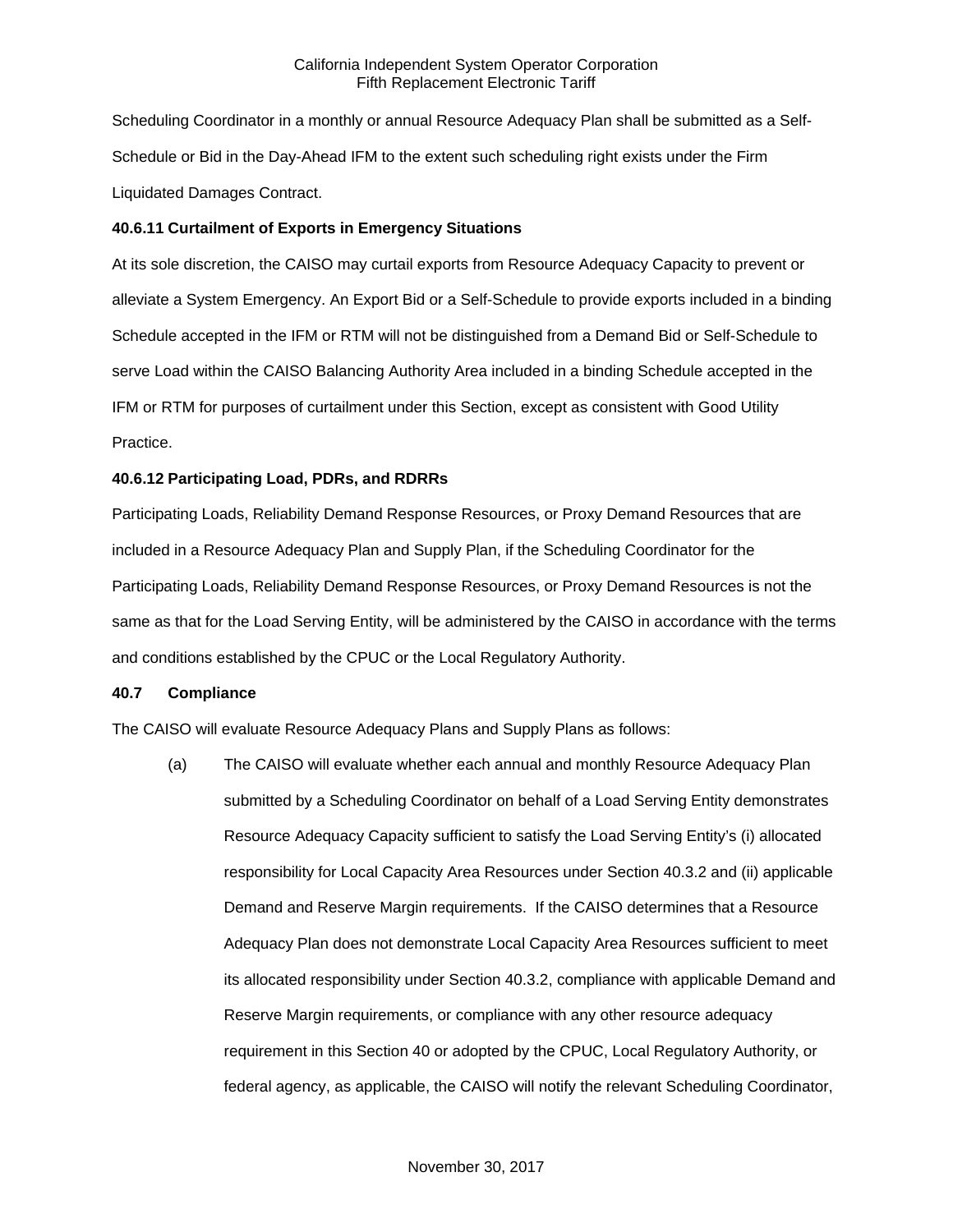Scheduling Coordinator in a monthly or annual Resource Adequacy Plan shall be submitted as a Self-Schedule or Bid in the Day-Ahead IFM to the extent such scheduling right exists under the Firm Liquidated Damages Contract.

**40.6.11 Curtailment of Exports in Emergency Situations**

At its sole discretion, the CAISO may curtail exports from Resource Adequacy Capacity to prevent or alleviate a System Emergency. An Export Bid or a Self-Schedule to provide exports included in a binding Schedule accepted in the IFM or RTM will not be distinguished from a Demand Bid or Self-Schedule to serve Load within the CAISO Balancing Authority Area included in a binding Schedule accepted in the IFM or RTM for purposes of curtailment under this Section, except as consistent with Good Utility Practice.

**40.6.12 Participating Load, PDRs, and RDRRs**

Participating Loads, Reliability Demand Response Resources, or Proxy Demand Resources that are included in a Resource Adequacy Plan and Supply Plan, if the Scheduling Coordinator for the Participating Loads, Reliability Demand Response Resources, or Proxy Demand Resources is not the same as that for the Load Serving Entity, will be administered by the CAISO in accordance with the terms and conditions established by the CPUC or the Local Regulatory Authority.

**40.7 Compliance**

The CAISO will evaluate Resource Adequacy Plans and Supply Plans as follows:

(a) The CAISO will evaluate whether each annual and monthly Resource Adequacy Plan submitted by a Scheduling Coordinator on behalf of a Load Serving Entity demonstrates Resource Adequacy Capacity sufficient to satisfy the Load Serving Entity's (i) allocated responsibility for Local Capacity Area Resources under Section 40.3.2 and (ii) applicable Demand and Reserve Margin requirements. If the CAISO determines that a Resource Adequacy Plan does not demonstrate Local Capacity Area Resources sufficient to meet its allocated responsibility under Section 40.3.2, compliance with applicable Demand and Reserve Margin requirements, or compliance with any other resource adequacy requirement in this Section 40 or adopted by the CPUC, Local Regulatory Authority, or federal agency, as applicable, the CAISO will notify the relevant Scheduling Coordinator,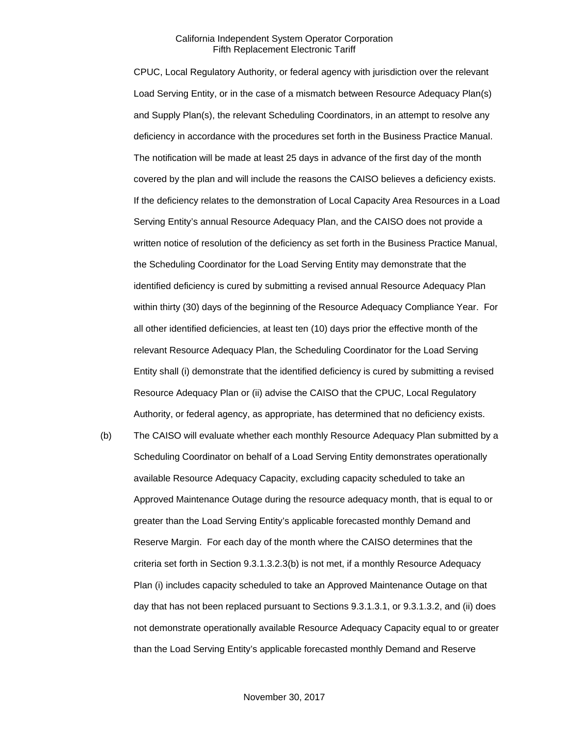CPUC, Local Regulatory Authority, or federal agency with jurisdiction over the relevant Load Serving Entity, or in the case of a mismatch between Resource Adequacy Plan(s) and Supply Plan(s), the relevant Scheduling Coordinators, in an attempt to resolve any deficiency in accordance with the procedures set forth in the Business Practice Manual. The notification will be made at least 25 days in advance of the first day of the month covered by the plan and will include the reasons the CAISO believes a deficiency exists. If the deficiency relates to the demonstration of Local Capacity Area Resources in a Load Serving Entity's annual Resource Adequacy Plan, and the CAISO does not provide a written notice of resolution of the deficiency as set forth in the Business Practice Manual, the Scheduling Coordinator for the Load Serving Entity may demonstrate that the identified deficiency is cured by submitting a revised annual Resource Adequacy Plan within thirty (30) days of the beginning of the Resource Adequacy Compliance Year. For all other identified deficiencies, at least ten (10) days prior the effective month of the relevant Resource Adequacy Plan, the Scheduling Coordinator for the Load Serving Entity shall (i) demonstrate that the identified deficiency is cured by submitting a revised Resource Adequacy Plan or (ii) advise the CAISO that the CPUC, Local Regulatory Authority, or federal agency, as appropriate, has determined that no deficiency exists.

(b) The CAISO will evaluate whether each monthly Resource Adequacy Plan submitted by a Scheduling Coordinator on behalf of a Load Serving Entity demonstrates operationally available Resource Adequacy Capacity, excluding capacity scheduled to take an Approved Maintenance Outage during the resource adequacy month, that is equal to or greater than the Load Serving Entity's applicable forecasted monthly Demand and Reserve Margin. For each day of the month where the CAISO determines that the criteria set forth in Section 9.3.1.3.2.3(b) is not met, if a monthly Resource Adequacy Plan (i) includes capacity scheduled to take an Approved Maintenance Outage on that day that has not been replaced pursuant to Sections 9.3.1.3.1, or 9.3.1.3.2, and (ii) does not demonstrate operationally available Resource Adequacy Capacity equal to or greater than the Load Serving Entity's applicable forecasted monthly Demand and Reserve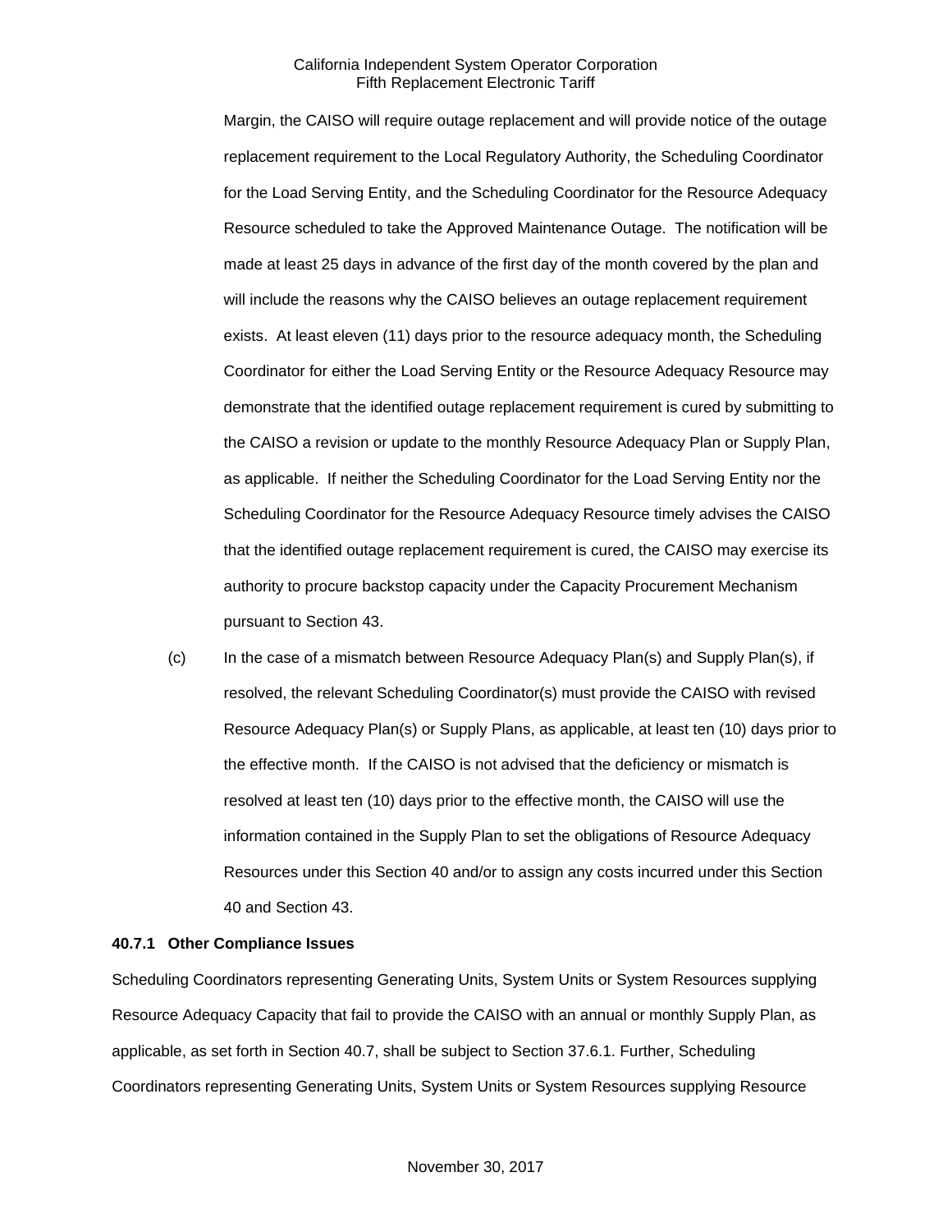Margin, the CAISO will require outage replacement and will provide notice of the outage replacement requirement to the Local Regulatory Authority, the Scheduling Coordinator for the Load Serving Entity, and the Scheduling Coordinator for the Resource Adequacy Resource scheduled to take the Approved Maintenance Outage. The notification will be made at least 25 days in advance of the first day of the month covered by the plan and will include the reasons why the CAISO believes an outage replacement requirement exists. At least eleven (11) days prior to the resource adequacy month, the Scheduling Coordinator for either the Load Serving Entity or the Resource Adequacy Resource may demonstrate that the identified outage replacement requirement is cured by submitting to the CAISO a revision or update to the monthly Resource Adequacy Plan or Supply Plan, as applicable. If neither the Scheduling Coordinator for the Load Serving Entity nor the Scheduling Coordinator for the Resource Adequacy Resource timely advises the CAISO that the identified outage replacement requirement is cured, the CAISO may exercise its authority to procure backstop capacity under the Capacity Procurement Mechanism pursuant to Section 43.

(c) In the case of a mismatch between Resource Adequacy Plan(s) and Supply Plan(s), if resolved, the relevant Scheduling Coordinator(s) must provide the CAISO with revised Resource Adequacy Plan(s) or Supply Plans, as applicable, at least ten (10) days prior to the effective month. If the CAISO is not advised that the deficiency or mismatch is resolved at least ten (10) days prior to the effective month, the CAISO will use the information contained in the Supply Plan to set the obligations of Resource Adequacy Resources under this Section 40 and/or to assign any costs incurred under this Section 40 and Section 43.

**40.7.1 Other Compliance Issues**

Scheduling Coordinators representing Generating Units, System Units or System Resources supplying Resource Adequacy Capacity that fail to provide the CAISO with an annual or monthly Supply Plan, as applicable, as set forth in Section 40.7, shall be subject to Section 37.6.1. Further, Scheduling Coordinators representing Generating Units, System Units or System Resources supplying Resource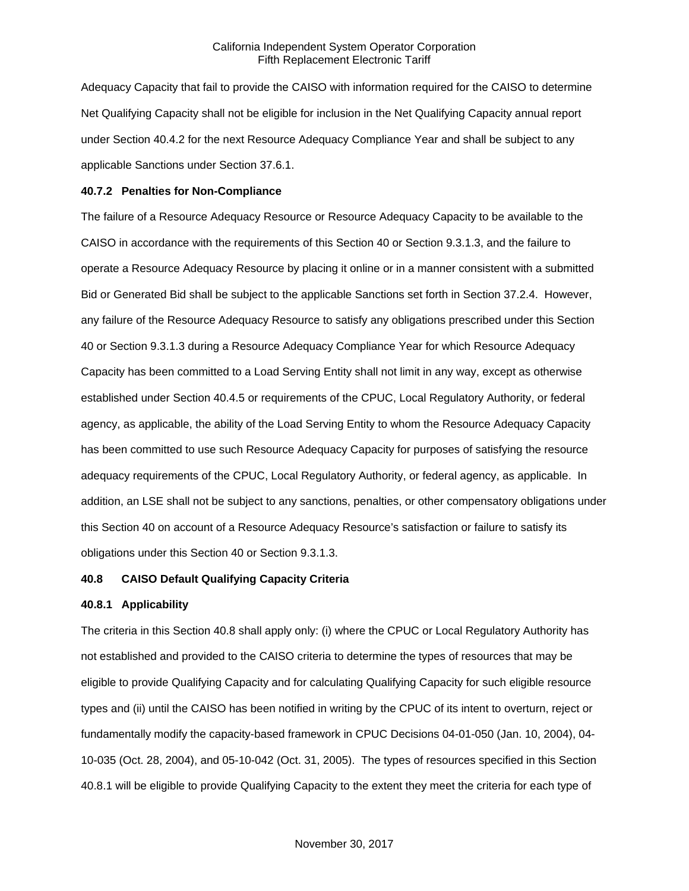Adequacy Capacity that fail to provide the CAISO with information required for the CAISO to determine Net Qualifying Capacity shall not be eligible for inclusion in the Net Qualifying Capacity annual report under Section 40.4.2 for the next Resource Adequacy Compliance Year and shall be subject to any applicable Sanctions under Section 37.6.1.

**40.7.2 Penalties for Non-Compliance**

The failure of a Resource Adequacy Resource or Resource Adequacy Capacity to be available to the CAISO in accordance with the requirements of this Section 40 or Section 9.3.1.3, and the failure to operate a Resource Adequacy Resource by placing it online or in a manner consistent with a submitted Bid or Generated Bid shall be subject to the applicable Sanctions set forth in Section 37.2.4. However, any failure of the Resource Adequacy Resource to satisfy any obligations prescribed under this Section 40 or Section 9.3.1.3 during a Resource Adequacy Compliance Year for which Resource Adequacy Capacity has been committed to a Load Serving Entity shall not limit in any way, except as otherwise established under Section 40.4.5 or requirements of the CPUC, Local Regulatory Authority, or federal agency, as applicable, the ability of the Load Serving Entity to whom the Resource Adequacy Capacity has been committed to use such Resource Adequacy Capacity for purposes of satisfying the resource adequacy requirements of the CPUC, Local Regulatory Authority, or federal agency, as applicable. In addition, an LSE shall not be subject to any sanctions, penalties, or other compensatory obligations under this Section 40 on account of a Resource Adequacy Resource's satisfaction or failure to satisfy its obligations under this Section 40 or Section 9.3.1.3.

**40.8 CAISO Default Qualifying Capacity Criteria**

**40.8.1 Applicability**

The criteria in this Section 40.8 shall apply only: (i) where the CPUC or Local Regulatory Authority has not established and provided to the CAISO criteria to determine the types of resources that may be eligible to provide Qualifying Capacity and for calculating Qualifying Capacity for such eligible resource types and (ii) until the CAISO has been notified in writing by the CPUC of its intent to overturn, reject or fundamentally modify the capacity-based framework in CPUC Decisions 04-01-050 (Jan. 10, 2004), 04-10-035 (Oct. 28, 2004), and 05-10-042 (Oct. 31, 2005). The types of resources specified in this Section 40.8.1 will be eligible to provide Qualifying Capacity to the extent they meet the criteria for each type of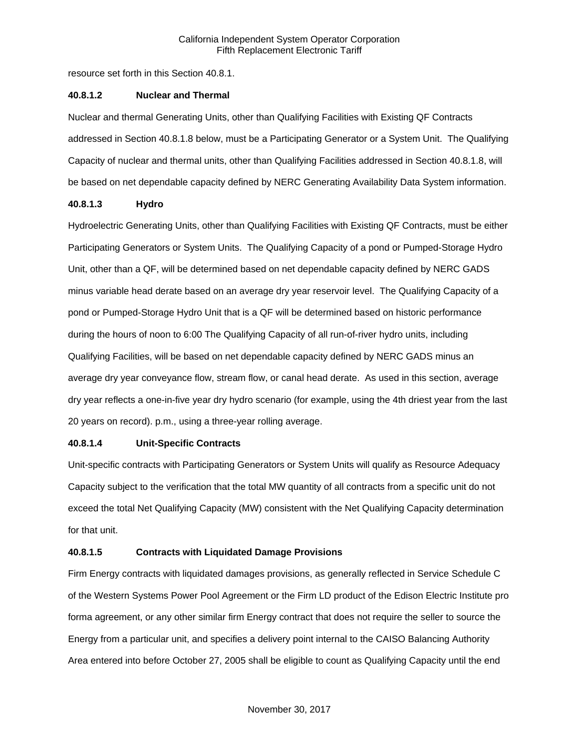resource set forth in this Section 40.8.1.

**40.8.1.2 Nuclear and Thermal**

Nuclear and thermal Generating Units, other than Qualifying Facilities with Existing QF Contracts addressed in Section 40.8.1.8 below, must be a Participating Generator or a System Unit. The Qualifying Capacity of nuclear and thermal units, other than Qualifying Facilities addressed in Section 40.8.1.8, will be based on net dependable capacity defined by NERC Generating Availability Data System information.

**40.8.1.3 Hydro**

Hydroelectric Generating Units, other than Qualifying Facilities with Existing QF Contracts, must be either Participating Generators or System Units. The Qualifying Capacity of a pond or Pumped-Storage Hydro Unit, other than a QF, will be determined based on net dependable capacity defined by NERC GADS minus variable head derate based on an average dry year reservoir level. The Qualifying Capacity of a pond or Pumped-Storage Hydro Unit that is a QF will be determined based on historic performance during the hours of noon to 6:00 The Qualifying Capacity of all run-of-river hydro units, including Qualifying Facilities, will be based on net dependable capacity defined by NERC GADS minus an average dry year conveyance flow, stream flow, or canal head derate. As used in this section, average dry year reflects a one-in-five year dry hydro scenario (for example, using the 4th driest year from the last 20 years on record). p.m., using a three-year rolling average.

**40.8.1.4 Unit-Specific Contracts**

Unit-specific contracts with Participating Generators or System Units will qualify as Resource Adequacy Capacity subject to the verification that the total MW quantity of all contracts from a specific unit do not exceed the total Net Qualifying Capacity (MW) consistent with the Net Qualifying Capacity determination for that unit.

**40.8.1.5 Contracts with Liquidated Damage Provisions**

Firm Energy contracts with liquidated damages provisions, as generally reflected in Service Schedule C of the Western Systems Power Pool Agreement or the Firm LD product of the Edison Electric Institute pro forma agreement, or any other similar firm Energy contract that does not require the seller to source the Energy from a particular unit, and specifies a delivery point internal to the CAISO Balancing Authority Area entered into before October 27, 2005 shall be eligible to count as Qualifying Capacity until the end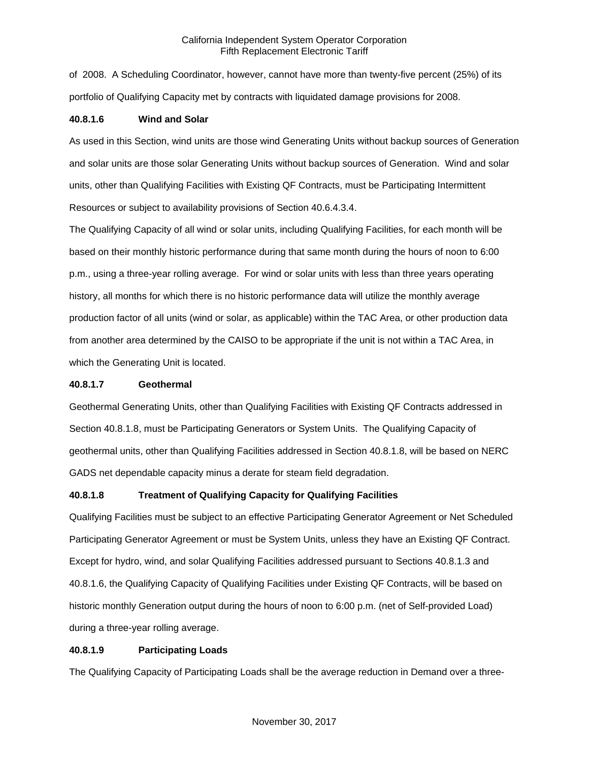of 2008. A Scheduling Coordinator, however, cannot have more than twenty-five percent (25%) of its portfolio of Qualifying Capacity met by contracts with liquidated damage provisions for 2008.

**40.8.1.6 Wind and Solar**

As used in this Section, wind units are those wind Generating Units without backup sources of Generation and solar units are those solar Generating Units without backup sources of Generation. Wind and solar units, other than Qualifying Facilities with Existing QF Contracts, must be Participating Intermittent Resources or subject to availability provisions of Section 40.6.4.3.4.

The Qualifying Capacity of all wind or solar units, including Qualifying Facilities, for each month will be based on their monthly historic performance during that same month during the hours of noon to 6:00 p.m., using a three-year rolling average. For wind or solar units with less than three years operating history, all months for which there is no historic performance data will utilize the monthly average production factor of all units (wind or solar, as applicable) within the TAC Area, or other production data from another area determined by the CAISO to be appropriate if the unit is not within a TAC Area, in which the Generating Unit is located.

**40.8.1.7 Geothermal**

Geothermal Generating Units, other than Qualifying Facilities with Existing QF Contracts addressed in Section 40.8.1.8, must be Participating Generators or System Units. The Qualifying Capacity of geothermal units, other than Qualifying Facilities addressed in Section 40.8.1.8, will be based on NERC GADS net dependable capacity minus a derate for steam field degradation.

**40.8.1.8 Treatment of Qualifying Capacity for Qualifying Facilities**

Qualifying Facilities must be subject to an effective Participating Generator Agreement or Net Scheduled Participating Generator Agreement or must be System Units, unless they have an Existing QF Contract. Except for hydro, wind, and solar Qualifying Facilities addressed pursuant to Sections 40.8.1.3 and 40.8.1.6, the Qualifying Capacity of Qualifying Facilities under Existing QF Contracts, will be based on historic monthly Generation output during the hours of noon to 6:00 p.m. (net of Self-provided Load) during a three-year rolling average.

**40.8.1.9 Participating Loads**

The Qualifying Capacity of Participating Loads shall be the average reduction in Demand over a three-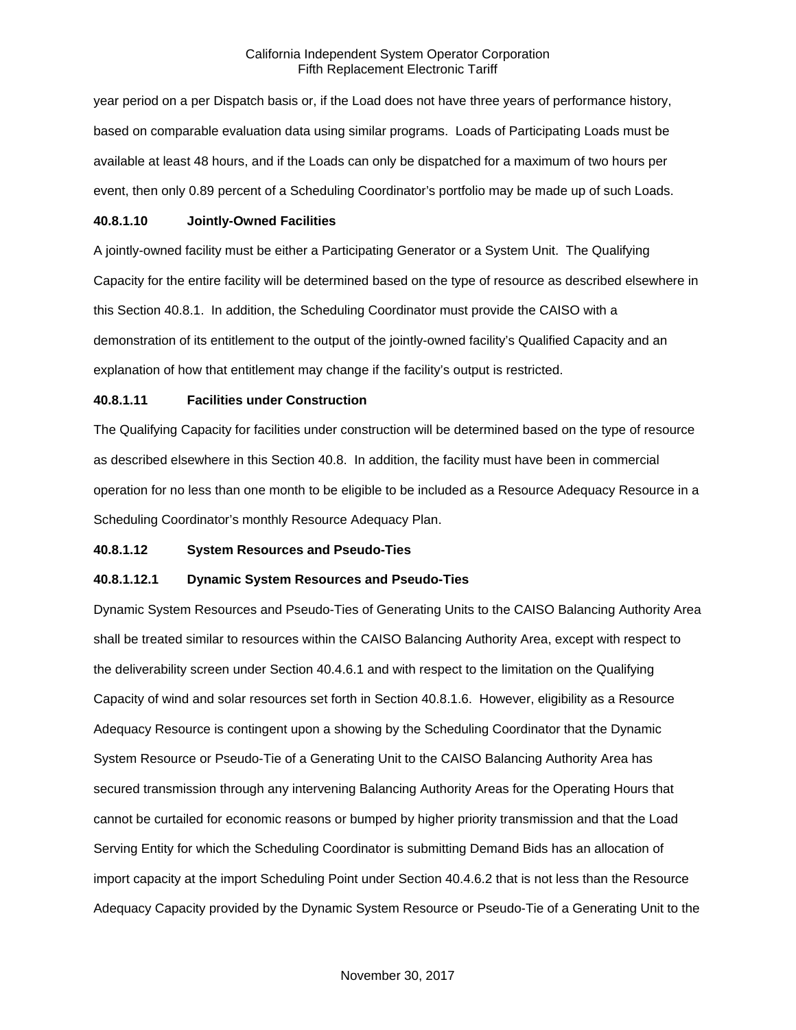year period on a per Dispatch basis or, if the Load does not have three years of performance history, based on comparable evaluation data using similar programs. Loads of Participating Loads must be available at least 48 hours, and if the Loads can only be dispatched for a maximum of two hours per event, then only 0.89 percent of a Scheduling Coordinator's portfolio may be made up of such Loads.

**40.8.1.10 Jointly-Owned Facilities**

A jointly-owned facility must be either a Participating Generator or a System Unit. The Qualifying Capacity for the entire facility will be determined based on the type of resource as described elsewhere in this Section 40.8.1. In addition, the Scheduling Coordinator must provide the CAISO with a demonstration of its entitlement to the output of the jointly-owned facility's Qualified Capacity and an explanation of how that entitlement may change if the facility's output is restricted.

**40.8.1.11 Facilities under Construction**

The Qualifying Capacity for facilities under construction will be determined based on the type of resource as described elsewhere in this Section 40.8. In addition, the facility must have been in commercial operation for no less than one month to be eligible to be included as a Resource Adequacy Resource in a Scheduling Coordinator's monthly Resource Adequacy Plan.

**40.8.1.12 System Resources and Pseudo-Ties**

**40.8.1.12.1 Dynamic System Resources and Pseudo-Ties**

Dynamic System Resources and Pseudo-Ties of Generating Units to the CAISO Balancing Authority Area shall be treated similar to resources within the CAISO Balancing Authority Area, except with respect to the deliverability screen under Section 40.4.6.1 and with respect to the limitation on the Qualifying Capacity of wind and solar resources set forth in Section 40.8.1.6. However, eligibility as a Resource Adequacy Resource is contingent upon a showing by the Scheduling Coordinator that the Dynamic System Resource or Pseudo-Tie of a Generating Unit to the CAISO Balancing Authority Area has secured transmission through any intervening Balancing Authority Areas for the Operating Hours that cannot be curtailed for economic reasons or bumped by higher priority transmission and that the Load Serving Entity for which the Scheduling Coordinator is submitting Demand Bids has an allocation of import capacity at the import Scheduling Point under Section 40.4.6.2 that is not less than the Resource Adequacy Capacity provided by the Dynamic System Resource or Pseudo-Tie of a Generating Unit to the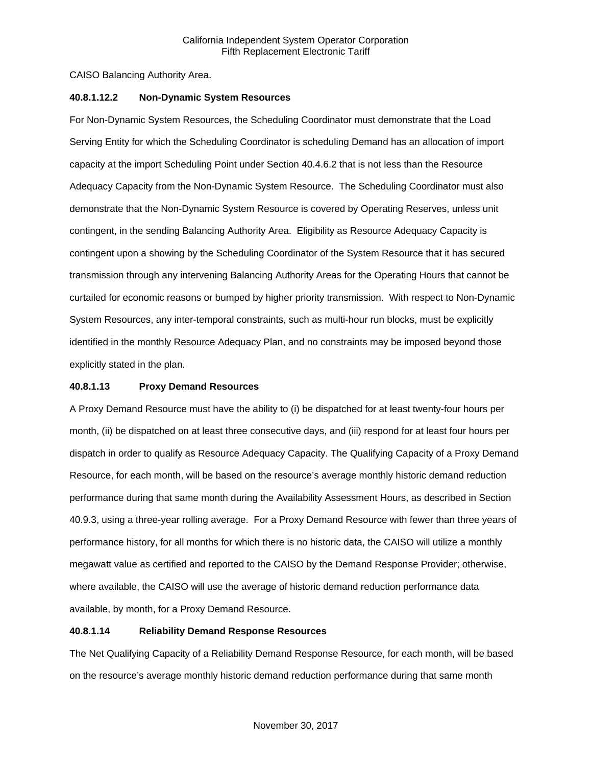CAISO Balancing Authority Area.

**40.8.1.12.2 Non-Dynamic System Resources**

For Non-Dynamic System Resources, the Scheduling Coordinator must demonstrate that the Load Serving Entity for which the Scheduling Coordinator is scheduling Demand has an allocation of import capacity at the import Scheduling Point under Section 40.4.6.2 that is not less than the Resource Adequacy Capacity from the Non-Dynamic System Resource. The Scheduling Coordinator must also demonstrate that the Non-Dynamic System Resource is covered by Operating Reserves, unless unit contingent, in the sending Balancing Authority Area. Eligibility as Resource Adequacy Capacity is contingent upon a showing by the Scheduling Coordinator of the System Resource that it has secured transmission through any intervening Balancing Authority Areas for the Operating Hours that cannot be curtailed for economic reasons or bumped by higher priority transmission. With respect to Non-Dynamic System Resources, any inter-temporal constraints, such as multi-hour run blocks, must be explicitly identified in the monthly Resource Adequacy Plan, and no constraints may be imposed beyond those explicitly stated in the plan.

**40.8.1.13 Proxy Demand Resources**

A Proxy Demand Resource must have the ability to (i) be dispatched for at least twenty-four hours per month, (ii) be dispatched on at least three consecutive days, and (iii) respond for at least four hours per dispatch in order to qualify as Resource Adequacy Capacity. The Qualifying Capacity of a Proxy Demand Resource, for each month, will be based on the resource's average monthly historic demand reduction performance during that same month during the Availability Assessment Hours, as described in Section 40.9.3, using a three-year rolling average. For a Proxy Demand Resource with fewer than three years of performance history, for all months for which there is no historic data, the CAISO will utilize a monthly megawatt value as certified and reported to the CAISO by the Demand Response Provider; otherwise, where available, the CAISO will use the average of historic demand reduction performance data available, by month, for a Proxy Demand Resource.

**40.8.1.14 Reliability Demand Response Resources**

The Net Qualifying Capacity of a Reliability Demand Response Resource, for each month, will be based on the resource's average monthly historic demand reduction performance during that same month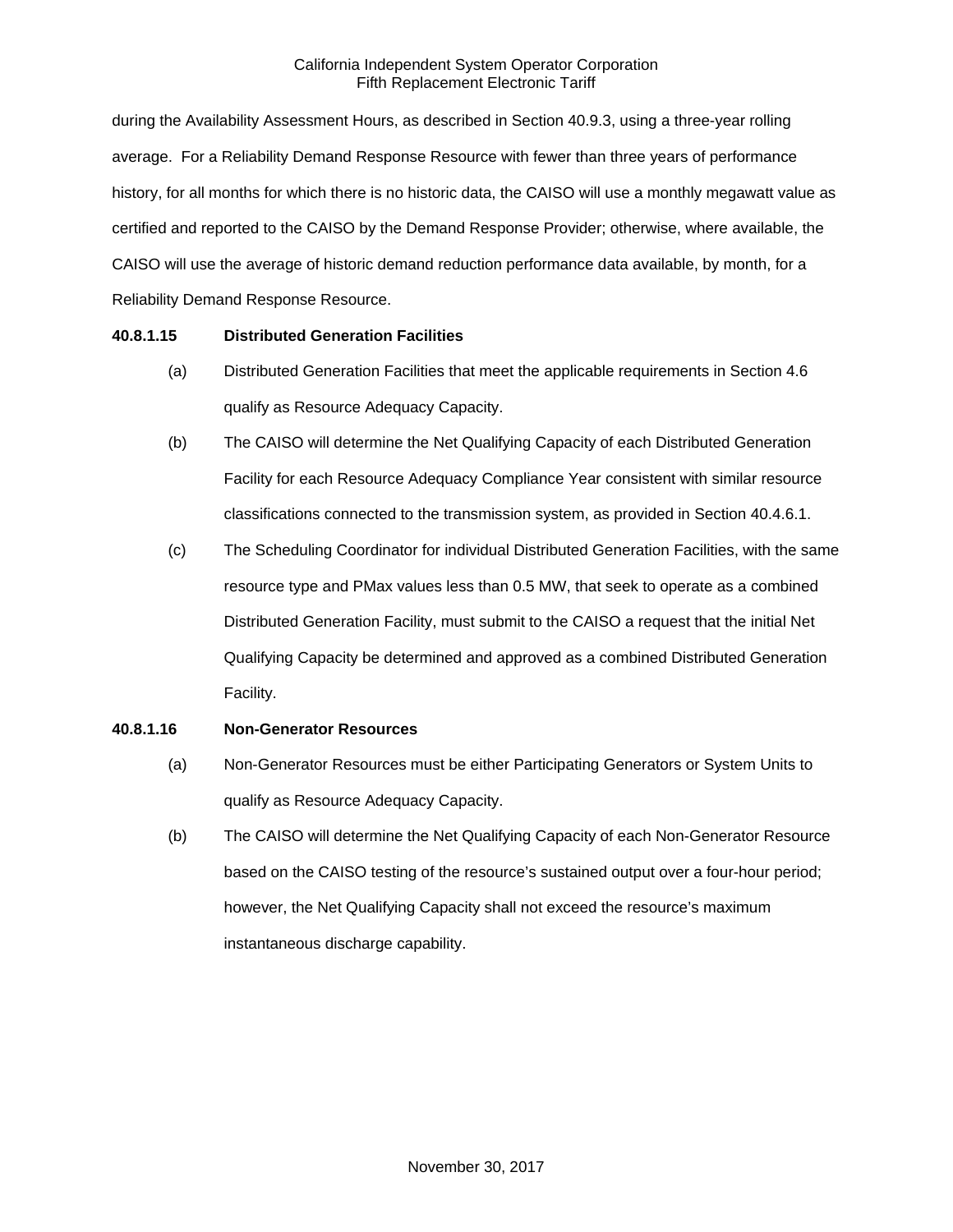during the Availability Assessment Hours, as described in Section 40.9.3, using a three-year rolling average. For a Reliability Demand Response Resource with fewer than three years of performance history, for all months for which there is no historic data, the CAISO will use a monthly megawatt value as certified and reported to the CAISO by the Demand Response Provider; otherwise, where available, the CAISO will use the average of historic demand reduction performance data available, by month, for a Reliability Demand Response Resource.

**40.8.1.15 Distributed Generation Facilities**

(a) Distributed Generation Facilities that meet the applicable requirements in Section 4.6 qualify as Resource Adequacy Capacity.

(b) The CAISO will determine the Net Qualifying Capacity of each Distributed Generation Facility for each Resource Adequacy Compliance Year consistent with similar resource classifications connected to the transmission system, as provided in Section 40.4.6.1.

(c) The Scheduling Coordinator for individual Distributed Generation Facilities, with the same resource type and PMax values less than 0.5 MW, that seek to operate as a combined Distributed Generation Facility, must submit to the CAISO a request that the initial Net Qualifying Capacity be determined and approved as a combined Distributed Generation Facility.

**40.8.1.16 Non-Generator Resources**

(a) Non-Generator Resources must be either Participating Generators or System Units to qualify as Resource Adequacy Capacity.

(b) The CAISO will determine the Net Qualifying Capacity of each Non-Generator Resource based on the CAISO testing of the resource's sustained output over a four-hour period; however, the Net Qualifying Capacity shall not exceed the resource's maximum instantaneous discharge capability.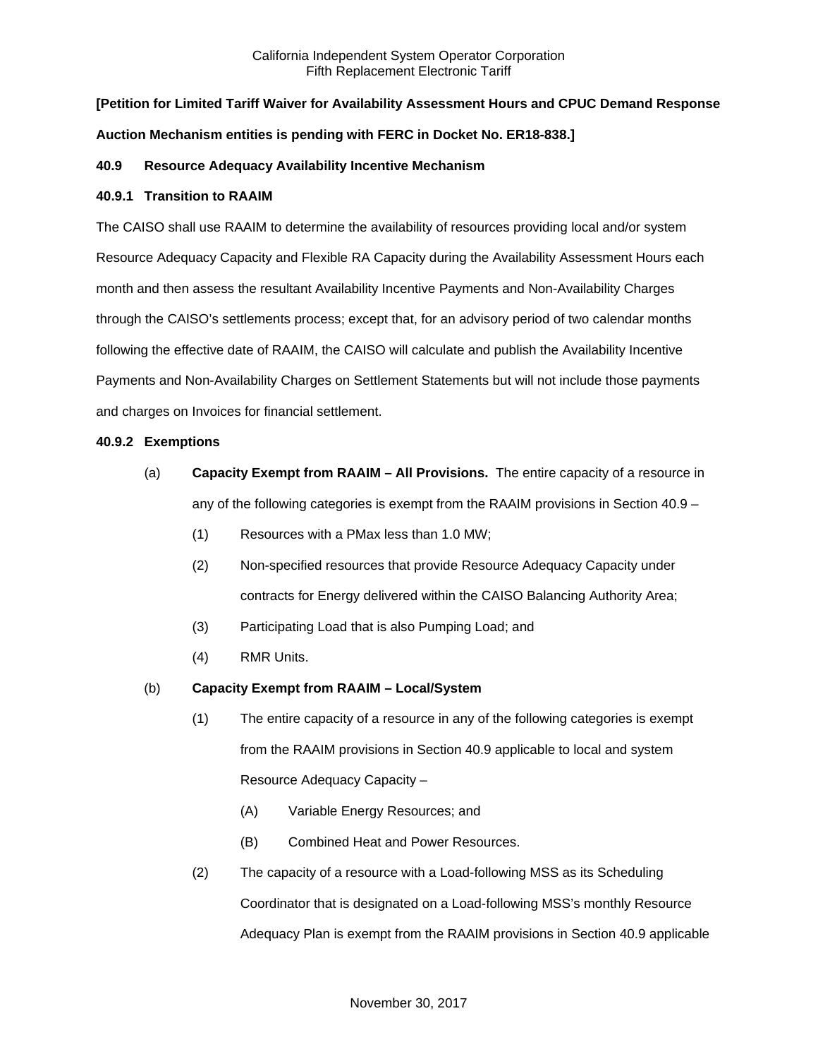**[Petition for Limited Tariff Waiver for Availability Assessment Hours and CPUC Demand Response Auction Mechanism entities is pending with FERC in Docket No. ER18-838.]**

**40.9 Resource Adequacy Availability Incentive Mechanism**

**40.9.1 Transition to RAAIM**

The CAISO shall use RAAIM to determine the availability of resources providing local and/or system Resource Adequacy Capacity and Flexible RA Capacity during the Availability Assessment Hours each month and then assess the resultant Availability Incentive Payments and Non-Availability Charges through the CAISO's settlements process; except that, for an advisory period of two calendar months following the effective date of RAAIM, the CAISO will calculate and publish the Availability Incentive Payments and Non-Availability Charges on Settlement Statements but will not include those payments and charges on Invoices for financial settlement.

**40.9.2 Exemptions**

(a) **Capacity Exempt from RAAIM – All Provisions.** The entire capacity of a resource in any of the following categories is exempt from the RAAIM provisions in Section 40.9 –

(1) Resources with a PMax less than 1.0 MW;

(2) Non-specified resources that provide Resource Adequacy Capacity under contracts for Energy delivered within the CAISO Balancing Authority Area;

(3) Participating Load that is also Pumping Load; and

(4) RMR Units.

(b) **Capacity Exempt from RAAIM – Local/System**

(1) The entire capacity of a resource in any of the following categories is exempt from the RAAIM provisions in Section 40.9 applicable to local and system Resource Adequacy Capacity –

(A) Variable Energy Resources; and

(B) Combined Heat and Power Resources.

(2) The capacity of a resource with a Load-following MSS as its Scheduling Coordinator that is designated on a Load-following MSS's monthly Resource Adequacy Plan is exempt from the RAAIM provisions in Section 40.9 applicable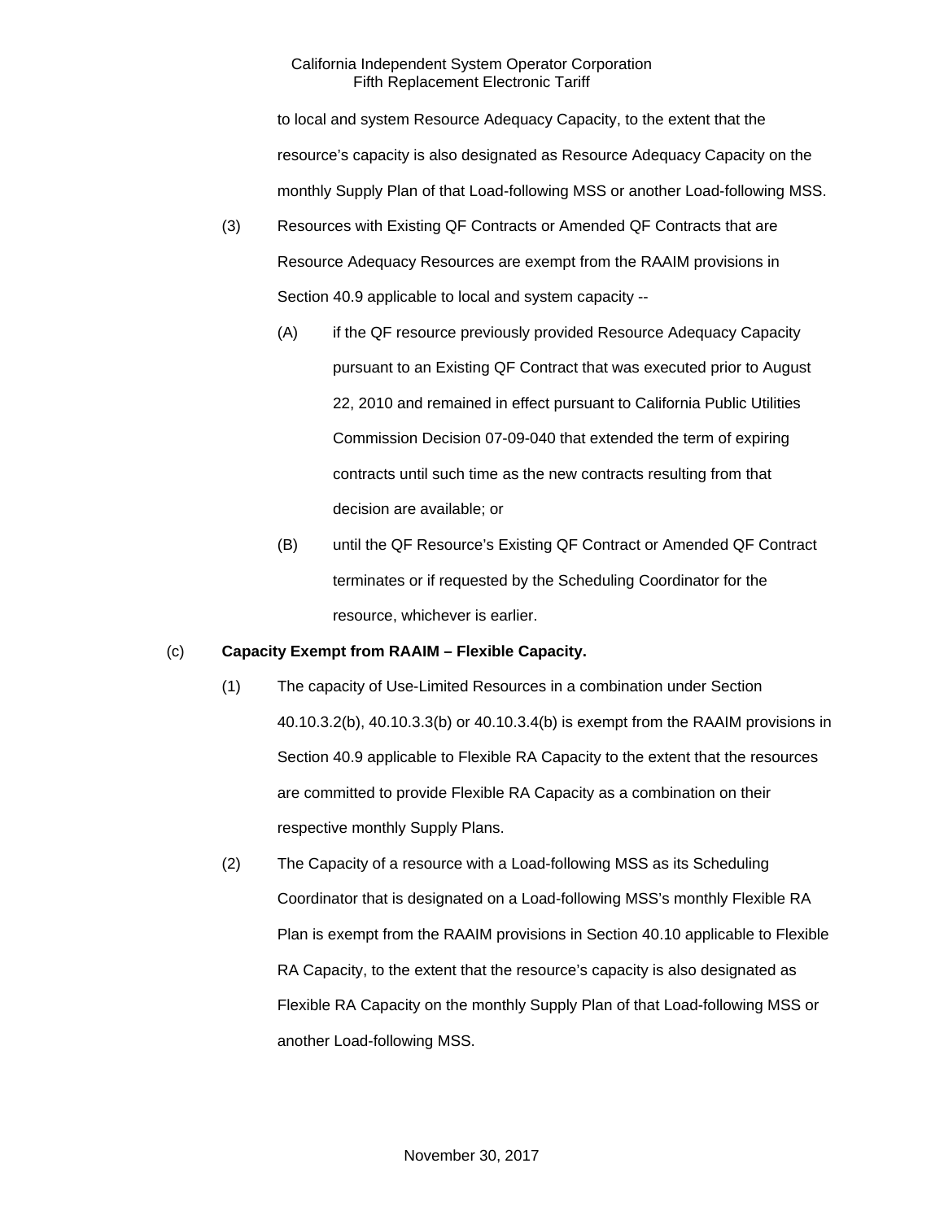to local and system Resource Adequacy Capacity, to the extent that the resource's capacity is also designated as Resource Adequacy Capacity on the monthly Supply Plan of that Load-following MSS or another Load-following MSS.

(3) Resources with Existing QF Contracts or Amended QF Contracts that are Resource Adequacy Resources are exempt from the RAAIM provisions in Section 40.9 applicable to local and system capacity --

(A) if the QF resource previously provided Resource Adequacy Capacity pursuant to an Existing QF Contract that was executed prior to August 22, 2010 and remained in effect pursuant to California Public Utilities Commission Decision 07-09-040 that extended the term of expiring contracts until such time as the new contracts resulting from that decision are available; or

(B) until the QF Resource's Existing QF Contract or Amended QF Contract terminates or if requested by the Scheduling Coordinator for the resource, whichever is earlier.

(c) **Capacity Exempt from RAAIM – Flexible Capacity.**

(1) The capacity of Use-Limited Resources in a combination under Section 40.10.3.2(b), 40.10.3.3(b) or 40.10.3.4(b) is exempt from the RAAIM provisions in Section 40.9 applicable to Flexible RA Capacity to the extent that the resources are committed to provide Flexible RA Capacity as a combination on their respective monthly Supply Plans.

(2) The Capacity of a resource with a Load-following MSS as its Scheduling Coordinator that is designated on a Load-following MSS's monthly Flexible RA Plan is exempt from the RAAIM provisions in Section 40.10 applicable to Flexible RA Capacity, to the extent that the resource's capacity is also designated as Flexible RA Capacity on the monthly Supply Plan of that Load-following MSS or another Load-following MSS.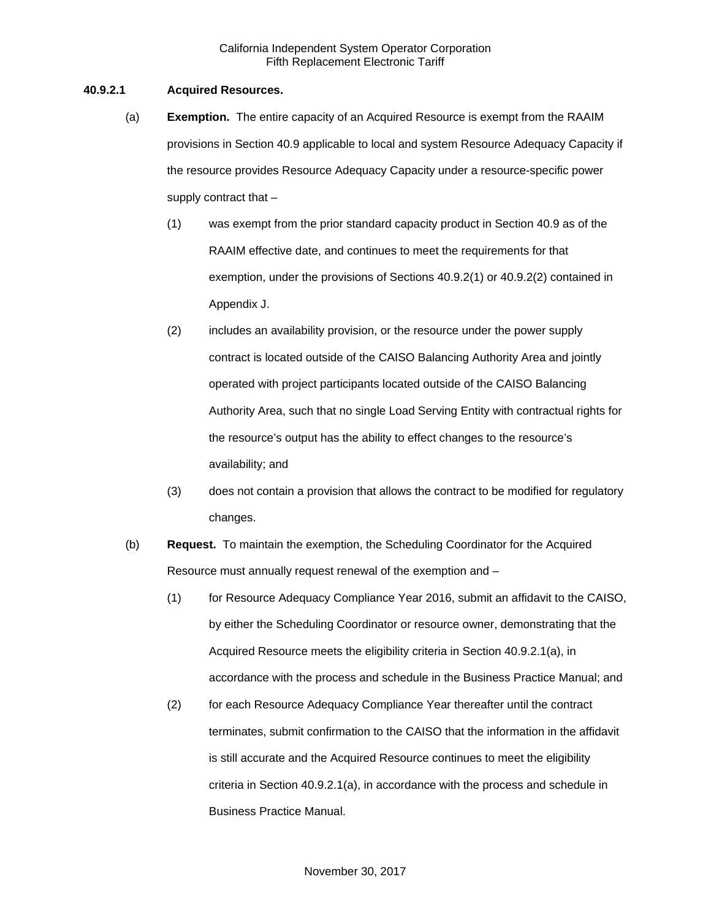**40.9.2.1 Acquired Resources.**

(a) **Exemption.** The entire capacity of an Acquired Resource is exempt from the RAAIM provisions in Section 40.9 applicable to local and system Resource Adequacy Capacity if the resource provides Resource Adequacy Capacity under a resource-specific power supply contract that –

(1) was exempt from the prior standard capacity product in Section 40.9 as of the RAAIM effective date, and continues to meet the requirements for that exemption, under the provisions of Sections 40.9.2(1) or 40.9.2(2) contained in Appendix J.

(2) includes an availability provision, or the resource under the power supply contract is located outside of the CAISO Balancing Authority Area and jointly operated with project participants located outside of the CAISO Balancing Authority Area, such that no single Load Serving Entity with contractual rights for the resource's output has the ability to effect changes to the resource's availability; and

(3) does not contain a provision that allows the contract to be modified for regulatory changes.

(b) **Request.** To maintain the exemption, the Scheduling Coordinator for the Acquired Resource must annually request renewal of the exemption and –

(1) for Resource Adequacy Compliance Year 2016, submit an affidavit to the CAISO, by either the Scheduling Coordinator or resource owner, demonstrating that the Acquired Resource meets the eligibility criteria in Section 40.9.2.1(a), in accordance with the process and schedule in the Business Practice Manual; and

(2) for each Resource Adequacy Compliance Year thereafter until the contract terminates, submit confirmation to the CAISO that the information in the affidavit is still accurate and the Acquired Resource continues to meet the eligibility criteria in Section 40.9.2.1(a), in accordance with the process and schedule in Business Practice Manual.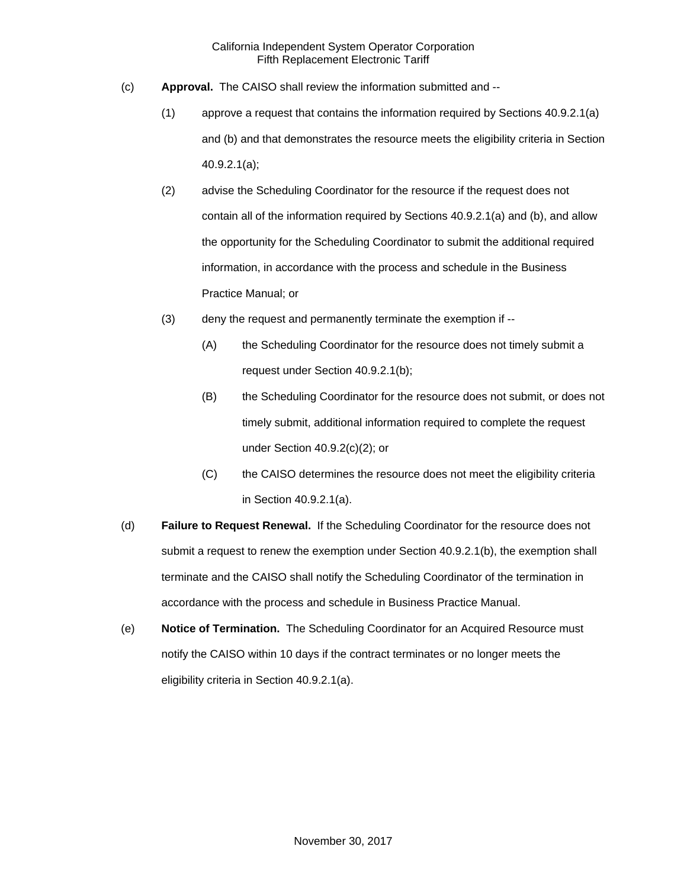(c) **Approval.** The CAISO shall review the information submitted and --

(1) approve a request that contains the information required by Sections 40.9.2.1(a) and (b) and that demonstrates the resource meets the eligibility criteria in Section 40.9.2.1(a);

(2) advise the Scheduling Coordinator for the resource if the request does not contain all of the information required by Sections 40.9.2.1(a) and (b), and allow the opportunity for the Scheduling Coordinator to submit the additional required information, in accordance with the process and schedule in the Business Practice Manual; or

(3) deny the request and permanently terminate the exemption if --

(A) the Scheduling Coordinator for the resource does not timely submit a request under Section 40.9.2.1(b);

(B) the Scheduling Coordinator for the resource does not submit, or does not timely submit, additional information required to complete the request under Section 40.9.2(c)(2); or

(C) the CAISO determines the resource does not meet the eligibility criteria in Section 40.9.2.1(a).

(d) **Failure to Request Renewal.** If the Scheduling Coordinator for the resource does not submit a request to renew the exemption under Section 40.9.2.1(b), the exemption shall terminate and the CAISO shall notify the Scheduling Coordinator of the termination in accordance with the process and schedule in Business Practice Manual.

(e) **Notice of Termination.** The Scheduling Coordinator for an Acquired Resource must notify the CAISO within 10 days if the contract terminates or no longer meets the eligibility criteria in Section 40.9.2.1(a).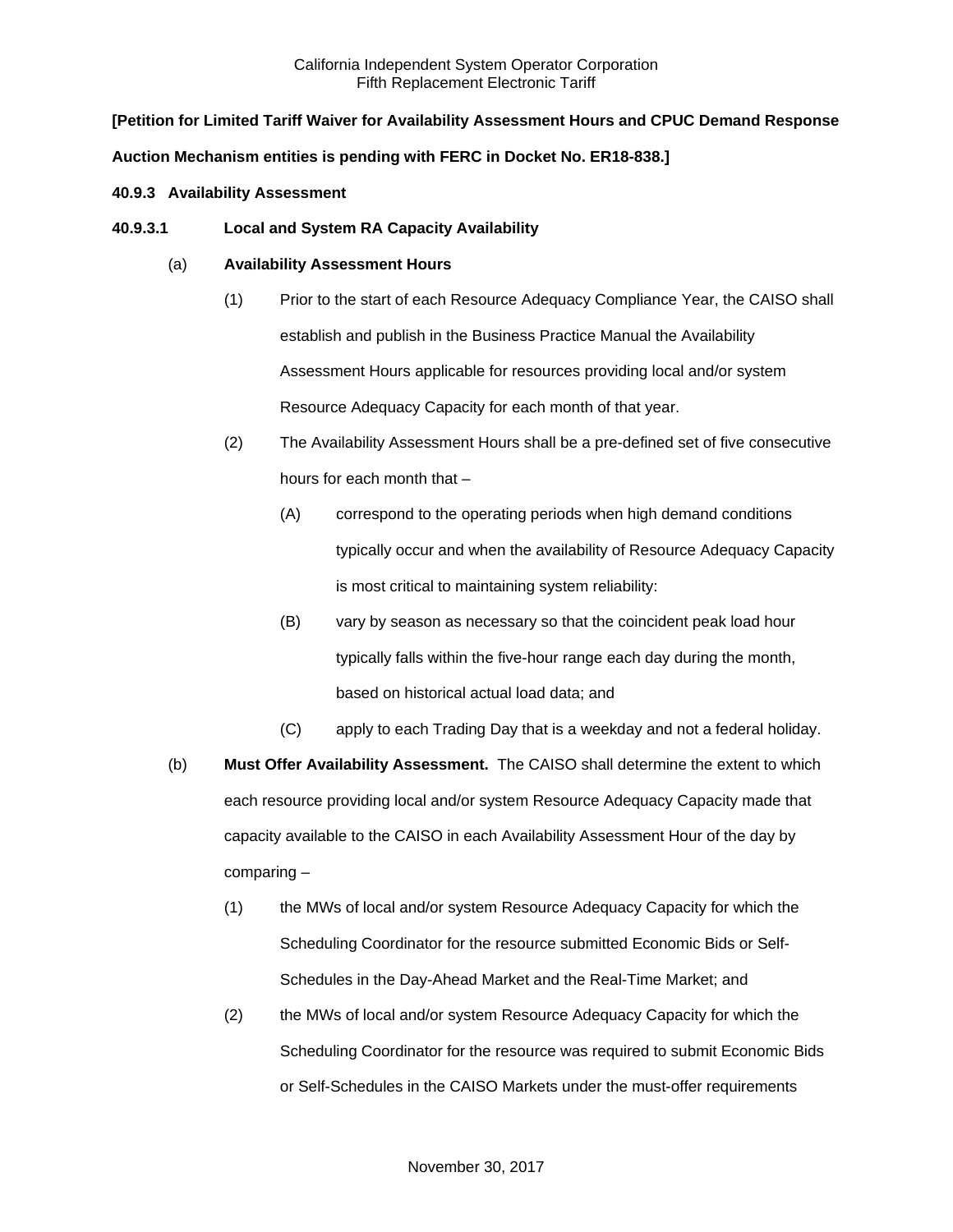**[Petition for Limited Tariff Waiver for Availability Assessment Hours and CPUC Demand Response Auction Mechanism entities is pending with FERC in Docket No. ER18-838.]**

**40.9.3 Availability Assessment**

**40.9.3.1 Local and System RA Capacity Availability**

(a) **Availability Assessment Hours**

(1) Prior to the start of each Resource Adequacy Compliance Year, the CAISO shall establish and publish in the Business Practice Manual the Availability Assessment Hours applicable for resources providing local and/or system Resource Adequacy Capacity for each month of that year.

(2) The Availability Assessment Hours shall be a pre-defined set of five consecutive hours for each month that –

(A) correspond to the operating periods when high demand conditions typically occur and when the availability of Resource Adequacy Capacity is most critical to maintaining system reliability:

(B) vary by season as necessary so that the coincident peak load hour typically falls within the five-hour range each day during the month, based on historical actual load data; and

(C) apply to each Trading Day that is a weekday and not a federal holiday.

(b) **Must Offer Availability Assessment.** The CAISO shall determine the extent to which each resource providing local and/or system Resource Adequacy Capacity made that capacity available to the CAISO in each Availability Assessment Hour of the day by comparing –

(1) the MWs of local and/or system Resource Adequacy Capacity for which the Scheduling Coordinator for the resource submitted Economic Bids or Self-Schedules in the Day-Ahead Market and the Real-Time Market; and

(2) the MWs of local and/or system Resource Adequacy Capacity for which the Scheduling Coordinator for the resource was required to submit Economic Bids or Self-Schedules in the CAISO Markets under the must-offer requirements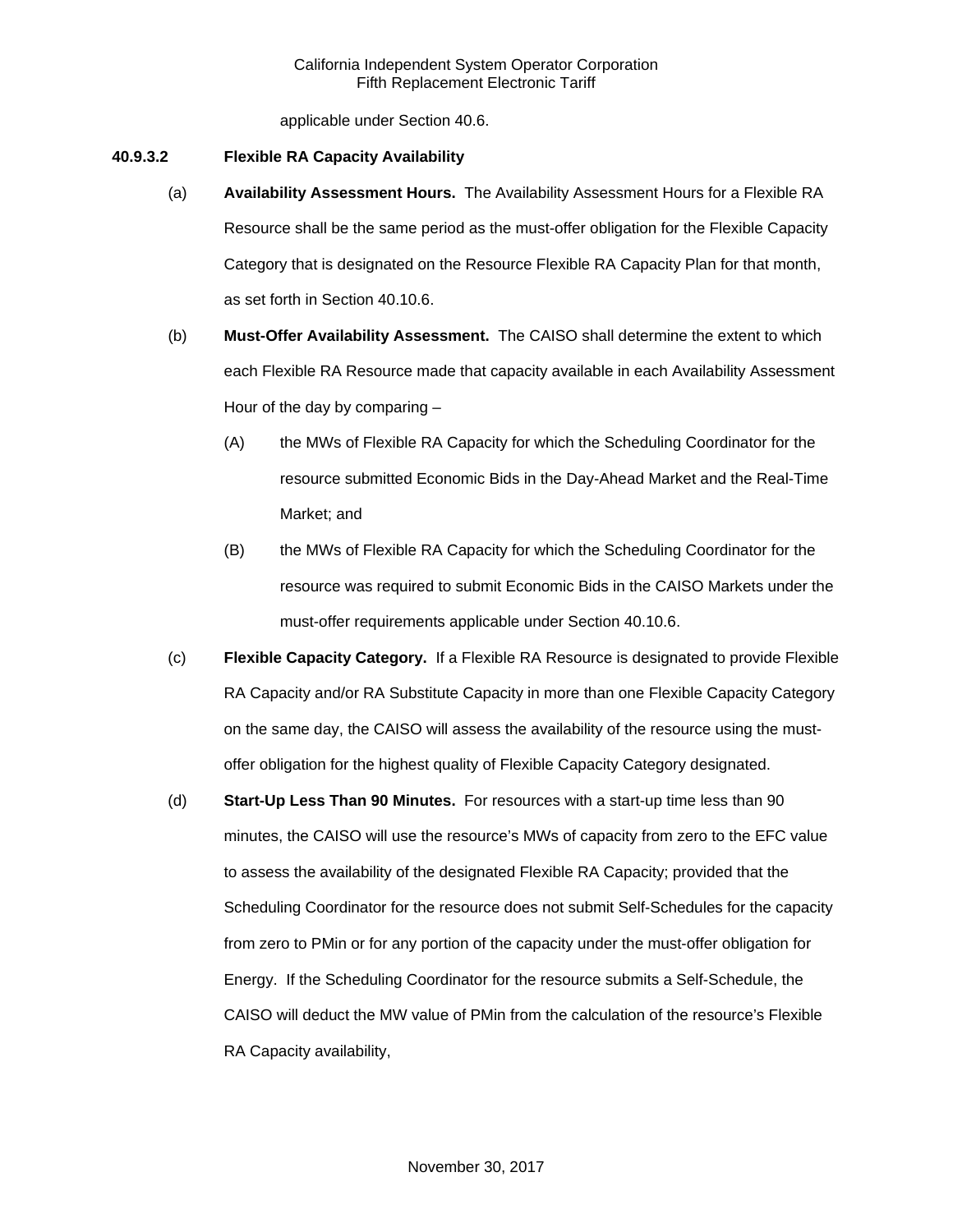applicable under Section 40.6.

**40.9.3.2 Flexible RA Capacity Availability**

(a) **Availability Assessment Hours.** The Availability Assessment Hours for a Flexible RA Resource shall be the same period as the must-offer obligation for the Flexible Capacity Category that is designated on the Resource Flexible RA Capacity Plan for that month, as set forth in Section 40.10.6.

(b) **Must-Offer Availability Assessment.** The CAISO shall determine the extent to which each Flexible RA Resource made that capacity available in each Availability Assessment Hour of the day by comparing –

(A) the MWs of Flexible RA Capacity for which the Scheduling Coordinator for the resource submitted Economic Bids in the Day-Ahead Market and the Real-Time Market; and

(B) the MWs of Flexible RA Capacity for which the Scheduling Coordinator for the resource was required to submit Economic Bids in the CAISO Markets under the must-offer requirements applicable under Section 40.10.6.

(c) **Flexible Capacity Category.** If a Flexible RA Resource is designated to provide Flexible RA Capacity and/or RA Substitute Capacity in more than one Flexible Capacity Category on the same day, the CAISO will assess the availability of the resource using the must-offer obligation for the highest quality of Flexible Capacity Category designated.

(d) **Start-Up Less Than 90 Minutes.** For resources with a start-up time less than 90 minutes, the CAISO will use the resource's MWs of capacity from zero to the EFC value to assess the availability of the designated Flexible RA Capacity; provided that the Scheduling Coordinator for the resource does not submit Self-Schedules for the capacity from zero to PMin or for any portion of the capacity under the must-offer obligation for Energy. If the Scheduling Coordinator for the resource submits a Self-Schedule, the CAISO will deduct the MW value of PMin from the calculation of the resource's Flexible RA Capacity availability,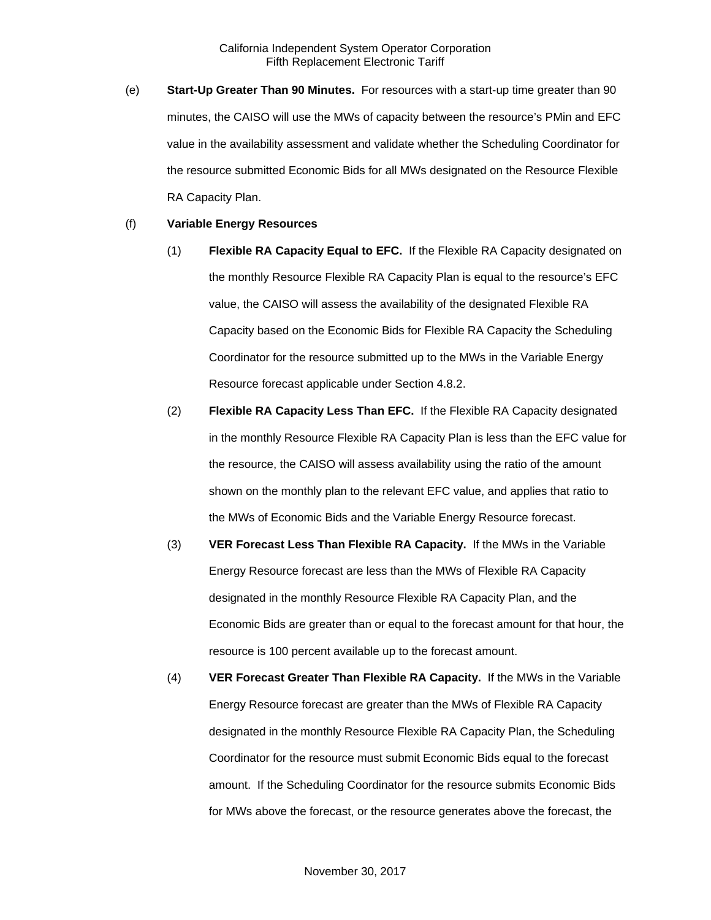(e) **Start-Up Greater Than 90 Minutes.** For resources with a start-up time greater than 90 minutes, the CAISO will use the MWs of capacity between the resource's PMin and EFC value in the availability assessment and validate whether the Scheduling Coordinator for the resource submitted Economic Bids for all MWs designated on the Resource Flexible RA Capacity Plan.

(f) **Variable Energy Resources**

(1) **Flexible RA Capacity Equal to EFC.** If the Flexible RA Capacity designated on the monthly Resource Flexible RA Capacity Plan is equal to the resource's EFC value, the CAISO will assess the availability of the designated Flexible RA Capacity based on the Economic Bids for Flexible RA Capacity the Scheduling Coordinator for the resource submitted up to the MWs in the Variable Energy Resource forecast applicable under Section 4.8.2.

(2) **Flexible RA Capacity Less Than EFC.** If the Flexible RA Capacity designated in the monthly Resource Flexible RA Capacity Plan is less than the EFC value for the resource, the CAISO will assess availability using the ratio of the amount shown on the monthly plan to the relevant EFC value, and applies that ratio to the MWs of Economic Bids and the Variable Energy Resource forecast.

(3) **VER Forecast Less Than Flexible RA Capacity.** If the MWs in the Variable Energy Resource forecast are less than the MWs of Flexible RA Capacity designated in the monthly Resource Flexible RA Capacity Plan, and the Economic Bids are greater than or equal to the forecast amount for that hour, the resource is 100 percent available up to the forecast amount.

(4) **VER Forecast Greater Than Flexible RA Capacity.** If the MWs in the Variable Energy Resource forecast are greater than the MWs of Flexible RA Capacity designated in the monthly Resource Flexible RA Capacity Plan, the Scheduling Coordinator for the resource must submit Economic Bids equal to the forecast amount. If the Scheduling Coordinator for the resource submits Economic Bids for MWs above the forecast, or the resource generates above the forecast, the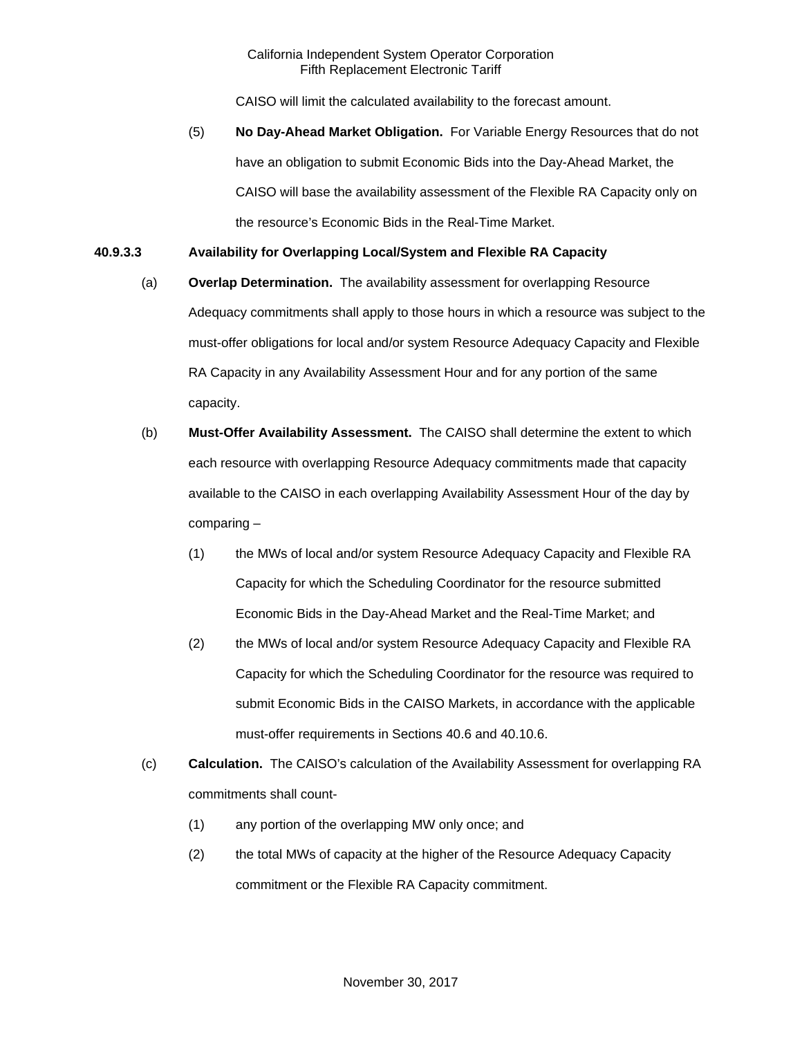CAISO will limit the calculated availability to the forecast amount.

(5) **No Day-Ahead Market Obligation.** For Variable Energy Resources that do not have an obligation to submit Economic Bids into the Day-Ahead Market, the CAISO will base the availability assessment of the Flexible RA Capacity only on the resource's Economic Bids in the Real-Time Market.

**40.9.3.3 Availability for Overlapping Local/System and Flexible RA Capacity**

(a) **Overlap Determination.** The availability assessment for overlapping Resource Adequacy commitments shall apply to those hours in which a resource was subject to the must-offer obligations for local and/or system Resource Adequacy Capacity and Flexible RA Capacity in any Availability Assessment Hour and for any portion of the same capacity.

(b) **Must-Offer Availability Assessment.** The CAISO shall determine the extent to which each resource with overlapping Resource Adequacy commitments made that capacity available to the CAISO in each overlapping Availability Assessment Hour of the day by comparing –

(1) the MWs of local and/or system Resource Adequacy Capacity and Flexible RA Capacity for which the Scheduling Coordinator for the resource submitted Economic Bids in the Day-Ahead Market and the Real-Time Market; and

(2) the MWs of local and/or system Resource Adequacy Capacity and Flexible RA Capacity for which the Scheduling Coordinator for the resource was required to submit Economic Bids in the CAISO Markets, in accordance with the applicable must-offer requirements in Sections 40.6 and 40.10.6.

(c) **Calculation.** The CAISO's calculation of the Availability Assessment for overlapping RA commitments shall count-

(1) any portion of the overlapping MW only once; and

(2) the total MWs of capacity at the higher of the Resource Adequacy Capacity commitment or the Flexible RA Capacity commitment.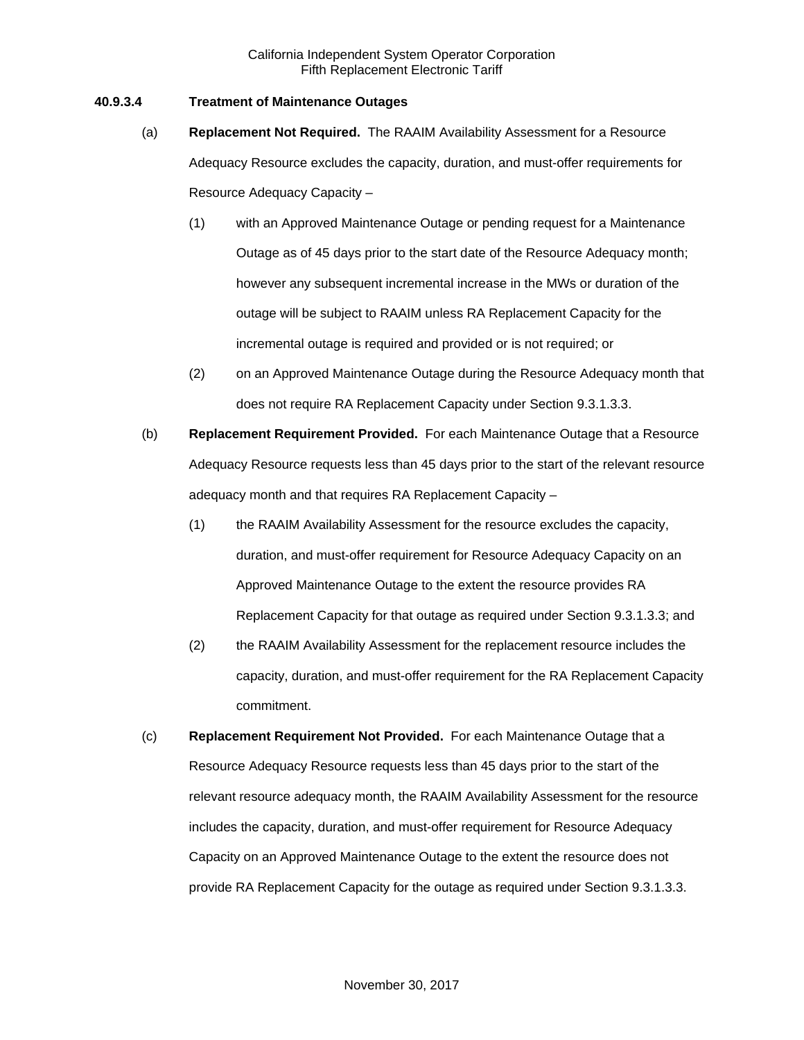### 40.9.3.4 Treatment of Maintenance Outages

(a) **Replacement Not Required.** The RAAIM Availability Assessment for a Resource Adequacy Resource excludes the capacity, duration, and must-offer requirements for Resource Adequacy Capacity –

(1) with an Approved Maintenance Outage or pending request for a Maintenance Outage as of 45 days prior to the start date of the Resource Adequacy month; however any subsequent incremental increase in the MWs or duration of the outage will be subject to RAAIM unless RA Replacement Capacity for the incremental outage is required and provided or is not required; or

(2) on an Approved Maintenance Outage during the Resource Adequacy month that does not require RA Replacement Capacity under Section 9.3.1.3.3.

(b) **Replacement Requirement Provided.** For each Maintenance Outage that a Resource Adequacy Resource requests less than 45 days prior to the start of the relevant resource adequacy month and that requires RA Replacement Capacity –

(1) the RAAIM Availability Assessment for the resource excludes the capacity, duration, and must-offer requirement for Resource Adequacy Capacity on an Approved Maintenance Outage to the extent the resource provides RA Replacement Capacity for that outage as required under Section 9.3.1.3.3; and

(2) the RAAIM Availability Assessment for the replacement resource includes the capacity, duration, and must-offer requirement for the RA Replacement Capacity commitment.

(c) **Replacement Requirement Not Provided.** For each Maintenance Outage that a Resource Adequacy Resource requests less than 45 days prior to the start of the relevant resource adequacy month, the RAAIM Availability Assessment for the resource includes the capacity, duration, and must-offer requirement for Resource Adequacy Capacity on an Approved Maintenance Outage to the extent the resource does not provide RA Replacement Capacity for the outage as required under Section 9.3.1.3.3.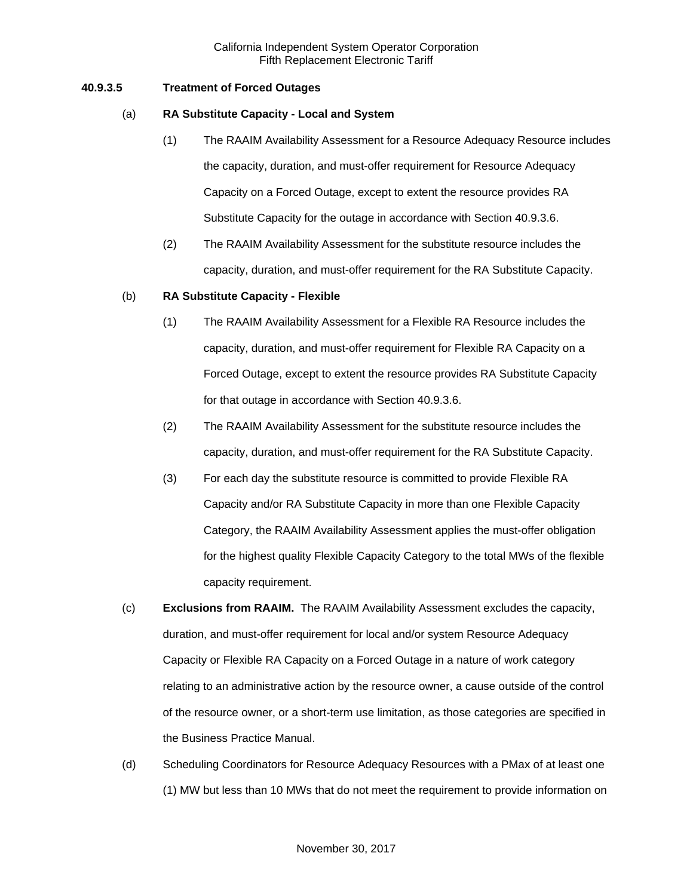### 40.9.3.5 Treatment of Forced Outages

(a) **RA Substitute Capacity - Local and System**

(1) The RAAIM Availability Assessment for a Resource Adequacy Resource includes the capacity, duration, and must-offer requirement for Resource Adequacy Capacity on a Forced Outage, except to extent the resource provides RA Substitute Capacity for the outage in accordance with Section 40.9.3.6.

(2) The RAAIM Availability Assessment for the substitute resource includes the capacity, duration, and must-offer requirement for the RA Substitute Capacity.

(b) **RA Substitute Capacity - Flexible**

(1) The RAAIM Availability Assessment for a Flexible RA Resource includes the capacity, duration, and must-offer requirement for Flexible RA Capacity on a Forced Outage, except to extent the resource provides RA Substitute Capacity for that outage in accordance with Section 40.9.3.6.

(2) The RAAIM Availability Assessment for the substitute resource includes the capacity, duration, and must-offer requirement for the RA Substitute Capacity.

(3) For each day the substitute resource is committed to provide Flexible RA Capacity and/or RA Substitute Capacity in more than one Flexible Capacity Category, the RAAIM Availability Assessment applies the must-offer obligation for the highest quality Flexible Capacity Category to the total MWs of the flexible capacity requirement.

(c) **Exclusions from RAAIM.** The RAAIM Availability Assessment excludes the capacity, duration, and must-offer requirement for local and/or system Resource Adequacy Capacity or Flexible RA Capacity on a Forced Outage in a nature of work category relating to an administrative action by the resource owner, a cause outside of the control of the resource owner, or a short-term use limitation, as those categories are specified in the Business Practice Manual.

(d) Scheduling Coordinators for Resource Adequacy Resources with a PMax of at least one (1) MW but less than 10 MWs that do not meet the requirement to provide information on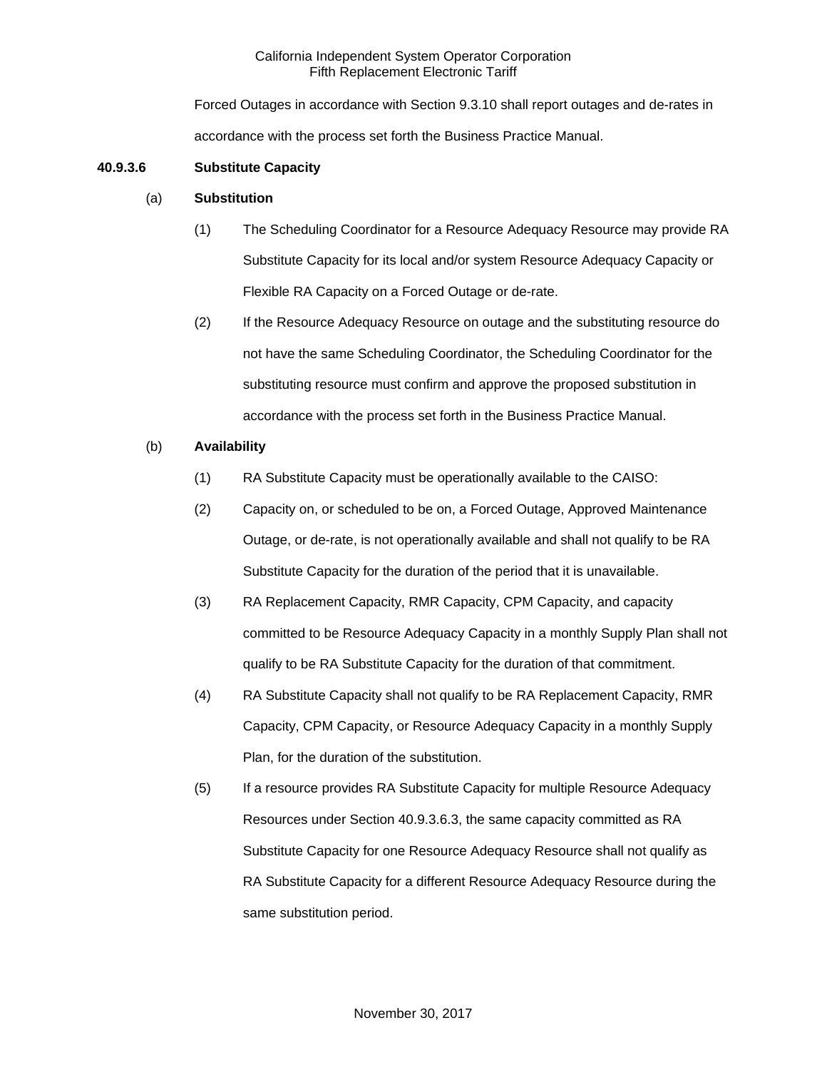Forced Outages in accordance with Section 9.3.10 shall report outages and de-rates in accordance with the process set forth the Business Practice Manual.

**40.9.3.6 Substitute Capacity**

(a) **Substitution**

(1) The Scheduling Coordinator for a Resource Adequacy Resource may provide RA Substitute Capacity for its local and/or system Resource Adequacy Capacity or Flexible RA Capacity on a Forced Outage or de-rate.

(2) If the Resource Adequacy Resource on outage and the substituting resource do not have the same Scheduling Coordinator, the Scheduling Coordinator for the substituting resource must confirm and approve the proposed substitution in accordance with the process set forth in the Business Practice Manual.

(b) **Availability**

(1) RA Substitute Capacity must be operationally available to the CAISO:

(2) Capacity on, or scheduled to be on, a Forced Outage, Approved Maintenance Outage, or de-rate, is not operationally available and shall not qualify to be RA Substitute Capacity for the duration of the period that it is unavailable.

(3) RA Replacement Capacity, RMR Capacity, CPM Capacity, and capacity committed to be Resource Adequacy Capacity in a monthly Supply Plan shall not qualify to be RA Substitute Capacity for the duration of that commitment.

(4) RA Substitute Capacity shall not qualify to be RA Replacement Capacity, RMR Capacity, CPM Capacity, or Resource Adequacy Capacity in a monthly Supply Plan, for the duration of the substitution.

(5) If a resource provides RA Substitute Capacity for multiple Resource Adequacy Resources under Section 40.9.3.6.3, the same capacity committed as RA Substitute Capacity for one Resource Adequacy Resource shall not qualify as RA Substitute Capacity for a different Resource Adequacy Resource during the same substitution period.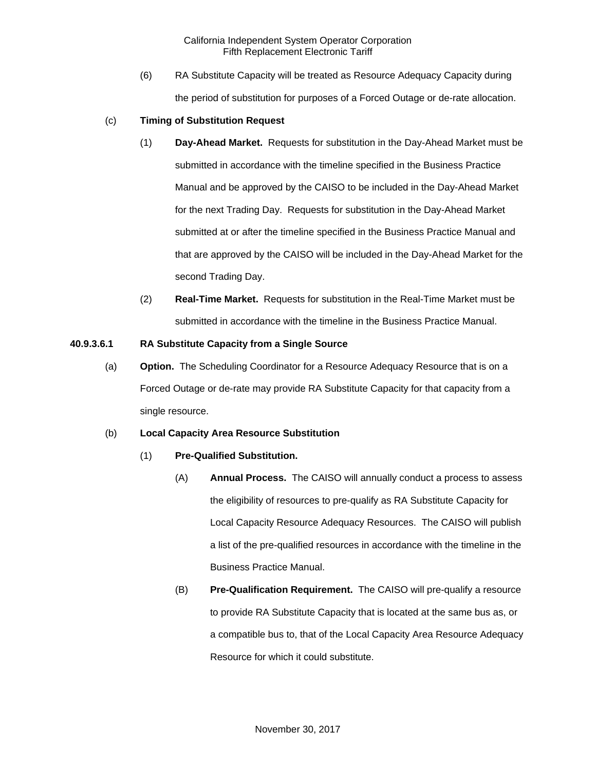(6) RA Substitute Capacity will be treated as Resource Adequacy Capacity during the period of substitution for purposes of a Forced Outage or de-rate allocation.

(c) **Timing of Substitution Request**

(1) **Day-Ahead Market.** Requests for substitution in the Day-Ahead Market must be submitted in accordance with the timeline specified in the Business Practice Manual and be approved by the CAISO to be included in the Day-Ahead Market for the next Trading Day. Requests for substitution in the Day-Ahead Market submitted at or after the timeline specified in the Business Practice Manual and that are approved by the CAISO will be included in the Day-Ahead Market for the second Trading Day.

(2) **Real-Time Market.** Requests for substitution in the Real-Time Market must be submitted in accordance with the timeline in the Business Practice Manual.

**40.9.3.6.1 RA Substitute Capacity from a Single Source**

(a) **Option.** The Scheduling Coordinator for a Resource Adequacy Resource that is on a Forced Outage or de-rate may provide RA Substitute Capacity for that capacity from a single resource.

(b) **Local Capacity Area Resource Substitution**

(1) **Pre-Qualified Substitution.**

(A) **Annual Process.** The CAISO will annually conduct a process to assess the eligibility of resources to pre-qualify as RA Substitute Capacity for Local Capacity Resource Adequacy Resources. The CAISO will publish a list of the pre-qualified resources in accordance with the timeline in the Business Practice Manual.

(B) **Pre-Qualification Requirement.** The CAISO will pre-qualify a resource to provide RA Substitute Capacity that is located at the same bus as, or a compatible bus to, that of the Local Capacity Area Resource Adequacy Resource for which it could substitute.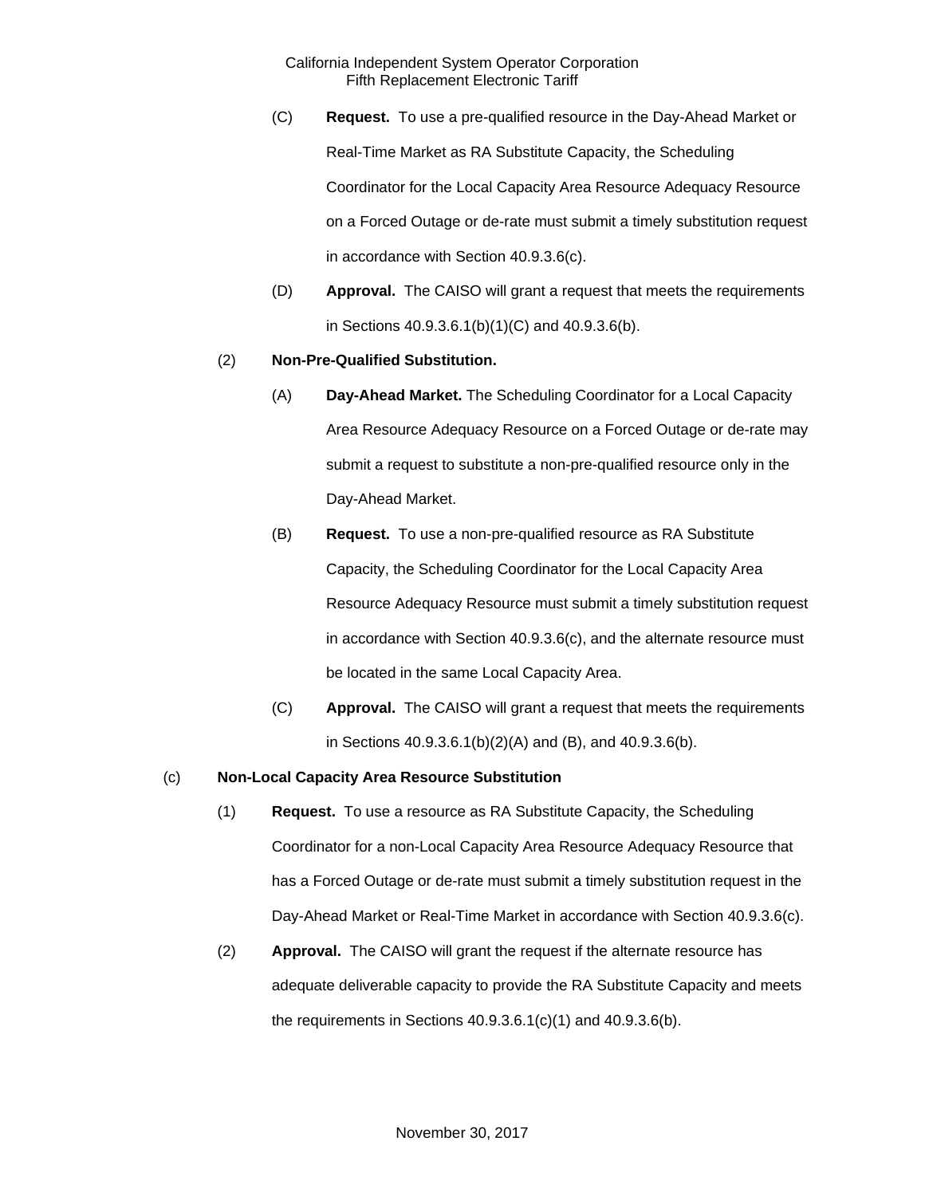(C) **Request.** To use a pre-qualified resource in the Day-Ahead Market or Real-Time Market as RA Substitute Capacity, the Scheduling Coordinator for the Local Capacity Area Resource Adequacy Resource on a Forced Outage or de-rate must submit a timely substitution request in accordance with Section 40.9.3.6(c).

(D) **Approval.** The CAISO will grant a request that meets the requirements in Sections 40.9.3.6.1(b)(1)(C) and 40.9.3.6(b).

(2) **Non-Pre-Qualified Substitution.**

(A) **Day-Ahead Market.** The Scheduling Coordinator for a Local Capacity Area Resource Adequacy Resource on a Forced Outage or de-rate may submit a request to substitute a non-pre-qualified resource only in the Day-Ahead Market.

(B) **Request.** To use a non-pre-qualified resource as RA Substitute Capacity, the Scheduling Coordinator for the Local Capacity Area Resource Adequacy Resource must submit a timely substitution request in accordance with Section 40.9.3.6(c), and the alternate resource must be located in the same Local Capacity Area.

(C) **Approval.** The CAISO will grant a request that meets the requirements in Sections 40.9.3.6.1(b)(2)(A) and (B), and 40.9.3.6(b).

(c) **Non-Local Capacity Area Resource Substitution**

(1) **Request.** To use a resource as RA Substitute Capacity, the Scheduling Coordinator for a non-Local Capacity Area Resource Adequacy Resource that has a Forced Outage or de-rate must submit a timely substitution request in the Day-Ahead Market or Real-Time Market in accordance with Section 40.9.3.6(c).

(2) **Approval.** The CAISO will grant the request if the alternate resource has adequate deliverable capacity to provide the RA Substitute Capacity and meets the requirements in Sections 40.9.3.6.1(c)(1) and 40.9.3.6(b).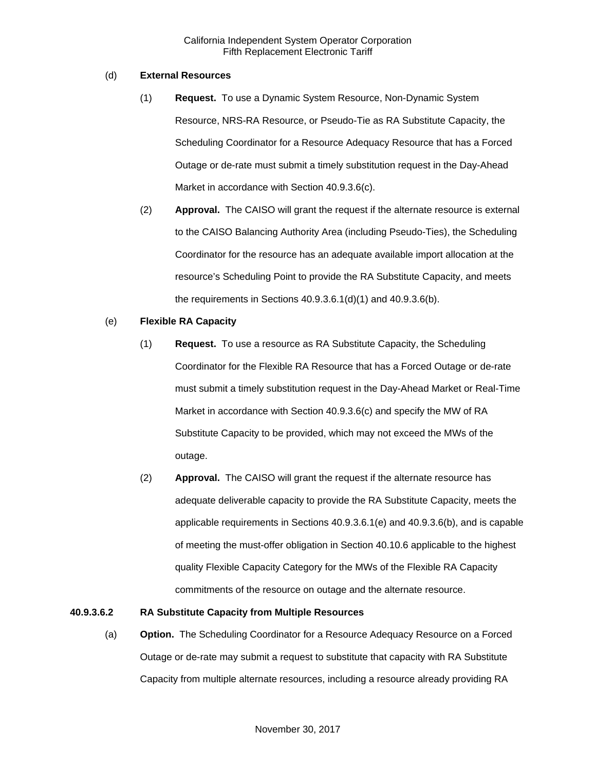(d) **External Resources**

(1) **Request.** To use a Dynamic System Resource, Non-Dynamic System Resource, NRS-RA Resource, or Pseudo-Tie as RA Substitute Capacity, the Scheduling Coordinator for a Resource Adequacy Resource that has a Forced Outage or de-rate must submit a timely substitution request in the Day-Ahead Market in accordance with Section 40.9.3.6(c).

(2) **Approval.** The CAISO will grant the request if the alternate resource is external to the CAISO Balancing Authority Area (including Pseudo-Ties), the Scheduling Coordinator for the resource has an adequate available import allocation at the resource's Scheduling Point to provide the RA Substitute Capacity, and meets the requirements in Sections 40.9.3.6.1(d)(1) and 40.9.3.6(b).

(e) **Flexible RA Capacity**

(1) **Request.** To use a resource as RA Substitute Capacity, the Scheduling Coordinator for the Flexible RA Resource that has a Forced Outage or de-rate must submit a timely substitution request in the Day-Ahead Market or Real-Time Market in accordance with Section 40.9.3.6(c) and specify the MW of RA Substitute Capacity to be provided, which may not exceed the MWs of the outage.

(2) **Approval.** The CAISO will grant the request if the alternate resource has adequate deliverable capacity to provide the RA Substitute Capacity, meets the applicable requirements in Sections 40.9.3.6.1(e) and 40.9.3.6(b), and is capable of meeting the must-offer obligation in Section 40.10.6 applicable to the highest quality Flexible Capacity Category for the MWs of the Flexible RA Capacity commitments of the resource on outage and the alternate resource.

**40.9.3.6.2 RA Substitute Capacity from Multiple Resources**

(a) **Option.** The Scheduling Coordinator for a Resource Adequacy Resource on a Forced Outage or de-rate may submit a request to substitute that capacity with RA Substitute Capacity from multiple alternate resources, including a resource already providing RA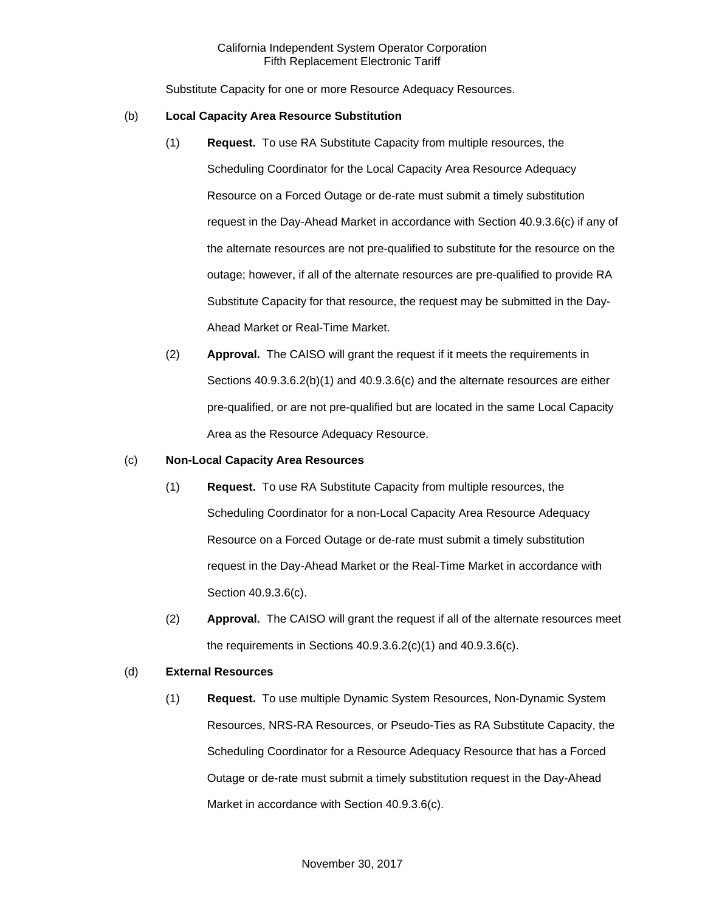Substitute Capacity for one or more Resource Adequacy Resources.

(b) **Local Capacity Area Resource Substitution**

(1) **Request.** To use RA Substitute Capacity from multiple resources, the Scheduling Coordinator for the Local Capacity Area Resource Adequacy Resource on a Forced Outage or de-rate must submit a timely substitution request in the Day-Ahead Market in accordance with Section 40.9.3.6(c) if any of the alternate resources are not pre-qualified to substitute for the resource on the outage; however, if all of the alternate resources are pre-qualified to provide RA Substitute Capacity for that resource, the request may be submitted in the Day-Ahead Market or Real-Time Market.

(2) **Approval.** The CAISO will grant the request if it meets the requirements in Sections 40.9.3.6.2(b)(1) and 40.9.3.6(c) and the alternate resources are either pre-qualified, or are not pre-qualified but are located in the same Local Capacity Area as the Resource Adequacy Resource.

(c) **Non-Local Capacity Area Resources**

(1) **Request.** To use RA Substitute Capacity from multiple resources, the Scheduling Coordinator for a non-Local Capacity Area Resource Adequacy Resource on a Forced Outage or de-rate must submit a timely substitution request in the Day-Ahead Market or the Real-Time Market in accordance with Section 40.9.3.6(c).

(2) **Approval.** The CAISO will grant the request if all of the alternate resources meet the requirements in Sections 40.9.3.6.2(c)(1) and 40.9.3.6(c).

(d) **External Resources**

(1) **Request.** To use multiple Dynamic System Resources, Non-Dynamic System Resources, NRS-RA Resources, or Pseudo-Ties as RA Substitute Capacity, the Scheduling Coordinator for a Resource Adequacy Resource that has a Forced Outage or de-rate must submit a timely substitution request in the Day-Ahead Market in accordance with Section 40.9.3.6(c).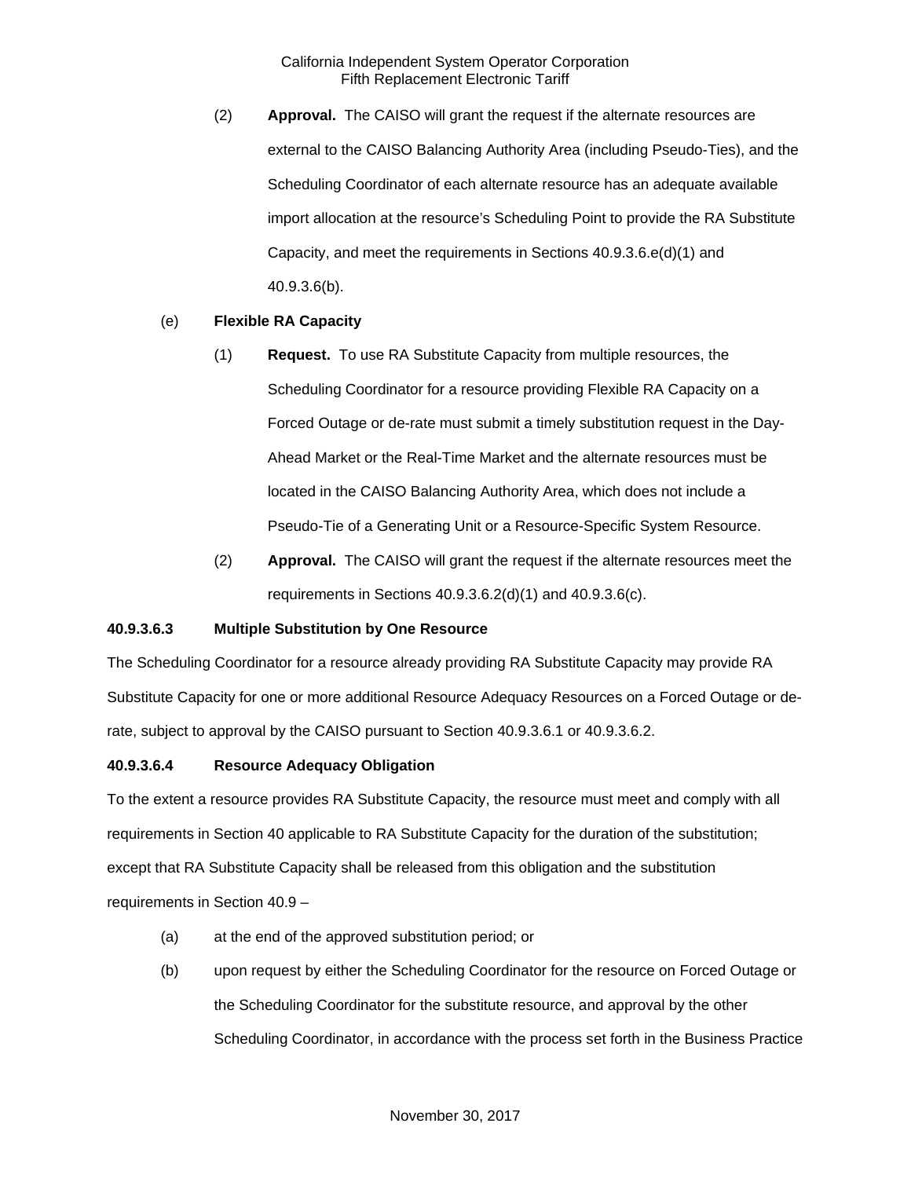(2) **Approval.** The CAISO will grant the request if the alternate resources are external to the CAISO Balancing Authority Area (including Pseudo-Ties), and the Scheduling Coordinator of each alternate resource has an adequate available import allocation at the resource's Scheduling Point to provide the RA Substitute Capacity, and meet the requirements in Sections 40.9.3.6.e(d)(1) and 40.9.3.6(b).

(e) **Flexible RA Capacity**

(1) **Request.** To use RA Substitute Capacity from multiple resources, the Scheduling Coordinator for a resource providing Flexible RA Capacity on a Forced Outage or de-rate must submit a timely substitution request in the Day-Ahead Market or the Real-Time Market and the alternate resources must be located in the CAISO Balancing Authority Area, which does not include a Pseudo-Tie of a Generating Unit or a Resource-Specific System Resource.

(2) **Approval.** The CAISO will grant the request if the alternate resources meet the requirements in Sections 40.9.3.6.2(d)(1) and 40.9.3.6(c).

**40.9.3.6.3 Multiple Substitution by One Resource**

The Scheduling Coordinator for a resource already providing RA Substitute Capacity may provide RA Substitute Capacity for one or more additional Resource Adequacy Resources on a Forced Outage or de-rate, subject to approval by the CAISO pursuant to Section 40.9.3.6.1 or 40.9.3.6.2.

**40.9.3.6.4 Resource Adequacy Obligation**

To the extent a resource provides RA Substitute Capacity, the resource must meet and comply with all requirements in Section 40 applicable to RA Substitute Capacity for the duration of the substitution; except that RA Substitute Capacity shall be released from this obligation and the substitution requirements in Section 40.9 –

(a) at the end of the approved substitution period; or

(b) upon request by either the Scheduling Coordinator for the resource on Forced Outage or the Scheduling Coordinator for the substitute resource, and approval by the other Scheduling Coordinator, in accordance with the process set forth in the Business Practice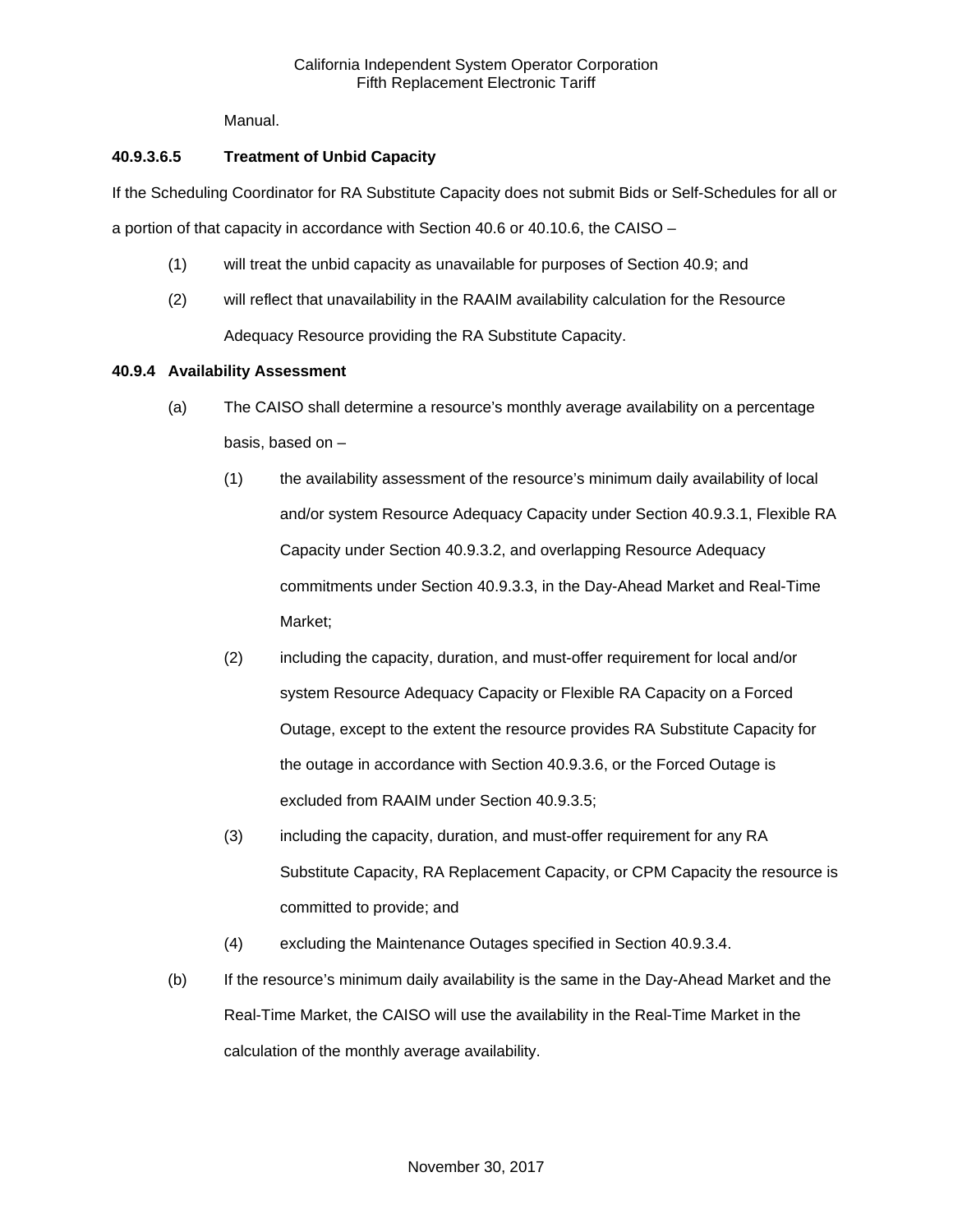Manual.

**40.9.3.6.5 Treatment of Unbid Capacity**

If the Scheduling Coordinator for RA Substitute Capacity does not submit Bids or Self-Schedules for all or a portion of that capacity in accordance with Section 40.6 or 40.10.6, the CAISO –

(1) will treat the unbid capacity as unavailable for purposes of Section 40.9; and

(2) will reflect that unavailability in the RAAIM availability calculation for the Resource Adequacy Resource providing the RA Substitute Capacity.

**40.9.4 Availability Assessment**

(a) The CAISO shall determine a resource's monthly average availability on a percentage basis, based on –

(1) the availability assessment of the resource's minimum daily availability of local and/or system Resource Adequacy Capacity under Section 40.9.3.1, Flexible RA Capacity under Section 40.9.3.2, and overlapping Resource Adequacy commitments under Section 40.9.3.3, in the Day-Ahead Market and Real-Time Market;

(2) including the capacity, duration, and must-offer requirement for local and/or system Resource Adequacy Capacity or Flexible RA Capacity on a Forced Outage, except to the extent the resource provides RA Substitute Capacity for the outage in accordance with Section 40.9.3.6, or the Forced Outage is excluded from RAAIM under Section 40.9.3.5;

(3) including the capacity, duration, and must-offer requirement for any RA Substitute Capacity, RA Replacement Capacity, or CPM Capacity the resource is committed to provide; and

(4) excluding the Maintenance Outages specified in Section 40.9.3.4.

(b) If the resource's minimum daily availability is the same in the Day-Ahead Market and the Real-Time Market, the CAISO will use the availability in the Real-Time Market in the calculation of the monthly average availability.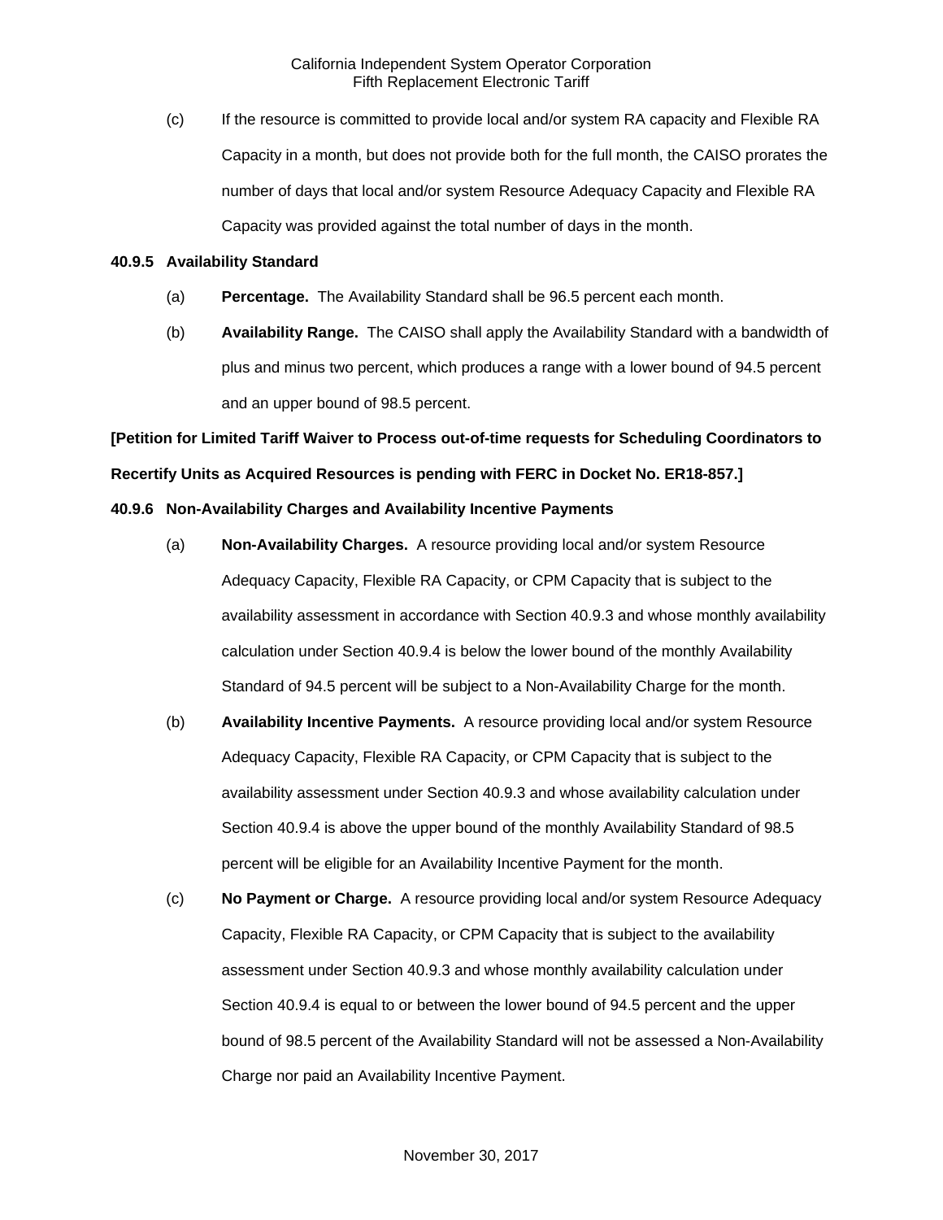(c) If the resource is committed to provide local and/or system RA capacity and Flexible RA Capacity in a month, but does not provide both for the full month, the CAISO prorates the number of days that local and/or system Resource Adequacy Capacity and Flexible RA Capacity was provided against the total number of days in the month.

**40.9.5 Availability Standard**

(a) **Percentage.** The Availability Standard shall be 96.5 percent each month.

(b) **Availability Range.** The CAISO shall apply the Availability Standard with a bandwidth of plus and minus two percent, which produces a range with a lower bound of 94.5 percent and an upper bound of 98.5 percent.

**[Petition for Limited Tariff Waiver to Process out-of-time requests for Scheduling Coordinators to Recertify Units as Acquired Resources is pending with FERC in Docket No. ER18-857.]**

**40.9.6 Non-Availability Charges and Availability Incentive Payments**

(a) **Non-Availability Charges.** A resource providing local and/or system Resource Adequacy Capacity, Flexible RA Capacity, or CPM Capacity that is subject to the availability assessment in accordance with Section 40.9.3 and whose monthly availability calculation under Section 40.9.4 is below the lower bound of the monthly Availability Standard of 94.5 percent will be subject to a Non-Availability Charge for the month.

(b) **Availability Incentive Payments.** A resource providing local and/or system Resource Adequacy Capacity, Flexible RA Capacity, or CPM Capacity that is subject to the availability assessment under Section 40.9.3 and whose availability calculation under Section 40.9.4 is above the upper bound of the monthly Availability Standard of 98.5 percent will be eligible for an Availability Incentive Payment for the month.

(c) **No Payment or Charge.** A resource providing local and/or system Resource Adequacy Capacity, Flexible RA Capacity, or CPM Capacity that is subject to the availability assessment under Section 40.9.3 and whose monthly availability calculation under Section 40.9.4 is equal to or between the lower bound of 94.5 percent and the upper bound of 98.5 percent of the Availability Standard will not be assessed a Non-Availability Charge nor paid an Availability Incentive Payment.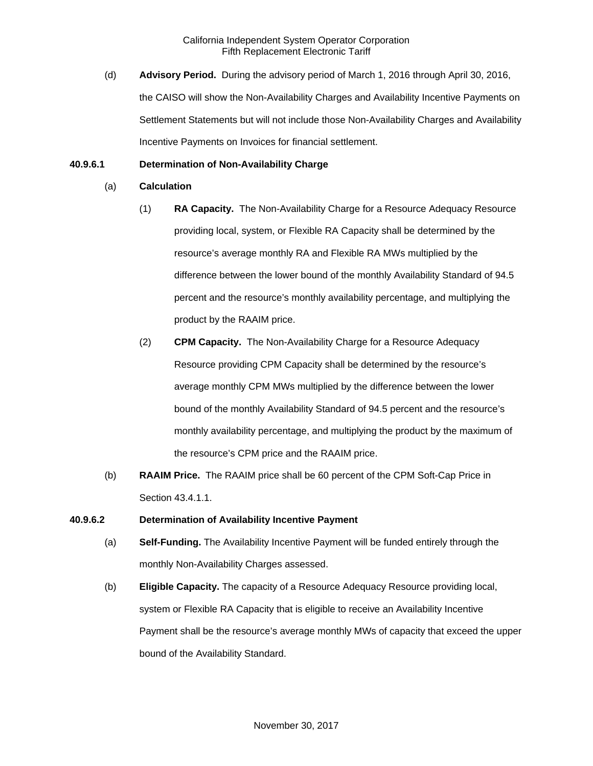(d) **Advisory Period.** During the advisory period of March 1, 2016 through April 30, 2016, the CAISO will show the Non-Availability Charges and Availability Incentive Payments on Settlement Statements but will not include those Non-Availability Charges and Availability Incentive Payments on Invoices for financial settlement.

**40.9.6.1 Determination of Non-Availability Charge**

(a) **Calculation**

(1) **RA Capacity.** The Non-Availability Charge for a Resource Adequacy Resource providing local, system, or Flexible RA Capacity shall be determined by the resource's average monthly RA and Flexible RA MWs multiplied by the difference between the lower bound of the monthly Availability Standard of 94.5 percent and the resource's monthly availability percentage, and multiplying the product by the RAAIM price.

(2) **CPM Capacity.** The Non-Availability Charge for a Resource Adequacy Resource providing CPM Capacity shall be determined by the resource's average monthly CPM MWs multiplied by the difference between the lower bound of the monthly Availability Standard of 94.5 percent and the resource's monthly availability percentage, and multiplying the product by the maximum of the resource's CPM price and the RAAIM price.

(b) **RAAIM Price.** The RAAIM price shall be 60 percent of the CPM Soft-Cap Price in Section 43.4.1.1.

**40.9.6.2 Determination of Availability Incentive Payment**

(a) **Self-Funding.** The Availability Incentive Payment will be funded entirely through the monthly Non-Availability Charges assessed.

(b) **Eligible Capacity.** The capacity of a Resource Adequacy Resource providing local, system or Flexible RA Capacity that is eligible to receive an Availability Incentive Payment shall be the resource's average monthly MWs of capacity that exceed the upper bound of the Availability Standard.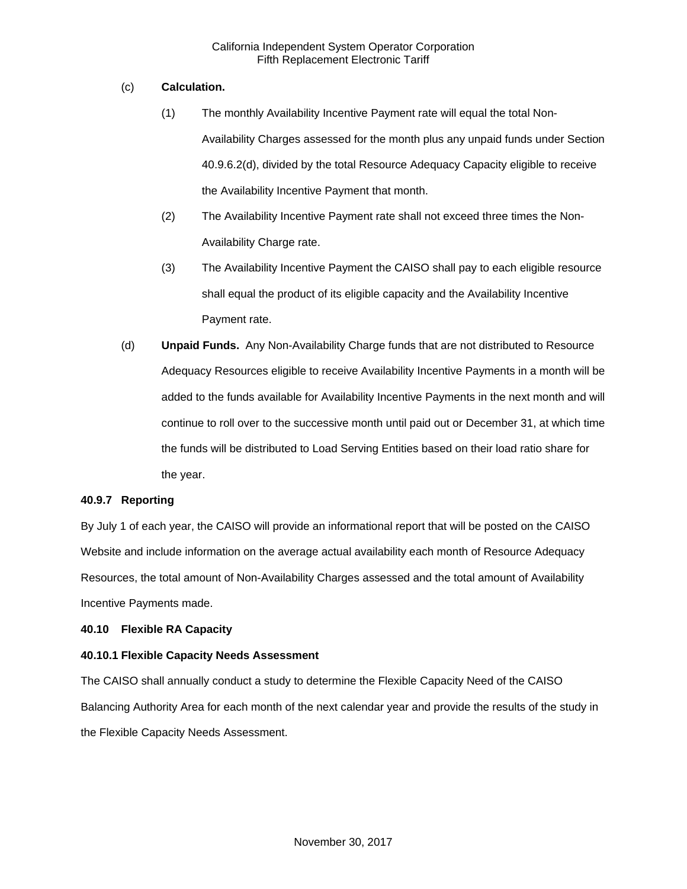(c) **Calculation.**

(1) The monthly Availability Incentive Payment rate will equal the total Non-Availability Charges assessed for the month plus any unpaid funds under Section 40.9.6.2(d), divided by the total Resource Adequacy Capacity eligible to receive the Availability Incentive Payment that month.

(2) The Availability Incentive Payment rate shall not exceed three times the Non-Availability Charge rate.

(3) The Availability Incentive Payment the CAISO shall pay to each eligible resource shall equal the product of its eligible capacity and the Availability Incentive Payment rate.

(d) **Unpaid Funds.** Any Non-Availability Charge funds that are not distributed to Resource Adequacy Resources eligible to receive Availability Incentive Payments in a month will be added to the funds available for Availability Incentive Payments in the next month and will continue to roll over to the successive month until paid out or December 31, at which time the funds will be distributed to Load Serving Entities based on their load ratio share for the year.

**40.9.7 Reporting**

By July 1 of each year, the CAISO will provide an informational report that will be posted on the CAISO Website and include information on the average actual availability each month of Resource Adequacy Resources, the total amount of Non-Availability Charges assessed and the total amount of Availability Incentive Payments made.

**40.10 Flexible RA Capacity**

**40.10.1 Flexible Capacity Needs Assessment**

The CAISO shall annually conduct a study to determine the Flexible Capacity Need of the CAISO Balancing Authority Area for each month of the next calendar year and provide the results of the study in the Flexible Capacity Needs Assessment.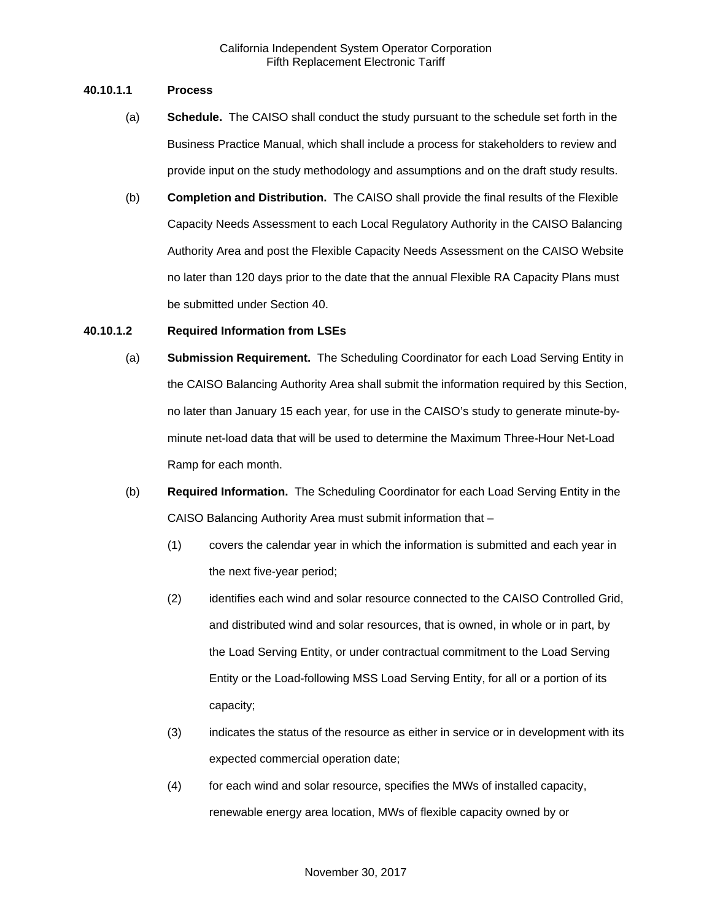**40.10.1.1 Process**

(a) **Schedule.** The CAISO shall conduct the study pursuant to the schedule set forth in the Business Practice Manual, which shall include a process for stakeholders to review and provide input on the study methodology and assumptions and on the draft study results.

(b) **Completion and Distribution.** The CAISO shall provide the final results of the Flexible Capacity Needs Assessment to each Local Regulatory Authority in the CAISO Balancing Authority Area and post the Flexible Capacity Needs Assessment on the CAISO Website no later than 120 days prior to the date that the annual Flexible RA Capacity Plans must be submitted under Section 40.

**40.10.1.2 Required Information from LSEs**

(a) **Submission Requirement.** The Scheduling Coordinator for each Load Serving Entity in the CAISO Balancing Authority Area shall submit the information required by this Section, no later than January 15 each year, for use in the CAISO's study to generate minute-by-minute net-load data that will be used to determine the Maximum Three-Hour Net-Load Ramp for each month.

(b) **Required Information.** The Scheduling Coordinator for each Load Serving Entity in the CAISO Balancing Authority Area must submit information that –

(1) covers the calendar year in which the information is submitted and each year in the next five-year period;

(2) identifies each wind and solar resource connected to the CAISO Controlled Grid, and distributed wind and solar resources, that is owned, in whole or in part, by the Load Serving Entity, or under contractual commitment to the Load Serving Entity or the Load-following MSS Load Serving Entity, for all or a portion of its capacity;

(3) indicates the status of the resource as either in service or in development with its expected commercial operation date;

(4) for each wind and solar resource, specifies the MWs of installed capacity, renewable energy area location, MWs of flexible capacity owned by or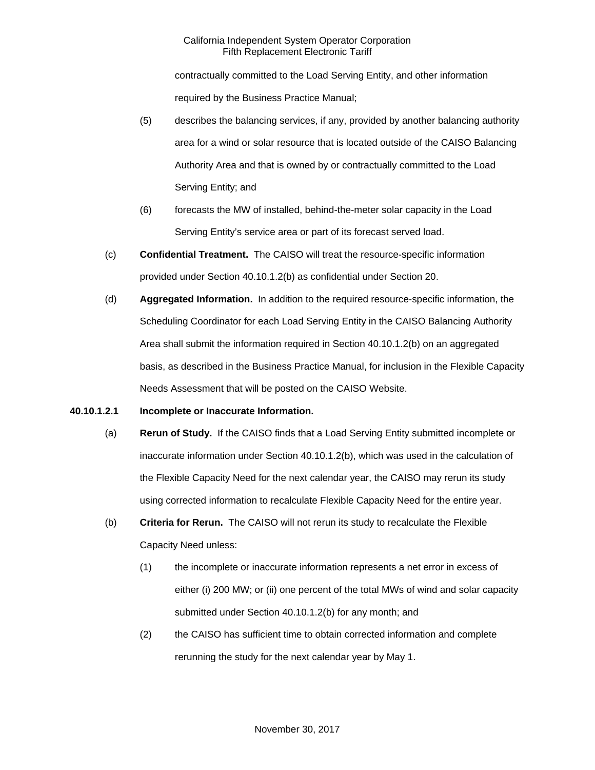contractually committed to the Load Serving Entity, and other information required by the Business Practice Manual;

(5) describes the balancing services, if any, provided by another balancing authority area for a wind or solar resource that is located outside of the CAISO Balancing Authority Area and that is owned by or contractually committed to the Load Serving Entity; and

(6) forecasts the MW of installed, behind-the-meter solar capacity in the Load Serving Entity's service area or part of its forecast served load.

(c) **Confidential Treatment.** The CAISO will treat the resource-specific information provided under Section 40.10.1.2(b) as confidential under Section 20.

(d) **Aggregated Information.** In addition to the required resource-specific information, the Scheduling Coordinator for each Load Serving Entity in the CAISO Balancing Authority Area shall submit the information required in Section 40.10.1.2(b) on an aggregated basis, as described in the Business Practice Manual, for inclusion in the Flexible Capacity Needs Assessment that will be posted on the CAISO Website.

**40.10.1.2.1 Incomplete or Inaccurate Information.**

(a) **Rerun of Study.** If the CAISO finds that a Load Serving Entity submitted incomplete or inaccurate information under Section 40.10.1.2(b), which was used in the calculation of the Flexible Capacity Need for the next calendar year, the CAISO may rerun its study using corrected information to recalculate Flexible Capacity Need for the entire year.

(b) **Criteria for Rerun.** The CAISO will not rerun its study to recalculate the Flexible Capacity Need unless:

(1) the incomplete or inaccurate information represents a net error in excess of either (i) 200 MW; or (ii) one percent of the total MWs of wind and solar capacity submitted under Section 40.10.1.2(b) for any month; and

(2) the CAISO has sufficient time to obtain corrected information and complete rerunning the study for the next calendar year by May 1.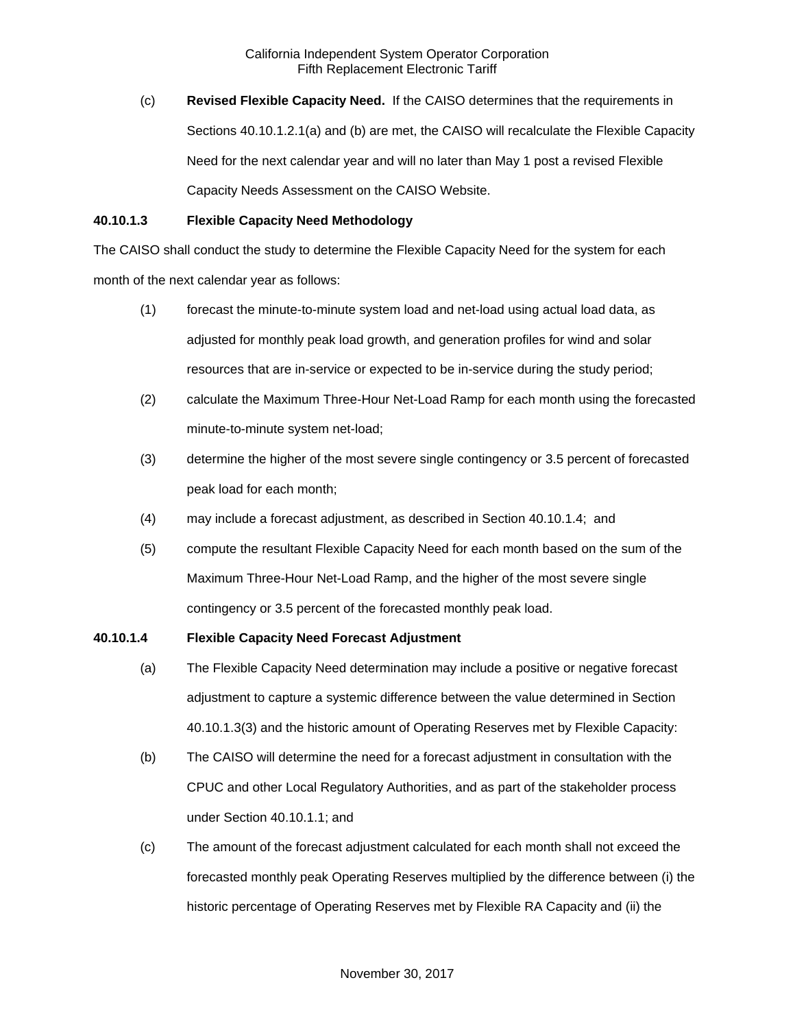(c) **Revised Flexible Capacity Need.** If the CAISO determines that the requirements in Sections 40.10.1.2.1(a) and (b) are met, the CAISO will recalculate the Flexible Capacity Need for the next calendar year and will no later than May 1 post a revised Flexible Capacity Needs Assessment on the CAISO Website.

**40.10.1.3 Flexible Capacity Need Methodology**

The CAISO shall conduct the study to determine the Flexible Capacity Need for the system for each month of the next calendar year as follows:

(1) forecast the minute-to-minute system load and net-load using actual load data, as adjusted for monthly peak load growth, and generation profiles for wind and solar resources that are in-service or expected to be in-service during the study period;

(2) calculate the Maximum Three-Hour Net-Load Ramp for each month using the forecasted minute-to-minute system net-load;

(3) determine the higher of the most severe single contingency or 3.5 percent of forecasted peak load for each month;

(4) may include a forecast adjustment, as described in Section 40.10.1.4; and

(5) compute the resultant Flexible Capacity Need for each month based on the sum of the Maximum Three-Hour Net-Load Ramp, and the higher of the most severe single contingency or 3.5 percent of the forecasted monthly peak load.

**40.10.1.4 Flexible Capacity Need Forecast Adjustment**

(a) The Flexible Capacity Need determination may include a positive or negative forecast adjustment to capture a systemic difference between the value determined in Section 40.10.1.3(3) and the historic amount of Operating Reserves met by Flexible Capacity:

(b) The CAISO will determine the need for a forecast adjustment in consultation with the CPUC and other Local Regulatory Authorities, and as part of the stakeholder process under Section 40.10.1.1; and

(c) The amount of the forecast adjustment calculated for each month shall not exceed the forecasted monthly peak Operating Reserves multiplied by the difference between (i) the historic percentage of Operating Reserves met by Flexible RA Capacity and (ii) the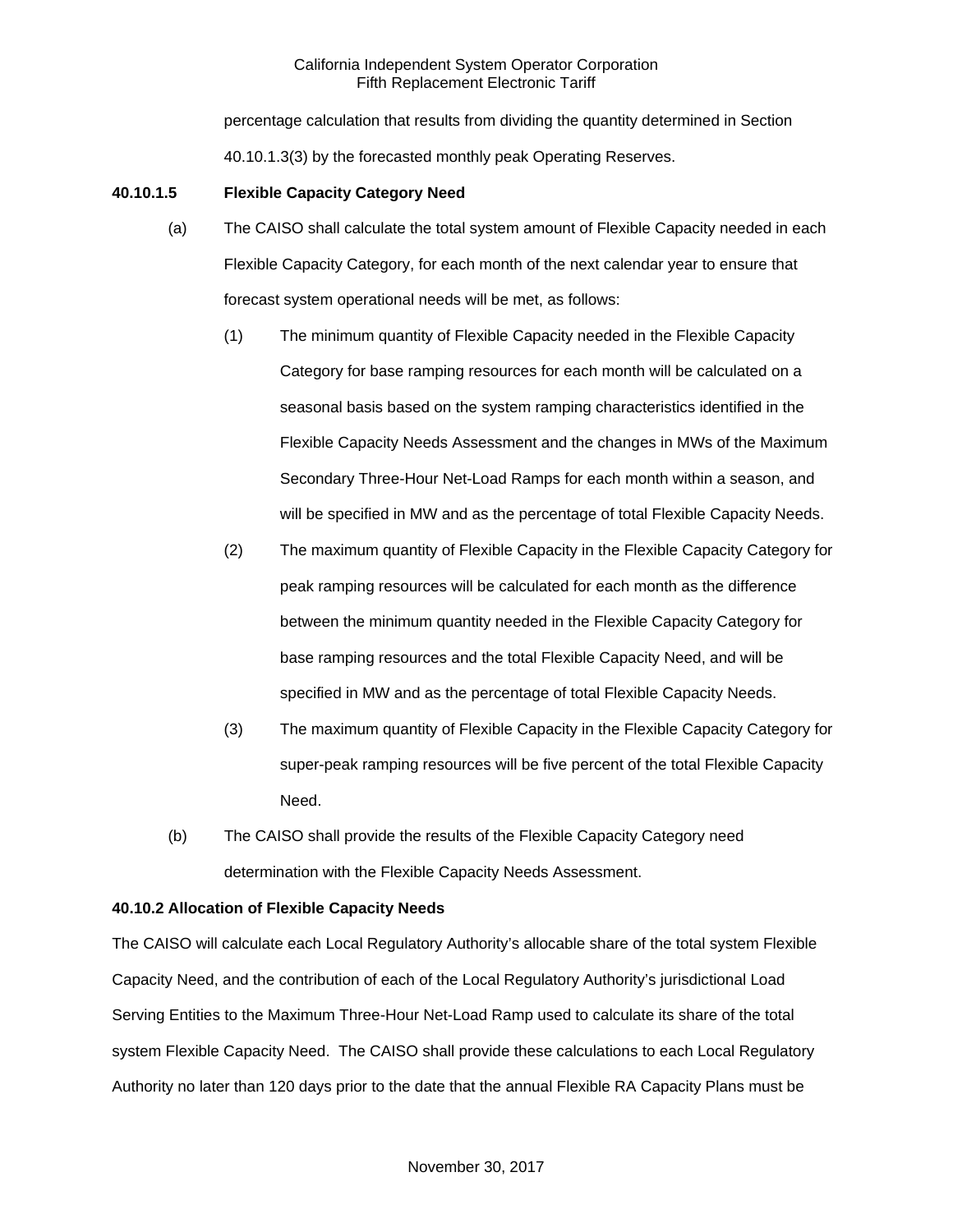percentage calculation that results from dividing the quantity determined in Section 40.10.1.3(3) by the forecasted monthly peak Operating Reserves.

**40.10.1.5 Flexible Capacity Category Need**

(a) The CAISO shall calculate the total system amount of Flexible Capacity needed in each Flexible Capacity Category, for each month of the next calendar year to ensure that forecast system operational needs will be met, as follows:

(1) The minimum quantity of Flexible Capacity needed in the Flexible Capacity Category for base ramping resources for each month will be calculated on a seasonal basis based on the system ramping characteristics identified in the Flexible Capacity Needs Assessment and the changes in MWs of the Maximum Secondary Three-Hour Net-Load Ramps for each month within a season, and will be specified in MW and as the percentage of total Flexible Capacity Needs.

(2) The maximum quantity of Flexible Capacity in the Flexible Capacity Category for peak ramping resources will be calculated for each month as the difference between the minimum quantity needed in the Flexible Capacity Category for base ramping resources and the total Flexible Capacity Need, and will be specified in MW and as the percentage of total Flexible Capacity Needs.

(3) The maximum quantity of Flexible Capacity in the Flexible Capacity Category for super-peak ramping resources will be five percent of the total Flexible Capacity Need.

(b) The CAISO shall provide the results of the Flexible Capacity Category need determination with the Flexible Capacity Needs Assessment.

**40.10.2 Allocation of Flexible Capacity Needs**

The CAISO will calculate each Local Regulatory Authority's allocable share of the total system Flexible Capacity Need, and the contribution of each of the Local Regulatory Authority's jurisdictional Load Serving Entities to the Maximum Three-Hour Net-Load Ramp used to calculate its share of the total system Flexible Capacity Need. The CAISO shall provide these calculations to each Local Regulatory Authority no later than 120 days prior to the date that the annual Flexible RA Capacity Plans must be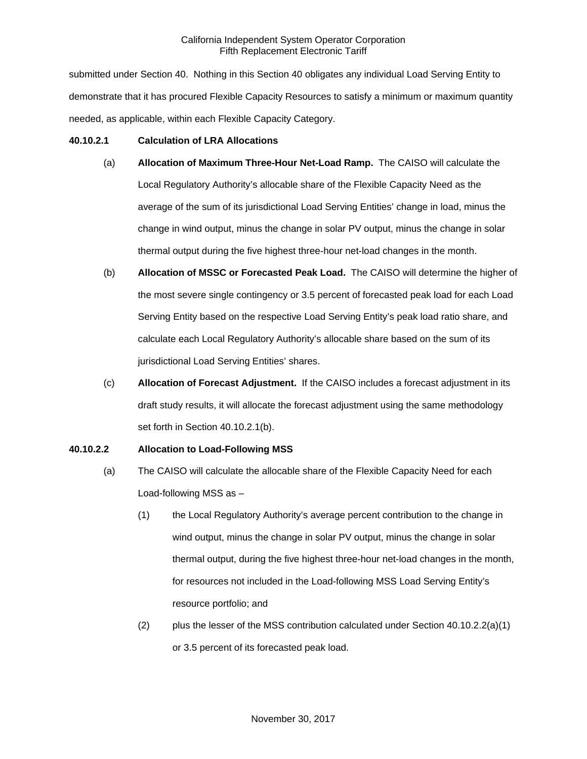submitted under Section 40. Nothing in this Section 40 obligates any individual Load Serving Entity to demonstrate that it has procured Flexible Capacity Resources to satisfy a minimum or maximum quantity needed, as applicable, within each Flexible Capacity Category.

**40.10.2.1 Calculation of LRA Allocations**

(a) **Allocation of Maximum Three-Hour Net-Load Ramp.** The CAISO will calculate the Local Regulatory Authority's allocable share of the Flexible Capacity Need as the average of the sum of its jurisdictional Load Serving Entities' change in load, minus the change in wind output, minus the change in solar PV output, minus the change in solar thermal output during the five highest three-hour net-load changes in the month.

(b) **Allocation of MSSC or Forecasted Peak Load.** The CAISO will determine the higher of the most severe single contingency or 3.5 percent of forecasted peak load for each Load Serving Entity based on the respective Load Serving Entity's peak load ratio share, and calculate each Local Regulatory Authority's allocable share based on the sum of its jurisdictional Load Serving Entities' shares.

(c) **Allocation of Forecast Adjustment.** If the CAISO includes a forecast adjustment in its draft study results, it will allocate the forecast adjustment using the same methodology set forth in Section 40.10.2.1(b).

**40.10.2.2 Allocation to Load-Following MSS**

(a) The CAISO will calculate the allocable share of the Flexible Capacity Need for each Load-following MSS as –

(1) the Local Regulatory Authority's average percent contribution to the change in wind output, minus the change in solar PV output, minus the change in solar thermal output, during the five highest three-hour net-load changes in the month, for resources not included in the Load-following MSS Load Serving Entity's resource portfolio; and

(2) plus the lesser of the MSS contribution calculated under Section 40.10.2.2(a)(1) or 3.5 percent of its forecasted peak load.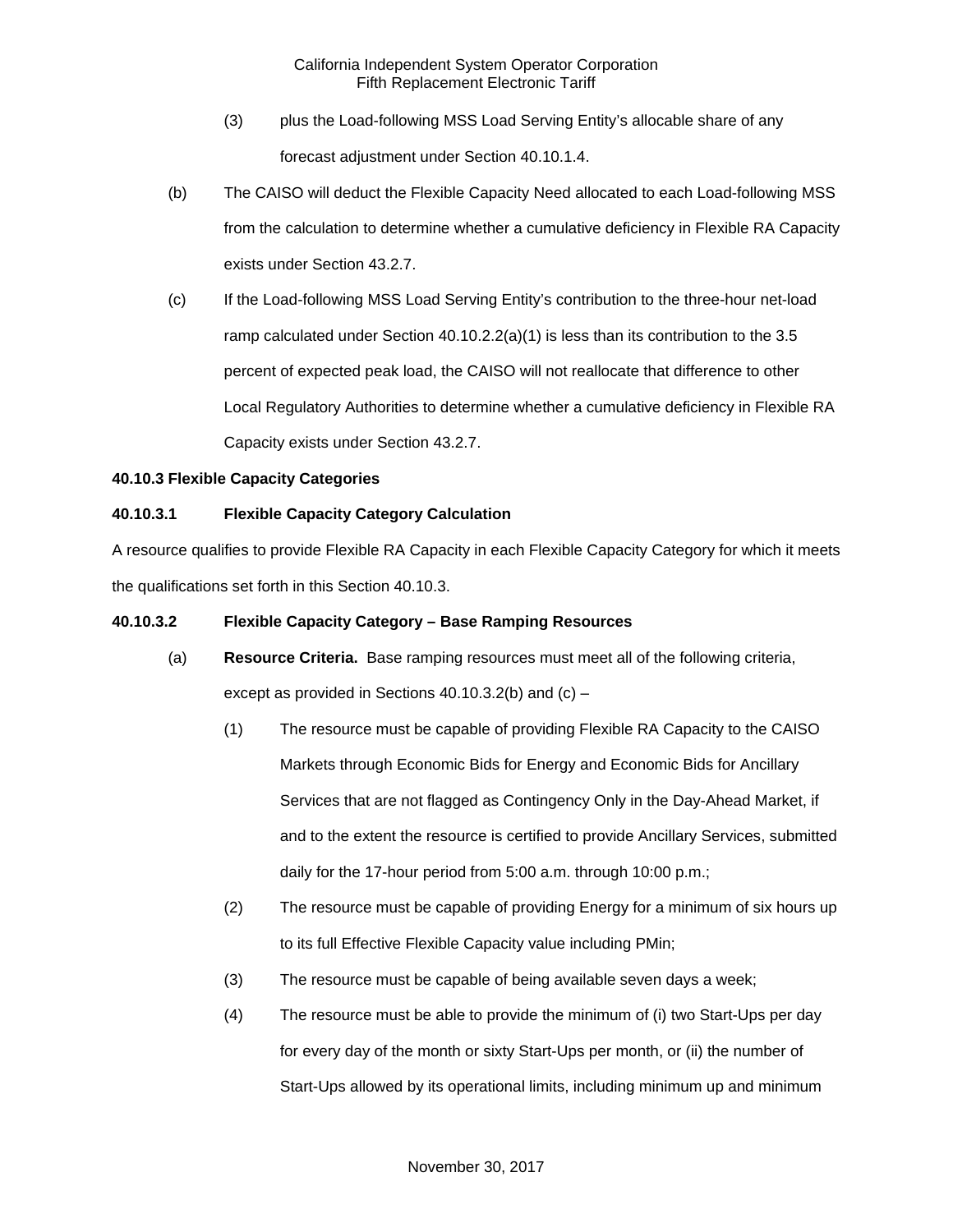(3) plus the Load-following MSS Load Serving Entity's allocable share of any forecast adjustment under Section 40.10.1.4.

(b) The CAISO will deduct the Flexible Capacity Need allocated to each Load-following MSS from the calculation to determine whether a cumulative deficiency in Flexible RA Capacity exists under Section 43.2.7.

(c) If the Load-following MSS Load Serving Entity's contribution to the three-hour net-load ramp calculated under Section 40.10.2.2(a)(1) is less than its contribution to the 3.5 percent of expected peak load, the CAISO will not reallocate that difference to other Local Regulatory Authorities to determine whether a cumulative deficiency in Flexible RA Capacity exists under Section 43.2.7.

**40.10.3 Flexible Capacity Categories**

**40.10.3.1 Flexible Capacity Category Calculation**

A resource qualifies to provide Flexible RA Capacity in each Flexible Capacity Category for which it meets the qualifications set forth in this Section 40.10.3.

**40.10.3.2 Flexible Capacity Category – Base Ramping Resources**

(a) **Resource Criteria.** Base ramping resources must meet all of the following criteria, except as provided in Sections 40.10.3.2(b) and (c) –

(1) The resource must be capable of providing Flexible RA Capacity to the CAISO Markets through Economic Bids for Energy and Economic Bids for Ancillary Services that are not flagged as Contingency Only in the Day-Ahead Market, if and to the extent the resource is certified to provide Ancillary Services, submitted daily for the 17-hour period from 5:00 a.m. through 10:00 p.m.;

(2) The resource must be capable of providing Energy for a minimum of six hours up to its full Effective Flexible Capacity value including PMin;

(3) The resource must be capable of being available seven days a week;

(4) The resource must be able to provide the minimum of (i) two Start-Ups per day for every day of the month or sixty Start-Ups per month, or (ii) the number of Start-Ups allowed by its operational limits, including minimum up and minimum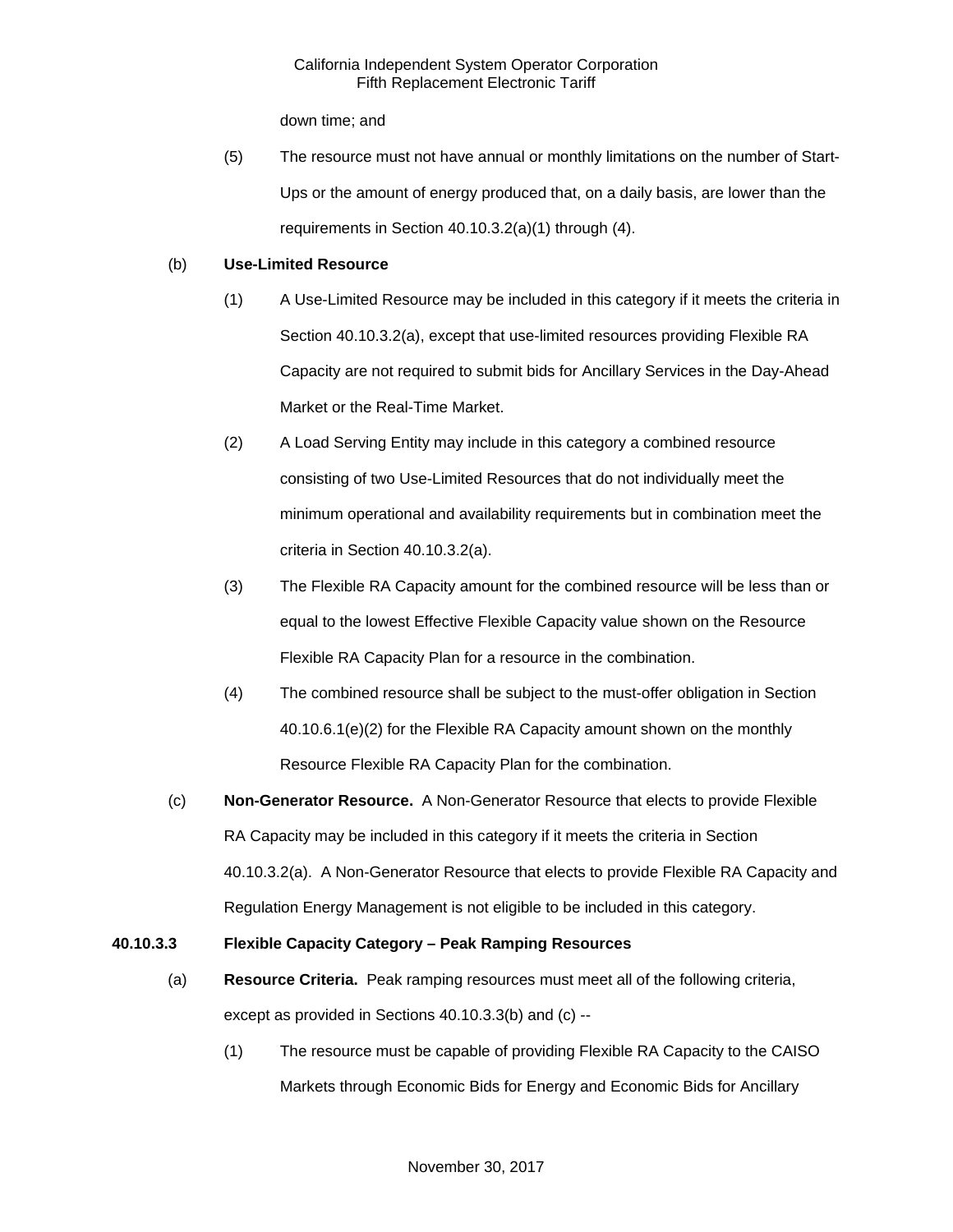down time; and

(5) The resource must not have annual or monthly limitations on the number of Start-Ups or the amount of energy produced that, on a daily basis, are lower than the requirements in Section 40.10.3.2(a)(1) through (4).

(b) **Use-Limited Resource**

(1) A Use-Limited Resource may be included in this category if it meets the criteria in Section 40.10.3.2(a), except that use-limited resources providing Flexible RA Capacity are not required to submit bids for Ancillary Services in the Day-Ahead Market or the Real-Time Market.

(2) A Load Serving Entity may include in this category a combined resource consisting of two Use-Limited Resources that do not individually meet the minimum operational and availability requirements but in combination meet the criteria in Section 40.10.3.2(a).

(3) The Flexible RA Capacity amount for the combined resource will be less than or equal to the lowest Effective Flexible Capacity value shown on the Resource Flexible RA Capacity Plan for a resource in the combination.

(4) The combined resource shall be subject to the must-offer obligation in Section 40.10.6.1(e)(2) for the Flexible RA Capacity amount shown on the monthly Resource Flexible RA Capacity Plan for the combination.

(c) **Non-Generator Resource.** A Non-Generator Resource that elects to provide Flexible RA Capacity may be included in this category if it meets the criteria in Section 40.10.3.2(a). A Non-Generator Resource that elects to provide Flexible RA Capacity and Regulation Energy Management is not eligible to be included in this category.

**40.10.3.3 Flexible Capacity Category – Peak Ramping Resources**

(a) **Resource Criteria.** Peak ramping resources must meet all of the following criteria, except as provided in Sections 40.10.3.3(b) and (c) --

(1) The resource must be capable of providing Flexible RA Capacity to the CAISO Markets through Economic Bids for Energy and Economic Bids for Ancillary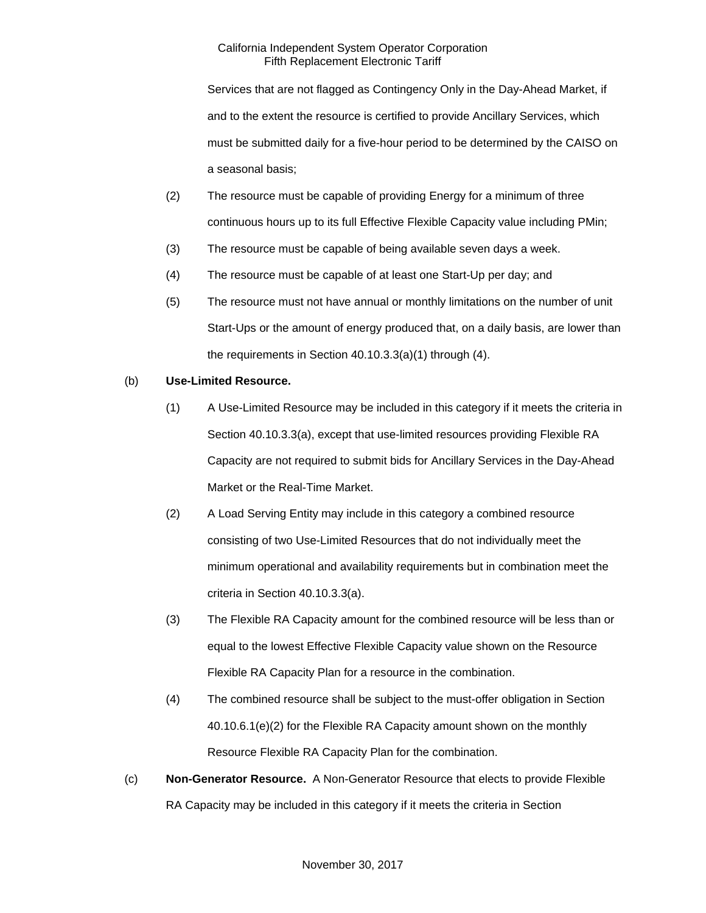Services that are not flagged as Contingency Only in the Day-Ahead Market, if and to the extent the resource is certified to provide Ancillary Services, which must be submitted daily for a five-hour period to be determined by the CAISO on a seasonal basis;

(2) The resource must be capable of providing Energy for a minimum of three continuous hours up to its full Effective Flexible Capacity value including PMin;

(3) The resource must be capable of being available seven days a week.

(4) The resource must be capable of at least one Start-Up per day; and

(5) The resource must not have annual or monthly limitations on the number of unit Start-Ups or the amount of energy produced that, on a daily basis, are lower than the requirements in Section 40.10.3.3(a)(1) through (4).

(b) **Use-Limited Resource.**

(1) A Use-Limited Resource may be included in this category if it meets the criteria in Section 40.10.3.3(a), except that use-limited resources providing Flexible RA Capacity are not required to submit bids for Ancillary Services in the Day-Ahead Market or the Real-Time Market.

(2) A Load Serving Entity may include in this category a combined resource consisting of two Use-Limited Resources that do not individually meet the minimum operational and availability requirements but in combination meet the criteria in Section 40.10.3.3(a).

(3) The Flexible RA Capacity amount for the combined resource will be less than or equal to the lowest Effective Flexible Capacity value shown on the Resource Flexible RA Capacity Plan for a resource in the combination.

(4) The combined resource shall be subject to the must-offer obligation in Section 40.10.6.1(e)(2) for the Flexible RA Capacity amount shown on the monthly Resource Flexible RA Capacity Plan for the combination.

(c) **Non-Generator Resource.** A Non-Generator Resource that elects to provide Flexible RA Capacity may be included in this category if it meets the criteria in Section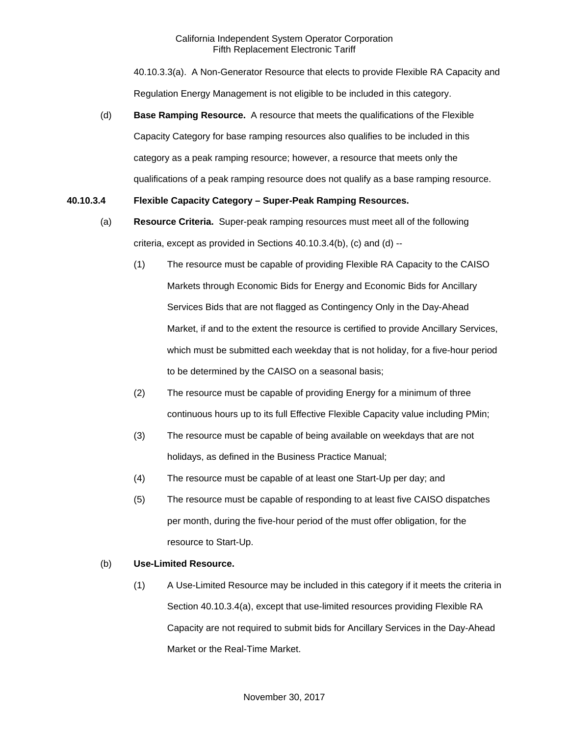40.10.3.3(a). A Non-Generator Resource that elects to provide Flexible RA Capacity and Regulation Energy Management is not eligible to be included in this category.

(d) **Base Ramping Resource.** A resource that meets the qualifications of the Flexible Capacity Category for base ramping resources also qualifies to be included in this category as a peak ramping resource; however, a resource that meets only the qualifications of a peak ramping resource does not qualify as a base ramping resource.

**40.10.3.4 Flexible Capacity Category – Super-Peak Ramping Resources.**

(a) **Resource Criteria.** Super-peak ramping resources must meet all of the following criteria, except as provided in Sections 40.10.3.4(b), (c) and (d) --

(1) The resource must be capable of providing Flexible RA Capacity to the CAISO Markets through Economic Bids for Energy and Economic Bids for Ancillary Services Bids that are not flagged as Contingency Only in the Day-Ahead Market, if and to the extent the resource is certified to provide Ancillary Services, which must be submitted each weekday that is not holiday, for a five-hour period to be determined by the CAISO on a seasonal basis;

(2) The resource must be capable of providing Energy for a minimum of three continuous hours up to its full Effective Flexible Capacity value including PMin;

(3) The resource must be capable of being available on weekdays that are not holidays, as defined in the Business Practice Manual;

(4) The resource must be capable of at least one Start-Up per day; and

(5) The resource must be capable of responding to at least five CAISO dispatches per month, during the five-hour period of the must offer obligation, for the resource to Start-Up.

(b) **Use-Limited Resource.**

(1) A Use-Limited Resource may be included in this category if it meets the criteria in Section 40.10.3.4(a), except that use-limited resources providing Flexible RA Capacity are not required to submit bids for Ancillary Services in the Day-Ahead Market or the Real-Time Market.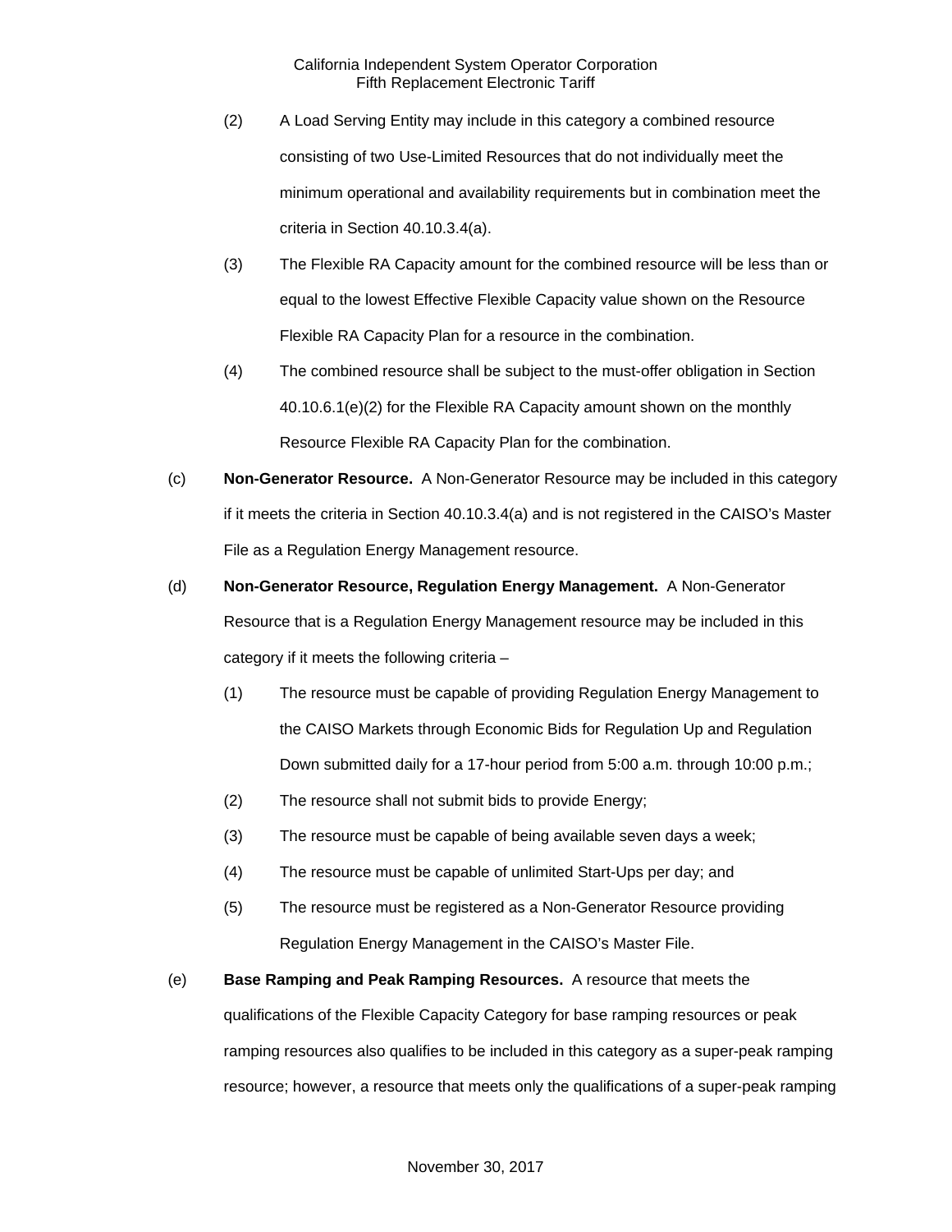(2) A Load Serving Entity may include in this category a combined resource consisting of two Use-Limited Resources that do not individually meet the minimum operational and availability requirements but in combination meet the criteria in Section 40.10.3.4(a).

(3) The Flexible RA Capacity amount for the combined resource will be less than or equal to the lowest Effective Flexible Capacity value shown on the Resource Flexible RA Capacity Plan for a resource in the combination.

(4) The combined resource shall be subject to the must-offer obligation in Section 40.10.6.1(e)(2) for the Flexible RA Capacity amount shown on the monthly Resource Flexible RA Capacity Plan for the combination.

(c) **Non-Generator Resource.** A Non-Generator Resource may be included in this category if it meets the criteria in Section 40.10.3.4(a) and is not registered in the CAISO's Master File as a Regulation Energy Management resource.

(d) **Non-Generator Resource, Regulation Energy Management.** A Non-Generator Resource that is a Regulation Energy Management resource may be included in this category if it meets the following criteria –

(1) The resource must be capable of providing Regulation Energy Management to the CAISO Markets through Economic Bids for Regulation Up and Regulation Down submitted daily for a 17-hour period from 5:00 a.m. through 10:00 p.m.;

(2) The resource shall not submit bids to provide Energy;

(3) The resource must be capable of being available seven days a week;

(4) The resource must be capable of unlimited Start-Ups per day; and

(5) The resource must be registered as a Non-Generator Resource providing Regulation Energy Management in the CAISO's Master File.

(e) **Base Ramping and Peak Ramping Resources.** A resource that meets the qualifications of the Flexible Capacity Category for base ramping resources or peak ramping resources also qualifies to be included in this category as a super-peak ramping resource; however, a resource that meets only the qualifications of a super-peak ramping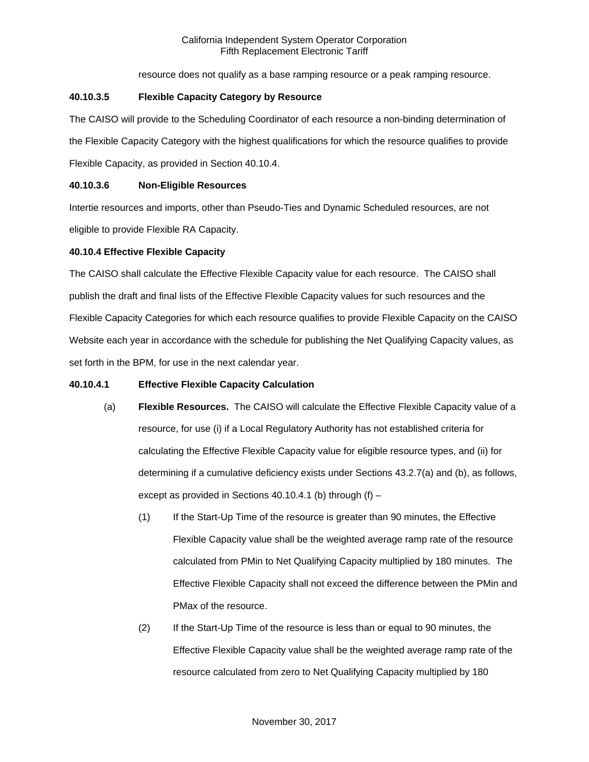resource does not qualify as a base ramping resource or a peak ramping resource.

**40.10.3.5 Flexible Capacity Category by Resource**

The CAISO will provide to the Scheduling Coordinator of each resource a non-binding determination of the Flexible Capacity Category with the highest qualifications for which the resource qualifies to provide Flexible Capacity, as provided in Section 40.10.4.

**40.10.3.6 Non-Eligible Resources**

Intertie resources and imports, other than Pseudo-Ties and Dynamic Scheduled resources, are not eligible to provide Flexible RA Capacity.

**40.10.4 Effective Flexible Capacity**

The CAISO shall calculate the Effective Flexible Capacity value for each resource. The CAISO shall publish the draft and final lists of the Effective Flexible Capacity values for such resources and the Flexible Capacity Categories for which each resource qualifies to provide Flexible Capacity on the CAISO Website each year in accordance with the schedule for publishing the Net Qualifying Capacity values, as set forth in the BPM, for use in the next calendar year.

**40.10.4.1 Effective Flexible Capacity Calculation**

(a) **Flexible Resources.** The CAISO will calculate the Effective Flexible Capacity value of a resource, for use (i) if a Local Regulatory Authority has not established criteria for calculating the Effective Flexible Capacity value for eligible resource types, and (ii) for determining if a cumulative deficiency exists under Sections 43.2.7(a) and (b), as follows, except as provided in Sections 40.10.4.1 (b) through (f) –

(1) If the Start-Up Time of the resource is greater than 90 minutes, the Effective Flexible Capacity value shall be the weighted average ramp rate of the resource calculated from PMin to Net Qualifying Capacity multiplied by 180 minutes. The Effective Flexible Capacity shall not exceed the difference between the PMin and PMax of the resource.

(2) If the Start-Up Time of the resource is less than or equal to 90 minutes, the Effective Flexible Capacity value shall be the weighted average ramp rate of the resource calculated from zero to Net Qualifying Capacity multiplied by 180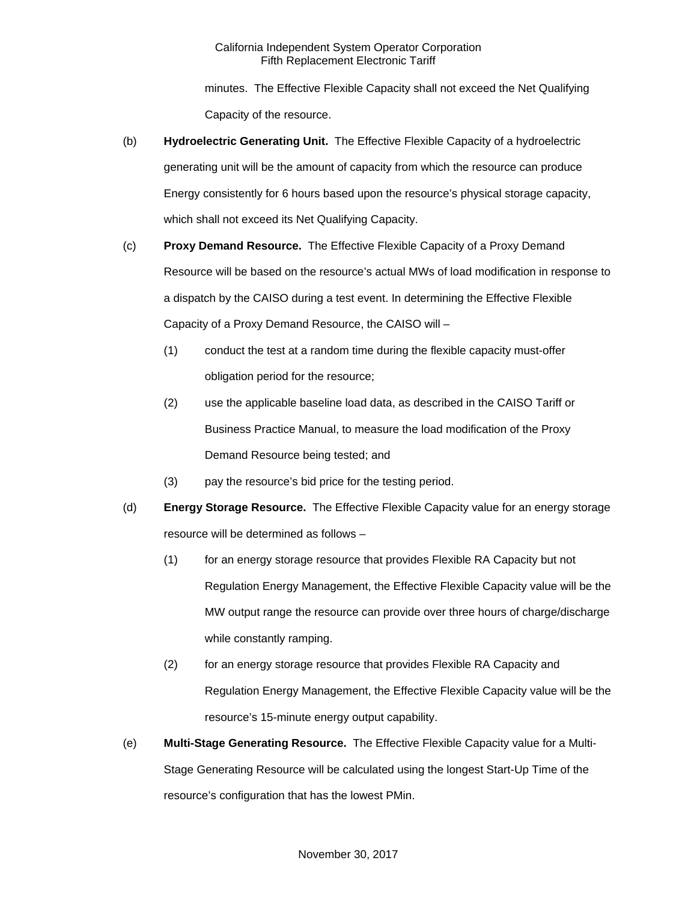minutes. The Effective Flexible Capacity shall not exceed the Net Qualifying Capacity of the resource.

(b) **Hydroelectric Generating Unit.** The Effective Flexible Capacity of a hydroelectric generating unit will be the amount of capacity from which the resource can produce Energy consistently for 6 hours based upon the resource's physical storage capacity, which shall not exceed its Net Qualifying Capacity.

(c) **Proxy Demand Resource.** The Effective Flexible Capacity of a Proxy Demand Resource will be based on the resource's actual MWs of load modification in response to a dispatch by the CAISO during a test event. In determining the Effective Flexible Capacity of a Proxy Demand Resource, the CAISO will –

(1) conduct the test at a random time during the flexible capacity must-offer obligation period for the resource;

(2) use the applicable baseline load data, as described in the CAISO Tariff or Business Practice Manual, to measure the load modification of the Proxy Demand Resource being tested; and

(3) pay the resource's bid price for the testing period.

(d) **Energy Storage Resource.** The Effective Flexible Capacity value for an energy storage resource will be determined as follows –

(1) for an energy storage resource that provides Flexible RA Capacity but not Regulation Energy Management, the Effective Flexible Capacity value will be the MW output range the resource can provide over three hours of charge/discharge while constantly ramping.

(2) for an energy storage resource that provides Flexible RA Capacity and Regulation Energy Management, the Effective Flexible Capacity value will be the resource's 15-minute energy output capability.

(e) **Multi-Stage Generating Resource.** The Effective Flexible Capacity value for a Multi-Stage Generating Resource will be calculated using the longest Start-Up Time of the resource's configuration that has the lowest PMin.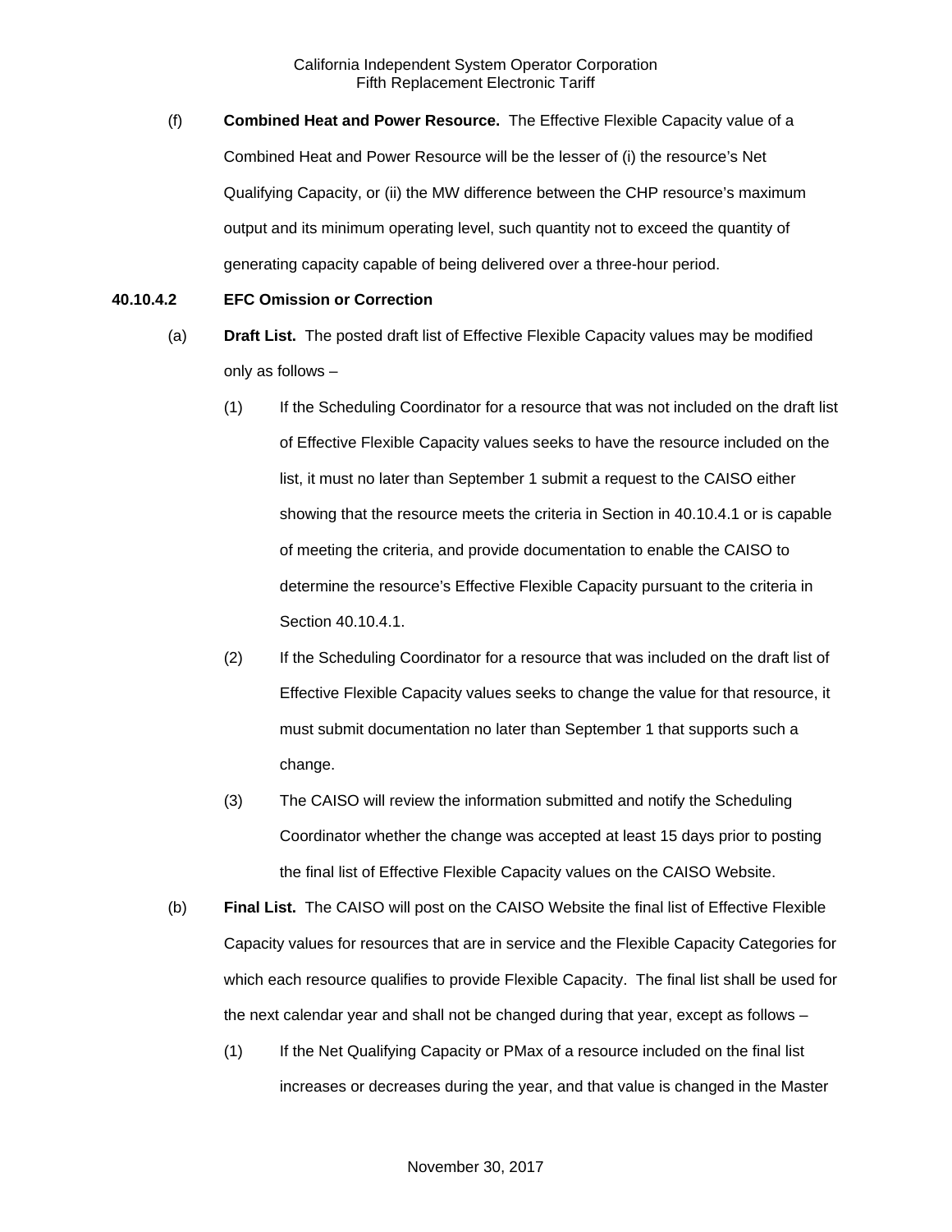(f) **Combined Heat and Power Resource.** The Effective Flexible Capacity value of a Combined Heat and Power Resource will be the lesser of (i) the resource's Net Qualifying Capacity, or (ii) the MW difference between the CHP resource's maximum output and its minimum operating level, such quantity not to exceed the quantity of generating capacity capable of being delivered over a three-hour period.

**40.10.4.2 EFC Omission or Correction**

(a) **Draft List.** The posted draft list of Effective Flexible Capacity values may be modified only as follows –

(1) If the Scheduling Coordinator for a resource that was not included on the draft list of Effective Flexible Capacity values seeks to have the resource included on the list, it must no later than September 1 submit a request to the CAISO either showing that the resource meets the criteria in Section in 40.10.4.1 or is capable of meeting the criteria, and provide documentation to enable the CAISO to determine the resource's Effective Flexible Capacity pursuant to the criteria in Section 40.10.4.1.

(2) If the Scheduling Coordinator for a resource that was included on the draft list of Effective Flexible Capacity values seeks to change the value for that resource, it must submit documentation no later than September 1 that supports such a change.

(3) The CAISO will review the information submitted and notify the Scheduling Coordinator whether the change was accepted at least 15 days prior to posting the final list of Effective Flexible Capacity values on the CAISO Website.

(b) **Final List.** The CAISO will post on the CAISO Website the final list of Effective Flexible Capacity values for resources that are in service and the Flexible Capacity Categories for which each resource qualifies to provide Flexible Capacity. The final list shall be used for the next calendar year and shall not be changed during that year, except as follows –

(1) If the Net Qualifying Capacity or PMax of a resource included on the final list increases or decreases during the year, and that value is changed in the Master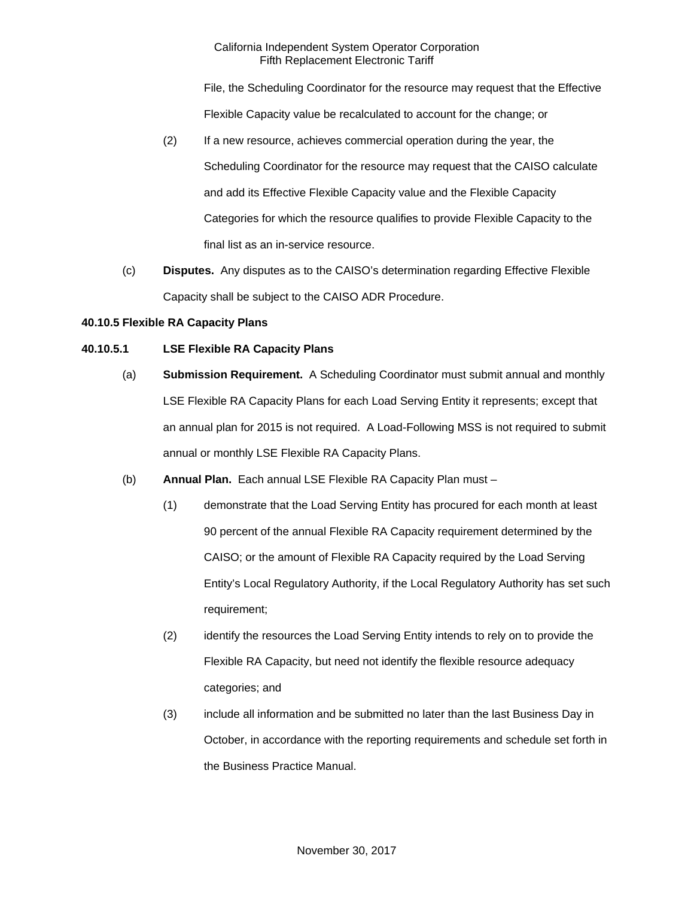File, the Scheduling Coordinator for the resource may request that the Effective Flexible Capacity value be recalculated to account for the change; or

(2) If a new resource, achieves commercial operation during the year, the Scheduling Coordinator for the resource may request that the CAISO calculate and add its Effective Flexible Capacity value and the Flexible Capacity Categories for which the resource qualifies to provide Flexible Capacity to the final list as an in-service resource.

(c) **Disputes.** Any disputes as to the CAISO's determination regarding Effective Flexible Capacity shall be subject to the CAISO ADR Procedure.

**40.10.5 Flexible RA Capacity Plans**

**40.10.5.1 LSE Flexible RA Capacity Plans**

(a) **Submission Requirement.** A Scheduling Coordinator must submit annual and monthly LSE Flexible RA Capacity Plans for each Load Serving Entity it represents; except that an annual plan for 2015 is not required. A Load-Following MSS is not required to submit annual or monthly LSE Flexible RA Capacity Plans.

(b) **Annual Plan.** Each annual LSE Flexible RA Capacity Plan must –

(1) demonstrate that the Load Serving Entity has procured for each month at least 90 percent of the annual Flexible RA Capacity requirement determined by the CAISO; or the amount of Flexible RA Capacity required by the Load Serving Entity's Local Regulatory Authority, if the Local Regulatory Authority has set such requirement;

(2) identify the resources the Load Serving Entity intends to rely on to provide the Flexible RA Capacity, but need not identify the flexible resource adequacy categories; and

(3) include all information and be submitted no later than the last Business Day in October, in accordance with the reporting requirements and schedule set forth in the Business Practice Manual.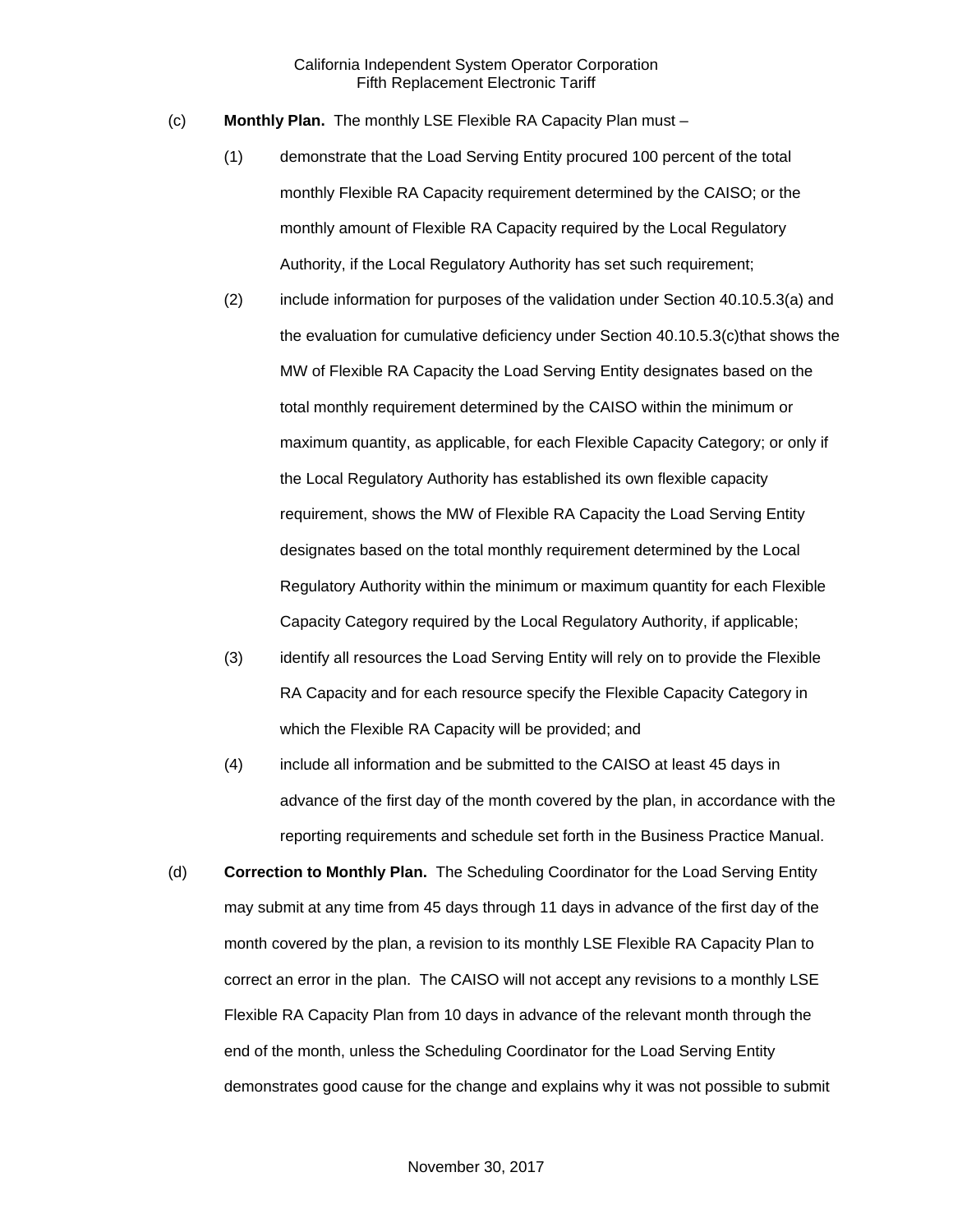(c) **Monthly Plan.** The monthly LSE Flexible RA Capacity Plan must –

(1) demonstrate that the Load Serving Entity procured 100 percent of the total monthly Flexible RA Capacity requirement determined by the CAISO; or the monthly amount of Flexible RA Capacity required by the Local Regulatory Authority, if the Local Regulatory Authority has set such requirement;

(2) include information for purposes of the validation under Section 40.10.5.3(a) and the evaluation for cumulative deficiency under Section 40.10.5.3(c)that shows the MW of Flexible RA Capacity the Load Serving Entity designates based on the total monthly requirement determined by the CAISO within the minimum or maximum quantity, as applicable, for each Flexible Capacity Category; or only if the Local Regulatory Authority has established its own flexible capacity requirement, shows the MW of Flexible RA Capacity the Load Serving Entity designates based on the total monthly requirement determined by the Local Regulatory Authority within the minimum or maximum quantity for each Flexible Capacity Category required by the Local Regulatory Authority, if applicable;

(3) identify all resources the Load Serving Entity will rely on to provide the Flexible RA Capacity and for each resource specify the Flexible Capacity Category in which the Flexible RA Capacity will be provided; and

(4) include all information and be submitted to the CAISO at least 45 days in advance of the first day of the month covered by the plan, in accordance with the reporting requirements and schedule set forth in the Business Practice Manual.

(d) **Correction to Monthly Plan.** The Scheduling Coordinator for the Load Serving Entity may submit at any time from 45 days through 11 days in advance of the first day of the month covered by the plan, a revision to its monthly LSE Flexible RA Capacity Plan to correct an error in the plan. The CAISO will not accept any revisions to a monthly LSE Flexible RA Capacity Plan from 10 days in advance of the relevant month through the end of the month, unless the Scheduling Coordinator for the Load Serving Entity demonstrates good cause for the change and explains why it was not possible to submit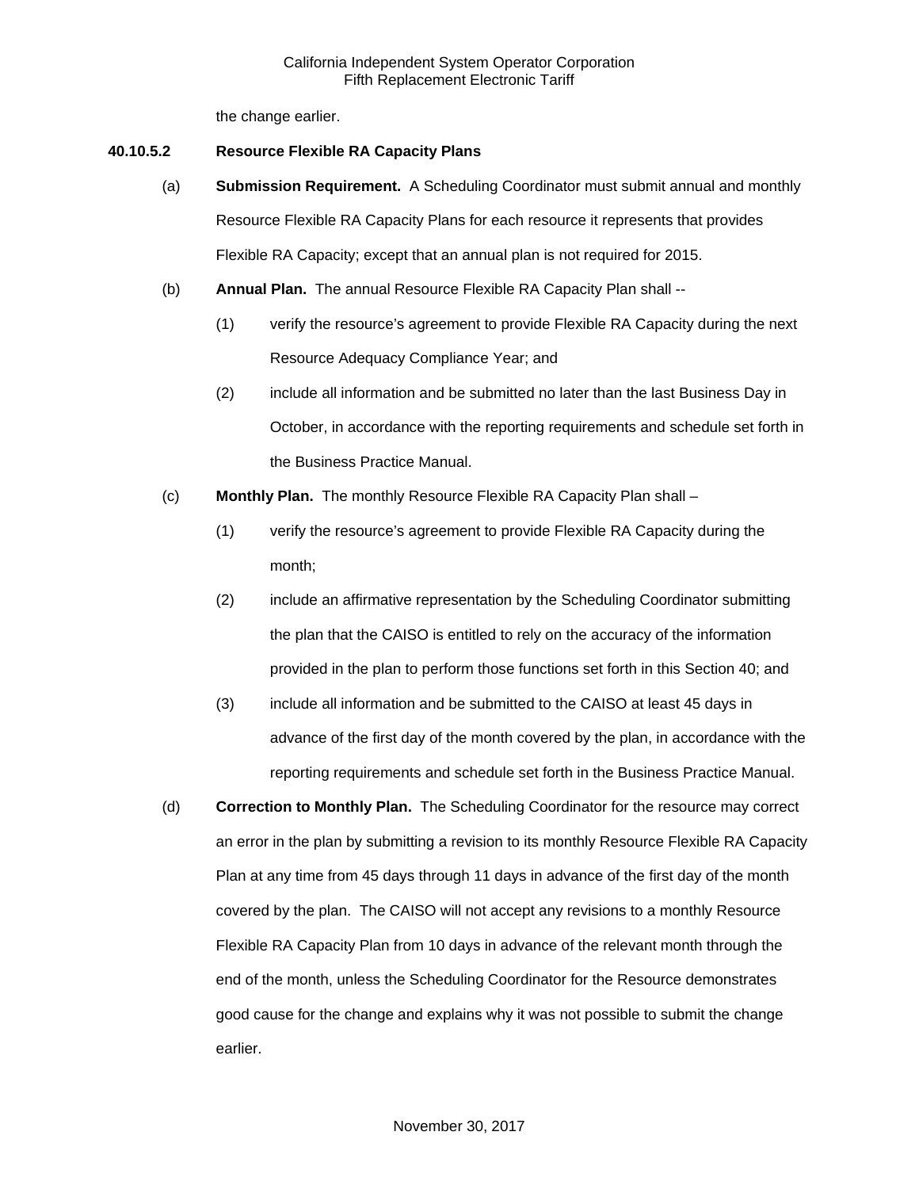the change earlier.

**40.10.5.2 Resource Flexible RA Capacity Plans**

(a) **Submission Requirement.** A Scheduling Coordinator must submit annual and monthly Resource Flexible RA Capacity Plans for each resource it represents that provides Flexible RA Capacity; except that an annual plan is not required for 2015.

(b) **Annual Plan.** The annual Resource Flexible RA Capacity Plan shall --

(1) verify the resource's agreement to provide Flexible RA Capacity during the next Resource Adequacy Compliance Year; and

(2) include all information and be submitted no later than the last Business Day in October, in accordance with the reporting requirements and schedule set forth in the Business Practice Manual.

(c) **Monthly Plan.** The monthly Resource Flexible RA Capacity Plan shall –

(1) verify the resource's agreement to provide Flexible RA Capacity during the month;

(2) include an affirmative representation by the Scheduling Coordinator submitting the plan that the CAISO is entitled to rely on the accuracy of the information provided in the plan to perform those functions set forth in this Section 40; and

(3) include all information and be submitted to the CAISO at least 45 days in advance of the first day of the month covered by the plan, in accordance with the reporting requirements and schedule set forth in the Business Practice Manual.

(d) **Correction to Monthly Plan.** The Scheduling Coordinator for the resource may correct an error in the plan by submitting a revision to its monthly Resource Flexible RA Capacity Plan at any time from 45 days through 11 days in advance of the first day of the month covered by the plan. The CAISO will not accept any revisions to a monthly Resource Flexible RA Capacity Plan from 10 days in advance of the relevant month through the end of the month, unless the Scheduling Coordinator for the Resource demonstrates good cause for the change and explains why it was not possible to submit the change earlier.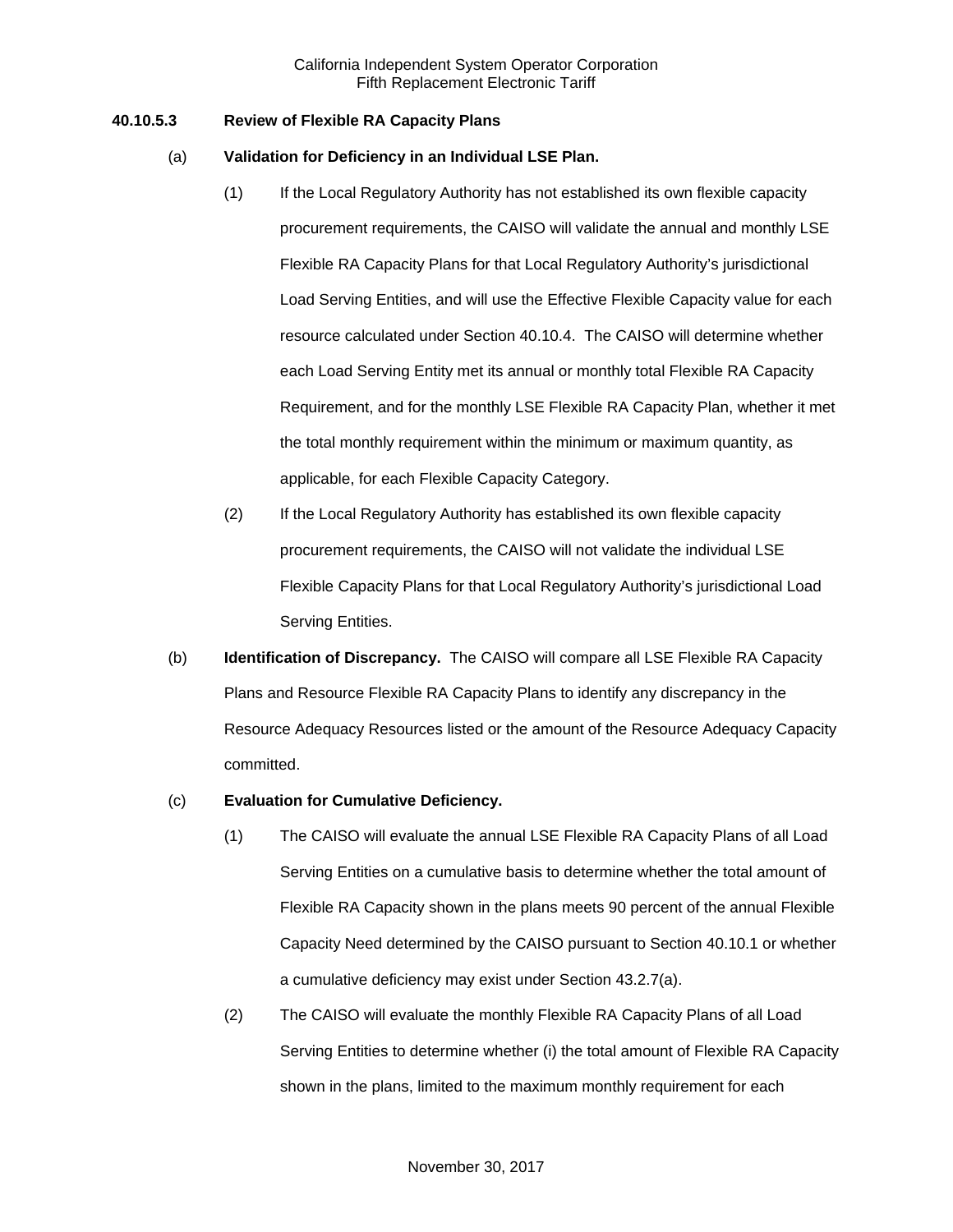**40.10.5.3 Review of Flexible RA Capacity Plans**

(a) **Validation for Deficiency in an Individual LSE Plan.**

(1) If the Local Regulatory Authority has not established its own flexible capacity procurement requirements, the CAISO will validate the annual and monthly LSE Flexible RA Capacity Plans for that Local Regulatory Authority's jurisdictional Load Serving Entities, and will use the Effective Flexible Capacity value for each resource calculated under Section 40.10.4. The CAISO will determine whether each Load Serving Entity met its annual or monthly total Flexible RA Capacity Requirement, and for the monthly LSE Flexible RA Capacity Plan, whether it met the total monthly requirement within the minimum or maximum quantity, as applicable, for each Flexible Capacity Category.

(2) If the Local Regulatory Authority has established its own flexible capacity procurement requirements, the CAISO will not validate the individual LSE Flexible Capacity Plans for that Local Regulatory Authority's jurisdictional Load Serving Entities.

(b) **Identification of Discrepancy.** The CAISO will compare all LSE Flexible RA Capacity Plans and Resource Flexible RA Capacity Plans to identify any discrepancy in the Resource Adequacy Resources listed or the amount of the Resource Adequacy Capacity committed.

(c) **Evaluation for Cumulative Deficiency.**

(1) The CAISO will evaluate the annual LSE Flexible RA Capacity Plans of all Load Serving Entities on a cumulative basis to determine whether the total amount of Flexible RA Capacity shown in the plans meets 90 percent of the annual Flexible Capacity Need determined by the CAISO pursuant to Section 40.10.1 or whether a cumulative deficiency may exist under Section 43.2.7(a).

(2) The CAISO will evaluate the monthly Flexible RA Capacity Plans of all Load Serving Entities to determine whether (i) the total amount of Flexible RA Capacity shown in the plans, limited to the maximum monthly requirement for each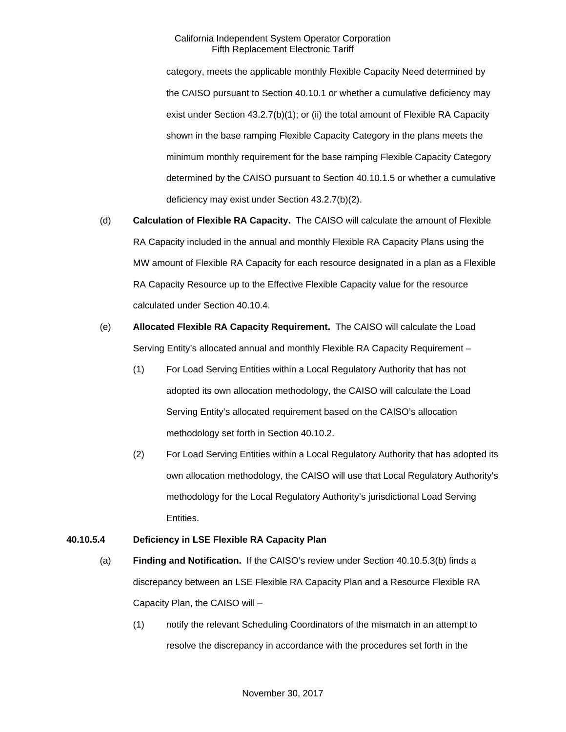category, meets the applicable monthly Flexible Capacity Need determined by the CAISO pursuant to Section 40.10.1 or whether a cumulative deficiency may exist under Section 43.2.7(b)(1); or (ii) the total amount of Flexible RA Capacity shown in the base ramping Flexible Capacity Category in the plans meets the minimum monthly requirement for the base ramping Flexible Capacity Category determined by the CAISO pursuant to Section 40.10.1.5 or whether a cumulative deficiency may exist under Section 43.2.7(b)(2).

(d) **Calculation of Flexible RA Capacity.** The CAISO will calculate the amount of Flexible RA Capacity included in the annual and monthly Flexible RA Capacity Plans using the MW amount of Flexible RA Capacity for each resource designated in a plan as a Flexible RA Capacity Resource up to the Effective Flexible Capacity value for the resource calculated under Section 40.10.4.

(e) **Allocated Flexible RA Capacity Requirement.** The CAISO will calculate the Load Serving Entity's allocated annual and monthly Flexible RA Capacity Requirement –

(1) For Load Serving Entities within a Local Regulatory Authority that has not adopted its own allocation methodology, the CAISO will calculate the Load Serving Entity's allocated requirement based on the CAISO's allocation methodology set forth in Section 40.10.2.

(2) For Load Serving Entities within a Local Regulatory Authority that has adopted its own allocation methodology, the CAISO will use that Local Regulatory Authority's methodology for the Local Regulatory Authority's jurisdictional Load Serving Entities.

**40.10.5.4 Deficiency in LSE Flexible RA Capacity Plan**

(a) **Finding and Notification.** If the CAISO's review under Section 40.10.5.3(b) finds a discrepancy between an LSE Flexible RA Capacity Plan and a Resource Flexible RA Capacity Plan, the CAISO will –

(1) notify the relevant Scheduling Coordinators of the mismatch in an attempt to resolve the discrepancy in accordance with the procedures set forth in the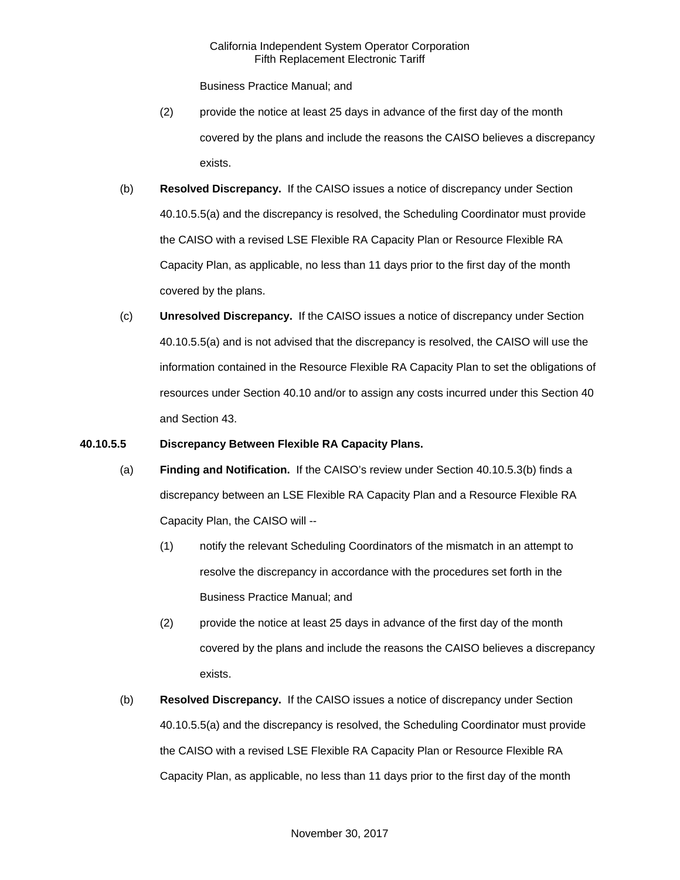Business Practice Manual; and

(2) provide the notice at least 25 days in advance of the first day of the month covered by the plans and include the reasons the CAISO believes a discrepancy exists.

(b) **Resolved Discrepancy.** If the CAISO issues a notice of discrepancy under Section 40.10.5.5(a) and the discrepancy is resolved, the Scheduling Coordinator must provide the CAISO with a revised LSE Flexible RA Capacity Plan or Resource Flexible RA Capacity Plan, as applicable, no less than 11 days prior to the first day of the month covered by the plans.

(c) **Unresolved Discrepancy.** If the CAISO issues a notice of discrepancy under Section 40.10.5.5(a) and is not advised that the discrepancy is resolved, the CAISO will use the information contained in the Resource Flexible RA Capacity Plan to set the obligations of resources under Section 40.10 and/or to assign any costs incurred under this Section 40 and Section 43.

**40.10.5.5 Discrepancy Between Flexible RA Capacity Plans.**

(a) **Finding and Notification.** If the CAISO's review under Section 40.10.5.3(b) finds a discrepancy between an LSE Flexible RA Capacity Plan and a Resource Flexible RA Capacity Plan, the CAISO will --

(1) notify the relevant Scheduling Coordinators of the mismatch in an attempt to resolve the discrepancy in accordance with the procedures set forth in the Business Practice Manual; and

(2) provide the notice at least 25 days in advance of the first day of the month covered by the plans and include the reasons the CAISO believes a discrepancy exists.

(b) **Resolved Discrepancy.** If the CAISO issues a notice of discrepancy under Section 40.10.5.5(a) and the discrepancy is resolved, the Scheduling Coordinator must provide the CAISO with a revised LSE Flexible RA Capacity Plan or Resource Flexible RA Capacity Plan, as applicable, no less than 11 days prior to the first day of the month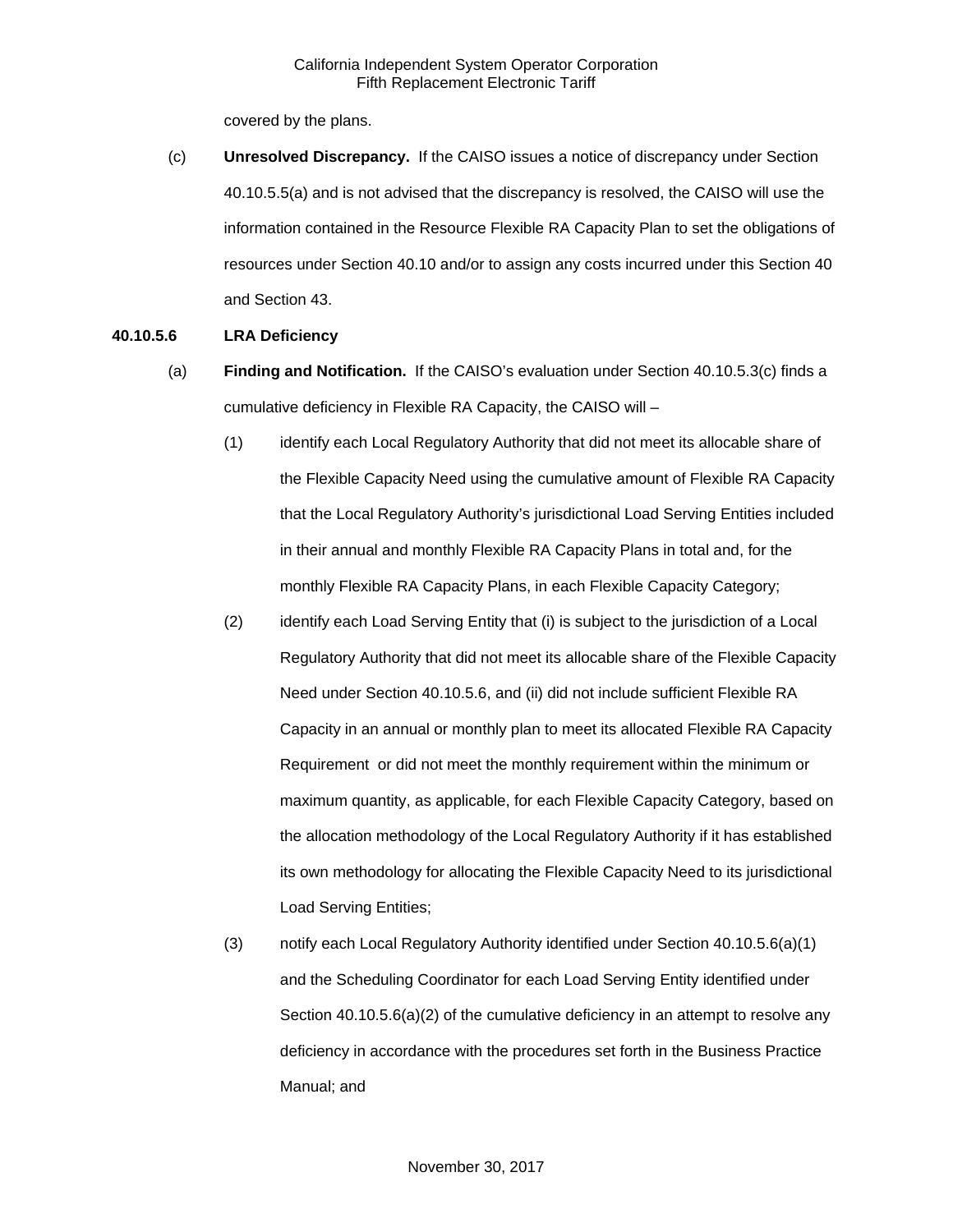covered by the plans.

(c) **Unresolved Discrepancy.** If the CAISO issues a notice of discrepancy under Section 40.10.5.5(a) and is not advised that the discrepancy is resolved, the CAISO will use the information contained in the Resource Flexible RA Capacity Plan to set the obligations of resources under Section 40.10 and/or to assign any costs incurred under this Section 40 and Section 43.

**40.10.5.6 LRA Deficiency**

(a) **Finding and Notification.** If the CAISO's evaluation under Section 40.10.5.3(c) finds a cumulative deficiency in Flexible RA Capacity, the CAISO will –

(1) identify each Local Regulatory Authority that did not meet its allocable share of the Flexible Capacity Need using the cumulative amount of Flexible RA Capacity that the Local Regulatory Authority's jurisdictional Load Serving Entities included in their annual and monthly Flexible RA Capacity Plans in total and, for the monthly Flexible RA Capacity Plans, in each Flexible Capacity Category;

(2) identify each Load Serving Entity that (i) is subject to the jurisdiction of a Local Regulatory Authority that did not meet its allocable share of the Flexible Capacity Need under Section 40.10.5.6, and (ii) did not include sufficient Flexible RA Capacity in an annual or monthly plan to meet its allocated Flexible RA Capacity Requirement or did not meet the monthly requirement within the minimum or maximum quantity, as applicable, for each Flexible Capacity Category, based on the allocation methodology of the Local Regulatory Authority if it has established its own methodology for allocating the Flexible Capacity Need to its jurisdictional Load Serving Entities;

(3) notify each Local Regulatory Authority identified under Section 40.10.5.6(a)(1) and the Scheduling Coordinator for each Load Serving Entity identified under Section 40.10.5.6(a)(2) of the cumulative deficiency in an attempt to resolve any deficiency in accordance with the procedures set forth in the Business Practice Manual; and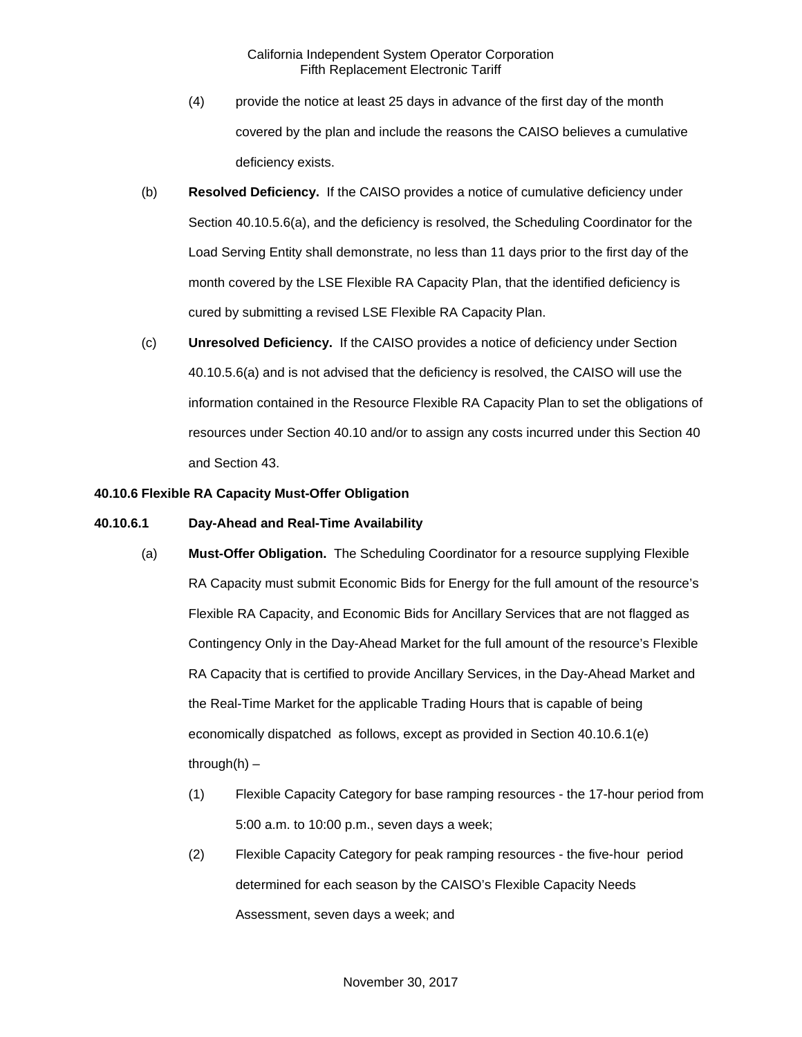(4) provide the notice at least 25 days in advance of the first day of the month covered by the plan and include the reasons the CAISO believes a cumulative deficiency exists.

(b) **Resolved Deficiency.** If the CAISO provides a notice of cumulative deficiency under Section 40.10.5.6(a), and the deficiency is resolved, the Scheduling Coordinator for the Load Serving Entity shall demonstrate, no less than 11 days prior to the first day of the month covered by the LSE Flexible RA Capacity Plan, that the identified deficiency is cured by submitting a revised LSE Flexible RA Capacity Plan.

(c) **Unresolved Deficiency.** If the CAISO provides a notice of deficiency under Section 40.10.5.6(a) and is not advised that the deficiency is resolved, the CAISO will use the information contained in the Resource Flexible RA Capacity Plan to set the obligations of resources under Section 40.10 and/or to assign any costs incurred under this Section 40 and Section 43.

**40.10.6 Flexible RA Capacity Must-Offer Obligation**

**40.10.6.1 Day-Ahead and Real-Time Availability**

(a) **Must-Offer Obligation.** The Scheduling Coordinator for a resource supplying Flexible RA Capacity must submit Economic Bids for Energy for the full amount of the resource's Flexible RA Capacity, and Economic Bids for Ancillary Services that are not flagged as Contingency Only in the Day-Ahead Market for the full amount of the resource's Flexible RA Capacity that is certified to provide Ancillary Services, in the Day-Ahead Market and the Real-Time Market for the applicable Trading Hours that is capable of being economically dispatched as follows, except as provided in Section 40.10.6.1(e) through(h) –

(1) Flexible Capacity Category for base ramping resources - the 17-hour period from 5:00 a.m. to 10:00 p.m., seven days a week;

(2) Flexible Capacity Category for peak ramping resources - the five-hour period determined for each season by the CAISO's Flexible Capacity Needs Assessment, seven days a week; and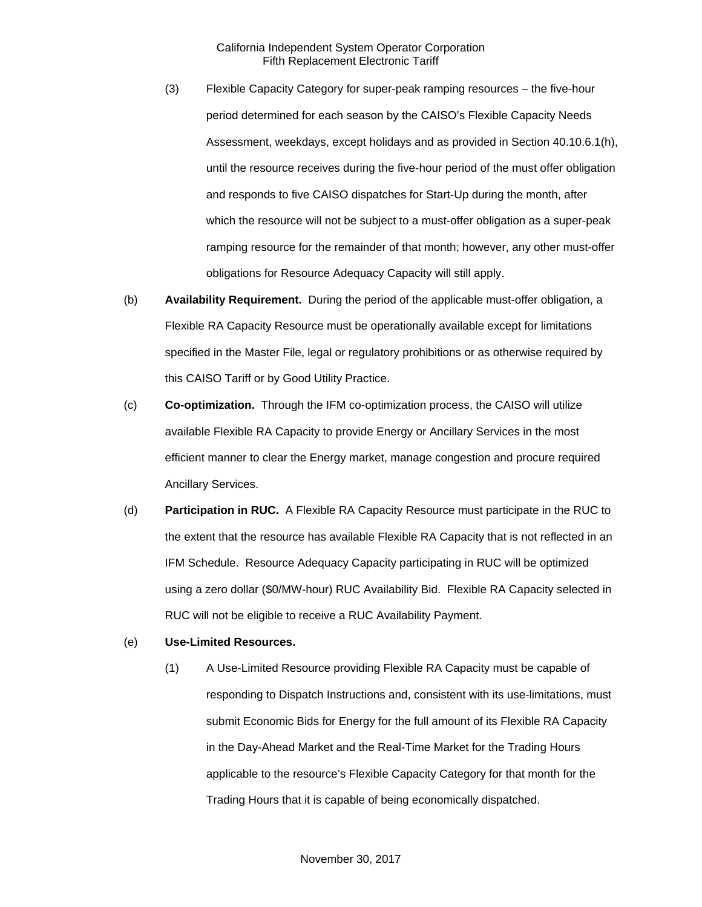(3) Flexible Capacity Category for super-peak ramping resources – the five-hour period determined for each season by the CAISO's Flexible Capacity Needs Assessment, weekdays, except holidays and as provided in Section 40.10.6.1(h), until the resource receives during the five-hour period of the must offer obligation and responds to five CAISO dispatches for Start-Up during the month, after which the resource will not be subject to a must-offer obligation as a super-peak ramping resource for the remainder of that month; however, any other must-offer obligations for Resource Adequacy Capacity will still apply.

(b) **Availability Requirement.** During the period of the applicable must-offer obligation, a Flexible RA Capacity Resource must be operationally available except for limitations specified in the Master File, legal or regulatory prohibitions or as otherwise required by this CAISO Tariff or by Good Utility Practice.

(c) **Co-optimization.** Through the IFM co-optimization process, the CAISO will utilize available Flexible RA Capacity to provide Energy or Ancillary Services in the most efficient manner to clear the Energy market, manage congestion and procure required Ancillary Services.

(d) **Participation in RUC.** A Flexible RA Capacity Resource must participate in the RUC to the extent that the resource has available Flexible RA Capacity that is not reflected in an IFM Schedule. Resource Adequacy Capacity participating in RUC will be optimized using a zero dollar ($0/MW-hour) RUC Availability Bid. Flexible RA Capacity selected in RUC will not be eligible to receive a RUC Availability Payment.

(e) **Use-Limited Resources.**

(1) A Use-Limited Resource providing Flexible RA Capacity must be capable of responding to Dispatch Instructions and, consistent with its use-limitations, must submit Economic Bids for Energy for the full amount of its Flexible RA Capacity in the Day-Ahead Market and the Real-Time Market for the Trading Hours applicable to the resource's Flexible Capacity Category for that month for the Trading Hours that it is capable of being economically dispatched.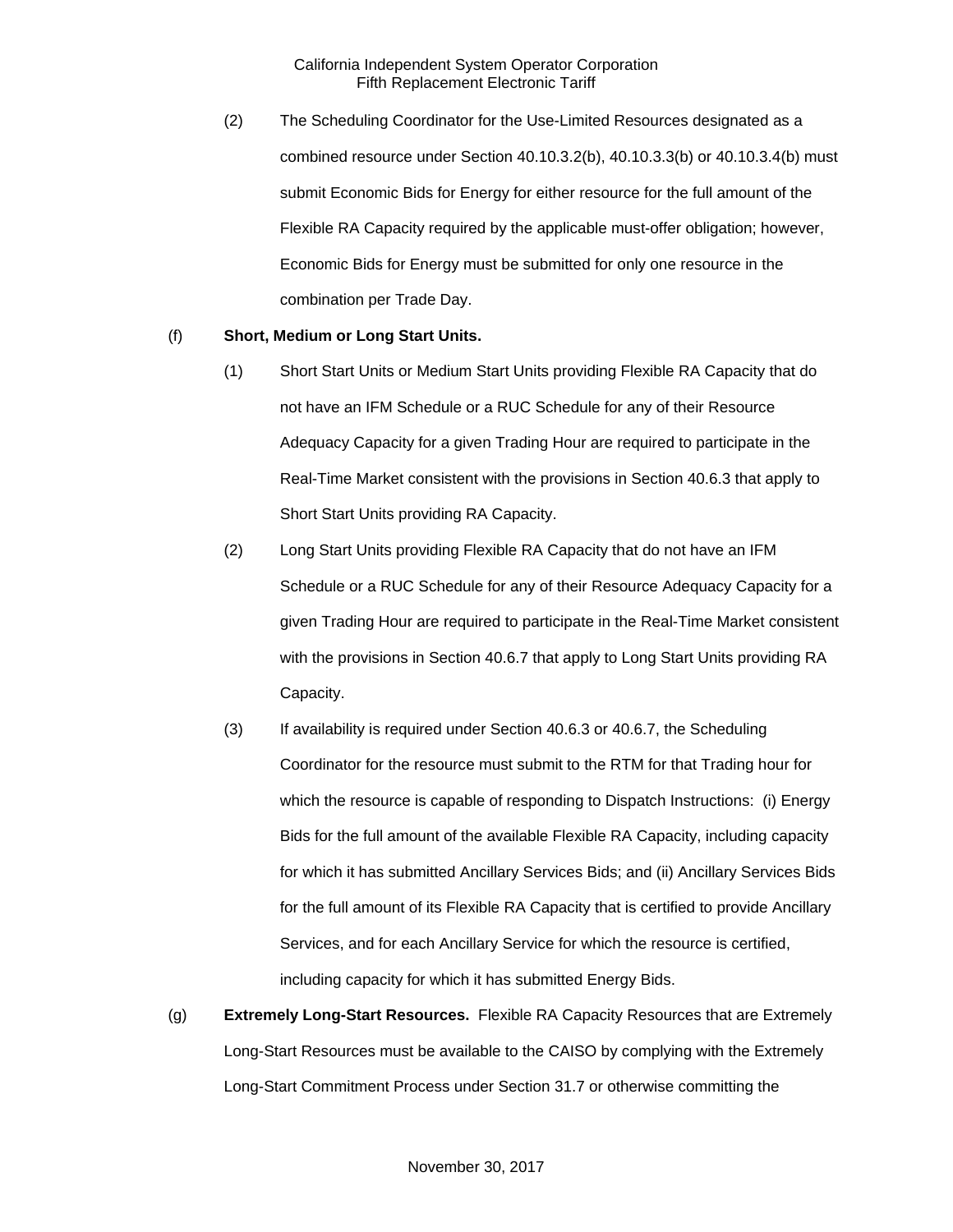(2) The Scheduling Coordinator for the Use-Limited Resources designated as a combined resource under Section 40.10.3.2(b), 40.10.3.3(b) or 40.10.3.4(b) must submit Economic Bids for Energy for either resource for the full amount of the Flexible RA Capacity required by the applicable must-offer obligation; however, Economic Bids for Energy must be submitted for only one resource in the combination per Trade Day.

(f) **Short, Medium or Long Start Units.**

(1) Short Start Units or Medium Start Units providing Flexible RA Capacity that do not have an IFM Schedule or a RUC Schedule for any of their Resource Adequacy Capacity for a given Trading Hour are required to participate in the Real-Time Market consistent with the provisions in Section 40.6.3 that apply to Short Start Units providing RA Capacity.

(2) Long Start Units providing Flexible RA Capacity that do not have an IFM Schedule or a RUC Schedule for any of their Resource Adequacy Capacity for a given Trading Hour are required to participate in the Real-Time Market consistent with the provisions in Section 40.6.7 that apply to Long Start Units providing RA Capacity.

(3) If availability is required under Section 40.6.3 or 40.6.7, the Scheduling Coordinator for the resource must submit to the RTM for that Trading hour for which the resource is capable of responding to Dispatch Instructions: (i) Energy Bids for the full amount of the available Flexible RA Capacity, including capacity for which it has submitted Ancillary Services Bids; and (ii) Ancillary Services Bids for the full amount of its Flexible RA Capacity that is certified to provide Ancillary Services, and for each Ancillary Service for which the resource is certified, including capacity for which it has submitted Energy Bids.

(g) **Extremely Long-Start Resources.** Flexible RA Capacity Resources that are Extremely Long-Start Resources must be available to the CAISO by complying with the Extremely Long-Start Commitment Process under Section 31.7 or otherwise committing the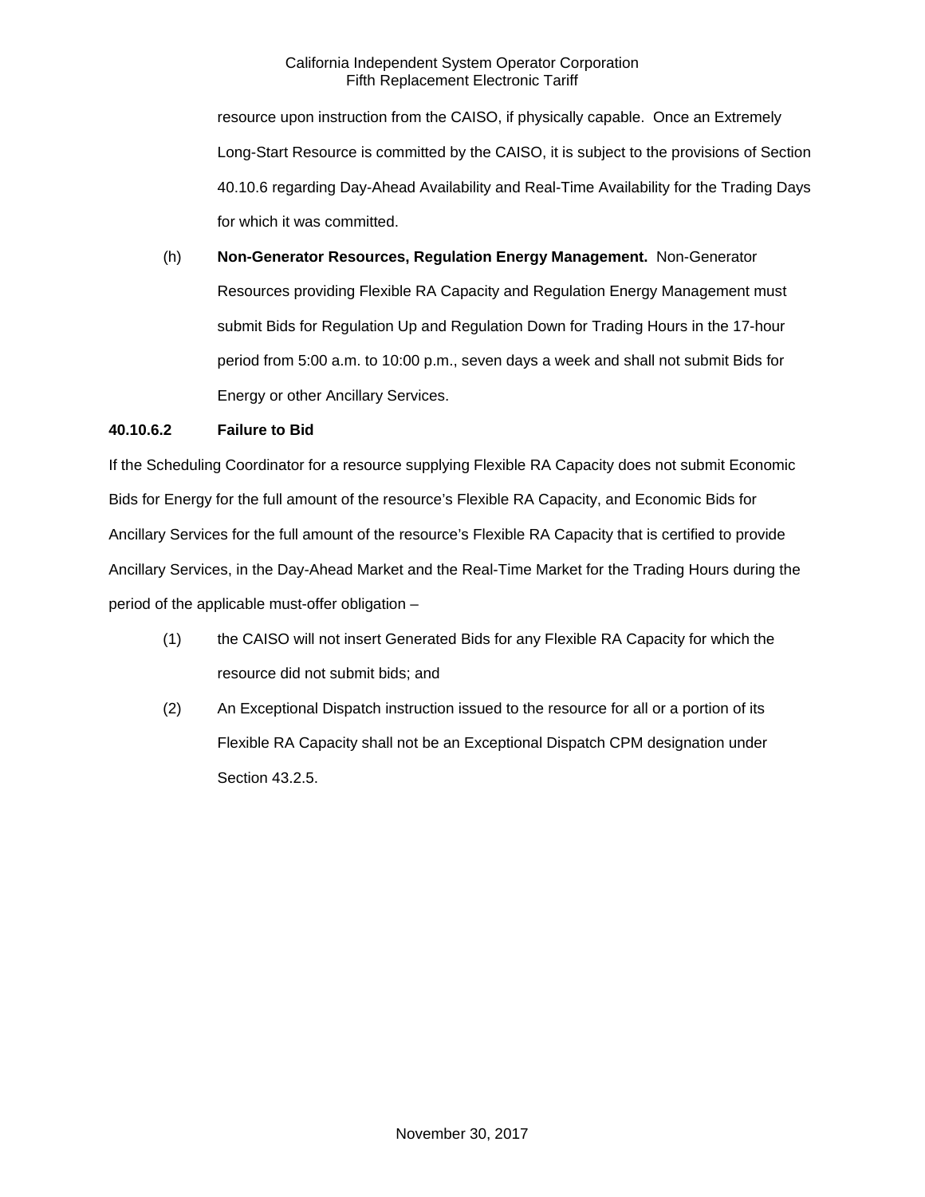resource upon instruction from the CAISO, if physically capable. Once an Extremely Long-Start Resource is committed by the CAISO, it is subject to the provisions of Section 40.10.6 regarding Day-Ahead Availability and Real-Time Availability for the Trading Days for which it was committed.

(h) **Non-Generator Resources, Regulation Energy Management.** Non-Generator Resources providing Flexible RA Capacity and Regulation Energy Management must submit Bids for Regulation Up and Regulation Down for Trading Hours in the 17-hour period from 5:00 a.m. to 10:00 p.m., seven days a week and shall not submit Bids for Energy or other Ancillary Services.

**40.10.6.2 Failure to Bid**

If the Scheduling Coordinator for a resource supplying Flexible RA Capacity does not submit Economic Bids for Energy for the full amount of the resource's Flexible RA Capacity, and Economic Bids for Ancillary Services for the full amount of the resource's Flexible RA Capacity that is certified to provide Ancillary Services, in the Day-Ahead Market and the Real-Time Market for the Trading Hours during the period of the applicable must-offer obligation –

(1) the CAISO will not insert Generated Bids for any Flexible RA Capacity for which the resource did not submit bids; and

(2) An Exceptional Dispatch instruction issued to the resource for all or a portion of its Flexible RA Capacity shall not be an Exceptional Dispatch CPM designation under Section 43.2.5.